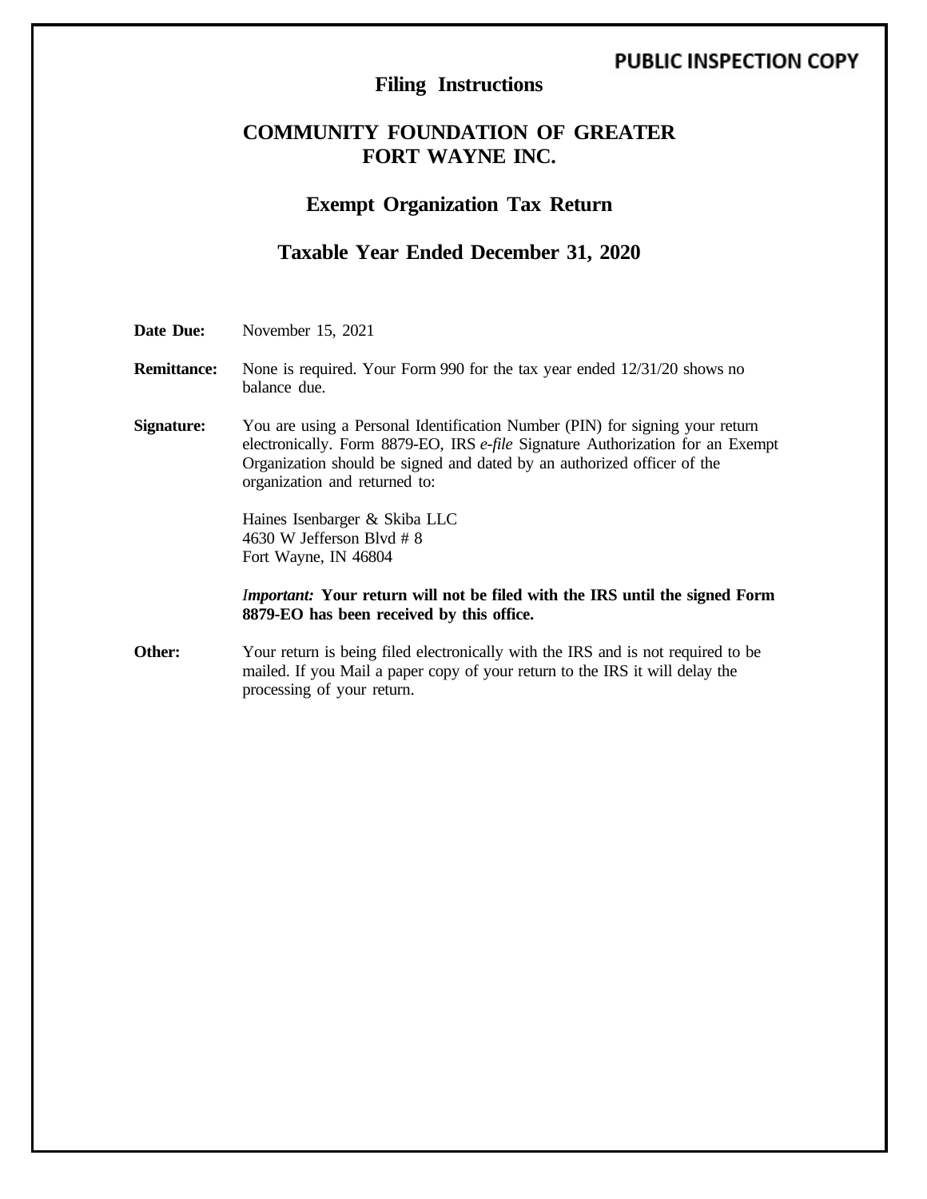PUBLIC INSPECTION COPY

# Filing Instructions

## COMMUNITY FOUNDATION OF GREATER FORT WAYNE INC.

## Exempt Organization Tax Return

## Taxable Year Ended December 31, 2020

**Date Due:** November 15, 2021

**Remittance:** None is required. Your Form 990 for the tax year ended 12/31/20 shows no balance due.

**Signature:** You are using a Personal Identification Number (PIN) for signing your return electronically. Form 8879-EO, IRS *e-file* Signature Authorization for an Exempt Organization should be signed and dated by an authorized officer of the organization and returned to:

Haines Isenbarger & Skiba LLC
4630 W Jefferson Blvd # 8
Fort Wayne, IN 46804

*Important:* **Your return will not be filed with the IRS until the signed Form 8879-EO has been received by this office.**

**Other:** Your return is being filed electronically with the IRS and is not required to be mailed. If you Mail a paper copy of your return to the IRS it will delay the processing of your return.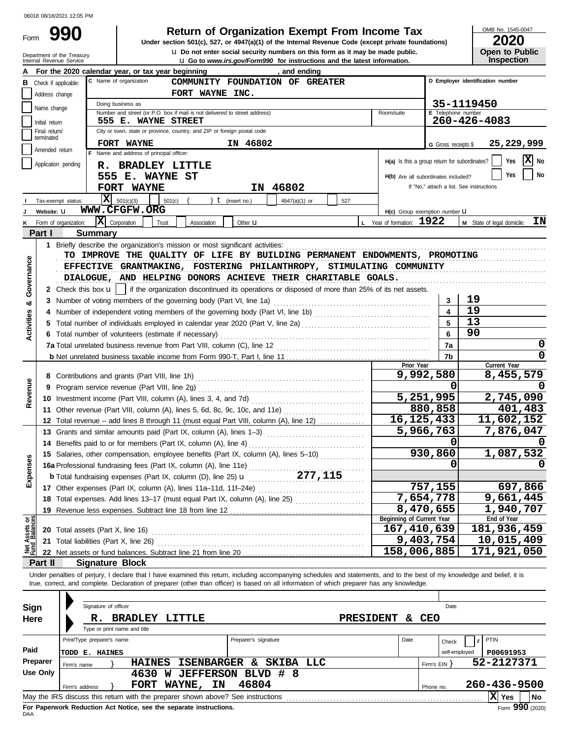06018 08/18/2021 12:05 PM

# Form 990 — Return of Organization Exempt From Income Tax

**Under section 501(c), 527, or 4947(a)(1) of the Internal Revenue Code (except private foundations)**

u Do not enter social security numbers on this form as it may be made public.
u Go to *www.irs.gov/Form990* for instructions and the latest information.

OMB No. 1545-0047 | **2020** | **Open to Public Inspection**

Department of the Treasury
Internal Revenue Service

**A** For the 2020 calendar year, or tax year beginning , and ending

**B** Check if applicable: Address change | Name change | Initial return | Final return/terminated | Amended return | Application pending

**C** Name of organization: **COMMUNITY FOUNDATION OF GREATER FORT WAYNE INC.**

Doing business as

Number and street (or P.O. box if mail is not delivered to street address): **555 E. WAYNE STREET** Room/suite

City or town, state or province, country, and ZIP or foreign postal code: **FORT WAYNE IN 46802**

**D** Employer identification number: **35-1119450**

**E** Telephone number: **260-426-4083**

**G** Gross receipts $ **25,229,999**

**F** Name and address of principal officer: **R. BRADLEY LITTLE, 555 E. WAYNE ST, FORT WAYNE IN 46802**

**H(a)** Is this a group return for subordinates? Yes [ ] No [X]

**H(b)** Are all subordinates included? Yes [ ] No [ ]
If "No," attach a list. See instructions

**I** Tax-exempt status: [X] 501(c)(3) [ ] 501(c) ( ) t (insert no.) [ ] 4947(a)(1) or [ ] 527

**J** Website: u **WWW.CFGFW.ORG**

**H(c)** Group exemption number u

**K** Form of organization: [X] Corporation [ ] Trust [ ] Association [ ] Other u

**L** Year of formation: **1922**

**M** State of legal domicile: **IN**

## Part I — Summary

**1** Briefly describe the organization's mission or most significant activities:
TO IMPROVE THE QUALITY OF LIFE BY BUILDING PERMANENT ENDOWMENTS, PROMOTING EFFECTIVE GRANTMAKING, FOSTERING PHILANTHROPY, STIMULATING COMMUNITY DIALOGUE, AND HELPING DONORS ACHIEVE THEIR CHARITABLE GOALS.

**2** Check this box u [ ] if the organization discontinued its operations or disposed of more than 25% of its net assets.

*Activities & Governance*

| Line | Description | No. | Value |
|---|---|---|---|
| 3 | Number of voting members of the governing body (Part VI, line 1a) | 3 | 19 |
| 4 | Number of independent voting members of the governing body (Part VI, line 1b) | 4 | 19 |
| 5 | Total number of individuals employed in calendar year 2020 (Part V, line 2a) | 5 | 13 |
| 6 | Total number of volunteers (estimate if necessary) | 6 | 90 |
| 7a | Total unrelated business revenue from Part VIII, column (C), line 12 | 7a | 0 |
| b | Net unrelated business taxable income from Form 990-T, Part I, line 11 | 7b | 0 |

| Line | Description | Prior Year | Current Year |
|---|---|---|---|
| | **Revenue** | | |
| 8 | Contributions and grants (Part VIII, line 1h) | 9,992,580 | 8,455,579 |
| 9 | Program service revenue (Part VIII, line 2g) | 0 | 0 |
| 10 | Investment income (Part VIII, column (A), lines 3, 4, and 7d) | 5,251,995 | 2,745,090 |
| 11 | Other revenue (Part VIII, column (A), lines 5, 6d, 8c, 9c, 10c, and 11e) | 880,858 | 401,483 |
| 12 | Total revenue – add lines 8 through 11 (must equal Part VIII, column (A), line 12) | 16,125,433 | 11,602,152 |
| | **Expenses** | | |
| 13 | Grants and similar amounts paid (Part IX, column (A), lines 1–3) | 5,966,763 | 7,876,047 |
| 14 | Benefits paid to or for members (Part IX, column (A), line 4) | 0 | 0 |
| 15 | Salaries, other compensation, employee benefits (Part IX, column (A), lines 5–10) | 930,860 | 1,087,532 |
| 16a | Professional fundraising fees (Part IX, column (A), line 11e) | 0 | 0 |
| b | Total fundraising expenses (Part IX, column (D), line 25) u 277,115 | | |
| 17 | Other expenses (Part IX, column (A), lines 11a–11d, 11f–24e) | 757,155 | 697,866 |
| 18 | Total expenses. Add lines 13–17 (must equal Part IX, column (A), line 25) | 7,654,778 | 9,661,445 |
| 19 | Revenue less expenses. Subtract line 18 from line 12 | 8,470,655 | 1,940,707 |
| | **Net Assets or Fund Balances** | **Beginning of Current Year** | **End of Year** |
| 20 | Total assets (Part X, line 16) | 167,410,639 | 181,936,459 |
| 21 | Total liabilities (Part X, line 26) | 9,403,754 | 10,015,409 |
| 22 | Net assets or fund balances. Subtract line 21 from line 20 | 158,006,885 | 171,921,050 |

## Part II — Signature Block

Under penalties of perjury, I declare that I have examined this return, including accompanying schedules and statements, and to the best of my knowledge and belief, it is true, correct, and complete. Declaration of preparer (other than officer) is based on all information of which preparer has any knowledge.

**Sign Here**

Signature of officer | Date

**R. BRADLEY LITTLE — PRESIDENT & CEO**
Type or print name and title

**Paid Preparer Use Only**

| Print/Type preparer's name | Preparer's signature | Date | Check if self-employed | PTIN |
|---|---|---|---|---|
| TODD E. HAINES | | | | P00691953 |

Firm's name: **HAINES ISENBARGER & SKIBA LLC** — Firm's EIN: **52-2127371**

Firm's address: **4630 W JEFFERSON BLVD # 8, FORT WAYNE, IN 46804** — Phone no. **260-436-9500**

May the IRS discuss this return with the preparer shown above? See instructions [X] Yes [ ] No

**For Paperwork Reduction Act Notice, see the separate instructions.**

DAA Form **990** (2020)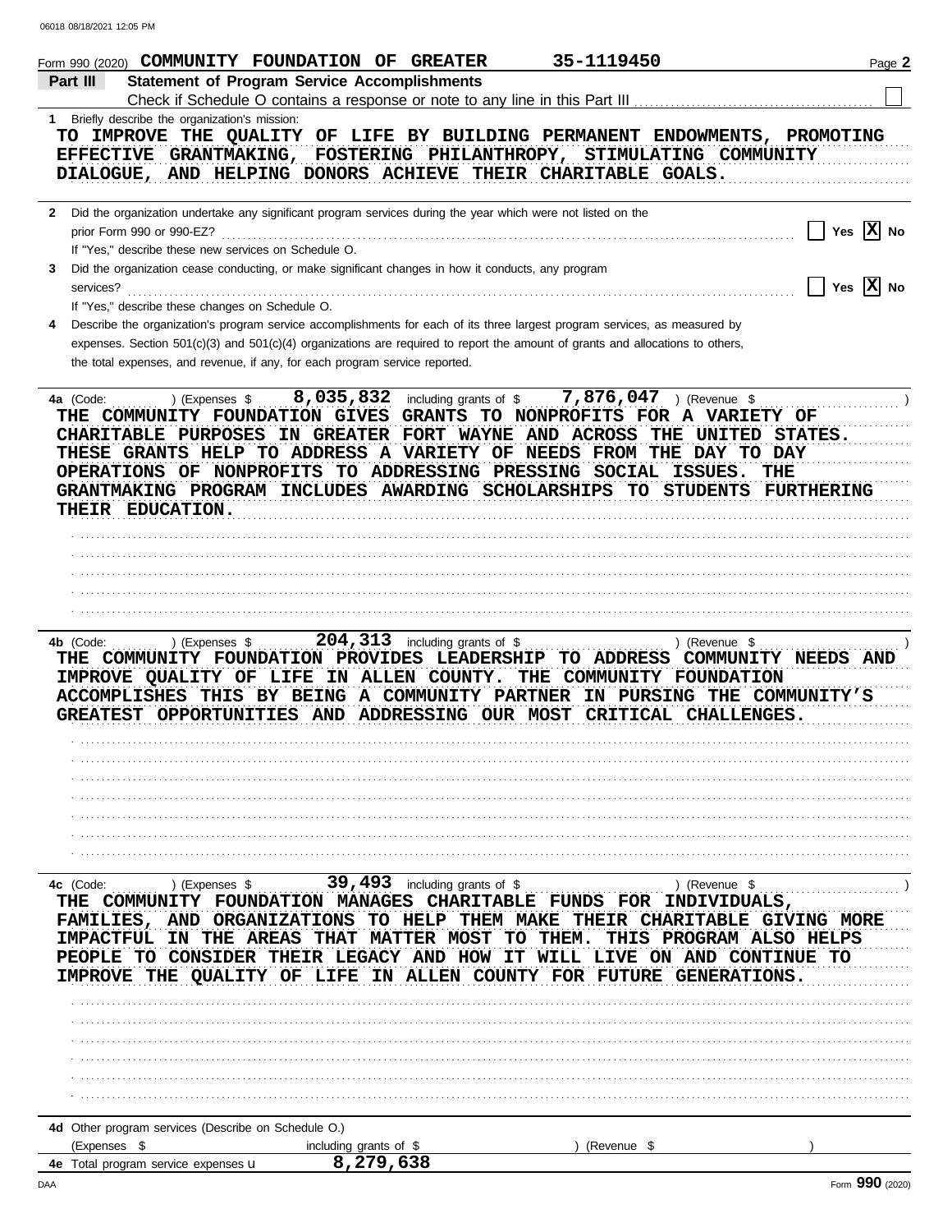06018 08/18/2021 12:05 PM

Form 990 (2020) COMMUNITY FOUNDATION OF GREATER 35-1119450 Page 2

**Part III Statement of Program Service Accomplishments**

Check if Schedule O contains a response or note to any line in this Part III [ ]

**1** Briefly describe the organization's mission:

TO IMPROVE THE QUALITY OF LIFE BY BUILDING PERMANENT ENDOWMENTS, PROMOTING EFFECTIVE GRANTMAKING, FOSTERING PHILANTHROPY, STIMULATING COMMUNITY DIALOGUE, AND HELPING DONORS ACHIEVE THEIR CHARITABLE GOALS.

**2** Did the organization undertake any significant program services during the year which were not listed on the prior Form 990 or 990-EZ? [ ] Yes [X] No

If "Yes," describe these new services on Schedule O.

**3** Did the organization cease conducting, or make significant changes in how it conducts, any program services? [ ] Yes [X] No

If "Yes," describe these changes on Schedule O.

**4** Describe the organization's program service accomplishments for each of its three largest program services, as measured by expenses. Section 501(c)(3) and 501(c)(4) organizations are required to report the amount of grants and allocations to others, the total expenses, and revenue, if any, for each program service reported.

**4a** (Code: ) (Expenses $ 8,035,832 including grants of $ 7,876,047 ) (Revenue $ )

THE COMMUNITY FOUNDATION GIVES GRANTS TO NONPROFITS FOR A VARIETY OF CHARITABLE PURPOSES IN GREATER FORT WAYNE AND ACROSS THE UNITED STATES. THESE GRANTS HELP TO ADDRESS A VARIETY OF NEEDS FROM THE DAY TO DAY OPERATIONS OF NONPROFITS TO ADDRESSING PRESSING SOCIAL ISSUES. THE GRANTMAKING PROGRAM INCLUDES AWARDING SCHOLARSHIPS TO STUDENTS FURTHERING THEIR EDUCATION.

**4b** (Code: ) (Expenses $ 204,313 including grants of $ ) (Revenue $ )

THE COMMUNITY FOUNDATION PROVIDES LEADERSHIP TO ADDRESS COMMUNITY NEEDS AND IMPROVE QUALITY OF LIFE IN ALLEN COUNTY. THE COMMUNITY FOUNDATION ACCOMPLISHES THIS BY BEING A COMMUNITY PARTNER IN PURSING THE COMMUNITY'S GREATEST OPPORTUNITIES AND ADDRESSING OUR MOST CRITICAL CHALLENGES.

**4c** (Code: ) (Expenses $ 39,493 including grants of $ ) (Revenue $ )

THE COMMUNITY FOUNDATION MANAGES CHARITABLE FUNDS FOR INDIVIDUALS, FAMILIES, AND ORGANIZATIONS TO HELP THEM MAKE THEIR CHARITABLE GIVING MORE IMPACTFUL IN THE AREAS THAT MATTER MOST TO THEM. THIS PROGRAM ALSO HELPS PEOPLE TO CONSIDER THEIR LEGACY AND HOW IT WILL LIVE ON AND CONTINUE TO IMPROVE THE QUALITY OF LIFE IN ALLEN COUNTY FOR FUTURE GENERATIONS.

**4d** Other program services (Describe on Schedule O.)

(Expenses $ including grants of $ ) (Revenue $ )

**4e** Total program service expenses 8,279,638

DAA Form 990 (2020)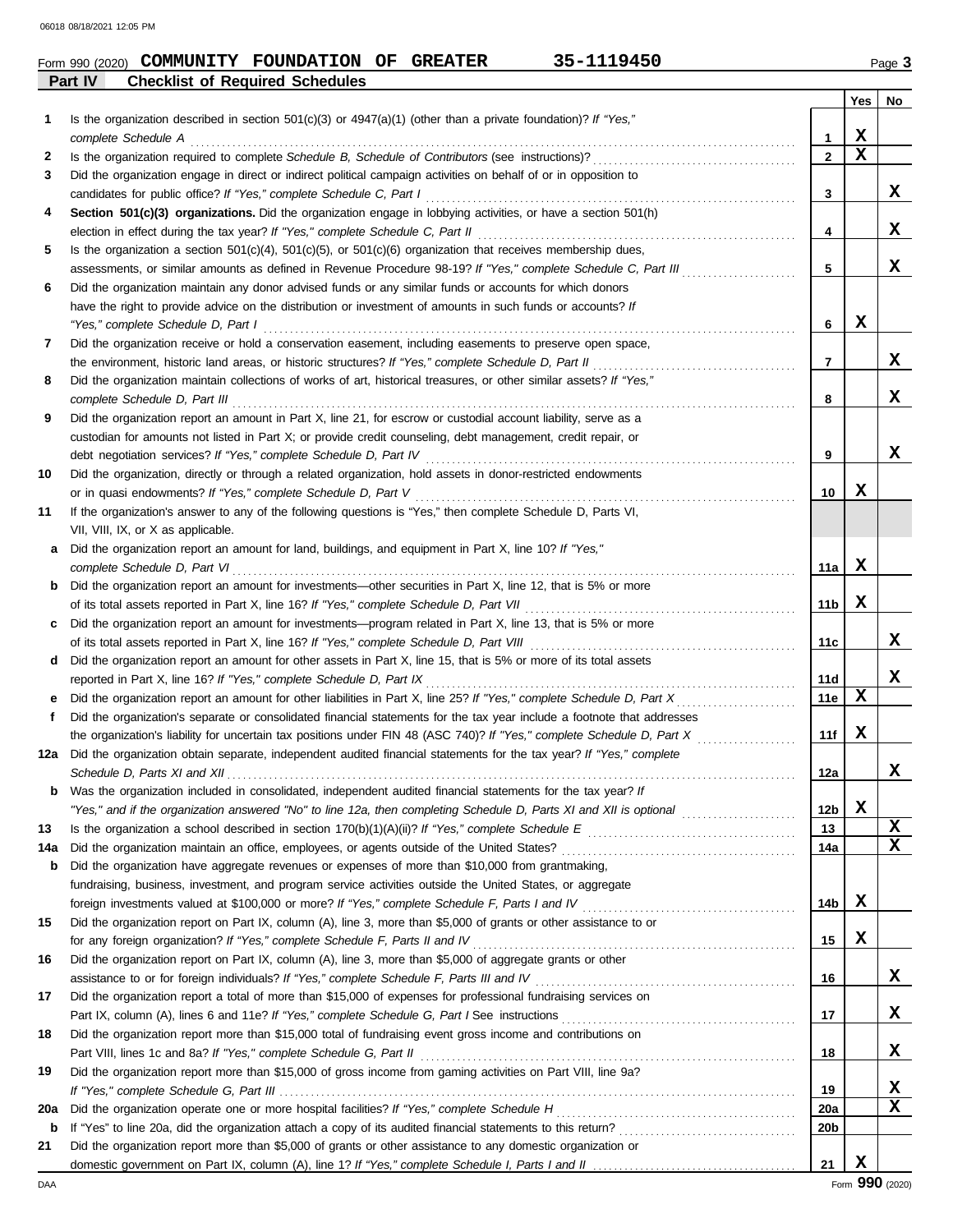Form 990 (2020) **COMMUNITY FOUNDATION OF GREATER 35-1119450** Page **3**

**Part IV Checklist of Required Schedules**

| | | | Yes | No |
|---|---|---|---|---|
| **1** | Is the organization described in section 501(c)(3) or 4947(a)(1) (other than a private foundation)? *If "Yes," complete Schedule A* | **1** | X | |
| **2** | Is the organization required to complete *Schedule B, Schedule of Contributors* (see instructions)? | **2** | X | |
| **3** | Did the organization engage in direct or indirect political campaign activities on behalf of or in opposition to candidates for public office? *If "Yes," complete Schedule C, Part I* | **3** | | X |
| **4** | **Section 501(c)(3) organizations.** Did the organization engage in lobbying activities, or have a section 501(h) election in effect during the tax year? *If "Yes," complete Schedule C, Part II* | **4** | | X |
| **5** | Is the organization a section 501(c)(4), 501(c)(5), or 501(c)(6) organization that receives membership dues, assessments, or similar amounts as defined in Revenue Procedure 98-19? *If "Yes," complete Schedule C, Part III* | **5** | | X |
| **6** | Did the organization maintain any donor advised funds or any similar funds or accounts for which donors have the right to provide advice on the distribution or investment of amounts in such funds or accounts? *If "Yes," complete Schedule D, Part I* | **6** | X | |
| **7** | Did the organization receive or hold a conservation easement, including easements to preserve open space, the environment, historic land areas, or historic structures? *If "Yes," complete Schedule D, Part II* | **7** | | X |
| **8** | Did the organization maintain collections of works of art, historical treasures, or other similar assets? *If "Yes," complete Schedule D, Part III* | **8** | | X |
| **9** | Did the organization report an amount in Part X, line 21, for escrow or custodial account liability, serve as a custodian for amounts not listed in Part X; or provide credit counseling, debt management, credit repair, or debt negotiation services? *If "Yes," complete Schedule D, Part IV* | **9** | | X |
| **10** | Did the organization, directly or through a related organization, hold assets in donor-restricted endowments or in quasi endowments? *If "Yes," complete Schedule D, Part V* | **10** | X | |
| **11** | If the organization's answer to any of the following questions is "Yes," then complete Schedule D, Parts VI, VII, VIII, IX, or X as applicable. | | | |
| **a** | Did the organization report an amount for land, buildings, and equipment in Part X, line 10? *If "Yes," complete Schedule D, Part VI* | **11a** | X | |
| **b** | Did the organization report an amount for investments—other securities in Part X, line 12, that is 5% or more of its total assets reported in Part X, line 16? *If "Yes," complete Schedule D, Part VII* | **11b** | X | |
| **c** | Did the organization report an amount for investments—program related in Part X, line 13, that is 5% or more of its total assets reported in Part X, line 16? *If "Yes," complete Schedule D, Part VIII* | **11c** | | X |
| **d** | Did the organization report an amount for other assets in Part X, line 15, that is 5% or more of its total assets reported in Part X, line 16? *If "Yes," complete Schedule D, Part IX* | **11d** | | X |
| **e** | Did the organization report an amount for other liabilities in Part X, line 25? *If "Yes," complete Schedule D, Part X* | **11e** | X | |
| **f** | Did the organization's separate or consolidated financial statements for the tax year include a footnote that addresses the organization's liability for uncertain tax positions under FIN 48 (ASC 740)? *If "Yes," complete Schedule D, Part X* | **11f** | X | |
| **12a** | Did the organization obtain separate, independent audited financial statements for the tax year? *If "Yes," complete Schedule D, Parts XI and XII* | **12a** | | X |
| **b** | Was the organization included in consolidated, independent audited financial statements for the tax year? *If "Yes," and if the organization answered "No" to line 12a, then completing Schedule D, Parts XI and XII is optional* | **12b** | X | |
| **13** | Is the organization a school described in section 170(b)(1)(A)(ii)? *If "Yes," complete Schedule E* | **13** | | X |
| **14a** | Did the organization maintain an office, employees, or agents outside of the United States? | **14a** | | X |
| **b** | Did the organization have aggregate revenues or expenses of more than $10,000 from grantmaking, fundraising, business, investment, and program service activities outside the United States, or aggregate foreign investments valued at $100,000 or more? *If "Yes," complete Schedule F, Parts I and IV* | **14b** | X | |
| **15** | Did the organization report on Part IX, column (A), line 3, more than $5,000 of grants or other assistance to or for any foreign organization? *If "Yes," complete Schedule F, Parts II and IV* | **15** | X | |
| **16** | Did the organization report on Part IX, column (A), line 3, more than $5,000 of aggregate grants or other assistance to or for foreign individuals? *If "Yes," complete Schedule F, Parts III and IV* | **16** | | X |
| **17** | Did the organization report a total of more than $15,000 of expenses for professional fundraising services on Part IX, column (A), lines 6 and 11e? *If "Yes," complete Schedule G, Part I* See instructions | **17** | | X |
| **18** | Did the organization report more than $15,000 total of fundraising event gross income and contributions on Part VIII, lines 1c and 8a? *If "Yes," complete Schedule G, Part II* | **18** | | X |
| **19** | Did the organization report more than $15,000 of gross income from gaming activities on Part VIII, line 9a? *If "Yes," complete Schedule G, Part III* | **19** | | X |
| **20a** | Did the organization operate one or more hospital facilities? *If "Yes," complete Schedule H* | **20a** | | X |
| **b** | If "Yes" to line 20a, did the organization attach a copy of its audited financial statements to this return? | **20b** | | |
| **21** | Did the organization report more than $5,000 of grants or other assistance to any domestic organization or domestic government on Part IX, column (A), line 1? *If "Yes," complete Schedule I, Parts I and II* | **21** | X | |

DAA Form **990** (2020)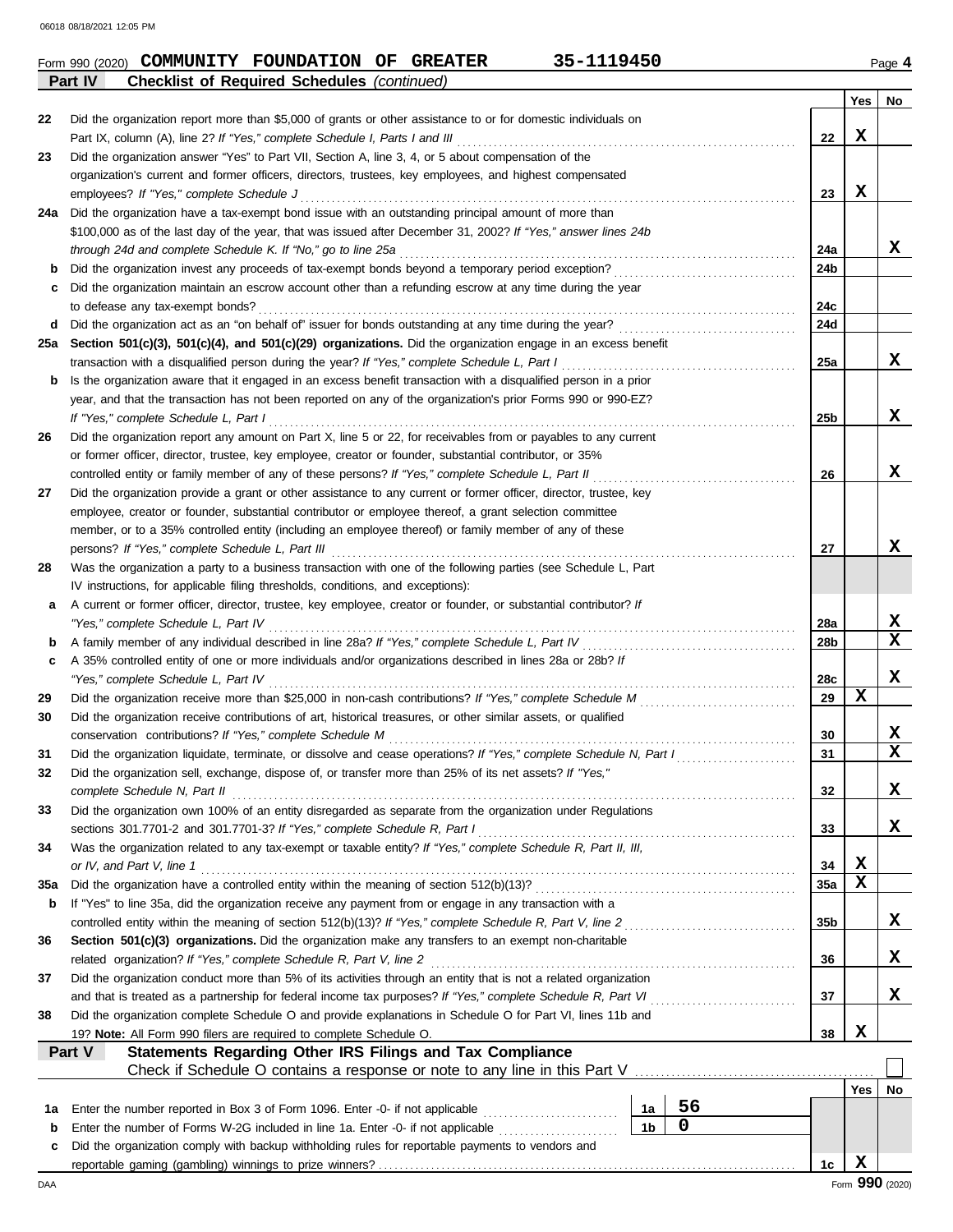Form 990 (2020) **COMMUNITY FOUNDATION OF GREATER** **35-1119450** Page **4**

**Part IV** **Checklist of Required Schedules** *(continued)*

| | | | Yes | No |
|---|---|---|---|---|
| 22 | Did the organization report more than $5,000 of grants or other assistance to or for domestic individuals on Part IX, column (A), line 2? *If "Yes," complete Schedule I, Parts I and III* | 22 | X | |
| 23 | Did the organization answer "Yes" to Part VII, Section A, line 3, 4, or 5 about compensation of the organization's current and former officers, directors, trustees, key employees, and highest compensated employees? *If "Yes," complete Schedule J* | 23 | X | |
| 24a | Did the organization have a tax-exempt bond issue with an outstanding principal amount of more than $100,000 as of the last day of the year, that was issued after December 31, 2002? *If "Yes," answer lines 24b through 24d and complete Schedule K. If "No," go to line 25a* | 24a | | X |
| b | Did the organization invest any proceeds of tax-exempt bonds beyond a temporary period exception? | 24b | | |
| c | Did the organization maintain an escrow account other than a refunding escrow at any time during the year to defease any tax-exempt bonds? | 24c | | |
| d | Did the organization act as an "on behalf of" issuer for bonds outstanding at any time during the year? | 24d | | |
| 25a | **Section 501(c)(3), 501(c)(4), and 501(c)(29) organizations.** Did the organization engage in an excess benefit transaction with a disqualified person during the year? *If "Yes," complete Schedule L, Part I* | 25a | | X |
| b | Is the organization aware that it engaged in an excess benefit transaction with a disqualified person in a prior year, and that the transaction has not been reported on any of the organization's prior Forms 990 or 990-EZ? *If "Yes," complete Schedule L, Part I* | 25b | | X |
| 26 | Did the organization report any amount on Part X, line 5 or 22, for receivables from or payables to any current or former officer, director, trustee, key employee, creator or founder, substantial contributor, or 35% controlled entity or family member of any of these persons? *If "Yes," complete Schedule L, Part II* | 26 | | X |
| 27 | Did the organization provide a grant or other assistance to any current or former officer, director, trustee, key employee, creator or founder, substantial contributor or employee thereof, a grant selection committee member, or to a 35% controlled entity (including an employee thereof) or family member of any of these persons? *If "Yes," complete Schedule L, Part III* | 27 | | X |
| 28 | Was the organization a party to a business transaction with one of the following parties (see Schedule L, Part IV instructions, for applicable filing thresholds, conditions, and exceptions): | | | |
| a | A current or former officer, director, trustee, key employee, creator or founder, or substantial contributor? *If "Yes," complete Schedule L, Part IV* | 28a | | X |
| b | A family member of any individual described in line 28a? *If "Yes," complete Schedule L, Part IV* | 28b | | X |
| c | A 35% controlled entity of one or more individuals and/or organizations described in lines 28a or 28b? *If "Yes," complete Schedule L, Part IV* | 28c | | X |
| 29 | Did the organization receive more than $25,000 in non-cash contributions? *If "Yes," complete Schedule M* | 29 | X | |
| 30 | Did the organization receive contributions of art, historical treasures, or other similar assets, or qualified conservation contributions? *If "Yes," complete Schedule M* | 30 | | X |
| 31 | Did the organization liquidate, terminate, or dissolve and cease operations? *If "Yes," complete Schedule N, Part I* | 31 | | X |
| 32 | Did the organization sell, exchange, dispose of, or transfer more than 25% of its net assets? *If "Yes," complete Schedule N, Part II* | 32 | | X |
| 33 | Did the organization own 100% of an entity disregarded as separate from the organization under Regulations sections 301.7701-2 and 301.7701-3? *If "Yes," complete Schedule R, Part I* | 33 | | X |
| 34 | Was the organization related to any tax-exempt or taxable entity? *If "Yes," complete Schedule R, Part II, III, or IV, and Part V, line 1* | 34 | X | |
| 35a | Did the organization have a controlled entity within the meaning of section 512(b)(13)? | 35a | X | |
| b | If "Yes" to line 35a, did the organization receive any payment from or engage in any transaction with a controlled entity within the meaning of section 512(b)(13)? *If "Yes," complete Schedule R, Part V, line 2* | 35b | | X |
| 36 | **Section 501(c)(3) organizations.** Did the organization make any transfers to an exempt non-charitable related organization? *If "Yes," complete Schedule R, Part V, line 2* | 36 | | X |
| 37 | Did the organization conduct more than 5% of its activities through an entity that is not a related organization and that is treated as a partnership for federal income tax purposes? *If "Yes," complete Schedule R, Part VI* | 37 | | X |
| 38 | Did the organization complete Schedule O and provide explanations in Schedule O for Part VI, lines 11b and 19? **Note:** All Form 990 filers are required to complete Schedule O. | 38 | X | |

**Part V** **Statements Regarding Other IRS Filings and Tax Compliance**

Check if Schedule O contains a response or note to any line in this Part V ☐

| | | | | | Yes | No |
|---|---|---|---|---|---|---|
| 1a | Enter the number reported in Box 3 of Form 1096. Enter -0- if not applicable | 1a | 56 | | | |
| b | Enter the number of Forms W-2G included in line 1a. Enter -0- if not applicable | 1b | 0 | | | |
| c | Did the organization comply with backup withholding rules for reportable payments to vendors and reportable gaming (gambling) winnings to prize winners? | | | 1c | X | |

Form **990** (2020)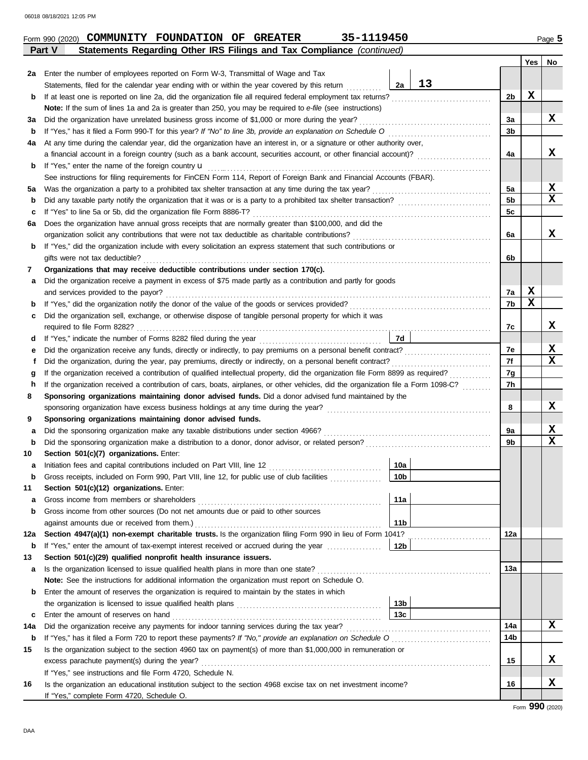Form 990 (2020) **COMMUNITY FOUNDATION OF GREATER** **35-1119450** Page **5**

## Part V Statements Regarding Other IRS Filings and Tax Compliance *(continued)*

| | | | | Yes | No |
|---|---|---|---|---|---|
| **2a** | Enter the number of employees reported on Form W-3, Transmittal of Wage and Tax Statements, filed for the calendar year ending with or within the year covered by this return | 2a: 13 | | | |
| **b** | If at least one is reported on line 2a, did the organization file all required federal employment tax returns? | | 2b | X | |
| | **Note:** If the sum of lines 1a and 2a is greater than 250, you may be required to *e-file* (see instructions) | | | | |
| **3a** | Did the organization have unrelated business gross income of $1,000 or more during the year? | | 3a | | X |
| **b** | If "Yes," has it filed a Form 990-T for this year? *If "No" to line 3b, provide an explanation on Schedule O* | | 3b | | |
| **4a** | At any time during the calendar year, did the organization have an interest in, or a signature or other authority over, a financial account in a foreign country (such as a bank account, securities account, or other financial account)? | | 4a | | X |
| **b** | If "Yes," enter the name of the foreign country u | | | | |
| | See instructions for filing requirements for FinCEN Form 114, Report of Foreign Bank and Financial Accounts (FBAR). | | | | |
| **5a** | Was the organization a party to a prohibited tax shelter transaction at any time during the tax year? | | 5a | | X |
| **b** | Did any taxable party notify the organization that it was or is a party to a prohibited tax shelter transaction? | | 5b | | X |
| **c** | If "Yes" to line 5a or 5b, did the organization file Form 8886-T? | | 5c | | |
| **6a** | Does the organization have annual gross receipts that are normally greater than $100,000, and did the organization solicit any contributions that were not tax deductible as charitable contributions? | | 6a | | X |
| **b** | If "Yes," did the organization include with every solicitation an express statement that such contributions or gifts were not tax deductible? | | 6b | | |
| **7** | **Organizations that may receive deductible contributions under section 170(c).** | | | | |
| **a** | Did the organization receive a payment in excess of $75 made partly as a contribution and partly for goods and services provided to the payor? | | 7a | X | |
| **b** | If "Yes," did the organization notify the donor of the value of the goods or services provided? | | 7b | X | |
| **c** | Did the organization sell, exchange, or otherwise dispose of tangible personal property for which it was required to file Form 8282? | | 7c | | X |
| **d** | If "Yes," indicate the number of Forms 8282 filed during the year | 7d | | | |
| **e** | Did the organization receive any funds, directly or indirectly, to pay premiums on a personal benefit contract? | | 7e | | X |
| **f** | Did the organization, during the year, pay premiums, directly or indirectly, on a personal benefit contract? | | 7f | | X |
| **g** | If the organization received a contribution of qualified intellectual property, did the organization file Form 8899 as required? | | 7g | | |
| **h** | If the organization received a contribution of cars, boats, airplanes, or other vehicles, did the organization file a Form 1098-C? | | 7h | | |
| **8** | **Sponsoring organizations maintaining donor advised funds.** Did a donor advised fund maintained by the sponsoring organization have excess business holdings at any time during the year? | | 8 | | X |
| **9** | **Sponsoring organizations maintaining donor advised funds.** | | | | |
| **a** | Did the sponsoring organization make any taxable distributions under section 4966? | | 9a | | X |
| **b** | Did the sponsoring organization make a distribution to a donor, donor advisor, or related person? | | 9b | | X |
| **10** | **Section 501(c)(7) organizations.** Enter: | | | | |
| **a** | Initiation fees and capital contributions included on Part VIII, line 12 | 10a | | | |
| **b** | Gross receipts, included on Form 990, Part VIII, line 12, for public use of club facilities | 10b | | | |
| **11** | **Section 501(c)(12) organizations.** Enter: | | | | |
| **a** | Gross income from members or shareholders | 11a | | | |
| **b** | Gross income from other sources (Do not net amounts due or paid to other sources against amounts due or received from them.) | 11b | | | |
| **12a** | **Section 4947(a)(1) non-exempt charitable trusts.** Is the organization filing Form 990 in lieu of Form 1041? | | 12a | | |
| **b** | If "Yes," enter the amount of tax-exempt interest received or accrued during the year | 12b | | | |
| **13** | **Section 501(c)(29) qualified nonprofit health insurance issuers.** | | | | |
| **a** | Is the organization licensed to issue qualified health plans in more than one state? | | 13a | | |
| | **Note:** See the instructions for additional information the organization must report on Schedule O. | | | | |
| **b** | Enter the amount of reserves the organization is required to maintain by the states in which the organization is licensed to issue qualified health plans | 13b | | | |
| **c** | Enter the amount of reserves on hand | 13c | | | |
| **14a** | Did the organization receive any payments for indoor tanning services during the tax year? | | 14a | | X |
| **b** | If "Yes," has it filed a Form 720 to report these payments? *If "No," provide an explanation on Schedule O* | | 14b | | |
| **15** | Is the organization subject to the section 4960 tax on payment(s) of more than $1,000,000 in remuneration or excess parachute payment(s) during the year? | | 15 | | X |
| | If "Yes," see instructions and file Form 4720, Schedule N. | | | | |
| **16** | Is the organization an educational institution subject to the section 4968 excise tax on net investment income? | | 16 | | X |
| | If "Yes," complete Form 4720, Schedule O. | | | | |

Form **990** (2020)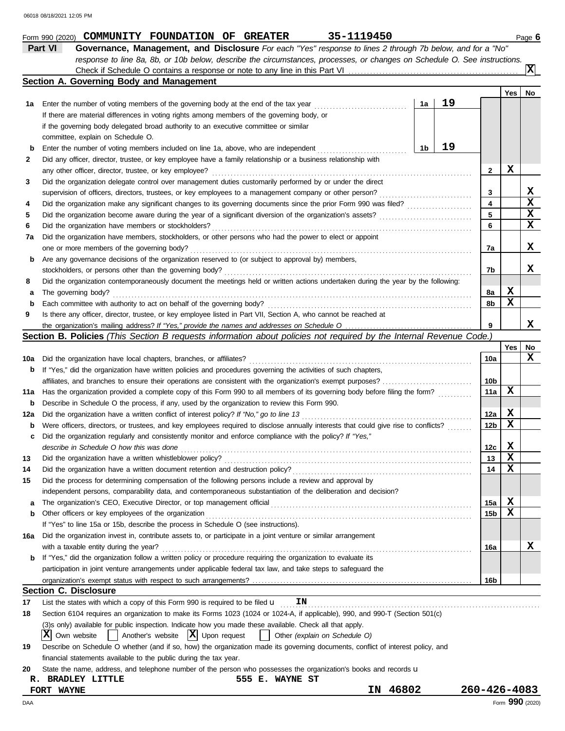06018 08/18/2021 12:05 PM

Form 990 (2020) **COMMUNITY FOUNDATION OF GREATER** **35-1119450** Page **6**

**Part VI** **Governance, Management, and Disclosure** *For each "Yes" response to lines 2 through 7b below, and for a "No" response to line 8a, 8b, or 10b below, describe the circumstances, processes, or changes on Schedule O. See instructions.*

Check if Schedule O contains a response or note to any line in this Part VI ..... **X**

## Section A. Governing Body and Management

| | | | | | Yes | No |
|---|---|---|---|---|---|---|
| **1a** | Enter the number of voting members of the governing body at the end of the tax year. If there are material differences in voting rights among members of the governing body, or if the governing body delegated broad authority to an executive committee or similar committee, explain on Schedule O. | 1a | 19 | | | |
| **b** | Enter the number of voting members included on line 1a, above, who are independent | 1b | 19 | | | |
| **2** | Did any officer, director, trustee, or key employee have a family relationship or a business relationship with any other officer, director, trustee, or key employee? | | | 2 | X | |
| **3** | Did the organization delegate control over management duties customarily performed by or under the direct supervision of officers, directors, trustees, or key employees to a management company or other person? | | | 3 | | X |
| **4** | Did the organization make any significant changes to its governing documents since the prior Form 990 was filed? | | | 4 | | X |
| **5** | Did the organization become aware during the year of a significant diversion of the organization's assets? | | | 5 | | X |
| **6** | Did the organization have members or stockholders? | | | 6 | | X |
| **7a** | Did the organization have members, stockholders, or other persons who had the power to elect or appoint one or more members of the governing body? | | | 7a | | X |
| **b** | Are any governance decisions of the organization reserved to (or subject to approval by) members, stockholders, or persons other than the governing body? | | | 7b | | X |
| **8** | Did the organization contemporaneously document the meetings held or written actions undertaken during the year by the following: | | | | | |
| **a** | The governing body? | | | 8a | X | |
| **b** | Each committee with authority to act on behalf of the governing body? | | | 8b | X | |
| **9** | Is there any officer, director, trustee, or key employee listed in Part VII, Section A, who cannot be reached at the organization's mailing address? *If "Yes," provide the names and addresses on Schedule O* | | | 9 | | X |

## Section B. Policies *(This Section B requests information about policies not required by the Internal Revenue Code.)*

| | | | Yes | No |
|---|---|---|---|---|
| **10a** | Did the organization have local chapters, branches, or affiliates? | 10a | | X |
| **b** | If "Yes," did the organization have written policies and procedures governing the activities of such chapters, affiliates, and branches to ensure their operations are consistent with the organization's exempt purposes? | 10b | | |
| **11a** | Has the organization provided a complete copy of this Form 990 to all members of its governing body before filing the form? | 11a | X | |
| **b** | Describe in Schedule O the process, if any, used by the organization to review this Form 990. | | | |
| **12a** | Did the organization have a written conflict of interest policy? *If "No," go to line 13* | 12a | X | |
| **b** | Were officers, directors, or trustees, and key employees required to disclose annually interests that could give rise to conflicts? | 12b | X | |
| **c** | Did the organization regularly and consistently monitor and enforce compliance with the policy? *If "Yes," describe in Schedule O how this was done* | 12c | X | |
| **13** | Did the organization have a written whistleblower policy? | 13 | X | |
| **14** | Did the organization have a written document retention and destruction policy? | 14 | X | |
| **15** | Did the process for determining compensation of the following persons include a review and approval by independent persons, comparability data, and contemporaneous substantiation of the deliberation and decision? | | | |
| **a** | The organization's CEO, Executive Director, or top management official | 15a | X | |
| **b** | Other officers or key employees of the organization | 15b | X | |
| | If "Yes" to line 15a or 15b, describe the process in Schedule O (see instructions). | | | |
| **16a** | Did the organization invest in, contribute assets to, or participate in a joint venture or similar arrangement with a taxable entity during the year? | 16a | | X |
| **b** | If "Yes," did the organization follow a written policy or procedure requiring the organization to evaluate its participation in joint venture arrangements under applicable federal tax law, and take steps to safeguard the organization's exempt status with respect to such arrangements? | 16b | | |

## Section C. Disclosure

**17** List the states with which a copy of this Form 990 is required to be filed u **IN**

**18** Section 6104 requires an organization to make its Forms 1023 (1024 or 1024-A, if applicable), 990, and 990-T (Section 501(c)(3)s only) available for public inspection. Indicate how you made these available. Check all that apply.

[X] Own website [ ] Another's website [X] Upon request [ ] Other *(explain on Schedule O)*

**19** Describe on Schedule O whether (and if so, how) the organization made its governing documents, conflict of interest policy, and financial statements available to the public during the tax year.

**20** State the name, address, and telephone number of the person who possesses the organization's books and records u

**R. BRADLEY LITTLE** **555 E. WAYNE ST**
**FORT WAYNE** **IN 46802** **260-426-4083**

DAA Form **990** (2020)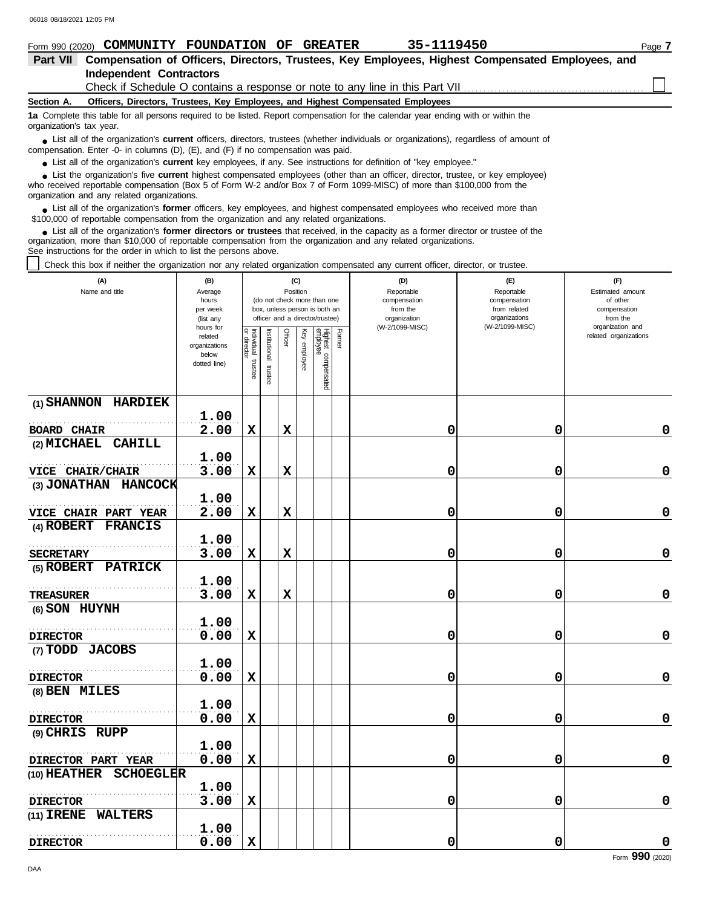Form 990 (2020) **COMMUNITY FOUNDATION OF GREATER** **35-1119450**

## Part VII Compensation of Officers, Directors, Trustees, Key Employees, Highest Compensated Employees, and Independent Contractors

Check if Schedule O contains a response or note to any line in this Part VII ☐

### Section A. Officers, Directors, Trustees, Key Employees, and Highest Compensated Employees

**1a** Complete this table for all persons required to be listed. Report compensation for the calendar year ending with or within the organization's tax year.

- List all of the organization's **current** officers, directors, trustees (whether individuals or organizations), regardless of amount of compensation. Enter -0- in columns (D), (E), and (F) if no compensation was paid.
- List all of the organization's **current** key employees, if any. See instructions for definition of "key employee."
- List the organization's five **current** highest compensated employees (other than an officer, director, trustee, or key employee) who received reportable compensation (Box 5 of Form W-2 and/or Box 7 of Form 1099-MISC) of more than $100,000 from the organization and any related organizations.
- List all of the organization's **former** officers, key employees, and highest compensated employees who received more than $100,000 of reportable compensation from the organization and any related organizations.
- List all of the organization's **former directors or trustees** that received, in the capacity as a former director or trustee of the organization, more than $10,000 of reportable compensation from the organization and any related organizations.

See instructions for the order in which to list the persons above.

☐ Check this box if neither the organization nor any related organization compensated any current officer, director, or trustee.

| (A) Name and title | (B) Average hours per week (list any hours for related organizations below dotted line) | (C) Position: Individual trustee or director | Institutional trustee | Officer | Key employee | Highest compensated employee | Former | (D) Reportable compensation from the organization (W-2/1099-MISC) | (E) Reportable compensation from related organizations (W-2/1099-MISC) | (F) Estimated amount of other compensation from the organization and related organizations |
|---|---|---|---|---|---|---|---|---|---|---|
| (1) SHANNON HARDIEK<br>BOARD CHAIR | 1.00<br>2.00 | X | | X | | | | 0 | 0 | 0 |
| (2) MICHAEL CAHILL<br>VICE CHAIR/CHAIR | 1.00<br>3.00 | X | | X | | | | 0 | 0 | 0 |
| (3) JONATHAN HANCOCK<br>VICE CHAIR PART YEAR | 1.00<br>2.00 | X | | X | | | | 0 | 0 | 0 |
| (4) ROBERT FRANCIS<br>SECRETARY | 1.00<br>3.00 | X | | X | | | | 0 | 0 | 0 |
| (5) ROBERT PATRICK<br>TREASURER | 1.00<br>3.00 | X | | X | | | | 0 | 0 | 0 |
| (6) SON HUYNH<br>DIRECTOR | 1.00<br>0.00 | X | | | | | | 0 | 0 | 0 |
| (7) TODD JACOBS<br>DIRECTOR | 1.00<br>0.00 | X | | | | | | 0 | 0 | 0 |
| (8) BEN MILES<br>DIRECTOR | 1.00<br>0.00 | X | | | | | | 0 | 0 | 0 |
| (9) CHRIS RUPP<br>DIRECTOR PART YEAR | 1.00<br>0.00 | X | | | | | | 0 | 0 | 0 |
| (10) HEATHER SCHOEGLER<br>DIRECTOR | 1.00<br>3.00 | X | | | | | | 0 | 0 | 0 |
| (11) IRENE WALTERS<br>DIRECTOR | 1.00<br>0.00 | X | | | | | | 0 | 0 | 0 |

Form **990** (2020)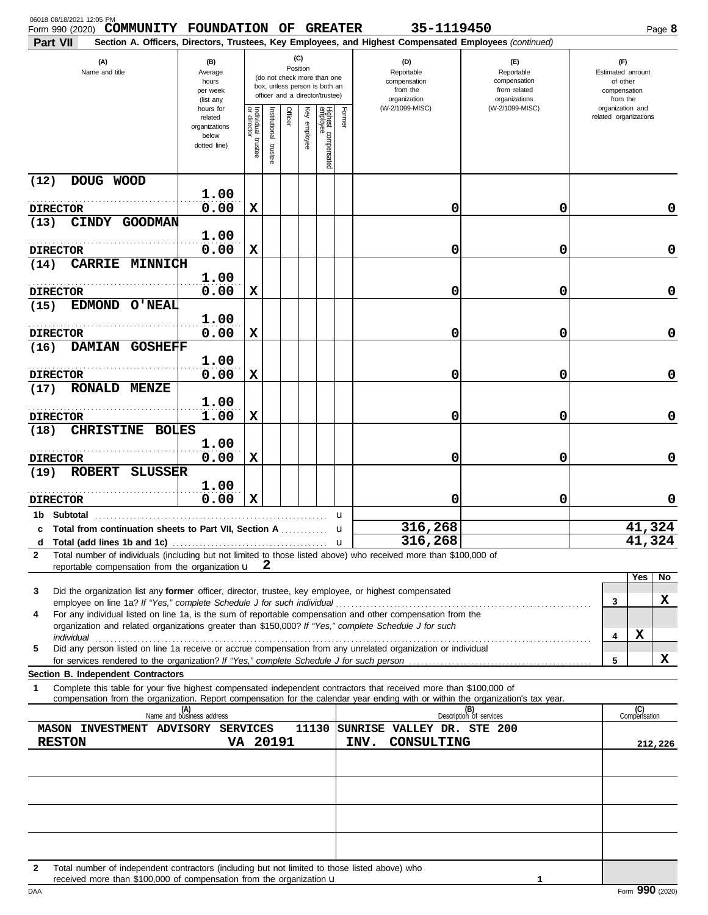Form 990 (2020) **COMMUNITY FOUNDATION OF GREATER** 35-1119450

**Part VII** **Section A. Officers, Directors, Trustees, Key Employees, and Highest Compensated Employees** *(continued)*

| (A) Name and title | (B) Average hours per week (list any hours for related organizations below dotted line) | (C) Position: Individual trustee or director | Institutional trustee | Officer | Key employee | Highest compensated employee | Former | (D) Reportable compensation from the organization (W-2/1099-MISC) | (E) Reportable compensation from related organizations (W-2/1099-MISC) | (F) Estimated amount of other compensation from the organization and related organizations |
|---|---|---|---|---|---|---|---|---|---|---|
| (12) DOUG WOOD<br>DIRECTOR | 1.00<br>0.00 | X | | | | | | 0 | 0 | 0 |
| (13) CINDY GOODMAN<br>DIRECTOR | 1.00<br>0.00 | X | | | | | | 0 | 0 | 0 |
| (14) CARRIE MINNICH<br>DIRECTOR | 1.00<br>0.00 | X | | | | | | 0 | 0 | 0 |
| (15) EDMOND O'NEAL<br>DIRECTOR | 1.00<br>0.00 | X | | | | | | 0 | 0 | 0 |
| (16) DAMIAN GOSHEFF<br>DIRECTOR | 1.00<br>0.00 | X | | | | | | 0 | 0 | 0 |
| (17) RONALD MENZE<br>DIRECTOR | 1.00<br>1.00 | X | | | | | | 0 | 0 | 0 |
| (18) CHRISTINE BOLES<br>DIRECTOR | 1.00<br>0.00 | X | | | | | | 0 | 0 | 0 |
| (19) ROBERT SLUSSER<br>DIRECTOR | 1.00<br>0.00 | X | | | | | | 0 | 0 | 0 |
| **1b Subtotal** | | | | | | | | | | |
| **c Total from continuation sheets to Part VII, Section A** | | | | | | | | 316,268 | | 41,324 |
| **d Total (add lines 1b and 1c)** | | | | | | | | 316,268 | | 41,324 |

**2** Total number of individuals (including but not limited to those listed above) who received more than $100,000 of reportable compensation from the organization u **2**

| | | Yes | No |
|---|---|---|---|
| **3** Did the organization list any **former** officer, director, trustee, key employee, or highest compensated employee on line 1a? *If "Yes," complete Schedule J for such individual* | 3 | | X |
| **4** For any individual listed on line 1a, is the sum of reportable compensation and other compensation from the organization and related organizations greater than $150,000? *If "Yes," complete Schedule J for such individual* | 4 | X | |
| **5** Did any person listed on line 1a receive or accrue compensation from any unrelated organization or individual for services rendered to the organization? *If "Yes," complete Schedule J for such person* | 5 | | X |

**Section B. Independent Contractors**

**1** Complete this table for your five highest compensated independent contractors that received more than $100,000 of compensation from the organization. Report compensation for the calendar year ending with or within the organization's tax year.

| (A) Name and business address | (B) Description of services | (C) Compensation |
|---|---|---|
| MASON INVESTMENT ADVISORY SERVICES 11130 SUNRISE VALLEY DR. STE 200 RESTON VA 20191 | INV. CONSULTING | 212,226 |
| | | |
| | | |
| | | |
| | | |

**2** Total number of independent contractors (including but not limited to those listed above) who received more than $100,000 of compensation from the organization u **1**

Form **990** (2020)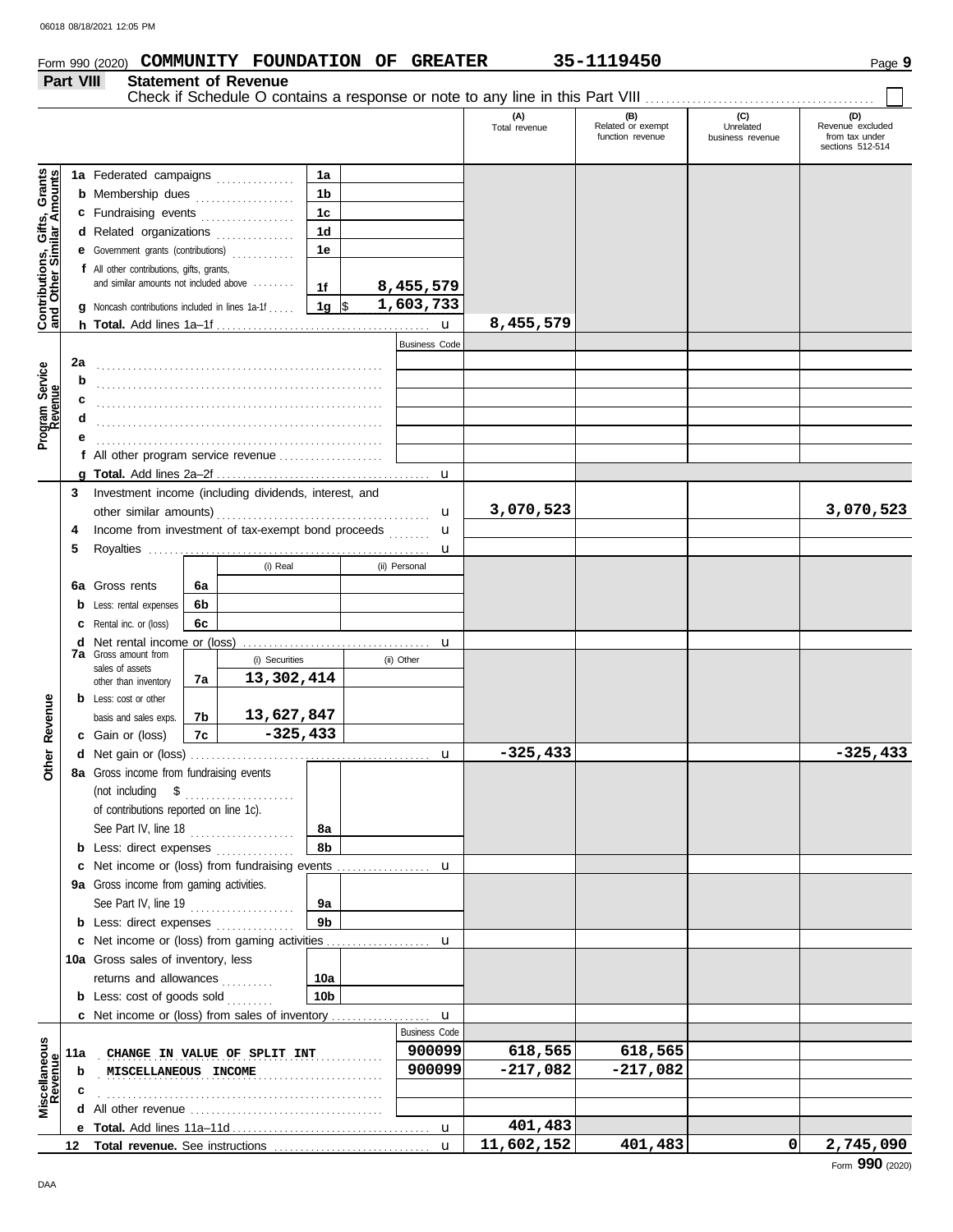Form 990 (2020) **COMMUNITY FOUNDATION OF GREATER** 35-1119450

## Part VIII Statement of Revenue

Check if Schedule O contains a response or note to any line in this Part VIII ☐

| | | | (A) Total revenue | (B) Related or exempt function revenue | (C) Unrelated business revenue | (D) Revenue excluded from tax under sections 512-514 |
|---|---|---|---|---|---|---|
| **Contributions, Gifts, Grants and Other Similar Amounts** | 1a Federated campaigns | 1a | | | | |
| | b Membership dues | 1b | | | | |
| | c Fundraising events | 1c | | | | |
| | d Related organizations | 1d | | | | |
| | e Government grants (contributions) | 1e | | | | |
| | f All other contributions, gifts, grants, and similar amounts not included above | 1f 8,455,579 | | | | |
| | g Noncash contributions included in lines 1a-1f | 1g $ 1,603,733 | | | | |
| | h **Total.** Add lines 1a–1f | u | 8,455,579 | | | |
| **Program Service Revenue** | | Business Code | | | | |
| | 2a | | | | | |
| | b | | | | | |
| | c | | | | | |
| | d | | | | | |
| | e | | | | | |
| | f All other program service revenue | | | | | |
| | g **Total.** Add lines 2a–2f | u | | | | |
| **Other Revenue** | 3 Investment income (including dividends, interest, and other similar amounts) | u | 3,070,523 | | | 3,070,523 |
| | 4 Income from investment of tax-exempt bond proceeds | u | | | | |
| | 5 Royalties | u | | | | |
| | | (i) Real / (ii) Personal | | | | |
| | 6a Gross rents | 6a | | | | |
| | b Less: rental expenses | 6b | | | | |
| | c Rental inc. or (loss) | 6c | | | | |
| | d Net rental income or (loss) | u | | | | |
| | 7a Gross amount from sales of assets other than inventory | 7a (i) Securities: 13,302,414 / (ii) Other: | | | | |
| | b Less: cost or other basis and sales exps. | 7b (i) Securities: 13,627,847 / (ii) Other: | | | | |
| | c Gain or (loss) | 7c (i) Securities: -325,433 / (ii) Other: | | | | |
| | d Net gain or (loss) | u | -325,433 | | | -325,433 |
| | 8a Gross income from fundraising events (not including $ of contributions reported on line 1c). See Part IV, line 18 | 8a | | | | |
| | b Less: direct expenses | 8b | | | | |
| | c Net income or (loss) from fundraising events | u | | | | |
| | 9a Gross income from gaming activities. See Part IV, line 19 | 9a | | | | |
| | b Less: direct expenses | 9b | | | | |
| | c Net income or (loss) from gaming activities | u | | | | |
| | 10a Gross sales of inventory, less returns and allowances | 10a | | | | |
| | b Less: cost of goods sold | 10b | | | | |
| | c Net income or (loss) from sales of inventory | u | | | | |
| **Miscellaneous Revenue** | | Business Code | | | | |
| | 11a CHANGE IN VALUE OF SPLIT INT | 900099 | 618,565 | 618,565 | | |
| | b MISCELLANEOUS INCOME | 900099 | -217,082 | -217,082 | | |
| | c | | | | | |
| | d All other revenue | | | | | |
| | e **Total.** Add lines 11a–11d | u | 401,483 | | | |
| | 12 **Total revenue.** See instructions | u | 11,602,152 | 401,483 | 0 | 2,745,090 |

Form **990** (2020)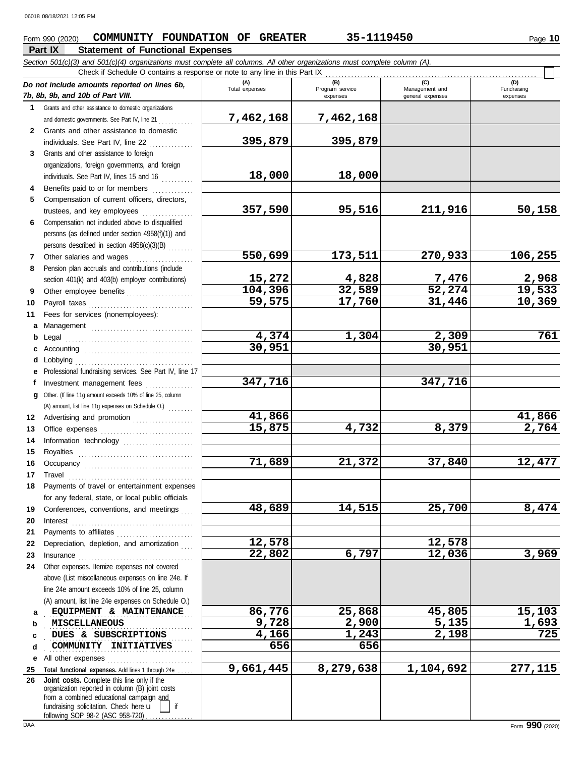Form 990 (2020) **COMMUNITY FOUNDATION OF GREATER** **35-1119450** Page **10**

## Part IX Statement of Functional Expenses

*Section 501(c)(3) and 501(c)(4) organizations must complete all columns. All other organizations must complete column (A).*

Check if Schedule O contains a response or note to any line in this Part IX

| *Do not include amounts reported on lines 6b, 7b, 8b, 9b, and 10b of Part VIII.* | (A) Total expenses | (B) Program service expenses | (C) Management and general expenses | (D) Fundraising expenses |
|---|---|---|---|---|
| **1** Grants and other assistance to domestic organizations and domestic governments. See Part IV, line 21 | **7,462,168** | **7,462,168** | | |
| **2** Grants and other assistance to domestic individuals. See Part IV, line 22 | **395,879** | **395,879** | | |
| **3** Grants and other assistance to foreign organizations, foreign governments, and foreign individuals. See Part IV, lines 15 and 16 | **18,000** | **18,000** | | |
| **4** Benefits paid to or for members | | | | |
| **5** Compensation of current officers, directors, trustees, and key employees | **357,590** | **95,516** | **211,916** | **50,158** |
| **6** Compensation not included above to disqualified persons (as defined under section 4958(f)(1)) and persons described in section 4958(c)(3)(B) | | | | |
| **7** Other salaries and wages | **550,699** | **173,511** | **270,933** | **106,255** |
| **8** Pension plan accruals and contributions (include section 401(k) and 403(b) employer contributions) | **15,272** | **4,828** | **7,476** | **2,968** |
| **9** Other employee benefits | **104,396** | **32,589** | **52,274** | **19,533** |
| **10** Payroll taxes | **59,575** | **17,760** | **31,446** | **10,369** |
| **11** Fees for services (nonemployees): | | | | |
| **a** Management | | | | |
| **b** Legal | **4,374** | **1,304** | **2,309** | **761** |
| **c** Accounting | **30,951** | | **30,951** | |
| **d** Lobbying | | | | |
| **e** Professional fundraising services. See Part IV, line 17 | | | | |
| **f** Investment management fees | **347,716** | | **347,716** | |
| **g** Other. (If line 11g amount exceeds 10% of line 25, column (A) amount, list line 11g expenses on Schedule O.) | | | | |
| **12** Advertising and promotion | **41,866** | | | **41,866** |
| **13** Office expenses | **15,875** | **4,732** | **8,379** | **2,764** |
| **14** Information technology | | | | |
| **15** Royalties | | | | |
| **16** Occupancy | **71,689** | **21,372** | **37,840** | **12,477** |
| **17** Travel | | | | |
| **18** Payments of travel or entertainment expenses for any federal, state, or local public officials | | | | |
| **19** Conferences, conventions, and meetings | **48,689** | **14,515** | **25,700** | **8,474** |
| **20** Interest | | | | |
| **21** Payments to affiliates | | | | |
| **22** Depreciation, depletion, and amortization | **12,578** | | **12,578** | |
| **23** Insurance | **22,802** | **6,797** | **12,036** | **3,969** |
| **24** Other expenses. Itemize expenses not covered above (List miscellaneous expenses on line 24e. If line 24e amount exceeds 10% of line 25, column (A) amount, list line 24e expenses on Schedule O.) | | | | |
| **a** EQUIPMENT & MAINTENANCE | **86,776** | **25,868** | **45,805** | **15,103** |
| **b** MISCELLANEOUS | **9,728** | **2,900** | **5,135** | **1,693** |
| **c** DUES & SUBSCRIPTIONS | **4,166** | **1,243** | **2,198** | **725** |
| **d** COMMUNITY INITIATIVES | **656** | **656** | | |
| **e** All other expenses | | | | |
| **25 Total functional expenses.** Add lines 1 through 24e | **9,661,445** | **8,279,638** | **1,104,692** | **277,115** |
| **26 Joint costs.** Complete this line only if the organization reported in column (B) joint costs from a combined educational campaign and fundraising solicitation. Check here ☐ if following SOP 98-2 (ASC 958-720) | | | | |

Form **990** (2020)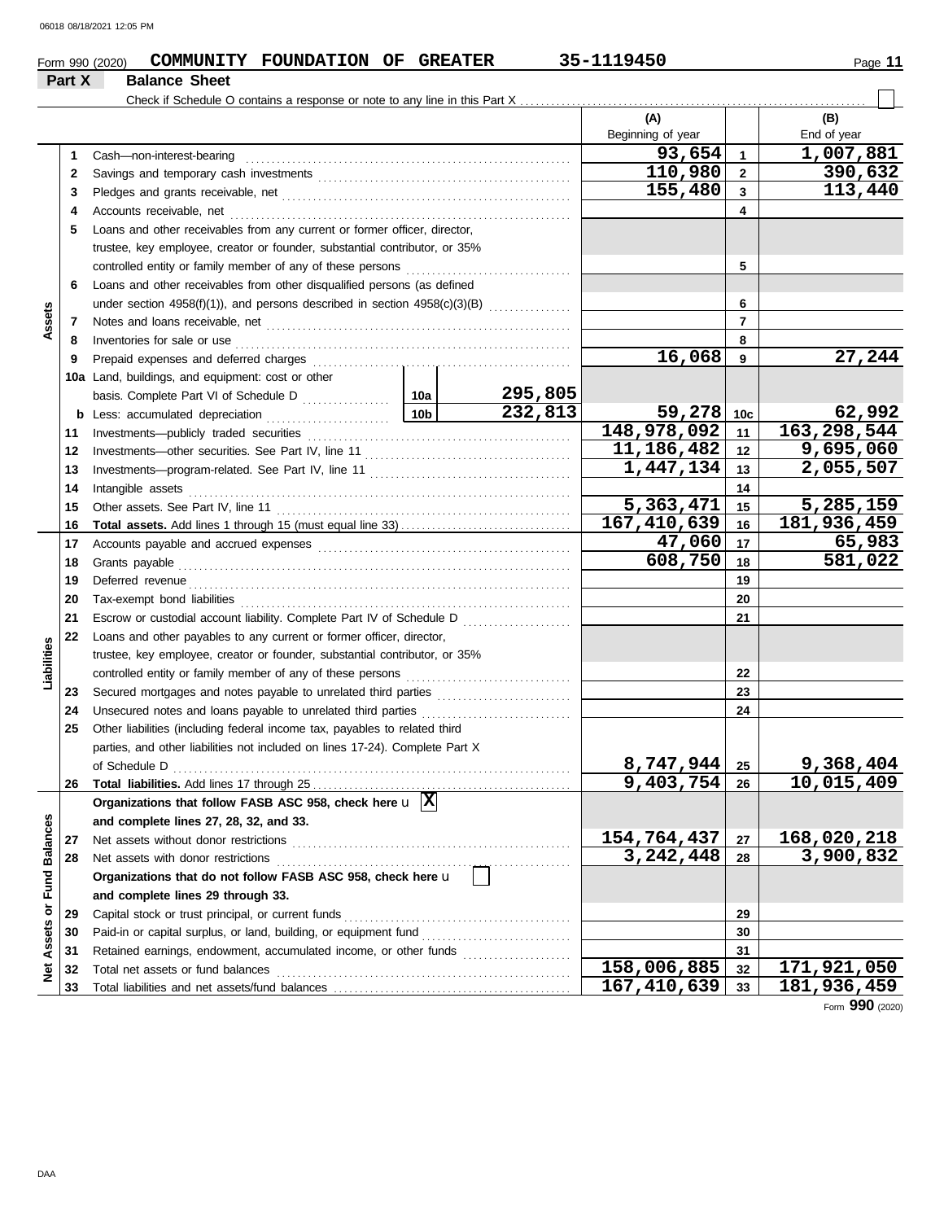Form 990 (2020) **COMMUNITY FOUNDATION OF GREATER** **35-1119450**

**Part X** **Balance Sheet**

Check if Schedule O contains a response or note to any line in this Part X ☐

| | | | | | (A) Beginning of year | | (B) End of year |
|---|---|---|---|---|---|---|---|
| **Assets** | 1 | Cash—non-interest-bearing | | | 93,654 | 1 | 1,007,881 |
| | 2 | Savings and temporary cash investments | | | 110,980 | 2 | 390,632 |
| | 3 | Pledges and grants receivable, net | | | 155,480 | 3 | 113,440 |
| | 4 | Accounts receivable, net | | | | 4 | |
| | 5 | Loans and other receivables from any current or former officer, director, trustee, key employee, creator or founder, substantial contributor, or 35% controlled entity or family member of any of these persons | | | | 5 | |
| | 6 | Loans and other receivables from other disqualified persons (as defined under section 4958(f)(1)), and persons described in section 4958(c)(3)(B) | | | | 6 | |
| | 7 | Notes and loans receivable, net | | | | 7 | |
| | 8 | Inventories for sale or use | | | | 8 | |
| | 9 | Prepaid expenses and deferred charges | | | 16,068 | 9 | 27,244 |
| | 10a | Land, buildings, and equipment: cost or other basis. Complete Part VI of Schedule D | 10a | 295,805 | | | |
| | b | Less: accumulated depreciation | 10b | 232,813 | 59,278 | 10c | 62,992 |
| | 11 | Investments—publicly traded securities | | | 148,978,092 | 11 | 163,298,544 |
| | 12 | Investments—other securities. See Part IV, line 11 | | | 11,186,482 | 12 | 9,695,060 |
| | 13 | Investments—program-related. See Part IV, line 11 | | | 1,447,134 | 13 | 2,055,507 |
| | 14 | Intangible assets | | | | 14 | |
| | 15 | Other assets. See Part IV, line 11 | | | 5,363,471 | 15 | 5,285,159 |
| | 16 | **Total assets.** Add lines 1 through 15 (must equal line 33) | | | 167,410,639 | 16 | 181,936,459 |
| **Liabilities** | 17 | Accounts payable and accrued expenses | | | 47,060 | 17 | 65,983 |
| | 18 | Grants payable | | | 608,750 | 18 | 581,022 |
| | 19 | Deferred revenue | | | | 19 | |
| | 20 | Tax-exempt bond liabilities | | | | 20 | |
| | 21 | Escrow or custodial account liability. Complete Part IV of Schedule D | | | | 21 | |
| | 22 | Loans and other payables to any current or former officer, director, trustee, key employee, creator or founder, substantial contributor, or 35% controlled entity or family member of any of these persons | | | | 22 | |
| | 23 | Secured mortgages and notes payable to unrelated third parties | | | | 23 | |
| | 24 | Unsecured notes and loans payable to unrelated third parties | | | | 24 | |
| | 25 | Other liabilities (including federal income tax, payables to related third parties, and other liabilities not included on lines 17-24). Complete Part X of Schedule D | | | 8,747,944 | 25 | 9,368,404 |
| | 26 | **Total liabilities.** Add lines 17 through 25 | | | 9,403,754 | 26 | 10,015,409 |
| **Net Assets or Fund Balances** | | **Organizations that follow FASB ASC 958, check here** u ☒ **and complete lines 27, 28, 32, and 33.** | | | | | |
| | 27 | Net assets without donor restrictions | | | 154,764,437 | 27 | 168,020,218 |
| | 28 | Net assets with donor restrictions | | | 3,242,448 | 28 | 3,900,832 |
| | | **Organizations that do not follow FASB ASC 958, check here** u ☐ **and complete lines 29 through 33.** | | | | | |
| | 29 | Capital stock or trust principal, or current funds | | | | 29 | |
| | 30 | Paid-in or capital surplus, or land, building, or equipment fund | | | | 30 | |
| | 31 | Retained earnings, endowment, accumulated income, or other funds | | | | 31 | |
| | 32 | Total net assets or fund balances | | | 158,006,885 | 32 | 171,921,050 |
| | 33 | Total liabilities and net assets/fund balances | | | 167,410,639 | 33 | 181,936,459 |

Form **990** (2020)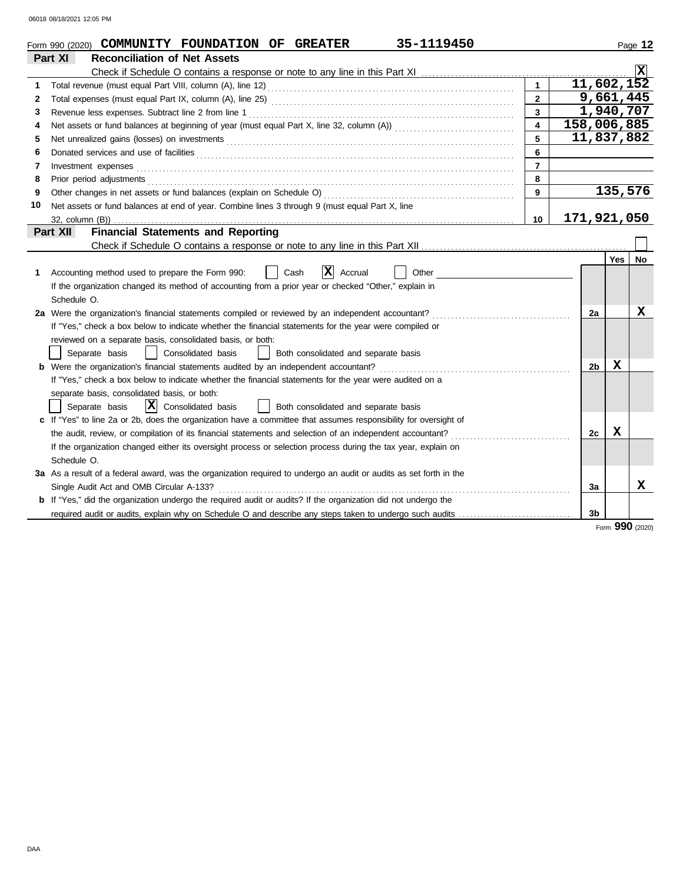Form 990 (2020) **COMMUNITY FOUNDATION OF GREATER** 35-1119450

## Part XI Reconciliation of Net Assets

Check if Schedule O contains a response or note to any line in this Part XI ..... [X]

| | | | |
|---|---|---|---|
| 1 | Total revenue (must equal Part VIII, column (A), line 12) | 1 | 11,602,152 |
| 2 | Total expenses (must equal Part IX, column (A), line 25) | 2 | 9,661,445 |
| 3 | Revenue less expenses. Subtract line 2 from line 1 | 3 | 1,940,707 |
| 4 | Net assets or fund balances at beginning of year (must equal Part X, line 32, column (A)) | 4 | 158,006,885 |
| 5 | Net unrealized gains (losses) on investments | 5 | 11,837,882 |
| 6 | Donated services and use of facilities | 6 | |
| 7 | Investment expenses | 7 | |
| 8 | Prior period adjustments | 8 | |
| 9 | Other changes in net assets or fund balances (explain on Schedule O) | 9 | 135,576 |
| 10 | Net assets or fund balances at end of year. Combine lines 3 through 9 (must equal Part X, line 32, column (B)) | 10 | 171,921,050 |

## Part XII Financial Statements and Reporting

Check if Schedule O contains a response or note to any line in this Part XII ..... [ ]

| | | | Yes | No |
|---|---|---|---|---|
| 1 | Accounting method used to prepare the Form 990: [ ] Cash [X] Accrual [ ] Other<br>If the organization changed its method of accounting from a prior year or checked "Other," explain in Schedule O. | | | |
| 2a | Were the organization's financial statements compiled or reviewed by an independent accountant?<br>If "Yes," check a box below to indicate whether the financial statements for the year were compiled or reviewed on a separate basis, consolidated basis, or both:<br>[ ] Separate basis [ ] Consolidated basis [ ] Both consolidated and separate basis | 2a | | X |
| b | Were the organization's financial statements audited by an independent accountant?<br>If "Yes," check a box below to indicate whether the financial statements for the year were audited on a separate basis, consolidated basis, or both:<br>[ ] Separate basis [X] Consolidated basis [ ] Both consolidated and separate basis | 2b | X | |
| c | If "Yes" to line 2a or 2b, does the organization have a committee that assumes responsibility for oversight of the audit, review, or compilation of its financial statements and selection of an independent accountant?<br>If the organization changed either its oversight process or selection process during the tax year, explain on Schedule O. | 2c | X | |
| 3a | As a result of a federal award, was the organization required to undergo an audit or audits as set forth in the Single Audit Act and OMB Circular A-133? | 3a | | X |
| b | If "Yes," did the organization undergo the required audit or audits? If the organization did not undergo the required audit or audits, explain why on Schedule O and describe any steps taken to undergo such audits | 3b | | |

Form **990** (2020)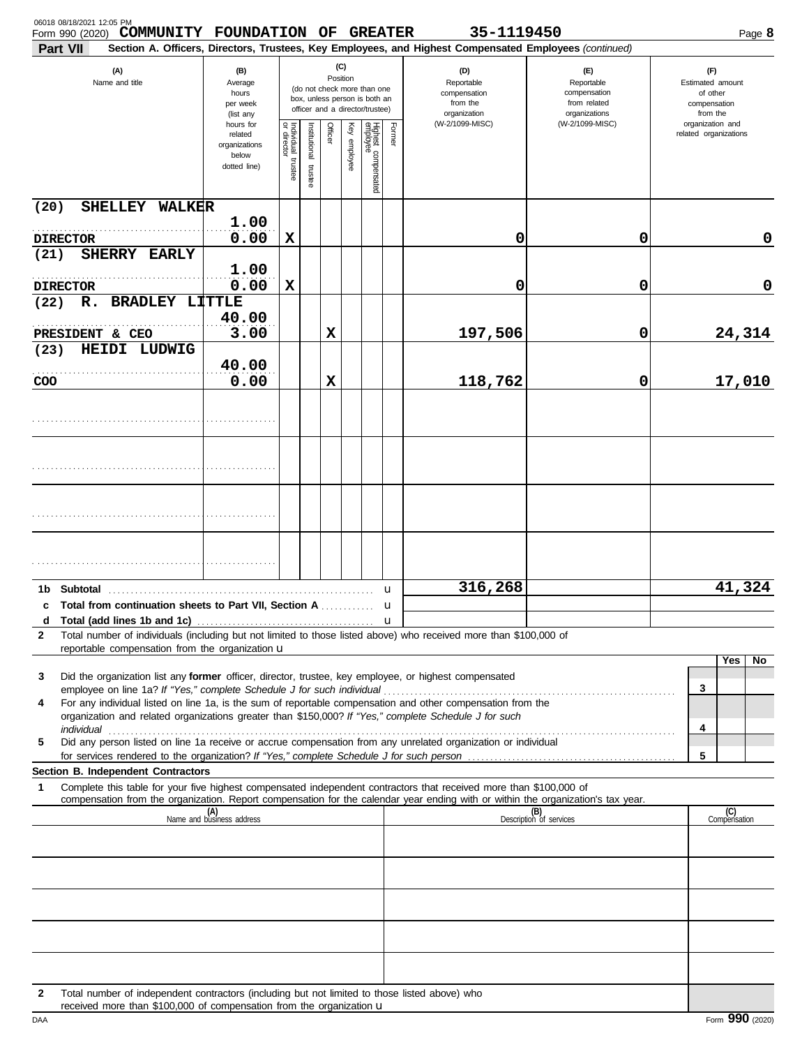06018 08/18/2021 12:05 PM

Form 990 (2020) **COMMUNITY FOUNDATION OF GREATER** **35-1119450** Page **8**

**Part VII** **Section A. Officers, Directors, Trustees, Key Employees, and Highest Compensated Employees** *(continued)*

| (A) Name and title | (B) Average hours per week (list any hours for related organizations below dotted line) | (C) Position: Individual trustee or director | Institutional trustee | Officer | Key employee | Highest compensated employee | Former | (D) Reportable compensation from the organization (W-2/1099-MISC) | (E) Reportable compensation from related organizations (W-2/1099-MISC) | (F) Estimated amount of other compensation from the organization and related organizations |
|---|---|---|---|---|---|---|---|---|---|---|
| (20) SHELLEY WALKER<br>DIRECTOR | 1.00<br>0.00 | X | | | | | | 0 | 0 | 0 |
| (21) SHERRY EARLY<br>DIRECTOR | 1.00<br>0.00 | X | | | | | | 0 | 0 | 0 |
| (22) R. BRADLEY LITTLE<br>PRESIDENT & CEO | 40.00<br>3.00 | | | X | | | | 197,506 | 0 | 24,314 |
| (23) HEIDI LUDWIG<br>COO | 40.00<br>0.00 | | | X | | | | 118,762 | 0 | 17,010 |
| | | | | | | | | | | |
| | | | | | | | | | | |
| | | | | | | | | | | |
| | | | | | | | | | | |

| | | (D) | (E) | (F) |
|---|---|---|---|---|
| **1b** | **Subtotal** | 316,268 | | 41,324 |
| **c** | **Total from continuation sheets to Part VII, Section A** | | | |
| **d** | **Total (add lines 1b and 1c)** | | | |

**2** Total number of individuals (including but not limited to those listed above) who received more than $100,000 of reportable compensation from the organization u

| | | | Yes | No |
|---|---|---|---|---|
| **3** | Did the organization list any **former** officer, director, trustee, key employee, or highest compensated employee on line 1a? *If "Yes," complete Schedule J for such individual* | 3 | | |
| **4** | For any individual listed on line 1a, is the sum of reportable compensation and other compensation from the organization and related organizations greater than $150,000? *If "Yes," complete Schedule J for such individual* | 4 | | |
| **5** | Did any person listed on line 1a receive or accrue compensation from any unrelated organization or individual for services rendered to the organization? *If "Yes," complete Schedule J for such person* | 5 | | |

**Section B. Independent Contractors**

**1** Complete this table for your five highest compensated independent contractors that received more than $100,000 of compensation from the organization. Report compensation for the calendar year ending with or within the organization's tax year.

| (A) Name and business address | (B) Description of services | (C) Compensation |
|---|---|---|
| | | |
| | | |
| | | |
| | | |
| | | |

**2** Total number of independent contractors (including but not limited to those listed above) who received more than $100,000 of compensation from the organization u

DAA Form **990** (2020)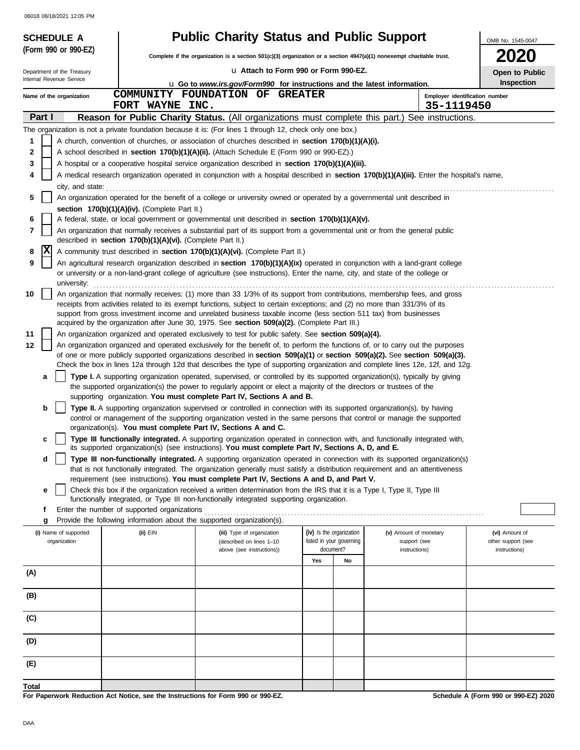06018 08/18/2021 12:05 PM

# SCHEDULE A (Form 990 or 990-EZ)

Department of the Treasury
Internal Revenue Service

## Public Charity Status and Public Support

**Complete if the organization is a section 501(c)(3) organization or a section 4947(a)(1) nonexempt charitable trust.**

u **Attach to Form 990 or Form 990-EZ.**

u **Go to *www.irs.gov/Form990* for instructions and the latest information.**

OMB No. 1545-0047

**2020**

**Open to Public Inspection**

Name of the organization: COMMUNITY FOUNDATION OF GREATER FORT WAYNE INC.

Employer identification number: 35-1119450

**Part I** **Reason for Public Charity Status.** (All organizations must complete this part.) See instructions.

The organization is not a private foundation because it is: (For lines 1 through 12, check only one box.)

1 [ ] A church, convention of churches, or association of churches described in **section 170(b)(1)(A)(i).**

2 [ ] A school described in **section 170(b)(1)(A)(ii).** (Attach Schedule E (Form 990 or 990-EZ).)

3 [ ] A hospital or a cooperative hospital service organization described in **section 170(b)(1)(A)(iii).**

4 [ ] A medical research organization operated in conjunction with a hospital described in **section 170(b)(1)(A)(iii).** Enter the hospital's name, city, and state: ..............

5 [ ] An organization operated for the benefit of a college or university owned or operated by a governmental unit described in **section 170(b)(1)(A)(iv).** (Complete Part II.)

6 [ ] A federal, state, or local government or governmental unit described in **section 170(b)(1)(A)(v).**

7 [ ] An organization that normally receives a substantial part of its support from a governmental unit or from the general public described in **section 170(b)(1)(A)(vi).** (Complete Part II.)

8 [X] A community trust described in **section 170(b)(1)(A)(vi).** (Complete Part II.)

9 [ ] An agricultural research organization described in **section 170(b)(1)(A)(ix)** operated in conjunction with a land-grant college or university or a non-land-grant college of agriculture (see instructions). Enter the name, city, and state of the college or university: ..............

10 [ ] An organization that normally receives: (1) more than 33 1/3% of its support from contributions, membership fees, and gross receipts from activities related to its exempt functions, subject to certain exceptions; and (2) no more than 331/3% of its support from gross investment income and unrelated business taxable income (less section 511 tax) from businesses acquired by the organization after June 30, 1975. See **section 509(a)(2).** (Complete Part III.)

11 [ ] An organization organized and operated exclusively to test for public safety. See **section 509(a)(4).**

12 [ ] An organization organized and operated exclusively for the benefit of, to perform the functions of, or to carry out the purposes of one or more publicly supported organizations described in **section 509(a)(1)** or **section 509(a)(2).** See **section 509(a)(3).** Check the box in lines 12a through 12d that describes the type of supporting organization and complete lines 12e, 12f, and 12g.

a [ ] **Type I.** A supporting organization operated, supervised, or controlled by its supported organization(s), typically by giving the supported organization(s) the power to regularly appoint or elect a majority of the directors or trustees of the supporting organization. **You must complete Part IV, Sections A and B.**

b [ ] **Type II.** A supporting organization supervised or controlled in connection with its supported organization(s), by having control or management of the supporting organization vested in the same persons that control or manage the supported organization(s). **You must complete Part IV, Sections A and C.**

c [ ] **Type III functionally integrated.** A supporting organization operated in connection with, and functionally integrated with, its supported organization(s) (see instructions). **You must complete Part IV, Sections A, D, and E.**

d [ ] **Type III non-functionally integrated.** A supporting organization operated in connection with its supported organization(s) that is not functionally integrated. The organization generally must satisfy a distribution requirement and an attentiveness requirement (see instructions). **You must complete Part IV, Sections A and D, and Part V.**

e [ ] Check this box if the organization received a written determination from the IRS that it is a Type I, Type II, Type III functionally integrated, or Type III non-functionally integrated supporting organization.

f Enter the number of supported organizations ..............

g Provide the following information about the supported organization(s).

| (i) Name of supported organization | (ii) EIN | (iii) Type of organization (described on lines 1–10 above (see instructions)) | (iv) Is the organization listed in your governing document? | | (v) Amount of monetary support (see instructions) | (vi) Amount of other support (see instructions) |
|---|---|---|---|---|---|---|
| | | | Yes | No | | |
| (A) | | | | | | |
| (B) | | | | | | |
| (C) | | | | | | |
| (D) | | | | | | |
| (E) | | | | | | |
| Total | | | | | | |

**For Paperwork Reduction Act Notice, see the Instructions for Form 990 or 990-EZ.**

**Schedule A (Form 990 or 990-EZ) 2020**

DAA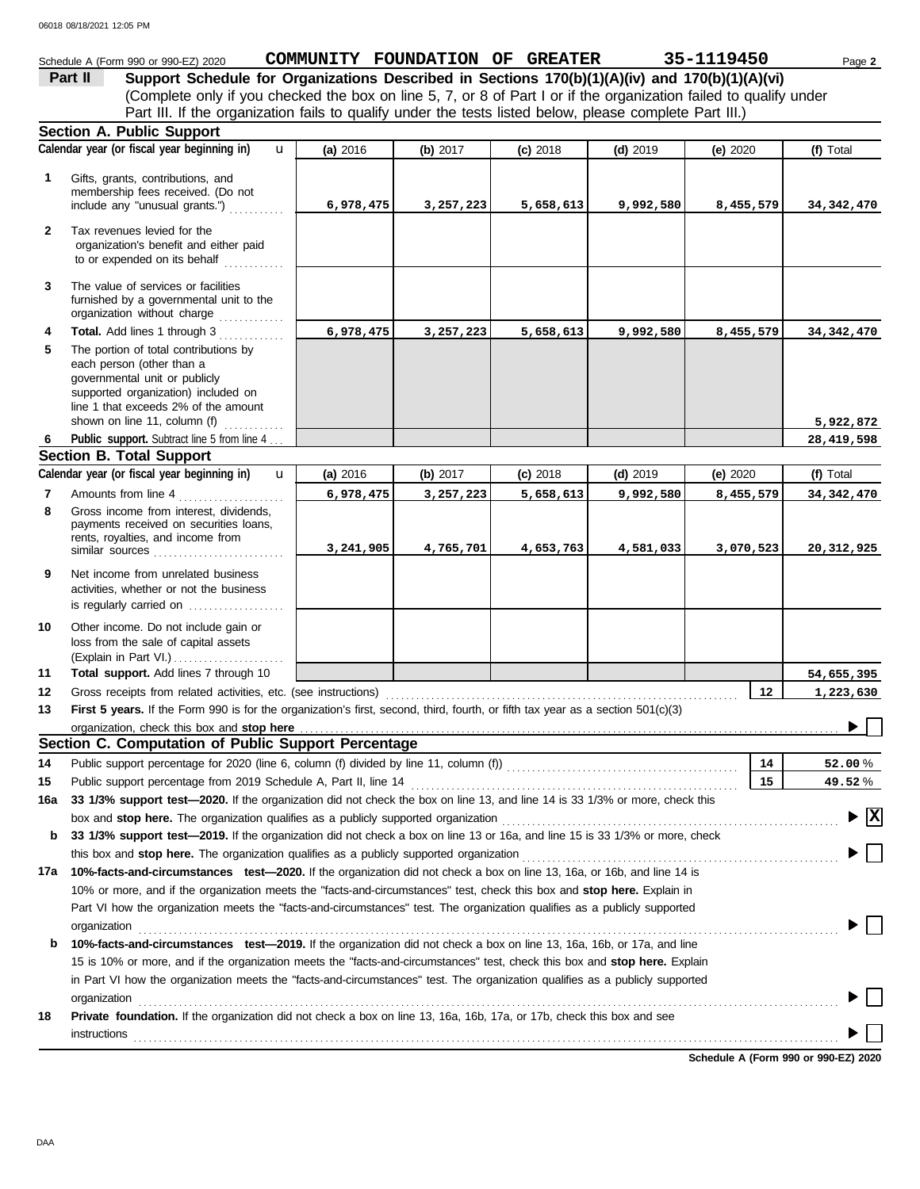Schedule A (Form 990 or 990-EZ) 2020 **COMMUNITY FOUNDATION OF GREATER** 35-1119450 Page **2**

## Part II — Support Schedule for Organizations Described in Sections 170(b)(1)(A)(iv) and 170(b)(1)(A)(vi)

(Complete only if you checked the box on line 5, 7, or 8 of Part I or if the organization failed to qualify under Part III. If the organization fails to qualify under the tests listed below, please complete Part III.)

### Section A. Public Support

| | Calendar year (or fiscal year beginning in) | (a) 2016 | (b) 2017 | (c) 2018 | (d) 2019 | (e) 2020 | (f) Total |
|---|---|---|---|---|---|---|---|
| 1 | Gifts, grants, contributions, and membership fees received. (Do not include any "unusual grants.") | 6,978,475 | 3,257,223 | 5,658,613 | 9,992,580 | 8,455,579 | 34,342,470 |
| 2 | Tax revenues levied for the organization's benefit and either paid to or expended on its behalf | | | | | | |
| 3 | The value of services or facilities furnished by a governmental unit to the organization without charge | | | | | | |
| 4 | **Total.** Add lines 1 through 3 | 6,978,475 | 3,257,223 | 5,658,613 | 9,992,580 | 8,455,579 | 34,342,470 |
| 5 | The portion of total contributions by each person (other than a governmental unit or publicly supported organization) included on line 1 that exceeds 2% of the amount shown on line 11, column (f) | | | | | | 5,922,872 |
| 6 | **Public support.** Subtract line 5 from line 4 | | | | | | 28,419,598 |

### Section B. Total Support

| | Calendar year (or fiscal year beginning in) | (a) 2016 | (b) 2017 | (c) 2018 | (d) 2019 | (e) 2020 | (f) Total |
|---|---|---|---|---|---|---|---|
| 7 | Amounts from line 4 | 6,978,475 | 3,257,223 | 5,658,613 | 9,992,580 | 8,455,579 | 34,342,470 |
| 8 | Gross income from interest, dividends, payments received on securities loans, rents, royalties, and income from similar sources | 3,241,905 | 4,765,701 | 4,653,763 | 4,581,033 | 3,070,523 | 20,312,925 |
| 9 | Net income from unrelated business activities, whether or not the business is regularly carried on | | | | | | |
| 10 | Other income. Do not include gain or loss from the sale of capital assets (Explain in Part VI.) | | | | | | |
| 11 | **Total support.** Add lines 7 through 10 | | | | | | 54,655,395 |

**12** Gross receipts from related activities, etc. (see instructions) — **12** — 1,223,630

**13** **First 5 years.** If the Form 990 is for the organization's first, second, third, fourth, or fifth tax year as a section 501(c)(3) organization, check this box and **stop here** ☐

### Section C. Computation of Public Support Percentage

**14** Public support percentage for 2020 (line 6, column (f) divided by line 11, column (f)) — **14** — 52.00 %

**15** Public support percentage from 2019 Schedule A, Part II, line 14 — **15** — 49.52 %

**16a** **33 1/3% support test—2020.** If the organization did not check the box on line 13, and line 14 is 33 1/3% or more, check this box and **stop here.** The organization qualifies as a publicly supported organization ☒

**b** **33 1/3% support test—2019.** If the organization did not check a box on line 13 or 16a, and line 15 is 33 1/3% or more, check this box and **stop here.** The organization qualifies as a publicly supported organization ☐

**17a** **10%-facts-and-circumstances test—2020.** If the organization did not check a box on line 13, 16a, or 16b, and line 14 is 10% or more, and if the organization meets the "facts-and-circumstances" test, check this box and **stop here.** Explain in Part VI how the organization meets the "facts-and-circumstances" test. The organization qualifies as a publicly supported organization ☐

**b** **10%-facts-and-circumstances test—2019.** If the organization did not check a box on line 13, 16a, 16b, or 17a, and line 15 is 10% or more, and if the organization meets the "facts-and-circumstances" test, check this box and **stop here.** Explain in Part VI how the organization meets the "facts-and-circumstances" test. The organization qualifies as a publicly supported organization ☐

**18** **Private foundation.** If the organization did not check a box on line 13, 16a, 16b, 17a, or 17b, check this box and see instructions ☐

**Schedule A (Form 990 or 990-EZ) 2020**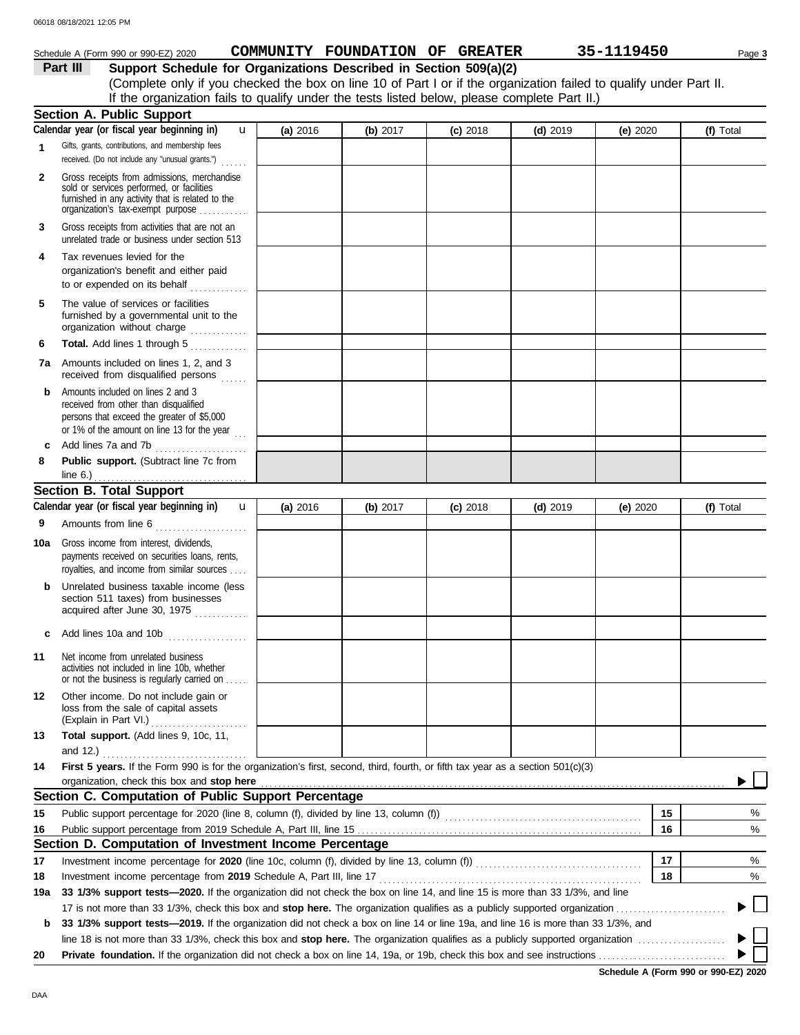Schedule A (Form 990 or 990-EZ) 2020 **COMMUNITY FOUNDATION OF GREATER** 35-1119450

**Part III** **Support Schedule for Organizations Described in Section 509(a)(2)**

(Complete only if you checked the box on line 10 of Part I or if the organization failed to qualify under Part II. If the organization fails to qualify under the tests listed below, please complete Part II.)

## Section A. Public Support

| Calendar year (or fiscal year beginning in) | (a) 2016 | (b) 2017 | (c) 2018 | (d) 2019 | (e) 2020 | (f) Total |
|---|---|---|---|---|---|---|
| **1** Gifts, grants, contributions, and membership fees received. (Do not include any "unusual grants.") | | | | | | |
| **2** Gross receipts from admissions, merchandise sold or services performed, or facilities furnished in any activity that is related to the organization's tax-exempt purpose | | | | | | |
| **3** Gross receipts from activities that are not an unrelated trade or business under section 513 | | | | | | |
| **4** Tax revenues levied for the organization's benefit and either paid to or expended on its behalf | | | | | | |
| **5** The value of services or facilities furnished by a governmental unit to the organization without charge | | | | | | |
| **6** **Total.** Add lines 1 through 5 | | | | | | |
| **7a** Amounts included on lines 1, 2, and 3 received from disqualified persons | | | | | | |
| **b** Amounts included on lines 2 and 3 received from other than disqualified persons that exceed the greater of $5,000 or 1% of the amount on line 13 for the year | | | | | | |
| **c** Add lines 7a and 7b | | | | | | |
| **8** **Public support.** (Subtract line 7c from line 6.) | | | | | | |

## Section B. Total Support

| Calendar year (or fiscal year beginning in) | (a) 2016 | (b) 2017 | (c) 2018 | (d) 2019 | (e) 2020 | (f) Total |
|---|---|---|---|---|---|---|
| **9** Amounts from line 6 | | | | | | |
| **10a** Gross income from interest, dividends, payments received on securities loans, rents, royalties, and income from similar sources | | | | | | |
| **b** Unrelated business taxable income (less section 511 taxes) from businesses acquired after June 30, 1975 | | | | | | |
| **c** Add lines 10a and 10b | | | | | | |
| **11** Net income from unrelated business activities not included in line 10b, whether or not the business is regularly carried on | | | | | | |
| **12** Other income. Do not include gain or loss from the sale of capital assets (Explain in Part VI.) | | | | | | |
| **13** **Total support.** (Add lines 9, 10c, 11, and 12.) | | | | | | |

**14** **First 5 years.** If the Form 990 is for the organization's first, second, third, fourth, or fifth tax year as a section 501(c)(3) organization, check this box and **stop here** ☐

## Section C. Computation of Public Support Percentage

| | | | |
|---|---|---|---|
| **15** | Public support percentage for 2020 (line 8, column (f), divided by line 13, column (f)) | 15 | % |
| **16** | Public support percentage from 2019 Schedule A, Part III, line 15 | 16 | % |

## Section D. Computation of Investment Income Percentage

| | | | |
|---|---|---|---|
| **17** | Investment income percentage for **2020** (line 10c, column (f), divided by line 13, column (f)) | 17 | % |
| **18** | Investment income percentage from **2019** Schedule A, Part III, line 17 | 18 | % |

**19a** **33 1/3% support tests—2020.** If the organization did not check the box on line 14, and line 15 is more than 33 1/3%, and line 17 is not more than 33 1/3%, check this box and **stop here.** The organization qualifies as a publicly supported organization ☐

**b** **33 1/3% support tests—2019.** If the organization did not check a box on line 14 or line 19a, and line 16 is more than 33 1/3%, and line 18 is not more than 33 1/3%, check this box and **stop here.** The organization qualifies as a publicly supported organization ☐

**20** **Private foundation.** If the organization did not check a box on line 14, 19a, or 19b, check this box and see instructions ☐

**Schedule A (Form 990 or 990-EZ) 2020**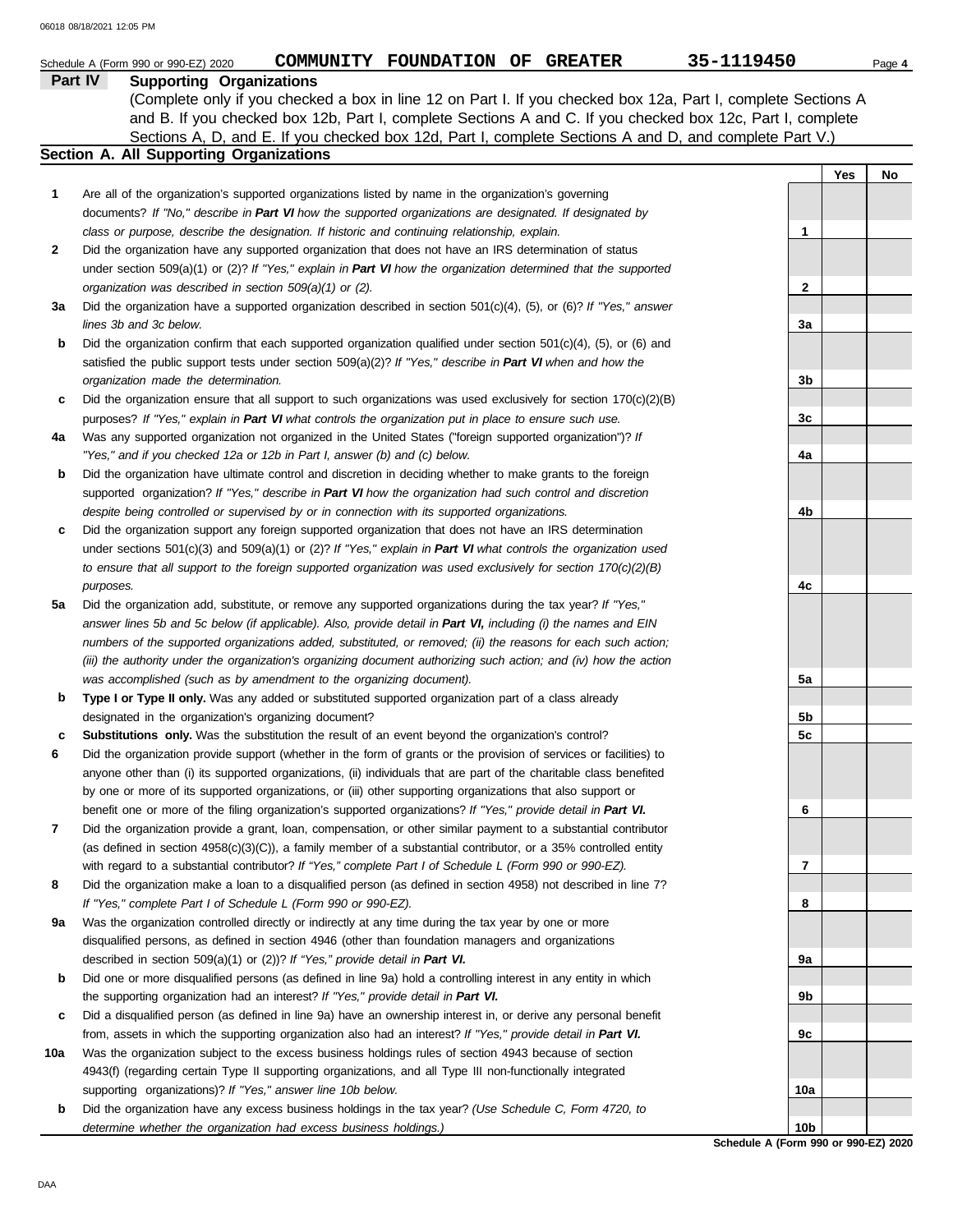Schedule A (Form 990 or 990-EZ) 2020 **COMMUNITY FOUNDATION OF GREATER** 35-1119450

## Part IV Supporting Organizations

(Complete only if you checked a box in line 12 on Part I. If you checked box 12a, Part I, complete Sections A and B. If you checked box 12b, Part I, complete Sections A and C. If you checked box 12c, Part I, complete Sections A, D, and E. If you checked box 12d, Part I, complete Sections A and D, and complete Part V.)

### Section A. All Supporting Organizations

| | | | Yes | No |
|---|---|---|---|---|
| **1** | Are all of the organization's supported organizations listed by name in the organization's governing documents? *If "No," describe in **Part VI** how the supported organizations are designated. If designated by class or purpose, describe the designation. If historic and continuing relationship, explain.* | 1 | | |
| **2** | Did the organization have any supported organization that does not have an IRS determination of status under section 509(a)(1) or (2)? *If "Yes," explain in **Part VI** how the organization determined that the supported organization was described in section 509(a)(1) or (2).* | 2 | | |
| **3a** | Did the organization have a supported organization described in section 501(c)(4), (5), or (6)? *If "Yes," answer lines 3b and 3c below.* | 3a | | |
| **b** | Did the organization confirm that each supported organization qualified under section 501(c)(4), (5), or (6) and satisfied the public support tests under section 509(a)(2)? *If "Yes," describe in **Part VI** when and how the organization made the determination.* | 3b | | |
| **c** | Did the organization ensure that all support to such organizations was used exclusively for section 170(c)(2)(B) purposes? *If "Yes," explain in **Part VI** what controls the organization put in place to ensure such use.* | 3c | | |
| **4a** | Was any supported organization not organized in the United States ("foreign supported organization")? *If "Yes," and if you checked 12a or 12b in Part I, answer (b) and (c) below.* | 4a | | |
| **b** | Did the organization have ultimate control and discretion in deciding whether to make grants to the foreign supported organization? *If "Yes," describe in **Part VI** how the organization had such control and discretion despite being controlled or supervised by or in connection with its supported organizations.* | 4b | | |
| **c** | Did the organization support any foreign supported organization that does not have an IRS determination under sections 501(c)(3) and 509(a)(1) or (2)? *If "Yes," explain in **Part VI** what controls the organization used to ensure that all support to the foreign supported organization was used exclusively for section 170(c)(2)(B) purposes.* | 4c | | |
| **5a** | Did the organization add, substitute, or remove any supported organizations during the tax year? *If "Yes," answer lines 5b and 5c below (if applicable). Also, provide detail in **Part VI,** including (i) the names and EIN numbers of the supported organizations added, substituted, or removed; (ii) the reasons for each such action; (iii) the authority under the organization's organizing document authorizing such action; and (iv) how the action was accomplished (such as by amendment to the organizing document).* | 5a | | |
| **b** | **Type I or Type II only.** Was any added or substituted supported organization part of a class already designated in the organization's organizing document? | 5b | | |
| **c** | **Substitutions only.** Was the substitution the result of an event beyond the organization's control? | 5c | | |
| **6** | Did the organization provide support (whether in the form of grants or the provision of services or facilities) to anyone other than (i) its supported organizations, (ii) individuals that are part of the charitable class benefited by one or more of its supported organizations, or (iii) other supporting organizations that also support or benefit one or more of the filing organization's supported organizations? *If "Yes," provide detail in **Part VI.*** | 6 | | |
| **7** | Did the organization provide a grant, loan, compensation, or other similar payment to a substantial contributor (as defined in section 4958(c)(3)(C)), a family member of a substantial contributor, or a 35% controlled entity with regard to a substantial contributor? *If "Yes," complete Part I of Schedule L (Form 990 or 990-EZ).* | 7 | | |
| **8** | Did the organization make a loan to a disqualified person (as defined in section 4958) not described in line 7? *If "Yes," complete Part I of Schedule L (Form 990 or 990-EZ).* | 8 | | |
| **9a** | Was the organization controlled directly or indirectly at any time during the tax year by one or more disqualified persons, as defined in section 4946 (other than foundation managers and organizations described in section 509(a)(1) or (2))? *If "Yes," provide detail in **Part VI.*** | 9a | | |
| **b** | Did one or more disqualified persons (as defined in line 9a) hold a controlling interest in any entity in which the supporting organization had an interest? *If "Yes," provide detail in **Part VI.*** | 9b | | |
| **c** | Did a disqualified person (as defined in line 9a) have an ownership interest in, or derive any personal benefit from, assets in which the supporting organization also had an interest? *If "Yes," provide detail in **Part VI.*** | 9c | | |
| **10a** | Was the organization subject to the excess business holdings rules of section 4943 because of section 4943(f) (regarding certain Type II supporting organizations, and all Type III non-functionally integrated supporting organizations)? *If "Yes," answer line 10b below.* | 10a | | |
| **b** | Did the organization have any excess business holdings in the tax year? *(Use Schedule C, Form 4720, to determine whether the organization had excess business holdings.)* | 10b | | |

**Schedule A (Form 990 or 990-EZ) 2020**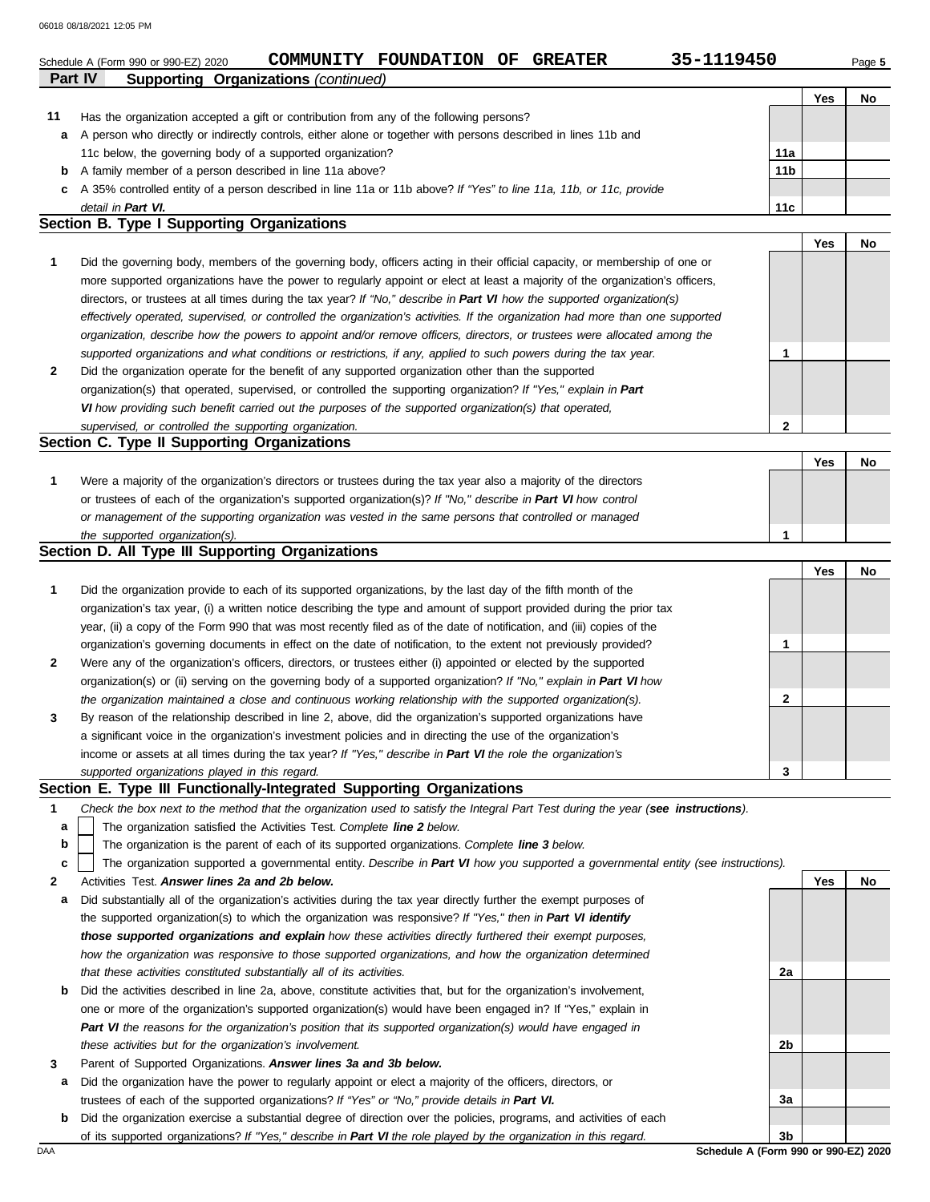Schedule A (Form 990 or 990-EZ) 2020 COMMUNITY FOUNDATION OF GREATER 35-1119450

## Part IV Supporting Organizations *(continued)*

| | | | Yes | No |
|---|---|---|---|---|
| **11** | Has the organization accepted a gift or contribution from any of the following persons? | | | |
| **a** | A person who directly or indirectly controls, either alone or together with persons described in lines 11b and 11c below, the governing body of a supported organization? | 11a | | |
| **b** | A family member of a person described in line 11a above? | 11b | | |
| **c** | A 35% controlled entity of a person described in line 11a or 11b above? *If "Yes" to line 11a, 11b, or 11c, provide detail in **Part VI.*** | 11c | | |

### Section B. Type I Supporting Organizations

| | | | Yes | No |
|---|---|---|---|---|
| **1** | Did the governing body, members of the governing body, officers acting in their official capacity, or membership of one or more supported organizations have the power to regularly appoint or elect at least a majority of the organization's officers, directors, or trustees at all times during the tax year? *If "No," describe in **Part VI** how the supported organization(s) effectively operated, supervised, or controlled the organization's activities. If the organization had more than one supported organization, describe how the powers to appoint and/or remove officers, directors, or trustees were allocated among the supported organizations and what conditions or restrictions, if any, applied to such powers during the tax year.* | 1 | | |
| **2** | Did the organization operate for the benefit of any supported organization other than the supported organization(s) that operated, supervised, or controlled the supporting organization? *If "Yes," explain in **Part VI** how providing such benefit carried out the purposes of the supported organization(s) that operated, supervised, or controlled the supporting organization.* | 2 | | |

### Section C. Type II Supporting Organizations

| | | | Yes | No |
|---|---|---|---|---|
| **1** | Were a majority of the organization's directors or trustees during the tax year also a majority of the directors or trustees of each of the organization's supported organization(s)? *If "No," describe in **Part VI** how control or management of the supporting organization was vested in the same persons that controlled or managed the supported organization(s).* | 1 | | |

### Section D. All Type III Supporting Organizations

| | | | Yes | No |
|---|---|---|---|---|
| **1** | Did the organization provide to each of its supported organizations, by the last day of the fifth month of the organization's tax year, (i) a written notice describing the type and amount of support provided during the prior tax year, (ii) a copy of the Form 990 that was most recently filed as of the date of notification, and (iii) copies of the organization's governing documents in effect on the date of notification, to the extent not previously provided? | 1 | | |
| **2** | Were any of the organization's officers, directors, or trustees either (i) appointed or elected by the supported organization(s) or (ii) serving on the governing body of a supported organization? *If "No," explain in **Part VI** how the organization maintained a close and continuous working relationship with the supported organization(s).* | 2 | | |
| **3** | By reason of the relationship described in line 2, above, did the organization's supported organizations have a significant voice in the organization's investment policies and in directing the use of the organization's income or assets at all times during the tax year? *If "Yes," describe in **Part VI** the role the organization's supported organizations played in this regard.* | 3 | | |

### Section E. Type III Functionally-Integrated Supporting Organizations

**1** *Check the box next to the method that the organization used to satisfy the Integral Part Test during the year (**see instructions**).*

- **a** ☐ The organization satisfied the Activities Test. *Complete **line 2** below.*
- **b** ☐ The organization is the parent of each of its supported organizations. *Complete **line 3** below.*
- **c** ☐ The organization supported a governmental entity. *Describe in **Part VI** how you supported a governmental entity (see instructions).*

| | | | Yes | No |
|---|---|---|---|---|
| **2** | Activities Test. ***Answer lines 2a and 2b below.*** | | | |
| **a** | Did substantially all of the organization's activities during the tax year directly further the exempt purposes of the supported organization(s) to which the organization was responsive? *If "Yes," then in **Part VI identify those supported organizations and explain** how these activities directly furthered their exempt purposes, how the organization was responsive to those supported organizations, and how the organization determined that these activities constituted substantially all of its activities.* | 2a | | |
| **b** | Did the activities described in line 2a, above, constitute activities that, but for the organization's involvement, one or more of the organization's supported organization(s) would have been engaged in? If "Yes," explain in ***Part VI** the reasons for the organization's position that its supported organization(s) would have engaged in these activities but for the organization's involvement.* | 2b | | |
| **3** | Parent of Supported Organizations. ***Answer lines 3a and 3b below.*** | | | |
| **a** | Did the organization have the power to regularly appoint or elect a majority of the officers, directors, or trustees of each of the supported organizations? *If "Yes" or "No," provide details in **Part VI.*** | 3a | | |
| **b** | Did the organization exercise a substantial degree of direction over the policies, programs, and activities of each of its supported organizations? *If "Yes," describe in **Part VI** the role played by the organization in this regard.* | 3b | | |

**Schedule A (Form 990 or 990-EZ) 2020**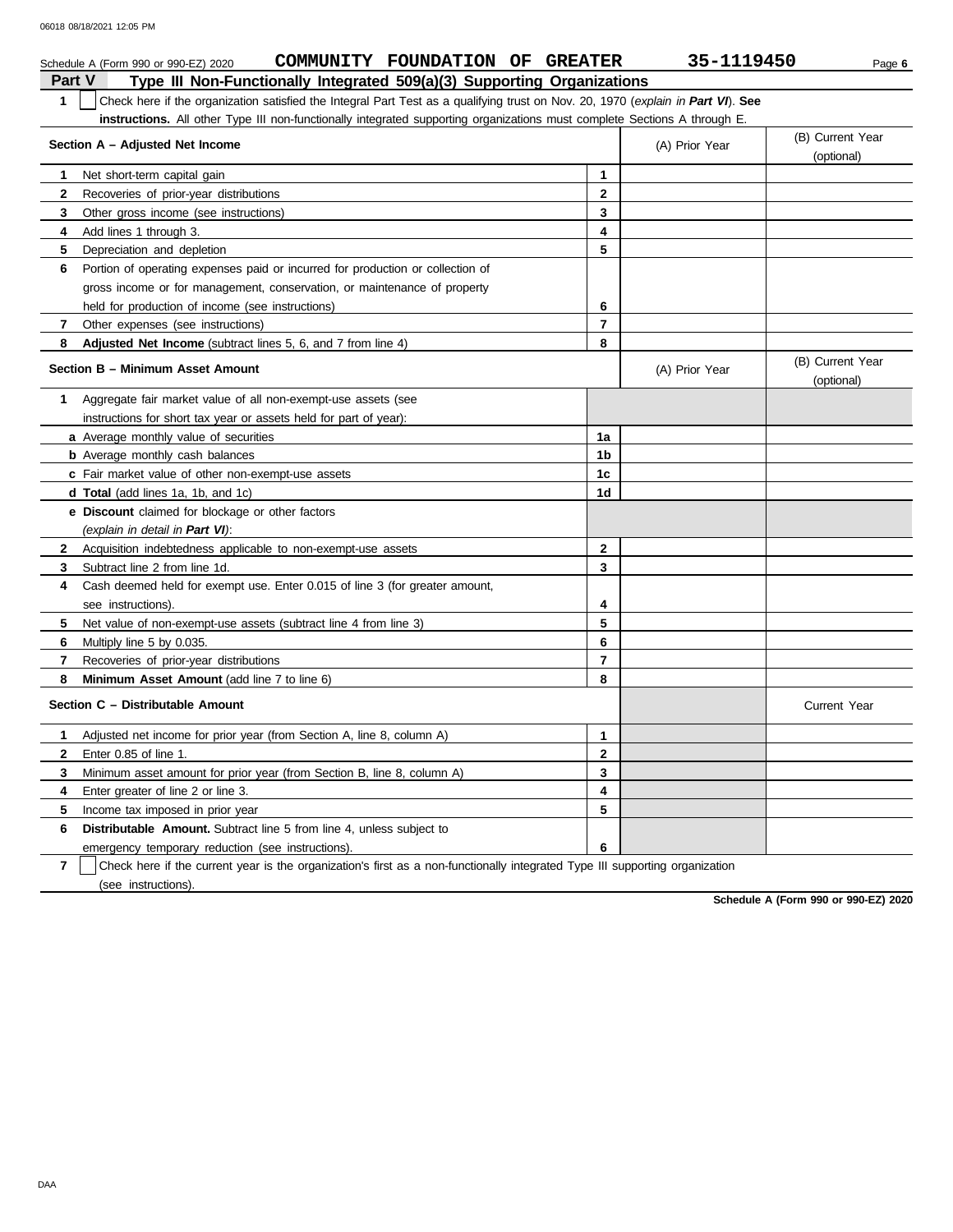Schedule A (Form 990 or 990-EZ) 2020 **COMMUNITY FOUNDATION OF GREATER** 35-1119450

## Part V Type III Non-Functionally Integrated 509(a)(3) Supporting Organizations

**1** ☐ Check here if the organization satisfied the Integral Part Test as a qualifying trust on Nov. 20, 1970 (*explain in **Part VI***). **See instructions.** All other Type III non-functionally integrated supporting organizations must complete Sections A through E.

| Section A – Adjusted Net Income | | (A) Prior Year | (B) Current Year (optional) |
|---|---|---|---|
| **1** Net short-term capital gain | 1 | | |
| **2** Recoveries of prior-year distributions | 2 | | |
| **3** Other gross income (see instructions) | 3 | | |
| **4** Add lines 1 through 3. | 4 | | |
| **5** Depreciation and depletion | 5 | | |
| **6** Portion of operating expenses paid or incurred for production or collection of gross income or for management, conservation, or maintenance of property held for production of income (see instructions) | 6 | | |
| **7** Other expenses (see instructions) | 7 | | |
| **8** **Adjusted Net Income** (subtract lines 5, 6, and 7 from line 4) | 8 | | |

| Section B – Minimum Asset Amount | | (A) Prior Year | (B) Current Year (optional) |
|---|---|---|---|
| **1** Aggregate fair market value of all non-exempt-use assets (see instructions for short tax year or assets held for part of year): | | | |
| **a** Average monthly value of securities | 1a | | |
| **b** Average monthly cash balances | 1b | | |
| **c** Fair market value of other non-exempt-use assets | 1c | | |
| **d** **Total** (add lines 1a, 1b, and 1c) | 1d | | |
| **e** **Discount** claimed for blockage or other factors (*explain in detail in **Part VI***): | | | |
| **2** Acquisition indebtedness applicable to non-exempt-use assets | 2 | | |
| **3** Subtract line 2 from line 1d. | 3 | | |
| **4** Cash deemed held for exempt use. Enter 0.015 of line 3 (for greater amount, see instructions). | 4 | | |
| **5** Net value of non-exempt-use assets (subtract line 4 from line 3) | 5 | | |
| **6** Multiply line 5 by 0.035. | 6 | | |
| **7** Recoveries of prior-year distributions | 7 | | |
| **8** **Minimum Asset Amount** (add line 7 to line 6) | 8 | | |

| Section C – Distributable Amount | | | Current Year |
|---|---|---|---|
| **1** Adjusted net income for prior year (from Section A, line 8, column A) | 1 | | |
| **2** Enter 0.85 of line 1. | 2 | | |
| **3** Minimum asset amount for prior year (from Section B, line 8, column A) | 3 | | |
| **4** Enter greater of line 2 or line 3. | 4 | | |
| **5** Income tax imposed in prior year | 5 | | |
| **6** **Distributable Amount.** Subtract line 5 from line 4, unless subject to emergency temporary reduction (see instructions). | 6 | | |

**7** ☐ Check here if the current year is the organization's first as a non-functionally integrated Type III supporting organization (see instructions).

**Schedule A (Form 990 or 990-EZ) 2020**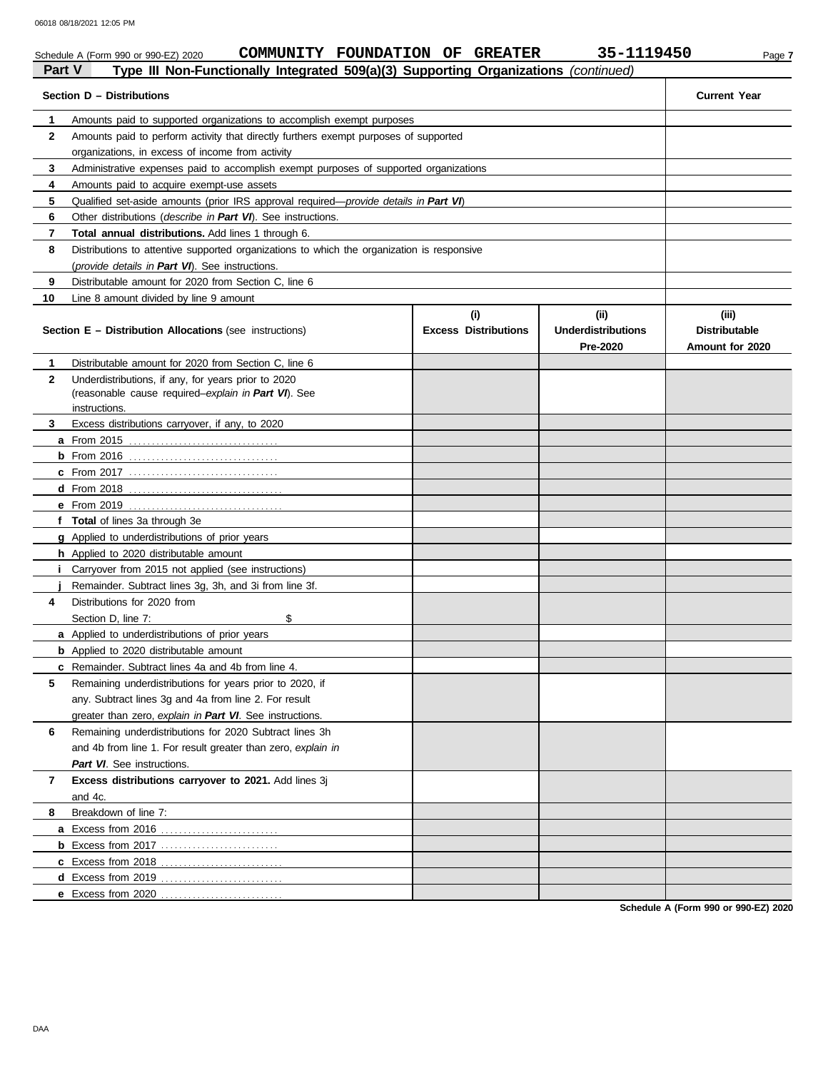Schedule A (Form 990 or 990-EZ) 2020 **COMMUNITY FOUNDATION OF GREATER** **35-1119450** Page **7**

## Part V — Type III Non-Functionally Integrated 509(a)(3) Supporting Organizations *(continued)*

| **Section D – Distributions** | | **Current Year** |
|---|---|---|
| **1** | Amounts paid to supported organizations to accomplish exempt purposes | |
| **2** | Amounts paid to perform activity that directly furthers exempt purposes of supported organizations, in excess of income from activity | |
| **3** | Administrative expenses paid to accomplish exempt purposes of supported organizations | |
| **4** | Amounts paid to acquire exempt-use assets | |
| **5** | Qualified set-aside amounts (prior IRS approval required—*provide details in **Part VI***) | |
| **6** | Other distributions (*describe in **Part VI***). See instructions. | |
| **7** | **Total annual distributions.** Add lines 1 through 6. | |
| **8** | Distributions to attentive supported organizations to which the organization is responsive (*provide details in **Part VI***). See instructions. | |
| **9** | Distributable amount for 2020 from Section C, line 6 | |
| **10** | Line 8 amount divided by line 9 amount | |

| **Section E – Distribution Allocations** (see instructions) | | **(i) Excess Distributions** | **(ii) Underdistributions Pre-2020** | **(iii) Distributable Amount for 2020** |
|---|---|---|---|---|
| **1** | Distributable amount for 2020 from Section C, line 6 | | | |
| **2** | Underdistributions, if any, for years prior to 2020 (reasonable cause required–*explain in **Part VI***). See instructions. | | | |
| **3** | Excess distributions carryover, if any, to 2020 | | | |
| **a** | From 2015 | | | |
| **b** | From 2016 | | | |
| **c** | From 2017 | | | |
| **d** | From 2018 | | | |
| **e** | From 2019 | | | |
| **f** | **Total** of lines 3a through 3e | | | |
| **g** | Applied to underdistributions of prior years | | | |
| **h** | Applied to 2020 distributable amount | | | |
| **i** | Carryover from 2015 not applied (see instructions) | | | |
| **j** | Remainder. Subtract lines 3g, 3h, and 3i from line 3f. | | | |
| **4** | Distributions for 2020 from Section D, line 7: $ | | | |
| **a** | Applied to underdistributions of prior years | | | |
| **b** | Applied to 2020 distributable amount | | | |
| **c** | Remainder. Subtract lines 4a and 4b from line 4. | | | |
| **5** | Remaining underdistributions for years prior to 2020, if any. Subtract lines 3g and 4a from line 2. For result greater than zero, *explain in **Part VI***. See instructions. | | | |
| **6** | Remaining underdistributions for 2020 Subtract lines 3h and 4b from line 1. For result greater than zero, *explain in **Part VI***. See instructions. | | | |
| **7** | **Excess distributions carryover to 2021.** Add lines 3j and 4c. | | | |
| **8** | Breakdown of line 7: | | | |
| **a** | Excess from 2016 | | | |
| **b** | Excess from 2017 | | | |
| **c** | Excess from 2018 | | | |
| **d** | Excess from 2019 | | | |
| **e** | Excess from 2020 | | | |

**Schedule A (Form 990 or 990-EZ) 2020**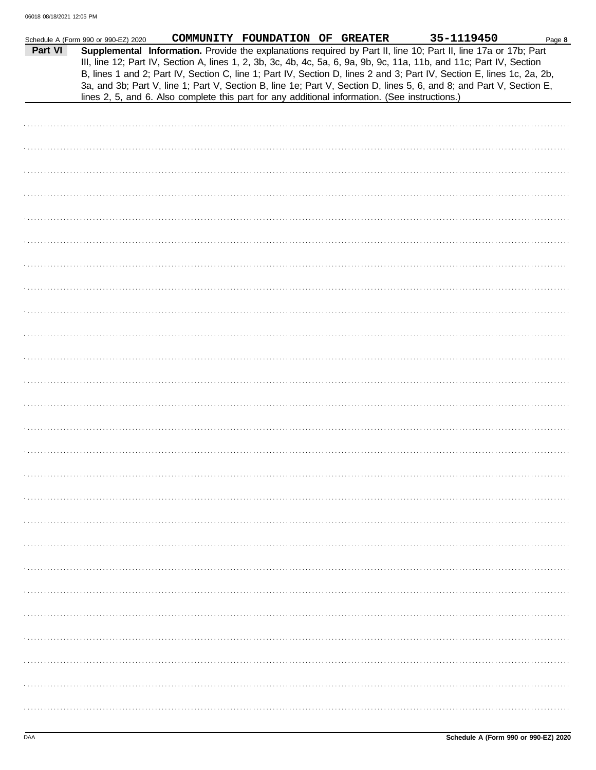Schedule A (Form 990 or 990-EZ) 2020 COMMUNITY FOUNDATION OF GREATER 35-1119450 Page **8**

**Part VI** **Supplemental Information.** Provide the explanations required by Part II, line 10; Part II, line 17a or 17b; Part III, line 12; Part IV, Section A, lines 1, 2, 3b, 3c, 4b, 4c, 5a, 6, 9a, 9b, 9c, 11a, 11b, and 11c; Part IV, Section B, lines 1 and 2; Part IV, Section C, line 1; Part IV, Section D, lines 2 and 3; Part IV, Section E, lines 1c, 2a, 2b, 3a, and 3b; Part V, line 1; Part V, Section B, line 1e; Part V, Section D, lines 5, 6, and 8; and Part V, Section E, lines 2, 5, and 6. Also complete this part for any additional information. (See instructions.)

Schedule A (Form 990 or 990-EZ) 2020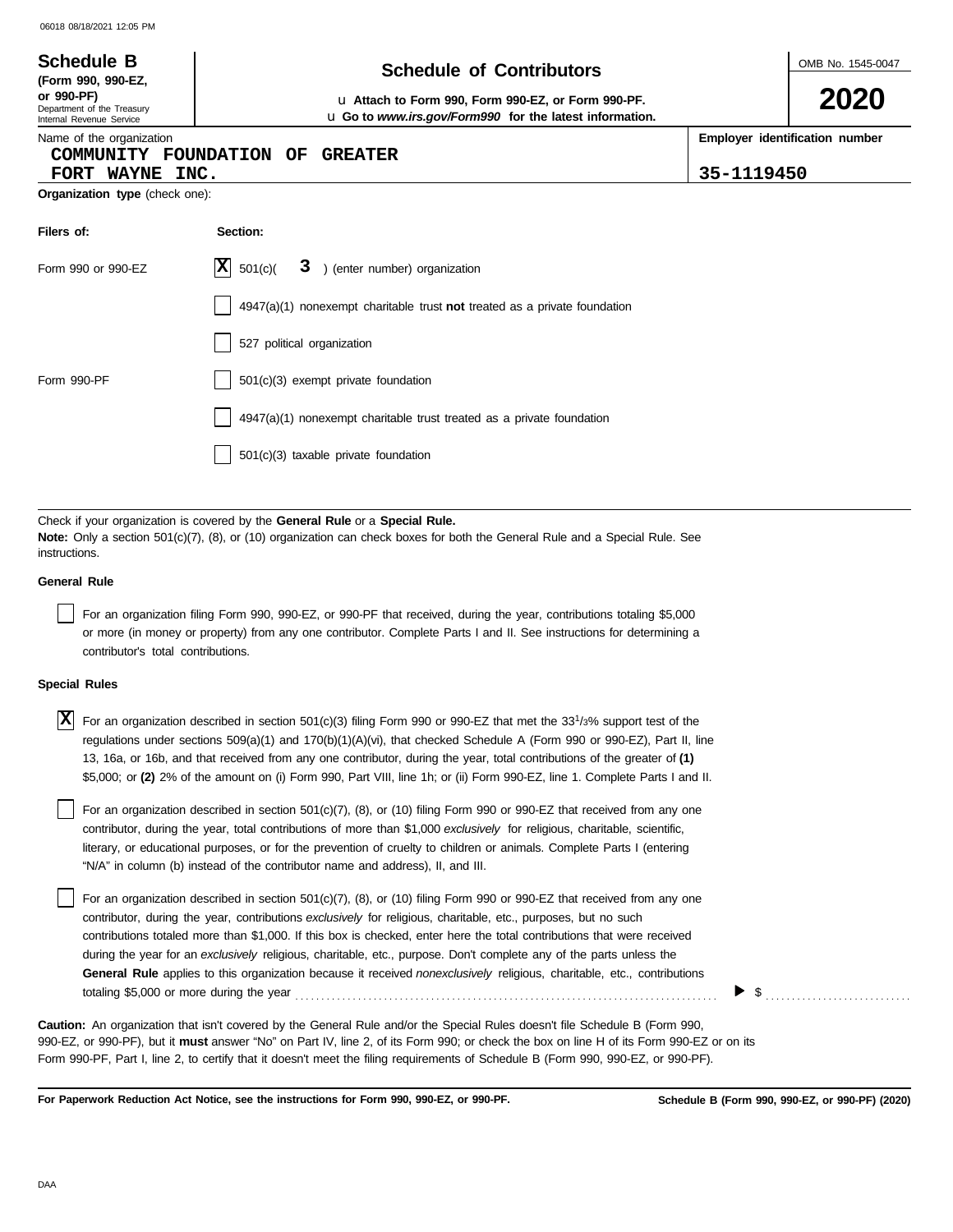**Schedule B**
**(Form 990, 990-EZ, or 990-PF)**
Department of the Treasury
Internal Revenue Service

# Schedule of Contributors

u **Attach to Form 990, Form 990-EZ, or Form 990-PF.**
u **Go to *www.irs.gov/Form990* for the latest information.**

OMB No. 1545-0047

**2020**

Name of the organization: COMMUNITY FOUNDATION OF GREATER FORT WAYNE INC.

**Employer identification number:** 35-1119450

**Organization type** (check one):

| Filers of: | Section: |
|---|---|
| Form 990 or 990-EZ | [X] 501(c)( 3 ) (enter number) organization |
| | [ ] 4947(a)(1) nonexempt charitable trust **not** treated as a private foundation |
| | [ ] 527 political organization |
| Form 990-PF | [ ] 501(c)(3) exempt private foundation |
| | [ ] 4947(a)(1) nonexempt charitable trust treated as a private foundation |
| | [ ] 501(c)(3) taxable private foundation |

Check if your organization is covered by the **General Rule** or a **Special Rule.**
**Note:** Only a section 501(c)(7), (8), or (10) organization can check boxes for both the General Rule and a Special Rule. See instructions.

**General Rule**

[ ] For an organization filing Form 990, 990-EZ, or 990-PF that received, during the year, contributions totaling $5,000 or more (in money or property) from any one contributor. Complete Parts I and II. See instructions for determining a contributor's total contributions.

**Special Rules**

[X] For an organization described in section 501(c)(3) filing Form 990 or 990-EZ that met the 33 1/3% support test of the regulations under sections 509(a)(1) and 170(b)(1)(A)(vi), that checked Schedule A (Form 990 or 990-EZ), Part II, line 13, 16a, or 16b, and that received from any one contributor, during the year, total contributions of the greater of **(1)** $5,000; or **(2)** 2% of the amount on (i) Form 990, Part VIII, line 1h; or (ii) Form 990-EZ, line 1. Complete Parts I and II.

[ ] For an organization described in section 501(c)(7), (8), or (10) filing Form 990 or 990-EZ that received from any one contributor, during the year, total contributions of more than $1,000 *exclusively* for religious, charitable, scientific, literary, or educational purposes, or for the prevention of cruelty to children or animals. Complete Parts I (entering "N/A" in column (b) instead of the contributor name and address), II, and III.

[ ] For an organization described in section 501(c)(7), (8), or (10) filing Form 990 or 990-EZ that received from any one contributor, during the year, contributions *exclusively* for religious, charitable, etc., purposes, but no such contributions totaled more than $1,000. If this box is checked, enter here the total contributions that were received during the year for an *exclusively* religious, charitable, etc., purpose. Don't complete any of the parts unless the **General Rule** applies to this organization because it received *nonexclusively* religious, charitable, etc., contributions totaling $5,000 or more during the year ▶ $ ..........

**Caution:** An organization that isn't covered by the General Rule and/or the Special Rules doesn't file Schedule B (Form 990, 990-EZ, or 990-PF), but it **must** answer "No" on Part IV, line 2, of its Form 990; or check the box on line H of its Form 990-EZ or on its Form 990-PF, Part I, line 2, to certify that it doesn't meet the filing requirements of Schedule B (Form 990, 990-EZ, or 990-PF).

**For Paperwork Reduction Act Notice, see the instructions for Form 990, 990-EZ, or 990-PF.**

**Schedule B (Form 990, 990-EZ, or 990-PF) (2020)**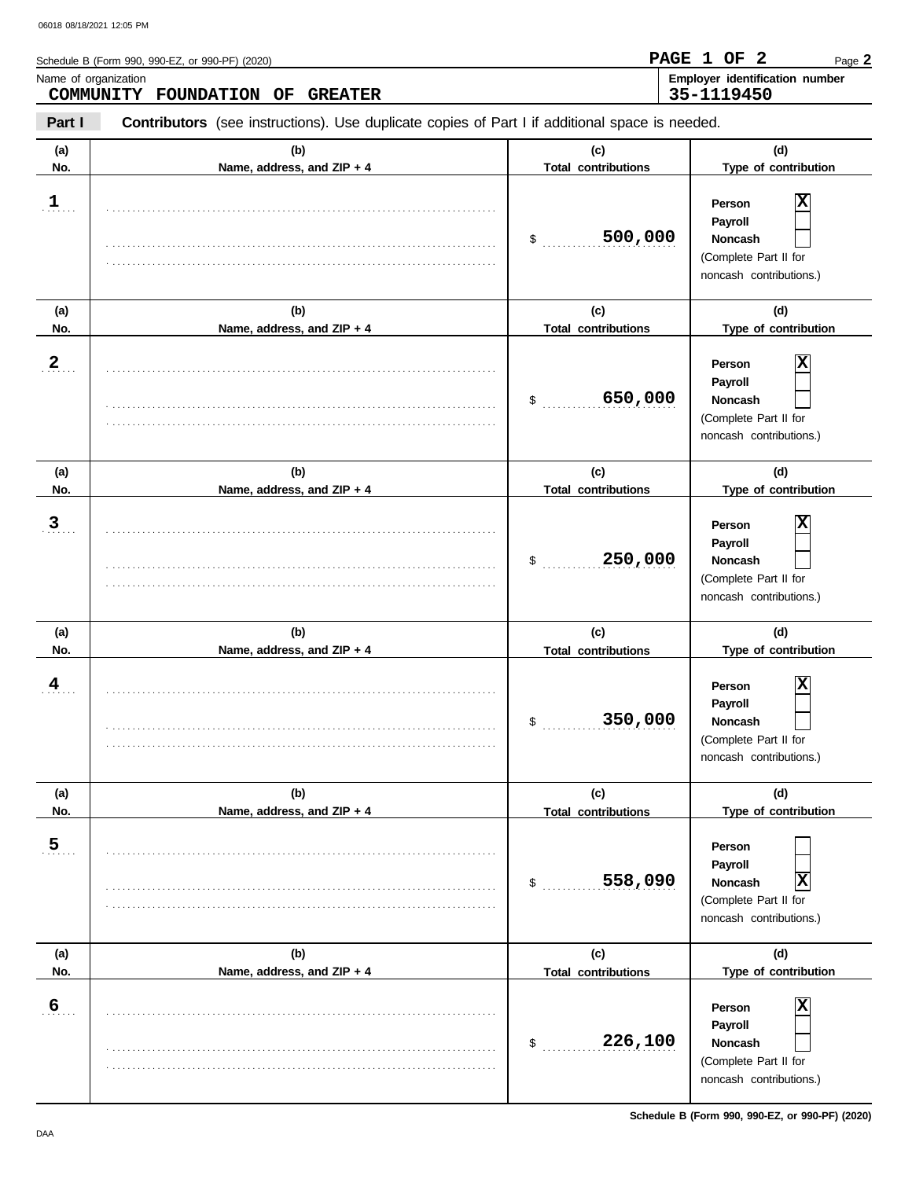Schedule B (Form 990, 990-EZ, or 990-PF) (2020)

**PAGE 1 OF 2**

Name of organization
**COMMUNITY FOUNDATION OF GREATER**

**Employer identification number**
**35-1119450**

**Part I** **Contributors** (see instructions). Use duplicate copies of Part I if additional space is needed.

| (a) No. | (b) Name, address, and ZIP + 4 | (c) Total contributions | (d) Type of contribution |
|---|---|---|---|
| 1 | | $ 500,000 | Person [X] Payroll [ ] Noncash [ ] (Complete Part II for noncash contributions.) |
| 2 | | $ 650,000 | Person [X] Payroll [ ] Noncash [ ] (Complete Part II for noncash contributions.) |
| 3 | | $ 250,000 | Person [X] Payroll [ ] Noncash [ ] (Complete Part II for noncash contributions.) |
| 4 | | $ 350,000 | Person [X] Payroll [ ] Noncash [ ] (Complete Part II for noncash contributions.) |
| 5 | | $ 558,090 | Person [ ] Payroll [ ] Noncash [X] (Complete Part II for noncash contributions.) |
| 6 | | $ 226,100 | Person [X] Payroll [ ] Noncash [ ] (Complete Part II for noncash contributions.) |

Schedule B (Form 990, 990-EZ, or 990-PF) (2020)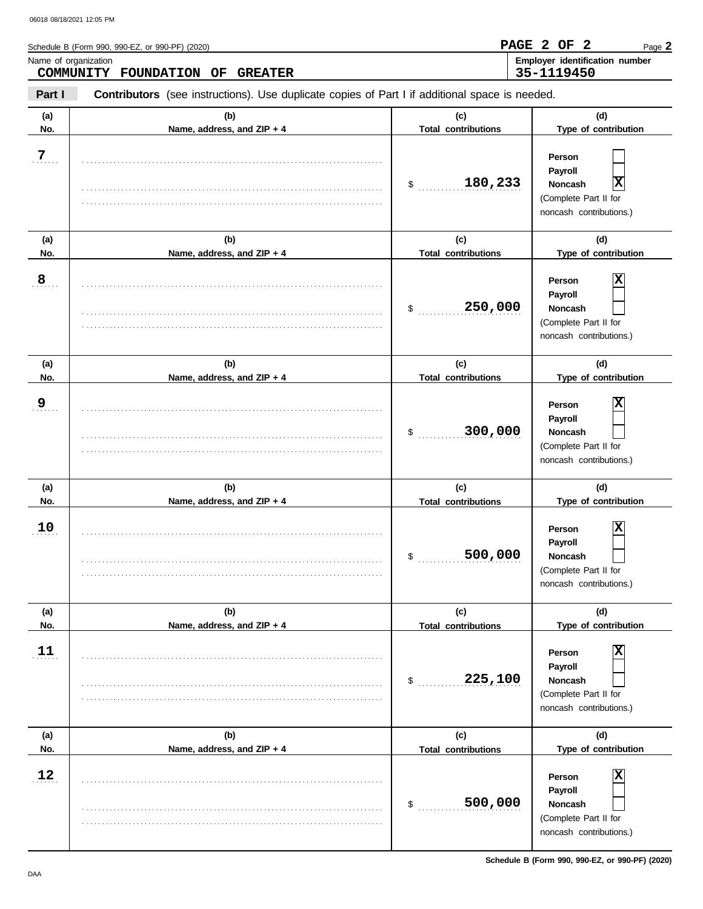Schedule B (Form 990, 990-EZ, or 990-PF) (2020)

Name of organization: **COMMUNITY FOUNDATION OF GREATER**

Employer identification number: **35-1119450**

**Part I** **Contributors** (see instructions). Use duplicate copies of Part I if additional space is needed.

| (a) No. | (b) Name, address, and ZIP + 4 | (c) Total contributions | (d) Type of contribution |
|---|---|---|---|
| 7 | | $ 180,233 | Person [ ] Payroll [ ] Noncash [X] (Complete Part II for noncash contributions.) |
| 8 | | $ 250,000 | Person [X] Payroll [ ] Noncash [ ] (Complete Part II for noncash contributions.) |
| 9 | | $ 300,000 | Person [X] Payroll [ ] Noncash [ ] (Complete Part II for noncash contributions.) |
| 10 | | $ 500,000 | Person [X] Payroll [ ] Noncash [ ] (Complete Part II for noncash contributions.) |
| 11 | | $ 225,100 | Person [X] Payroll [ ] Noncash [ ] (Complete Part II for noncash contributions.) |
| 12 | | $ 500,000 | Person [X] Payroll [ ] Noncash [ ] (Complete Part II for noncash contributions.) |

Schedule B (Form 990, 990-EZ, or 990-PF) (2020)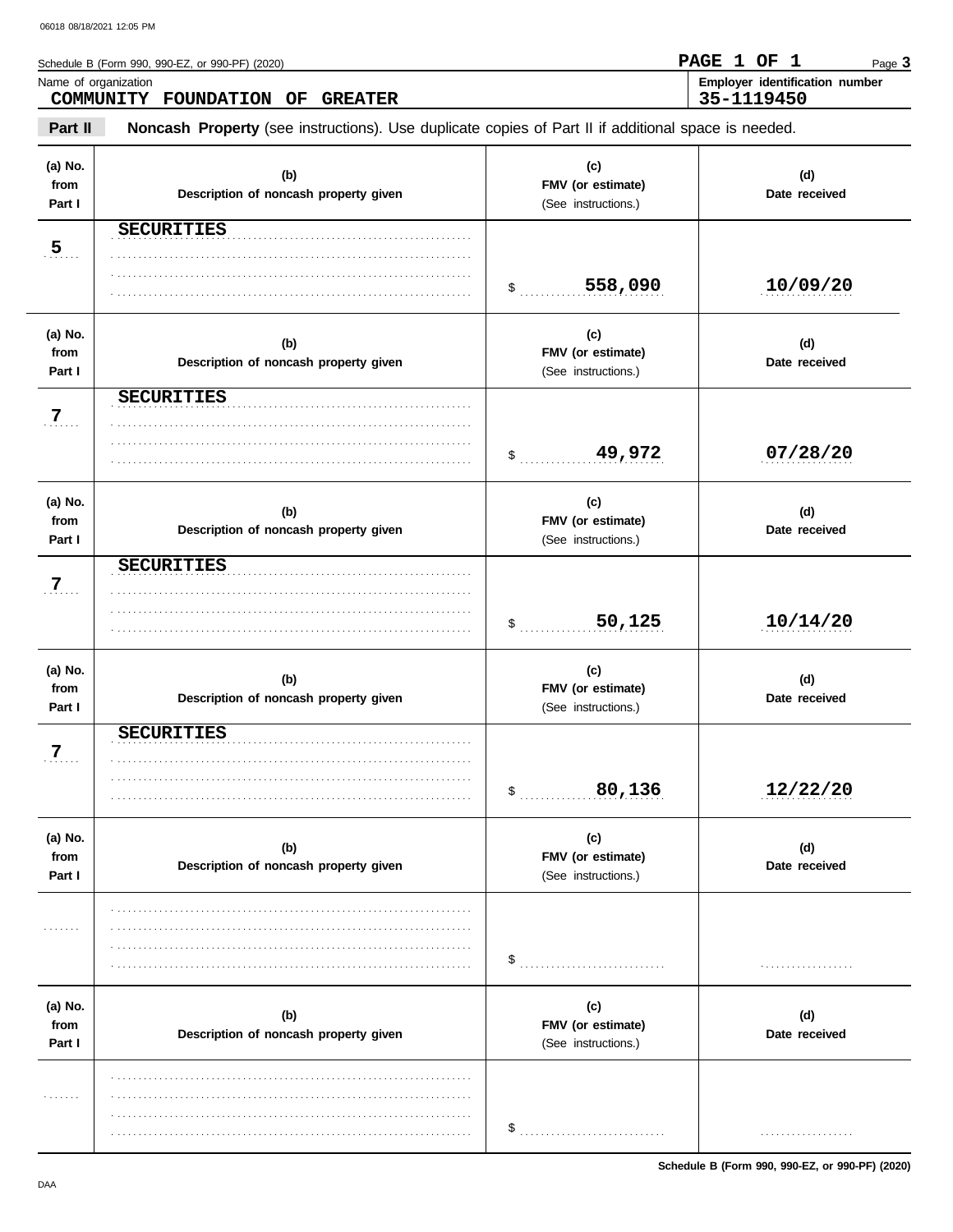Schedule B (Form 990, 990-EZ, or 990-PF) (2020)

PAGE 1 OF 1

Name of organization: COMMUNITY FOUNDATION OF GREATER

Employer identification number: 35-1119450

**Part II** **Noncash Property** (see instructions). Use duplicate copies of Part II if additional space is needed.

| (a) No. from Part I | (b) Description of noncash property given | (c) FMV (or estimate) (See instructions.) | (d) Date received |
|---|---|---|---|
| 5 | SECURITIES | $ 558,090 | 10/09/20 |
| 7 | SECURITIES | $ 49,972 | 07/28/20 |
| 7 | SECURITIES | $ 50,125 | 10/14/20 |
| 7 | SECURITIES | $ 80,136 | 12/22/20 |
| | | $ | |
| | | $ | |

Schedule B (Form 990, 990-EZ, or 990-PF) (2020)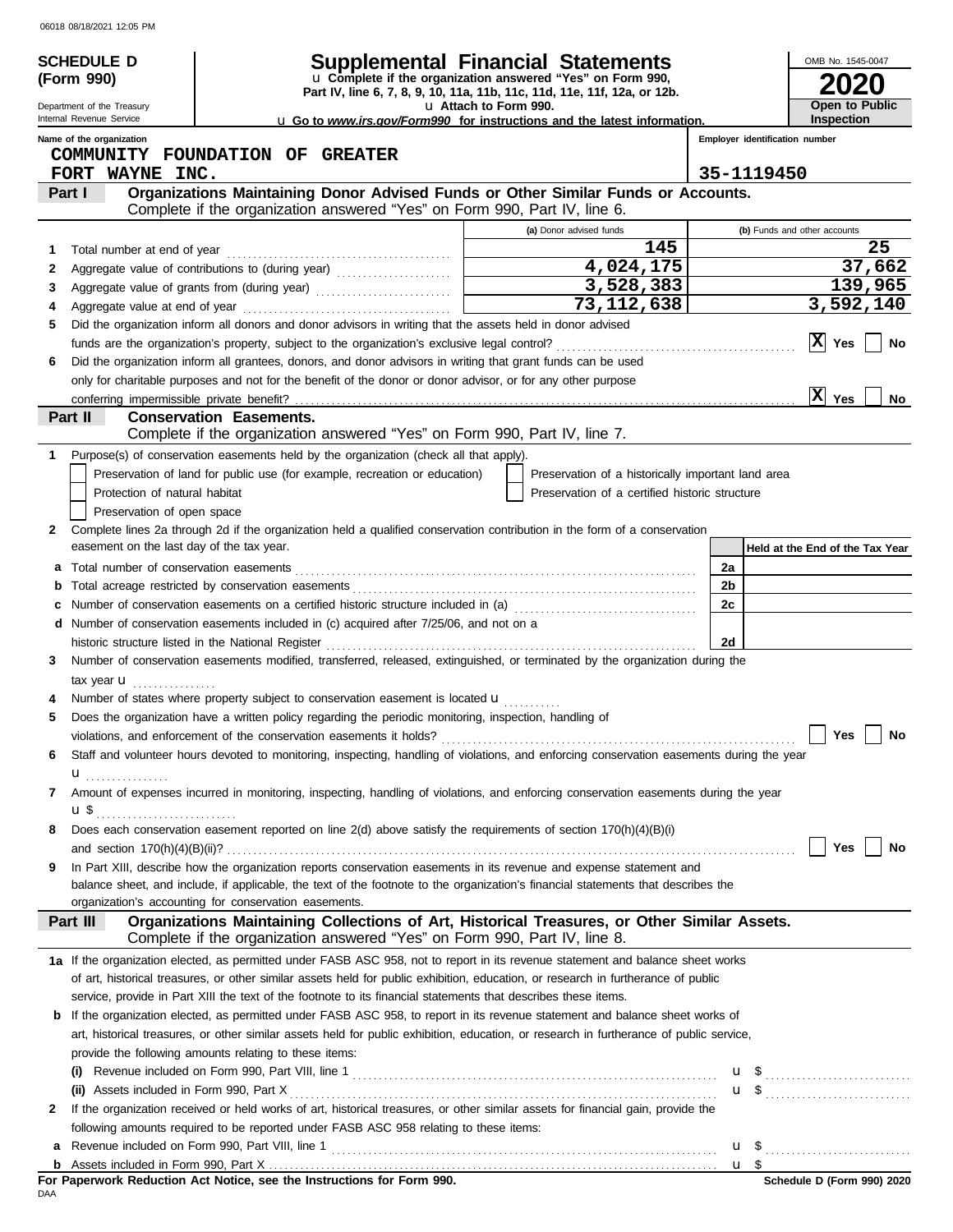06018 08/18/2021 12:05 PM

# SCHEDULE D (Form 990)

Department of the Treasury
Internal Revenue Service

## Supplemental Financial Statements

u Complete if the organization answered "Yes" on Form 990, Part IV, line 6, 7, 8, 9, 10, 11a, 11b, 11c, 11d, 11e, 11f, 12a, or 12b.
u Attach to Form 990.
u Go to *www.irs.gov/Form990* for instructions and the latest information.

OMB No. 1545-0047
**2020**
**Open to Public Inspection**

Name of the organization: COMMUNITY FOUNDATION OF GREATER FORT WAYNE INC.
Employer identification number: 35-1119450

### Part I — Organizations Maintaining Donor Advised Funds or Other Similar Funds or Accounts.
Complete if the organization answered "Yes" on Form 990, Part IV, line 6.

| | | (a) Donor advised funds | (b) Funds and other accounts |
|---|---|---|---|
| 1 | Total number at end of year | 145 | 25 |
| 2 | Aggregate value of contributions to (during year) | 4,024,175 | 37,662 |
| 3 | Aggregate value of grants from (during year) | 3,528,383 | 139,965 |
| 4 | Aggregate value at end of year | 73,112,638 | 3,592,140 |

5 Did the organization inform all donors and donor advisors in writing that the assets held in donor advised funds are the organization's property, subject to the organization's exclusive legal control? [X] Yes [ ] No

6 Did the organization inform all grantees, donors, and donor advisors in writing that grant funds can be used only for charitable purposes and not for the benefit of the donor or donor advisor, or for any other purpose conferring impermissible private benefit? [X] Yes [ ] No

### Part II — Conservation Easements.
Complete if the organization answered "Yes" on Form 990, Part IV, line 7.

1 Purpose(s) of conservation easements held by the organization (check all that apply).
- [ ] Preservation of land for public use (for example, recreation or education)
- [ ] Protection of natural habitat
- [ ] Preservation of open space
- [ ] Preservation of a historically important land area
- [ ] Preservation of a certified historic structure

2 Complete lines 2a through 2d if the organization held a qualified conservation contribution in the form of a conservation easement on the last day of the tax year.

| | | | Held at the End of the Tax Year |
|---|---|---|---|
| a | Total number of conservation easements | 2a | |
| b | Total acreage restricted by conservation easements | 2b | |
| c | Number of conservation easements on a certified historic structure included in (a) | 2c | |
| d | Number of conservation easements included in (c) acquired after 7/25/06, and not on a historic structure listed in the National Register | 2d | |

3 Number of conservation easements modified, transferred, released, extinguished, or terminated by the organization during the tax year u

4 Number of states where property subject to conservation easement is located u

5 Does the organization have a written policy regarding the periodic monitoring, inspection, handling of violations, and enforcement of the conservation easements it holds? [ ] Yes [ ] No

6 Staff and volunteer hours devoted to monitoring, inspecting, handling of violations, and enforcing conservation easements during the year u

7 Amount of expenses incurred in monitoring, inspecting, handling of violations, and enforcing conservation easements during the year u $

8 Does each conservation easement reported on line 2(d) above satisfy the requirements of section 170(h)(4)(B)(i) and section 170(h)(4)(B)(ii)? [ ] Yes [ ] No

9 In Part XIII, describe how the organization reports conservation easements in its revenue and expense statement and balance sheet, and include, if applicable, the text of the footnote to the organization's financial statements that describes the organization's accounting for conservation easements.

### Part III — Organizations Maintaining Collections of Art, Historical Treasures, or Other Similar Assets.
Complete if the organization answered "Yes" on Form 990, Part IV, line 8.

1a If the organization elected, as permitted under FASB ASC 958, not to report in its revenue statement and balance sheet works of art, historical treasures, or other similar assets held for public exhibition, education, or research in furtherance of public service, provide in Part XIII the text of the footnote to its financial statements that describes these items.

b If the organization elected, as permitted under FASB ASC 958, to report in its revenue statement and balance sheet works of art, historical treasures, or other similar assets held for public exhibition, education, or research in furtherance of public service, provide the following amounts relating to these items:

(i) Revenue included on Form 990, Part VIII, line 1 u $

(ii) Assets included in Form 990, Part X u $

2 If the organization received or held works of art, historical treasures, or other similar assets for financial gain, provide the following amounts required to be reported under FASB ASC 958 relating to these items:

a Revenue included on Form 990, Part VIII, line 1 u $

b Assets included in Form 990, Part X u $

**For Paperwork Reduction Act Notice, see the Instructions for Form 990.**
DAA
**Schedule D (Form 990) 2020**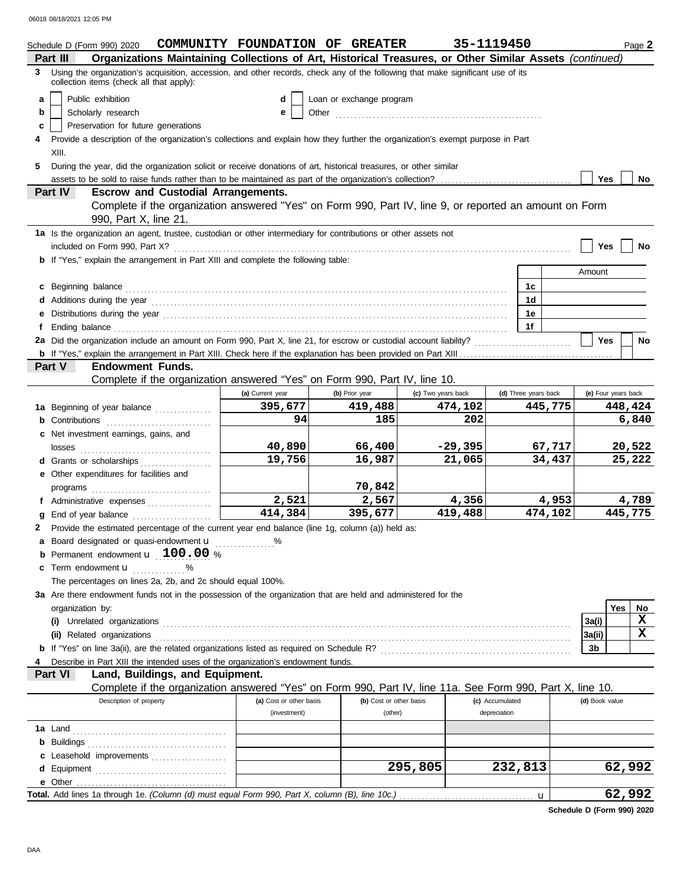Schedule D (Form 990) 2020 COMMUNITY FOUNDATION OF GREATER 35-1119450 Page **2**

## Part III Organizations Maintaining Collections of Art, Historical Treasures, or Other Similar Assets *(continued)*

**3** Using the organization's acquisition, accession, and other records, check any of the following that make significant use of its collection items (check all that apply):

- **a** [ ] Public exhibition
- **b** [ ] Scholarly research
- **c** [ ] Preservation for future generations
- **d** [ ] Loan or exchange program
- **e** [ ] Other

**4** Provide a description of the organization's collections and explain how they further the organization's exempt purpose in Part XIII.

**5** During the year, did the organization solicit or receive donations of art, historical treasures, or other similar assets to be sold to raise funds rather than to be maintained as part of the organization's collection? [ ] Yes [ ] No

## Part IV Escrow and Custodial Arrangements.

Complete if the organization answered "Yes" on Form 990, Part IV, line 9, or reported an amount on Form 990, Part X, line 21.

**1a** Is the organization an agent, trustee, custodian or other intermediary for contributions or other assets not included on Form 990, Part X? [ ] Yes [ ] No

**b** If "Yes," explain the arrangement in Part XIII and complete the following table:

| | | Amount |
|---|---|---|
| **c** Beginning balance | 1c | |
| **d** Additions during the year | 1d | |
| **e** Distributions during the year | 1e | |
| **f** Ending balance | 1f | |

**2a** Did the organization include an amount on Form 990, Part X, line 21, for escrow or custodial account liability? [ ] Yes [ ] No

**b** If "Yes," explain the arrangement in Part XIII. Check here if the explanation has been provided on Part XIII [ ]

## Part V Endowment Funds.

Complete if the organization answered "Yes" on Form 990, Part IV, line 10.

| | (a) Current year | (b) Prior year | (c) Two years back | (d) Three years back | (e) Four years back |
|---|---|---|---|---|---|
| **1a** Beginning of year balance | 395,677 | 419,488 | 474,102 | 445,775 | 448,424 |
| **b** Contributions | 94 | 185 | 202 | | 6,840 |
| **c** Net investment earnings, gains, and losses | 40,890 | 66,400 | -29,395 | 67,717 | 20,522 |
| **d** Grants or scholarships | 19,756 | 16,987 | 21,065 | 34,437 | 25,222 |
| **e** Other expenditures for facilities and programs | | 70,842 | | | |
| **f** Administrative expenses | 2,521 | 2,567 | 4,356 | 4,953 | 4,789 |
| **g** End of year balance | 414,384 | 395,677 | 419,488 | 474,102 | 445,775 |

**2** Provide the estimated percentage of the current year end balance (line 1g, column (a)) held as:

**a** Board designated or quasi-endowment ______ %

**b** Permanent endowment **100.00** %

**c** Term endowment ______ %

The percentages on lines 2a, 2b, and 2c should equal 100%.

**3a** Are there endowment funds not in the possession of the organization that are held and administered for the organization by:

| | | Yes | No |
|---|---|---|---|
| **(i)** Unrelated organizations | 3a(i) | | X |
| **(ii)** Related organizations | 3a(ii) | | X |
| **b** If "Yes" on line 3a(ii), are the related organizations listed as required on Schedule R? | 3b | | |

**4** Describe in Part XIII the intended uses of the organization's endowment funds.

## Part VI Land, Buildings, and Equipment.

Complete if the organization answered "Yes" on Form 990, Part IV, line 11a. See Form 990, Part X, line 10.

| Description of property | (a) Cost or other basis (investment) | (b) Cost or other basis (other) | (c) Accumulated depreciation | (d) Book value |
|---|---|---|---|---|
| **1a** Land | | | | |
| **b** Buildings | | | | |
| **c** Leasehold improvements | | | | |
| **d** Equipment | | 295,805 | 232,813 | 62,992 |
| **e** Other | | | | |
| **Total.** Add lines 1a through 1e. *(Column (d) must equal Form 990, Part X, column (B), line 10c.)* | | | | 62,992 |

**Schedule D (Form 990) 2020**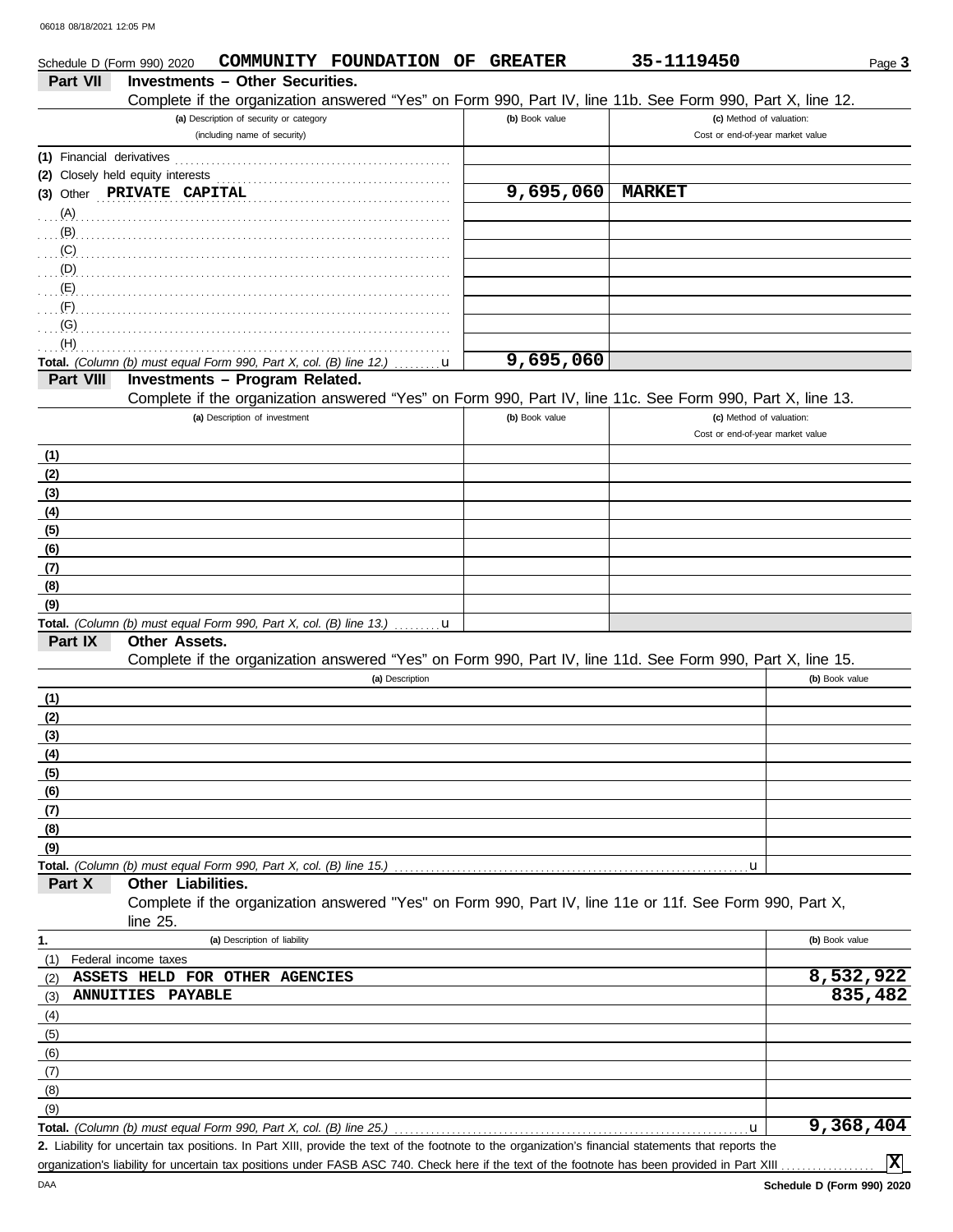Schedule D (Form 990) 2020 COMMUNITY FOUNDATION OF GREATER 35-1119450

## Part VII Investments – Other Securities.

Complete if the organization answered "Yes" on Form 990, Part IV, line 11b. See Form 990, Part X, line 12.

| (a) Description of security or category (including name of security) | (b) Book value | (c) Method of valuation: Cost or end-of-year market value |
|---|---|---|
| (1) Financial derivatives | | |
| (2) Closely held equity interests | | |
| (3) Other PRIVATE CAPITAL | 9,695,060 | MARKET |
| (A) | | |
| (B) | | |
| (C) | | |
| (D) | | |
| (E) | | |
| (F) | | |
| (G) | | |
| (H) | | |
| **Total.** *(Column (b) must equal Form 990, Part X, col. (B) line 12.)* | 9,695,060 | |

## Part VIII Investments – Program Related.

Complete if the organization answered "Yes" on Form 990, Part IV, line 11c. See Form 990, Part X, line 13.

| (a) Description of investment | (b) Book value | (c) Method of valuation: Cost or end-of-year market value |
|---|---|---|
| (1) | | |
| (2) | | |
| (3) | | |
| (4) | | |
| (5) | | |
| (6) | | |
| (7) | | |
| (8) | | |
| (9) | | |
| **Total.** *(Column (b) must equal Form 990, Part X, col. (B) line 13.)* | | |

## Part IX Other Assets.

Complete if the organization answered "Yes" on Form 990, Part IV, line 11d. See Form 990, Part X, line 15.

| (a) Description | (b) Book value |
|---|---|
| (1) | |
| (2) | |
| (3) | |
| (4) | |
| (5) | |
| (6) | |
| (7) | |
| (8) | |
| (9) | |
| **Total.** *(Column (b) must equal Form 990, Part X, col. (B) line 15.)* | |

## Part X Other Liabilities.

Complete if the organization answered "Yes" on Form 990, Part IV, line 11e or 11f. See Form 990, Part X, line 25.

| 1. (a) Description of liability | (b) Book value |
|---|---|
| (1) Federal income taxes | |
| (2) ASSETS HELD FOR OTHER AGENCIES | 8,532,922 |
| (3) ANNUITIES PAYABLE | 835,482 |
| (4) | |
| (5) | |
| (6) | |
| (7) | |
| (8) | |
| (9) | |
| **Total.** *(Column (b) must equal Form 990, Part X, col. (B) line 25.)* | 9,368,404 |

**2.** Liability for uncertain tax positions. In Part XIII, provide the text of the footnote to the organization's financial statements that reports the organization's liability for uncertain tax positions under FASB ASC 740. Check here if the text of the footnote has been provided in Part XIII [X]

Schedule D (Form 990) 2020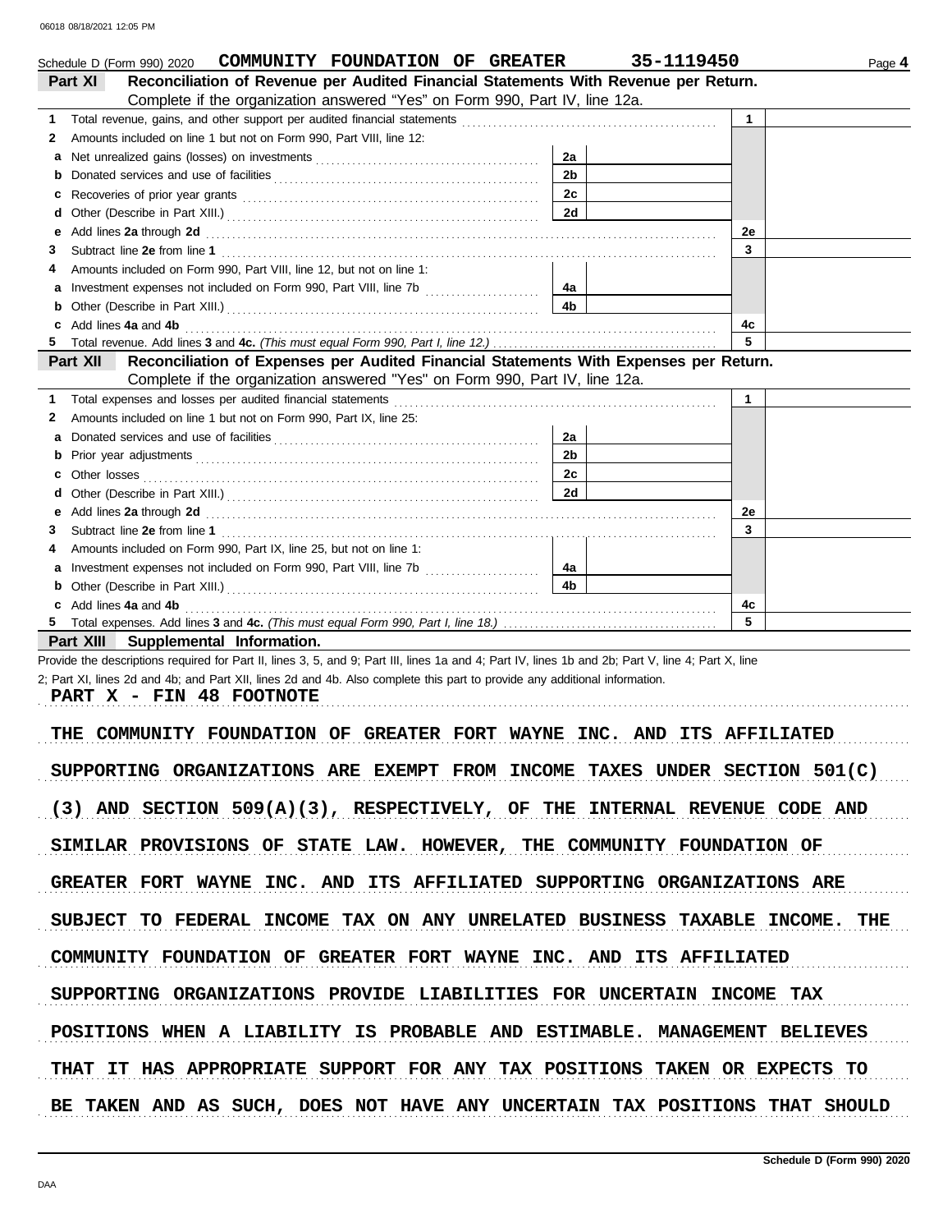Schedule D (Form 990) 2020 COMMUNITY FOUNDATION OF GREATER 35-1119450 Page **4**

## Part XI Reconciliation of Revenue per Audited Financial Statements With Revenue per Return.

Complete if the organization answered "Yes" on Form 990, Part IV, line 12a.

| | | | | | |
|---|---|---|---|---|---|
| **1** | Total revenue, gains, and other support per audited financial statements | | | 1 | |
| **2** | Amounts included on line 1 but not on Form 990, Part VIII, line 12: | | | | |
| **a** | Net unrealized gains (losses) on investments | 2a | | | |
| **b** | Donated services and use of facilities | 2b | | | |
| **c** | Recoveries of prior year grants | 2c | | | |
| **d** | Other (Describe in Part XIII.) | 2d | | | |
| **e** | Add lines **2a** through **2d** | | | 2e | |
| **3** | Subtract line **2e** from line **1** | | | 3 | |
| **4** | Amounts included on Form 990, Part VIII, line 12, but not on line 1: | | | | |
| **a** | Investment expenses not included on Form 990, Part VIII, line 7b | 4a | | | |
| **b** | Other (Describe in Part XIII.) | 4b | | | |
| **c** | Add lines **4a** and **4b** | | | 4c | |
| **5** | Total revenue. Add lines **3** and **4c.** *(This must equal Form 990, Part I, line 12.)* | | | 5 | |

## Part XII Reconciliation of Expenses per Audited Financial Statements With Expenses per Return.

Complete if the organization answered "Yes" on Form 990, Part IV, line 12a.

| | | | | | |
|---|---|---|---|---|---|
| **1** | Total expenses and losses per audited financial statements | | | 1 | |
| **2** | Amounts included on line 1 but not on Form 990, Part IX, line 25: | | | | |
| **a** | Donated services and use of facilities | 2a | | | |
| **b** | Prior year adjustments | 2b | | | |
| **c** | Other losses | 2c | | | |
| **d** | Other (Describe in Part XIII.) | 2d | | | |
| **e** | Add lines **2a** through **2d** | | | 2e | |
| **3** | Subtract line **2e** from line **1** | | | 3 | |
| **4** | Amounts included on Form 990, Part IX, line 25, but not on line 1: | | | | |
| **a** | Investment expenses not included on Form 990, Part VIII, line 7b | 4a | | | |
| **b** | Other (Describe in Part XIII.) | 4b | | | |
| **c** | Add lines **4a** and **4b** | | | 4c | |
| **5** | Total expenses. Add lines **3** and **4c.** *(This must equal Form 990, Part I, line 18.)* | | | 5 | |

## Part XIII Supplemental Information.

Provide the descriptions required for Part II, lines 3, 5, and 9; Part III, lines 1a and 4; Part IV, lines 1b and 2b; Part V, line 4; Part X, line 2; Part XI, lines 2d and 4b; and Part XII, lines 2d and 4b. Also complete this part to provide any additional information.

PART X - FIN 48 FOOTNOTE

THE COMMUNITY FOUNDATION OF GREATER FORT WAYNE INC. AND ITS AFFILIATED SUPPORTING ORGANIZATIONS ARE EXEMPT FROM INCOME TAXES UNDER SECTION 501(C)(3) AND SECTION 509(A)(3), RESPECTIVELY, OF THE INTERNAL REVENUE CODE AND SIMILAR PROVISIONS OF STATE LAW. HOWEVER, THE COMMUNITY FOUNDATION OF GREATER FORT WAYNE INC. AND ITS AFFILIATED SUPPORTING ORGANIZATIONS ARE SUBJECT TO FEDERAL INCOME TAX ON ANY UNRELATED BUSINESS TAXABLE INCOME. THE COMMUNITY FOUNDATION OF GREATER FORT WAYNE INC. AND ITS AFFILIATED SUPPORTING ORGANIZATIONS PROVIDE LIABILITIES FOR UNCERTAIN INCOME TAX POSITIONS WHEN A LIABILITY IS PROBABLE AND ESTIMABLE. MANAGEMENT BELIEVES THAT IT HAS APPROPRIATE SUPPORT FOR ANY TAX POSITIONS TAKEN OR EXPECTS TO BE TAKEN AND AS SUCH, DOES NOT HAVE ANY UNCERTAIN TAX POSITIONS THAT SHOULD

Schedule D (Form 990) 2020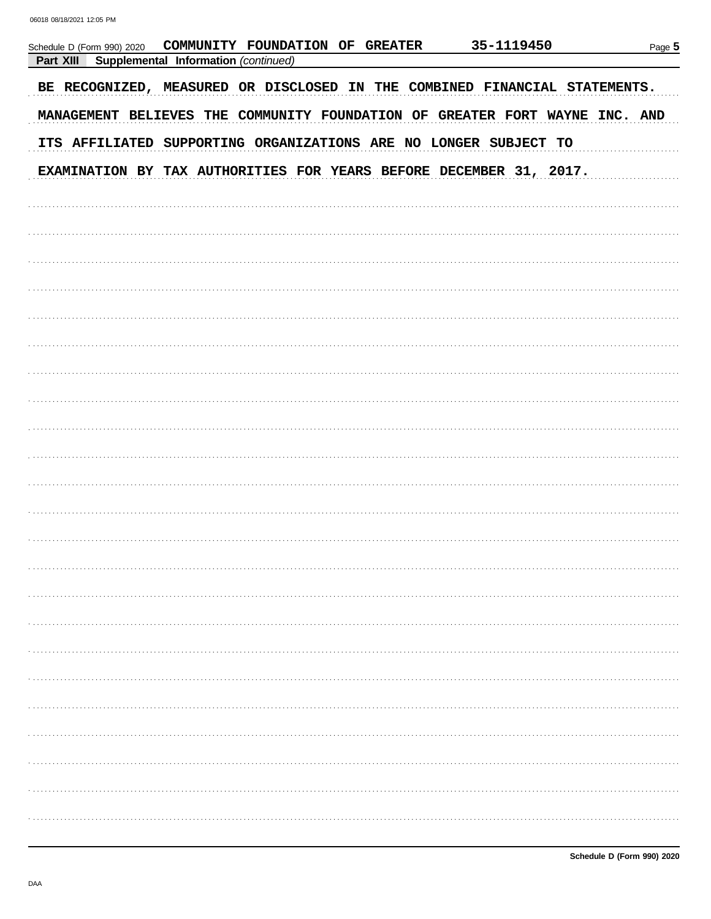Schedule D (Form 990) 2020 COMMUNITY FOUNDATION OF GREATER 35-1119450

**Part XIII Supplemental Information** *(continued)*

BE RECOGNIZED, MEASURED OR DISCLOSED IN THE COMBINED FINANCIAL STATEMENTS. MANAGEMENT BELIEVES THE COMMUNITY FOUNDATION OF GREATER FORT WAYNE INC. AND ITS AFFILIATED SUPPORTING ORGANIZATIONS ARE NO LONGER SUBJECT TO EXAMINATION BY TAX AUTHORITIES FOR YEARS BEFORE DECEMBER 31, 2017.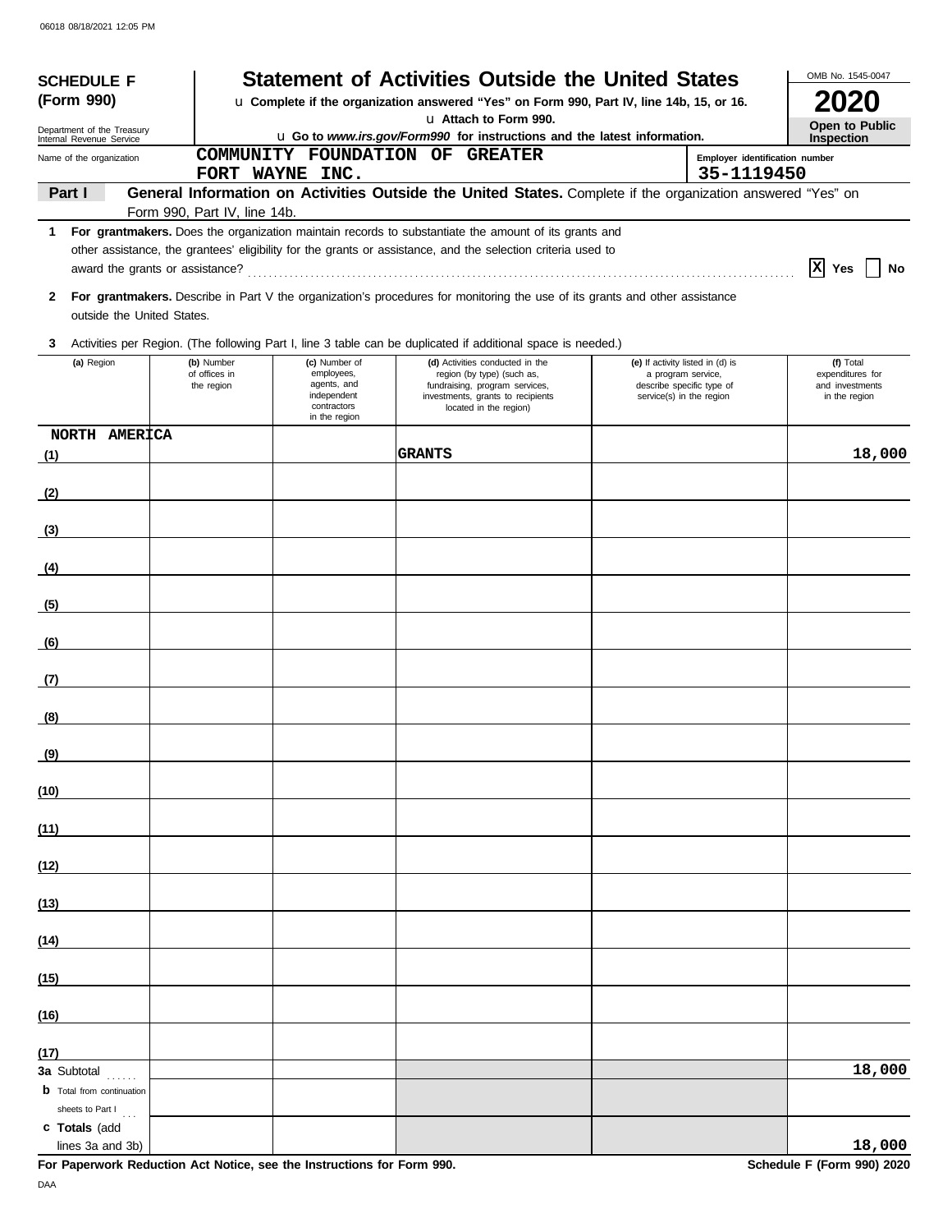**SCHEDULE F (Form 990)**

Department of the Treasury
Internal Revenue Service

# Statement of Activities Outside the United States

u Complete if the organization answered "Yes" on Form 990, Part IV, line 14b, 15, or 16.

u Attach to Form 990.

u Go to *www.irs.gov/Form990* for instructions and the latest information.

OMB No. 1545-0047

**2020**

**Open to Public Inspection**

Name of the organization: COMMUNITY FOUNDATION OF GREATER FORT WAYNE INC.

Employer identification number: 35-1119450

**Part I** **General Information on Activities Outside the United States.** Complete if the organization answered "Yes" on Form 990, Part IV, line 14b.

**1** **For grantmakers.** Does the organization maintain records to substantiate the amount of its grants and other assistance, the grantees' eligibility for the grants or assistance, and the selection criteria used to award the grants or assistance? [X] Yes [ ] No

**2** **For grantmakers.** Describe in Part V the organization's procedures for monitoring the use of its grants and other assistance outside the United States.

**3** Activities per Region. (The following Part I, line 3 table can be duplicated if additional space is needed.)

| (a) Region | (b) Number of offices in the region | (c) Number of employees, agents, and independent contractors in the region | (d) Activities conducted in the region (by type) (such as, fundraising, program services, investments, grants to recipients located in the region) | (e) If activity listed in (d) is a program service, describe specific type of service(s) in the region | (f) Total expenditures for and investments in the region |
|---|---|---|---|---|---|
| (1) NORTH AMERICA | | | GRANTS | | 18,000 |
| (2) | | | | | |
| (3) | | | | | |
| (4) | | | | | |
| (5) | | | | | |
| (6) | | | | | |
| (7) | | | | | |
| (8) | | | | | |
| (9) | | | | | |
| (10) | | | | | |
| (11) | | | | | |
| (12) | | | | | |
| (13) | | | | | |
| (14) | | | | | |
| (15) | | | | | |
| (16) | | | | | |
| (17) | | | | | |
| **3a** Subtotal | | | | | 18,000 |
| **b** Total from continuation sheets to Part I | | | | | |
| **c Totals** (add lines 3a and 3b) | | | | | 18,000 |

**For Paperwork Reduction Act Notice, see the Instructions for Form 990.**

**Schedule F (Form 990) 2020**

DAA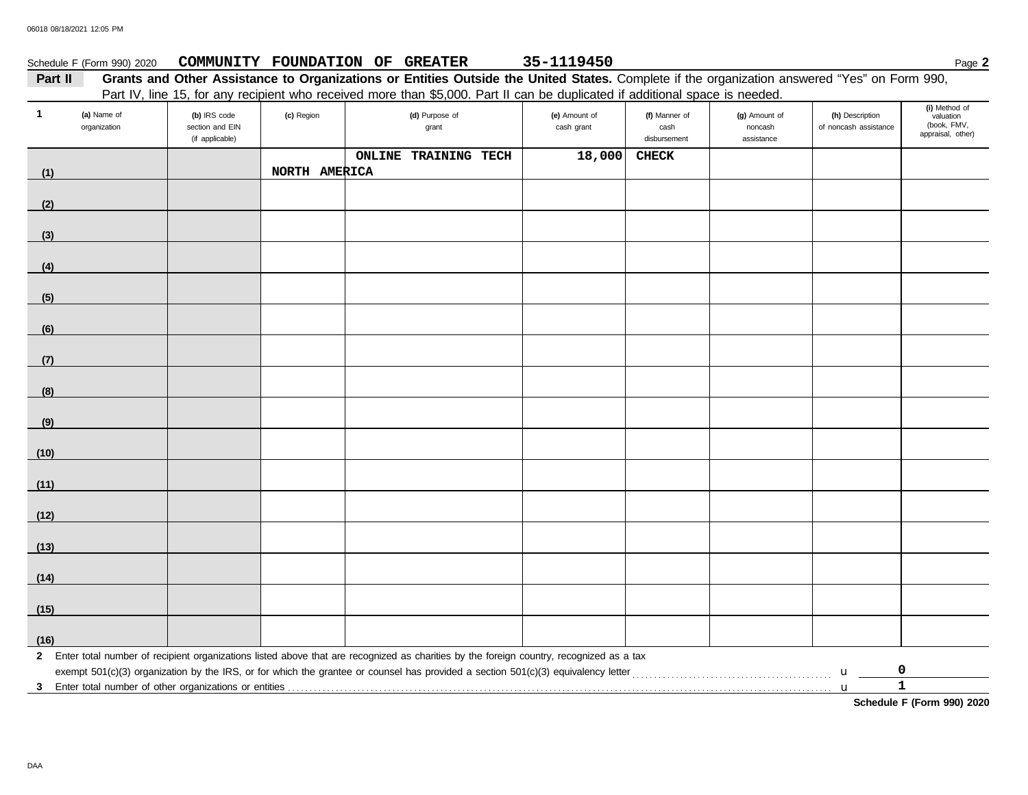Schedule F (Form 990) 2020 **COMMUNITY FOUNDATION OF GREATER** **35-1119450** Page **2**

**Part II** **Grants and Other Assistance to Organizations or Entities Outside the United States.** Complete if the organization answered "Yes" on Form 990, Part IV, line 15, for any recipient who received more than $5,000. Part II can be duplicated if additional space is needed.

| 1 (a) Name of organization | (b) IRS code section and EIN (if applicable) | (c) Region | (d) Purpose of grant | (e) Amount of cash grant | (f) Manner of cash disbursement | (g) Amount of noncash assistance | (h) Description of noncash assistance | (i) Method of valuation (book, FMV, appraisal, other) |
|---|---|---|---|---|---|---|---|---|
| (1) | | NORTH AMERICA | ONLINE TRAINING TECH | 18,000 | CHECK | | | |
| (2) | | | | | | | | |
| (3) | | | | | | | | |
| (4) | | | | | | | | |
| (5) | | | | | | | | |
| (6) | | | | | | | | |
| (7) | | | | | | | | |
| (8) | | | | | | | | |
| (9) | | | | | | | | |
| (10) | | | | | | | | |
| (11) | | | | | | | | |
| (12) | | | | | | | | |
| (13) | | | | | | | | |
| (14) | | | | | | | | |
| (15) | | | | | | | | |
| (16) | | | | | | | | |

**2** Enter total number of recipient organizations listed above that are recognized as charities by the foreign country, recognized as a tax exempt 501(c)(3) organization by the IRS, or for which the grantee or counsel has provided a section 501(c)(3) equivalency letter ... **0**

**3** Enter total number of other organizations or entities ... **1**

**Schedule F (Form 990) 2020**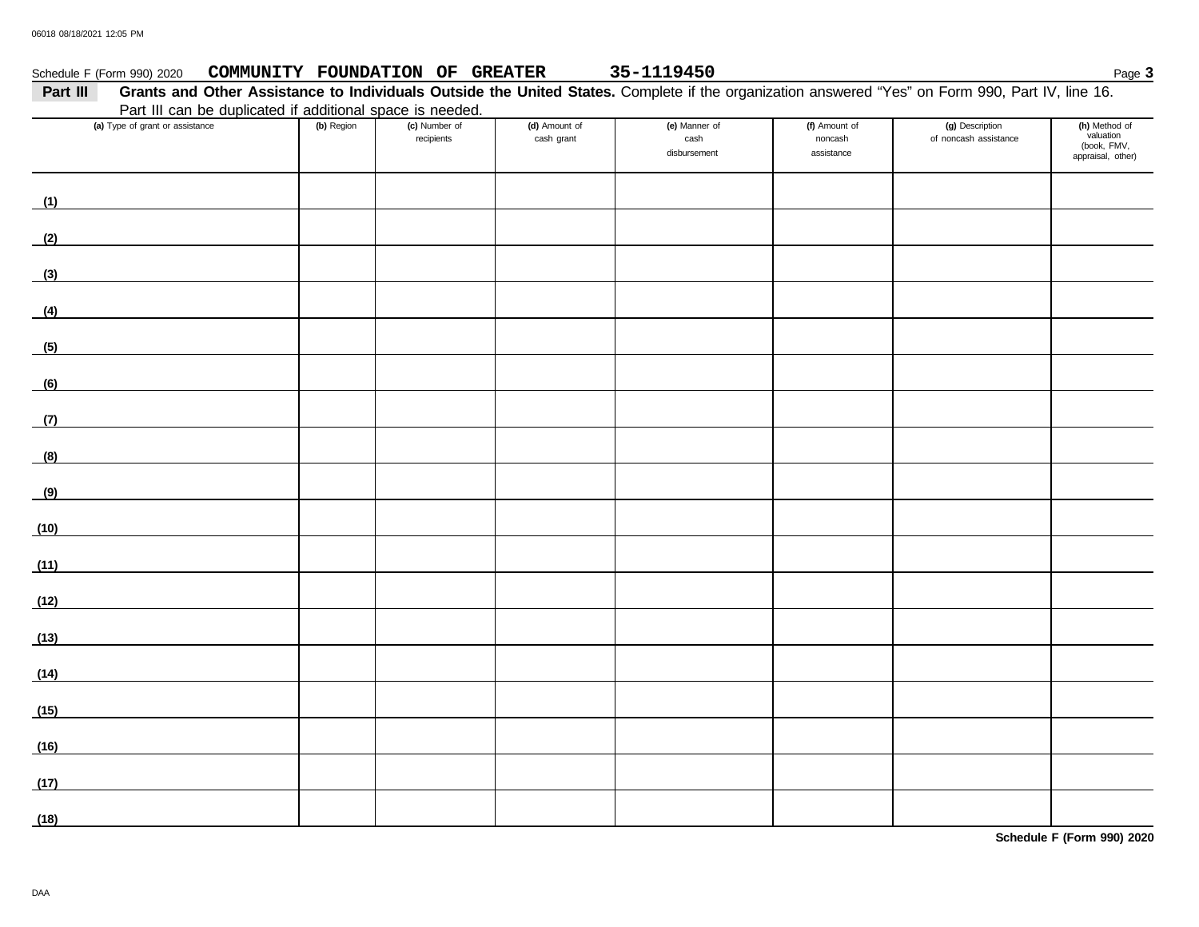Schedule F (Form 990) 2020 **COMMUNITY FOUNDATION OF GREATER** **35-1119450** Page **3**

**Part III** **Grants and Other Assistance to Individuals Outside the United States.** Complete if the organization answered "Yes" on Form 990, Part IV, line 16. Part III can be duplicated if additional space is needed.

| (a) Type of grant or assistance | (b) Region | (c) Number of recipients | (d) Amount of cash grant | (e) Manner of cash disbursement | (f) Amount of noncash assistance | (g) Description of noncash assistance | (h) Method of valuation (book, FMV, appraisal, other) |
|---|---|---|---|---|---|---|---|
| (1) | | | | | | | |
| (2) | | | | | | | |
| (3) | | | | | | | |
| (4) | | | | | | | |
| (5) | | | | | | | |
| (6) | | | | | | | |
| (7) | | | | | | | |
| (8) | | | | | | | |
| (9) | | | | | | | |
| (10) | | | | | | | |
| (11) | | | | | | | |
| (12) | | | | | | | |
| (13) | | | | | | | |
| (14) | | | | | | | |
| (15) | | | | | | | |
| (16) | | | | | | | |
| (17) | | | | | | | |
| (18) | | | | | | | |

**Schedule F (Form 990) 2020**

DAA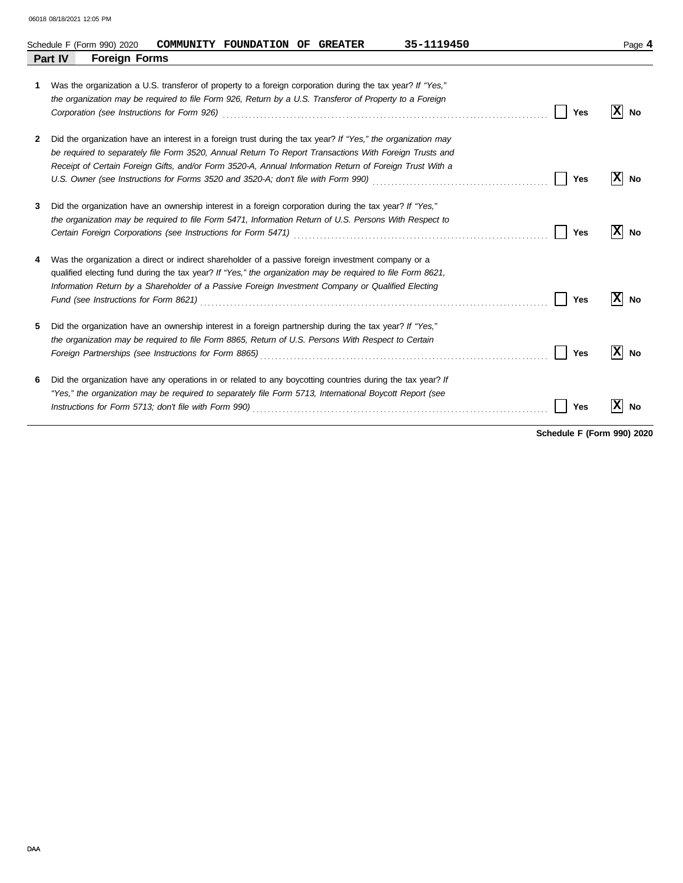Schedule F (Form 990) 2020 **COMMUNITY FOUNDATION OF GREATER** **35-1119450** Page **4**

## Part IV Foreign Forms

**1** Was the organization a U.S. transferor of property to a foreign corporation during the tax year? *If "Yes," the organization may be required to file Form 926, Return by a U.S. Transferor of Property to a Foreign Corporation (see Instructions for Form 926)* ☐ Yes ☒ No

**2** Did the organization have an interest in a foreign trust during the tax year? *If "Yes," the organization may be required to separately file Form 3520, Annual Return To Report Transactions With Foreign Trusts and Receipt of Certain Foreign Gifts, and/or Form 3520-A, Annual Information Return of Foreign Trust With a U.S. Owner (see Instructions for Forms 3520 and 3520-A; don't file with Form 990)* ☐ Yes ☒ No

**3** Did the organization have an ownership interest in a foreign corporation during the tax year? *If "Yes," the organization may be required to file Form 5471, Information Return of U.S. Persons With Respect to Certain Foreign Corporations (see Instructions for Form 5471)* ☐ Yes ☒ No

**4** Was the organization a direct or indirect shareholder of a passive foreign investment company or a qualified electing fund during the tax year? *If "Yes," the organization may be required to file Form 8621, Information Return by a Shareholder of a Passive Foreign Investment Company or Qualified Electing Fund (see Instructions for Form 8621)* ☐ Yes ☒ No

**5** Did the organization have an ownership interest in a foreign partnership during the tax year? *If "Yes," the organization may be required to file Form 8865, Return of U.S. Persons With Respect to Certain Foreign Partnerships (see Instructions for Form 8865)* ☐ Yes ☒ No

**6** Did the organization have any operations in or related to any boycotting countries during the tax year? *If "Yes," the organization may be required to separately file Form 5713, International Boycott Report (see Instructions for Form 5713; don't file with Form 990)* ☐ Yes ☒ No

**Schedule F (Form 990) 2020**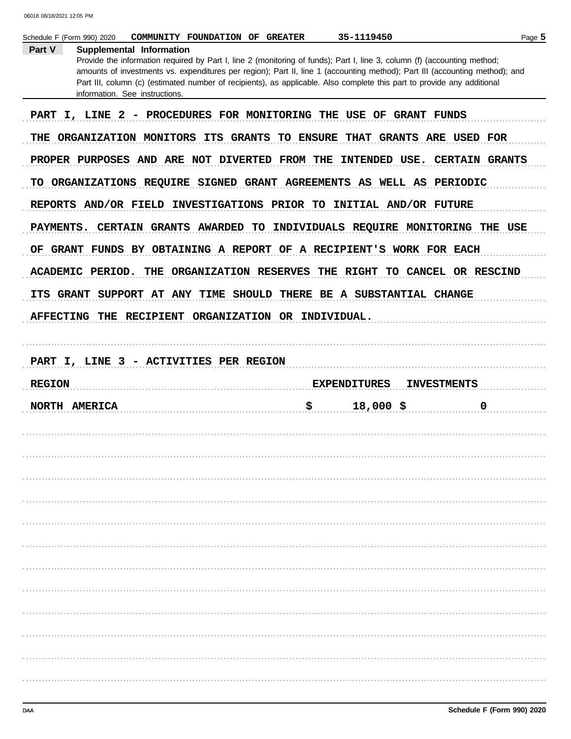Schedule F (Form 990) 2020 COMMUNITY FOUNDATION OF GREATER 35-1119450

## Part V Supplemental Information

Provide the information required by Part I, line 2 (monitoring of funds); Part I, line 3, column (f) (accounting method; amounts of investments vs. expenditures per region); Part II, line 1 (accounting method); Part III (accounting method); and Part III, column (c) (estimated number of recipients), as applicable. Also complete this part to provide any additional information. See instructions.

PART I, LINE 2 - PROCEDURES FOR MONITORING THE USE OF GRANT FUNDS

THE ORGANIZATION MONITORS ITS GRANTS TO ENSURE THAT GRANTS ARE USED FOR PROPER PURPOSES AND ARE NOT DIVERTED FROM THE INTENDED USE. CERTAIN GRANTS TO ORGANIZATIONS REQUIRE SIGNED GRANT AGREEMENTS AS WELL AS PERIODIC REPORTS AND/OR FIELD INVESTIGATIONS PRIOR TO INITIAL AND/OR FUTURE PAYMENTS. CERTAIN GRANTS AWARDED TO INDIVIDUALS REQUIRE MONITORING THE USE OF GRANT FUNDS BY OBTAINING A REPORT OF A RECIPIENT'S WORK FOR EACH ACADEMIC PERIOD. THE ORGANIZATION RESERVES THE RIGHT TO CANCEL OR RESCIND ITS GRANT SUPPORT AT ANY TIME SHOULD THERE BE A SUBSTANTIAL CHANGE AFFECTING THE RECIPIENT ORGANIZATION OR INDIVIDUAL.

PART I, LINE 3 - ACTIVITIES PER REGION

| REGION | EXPENDITURES | INVESTMENTS |
|---|---|---|
| NORTH AMERICA | $ 18,000 | $ 0 |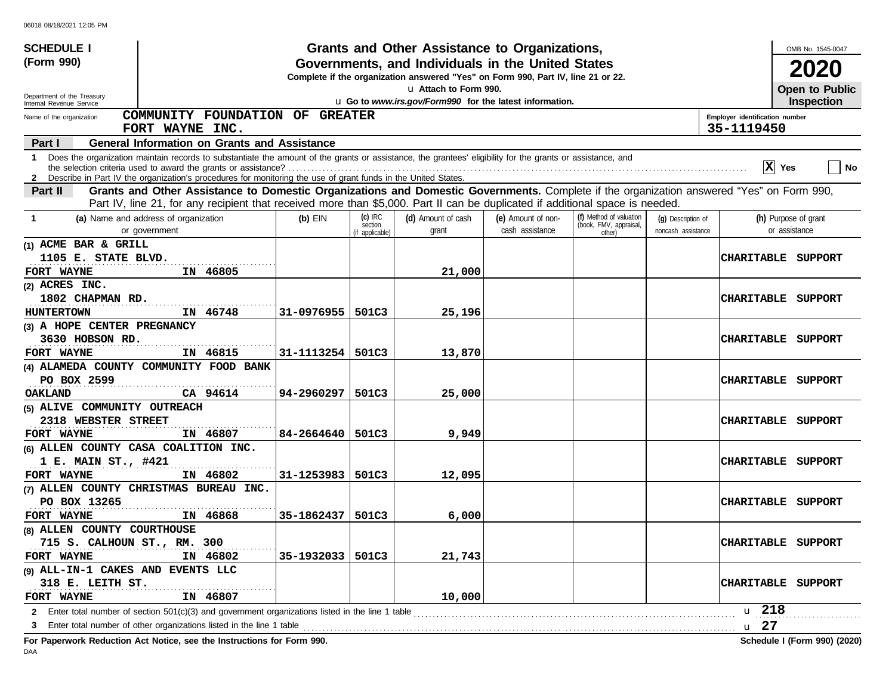06018 08/18/2021 12:05 PM

**SCHEDULE I (Form 990)**

Department of the Treasury
Internal Revenue Service

# Grants and Other Assistance to Organizations, Governments, and Individuals in the United States

**Complete if the organization answered "Yes" on Form 990, Part IV, line 21 or 22.**

u Attach to Form 990.

u **Go to *www.irs.gov/Form990* for the latest information.**

OMB No. 1545-0047

**2020**

**Open to Public Inspection**

Name of the organization: **COMMUNITY FOUNDATION OF GREATER FORT WAYNE INC.**

Employer identification number: **35-1119450**

## Part I General Information on Grants and Assistance

1 Does the organization maintain records to substantiate the amount of the grants or assistance, the grantees' eligibility for the grants or assistance, and the selection criteria used to award the grants or assistance? **X** Yes ☐ No

2 Describe in Part IV the organization's procedures for monitoring the use of grant funds in the United States.

## Part II Grants and Other Assistance to Domestic Organizations and Domestic Governments.

Complete if the organization answered "Yes" on Form 990, Part IV, line 21, for any recipient that received more than $5,000. Part II can be duplicated if additional space is needed.

| 1 (a) Name and address of organization or government | (b) EIN | (c) IRC section (if applicable) | (d) Amount of cash grant | (e) Amount of non-cash assistance | (f) Method of valuation (book, FMV, appraisal, other) | (g) Description of noncash assistance | (h) Purpose of grant or assistance |
|---|---|---|---|---|---|---|---|
| (1) ACME BAR & GRILL<br>1105 E. STATE BLVD.<br>FORT WAYNE IN 46805 | | | 21,000 | | | | CHARITABLE SUPPORT |
| (2) ACRES INC.<br>1802 CHAPMAN RD.<br>HUNTERTOWN IN 46748 | 31-0976955 | 501C3 | 25,196 | | | | CHARITABLE SUPPORT |
| (3) A HOPE CENTER PREGNANCY<br>3630 HOBSON RD.<br>FORT WAYNE IN 46815 | 31-1113254 | 501C3 | 13,870 | | | | CHARITABLE SUPPORT |
| (4) ALAMEDA COUNTY COMMUNITY FOOD BANK<br>PO BOX 2599<br>OAKLAND CA 94614 | 94-2960297 | 501C3 | 25,000 | | | | CHARITABLE SUPPORT |
| (5) ALIVE COMMUNITY OUTREACH<br>2318 WEBSTER STREET<br>FORT WAYNE IN 46807 | 84-2664640 | 501C3 | 9,949 | | | | CHARITABLE SUPPORT |
| (6) ALLEN COUNTY CASA COALITION INC.<br>1 E. MAIN ST., #421<br>FORT WAYNE IN 46802 | 31-1253983 | 501C3 | 12,095 | | | | CHARITABLE SUPPORT |
| (7) ALLEN COUNTY CHRISTMAS BUREAU INC.<br>PO BOX 13265<br>FORT WAYNE IN 46868 | 35-1862437 | 501C3 | 6,000 | | | | CHARITABLE SUPPORT |
| (8) ALLEN COUNTY COURTHOUSE<br>715 S. CALHOUN ST., RM. 300<br>FORT WAYNE IN 46802 | 35-1932033 | 501C3 | 21,743 | | | | CHARITABLE SUPPORT |
| (9) ALL-IN-1 CAKES AND EVENTS LLC<br>318 E. LEITH ST.<br>FORT WAYNE IN 46807 | | | 10,000 | | | | CHARITABLE SUPPORT |

2 Enter total number of section 501(c)(3) and government organizations listed in the line 1 table u **218**

3 Enter total number of other organizations listed in the line 1 table u **27**

**For Paperwork Reduction Act Notice, see the Instructions for Form 990.** **Schedule I (Form 990) (2020)**

DAA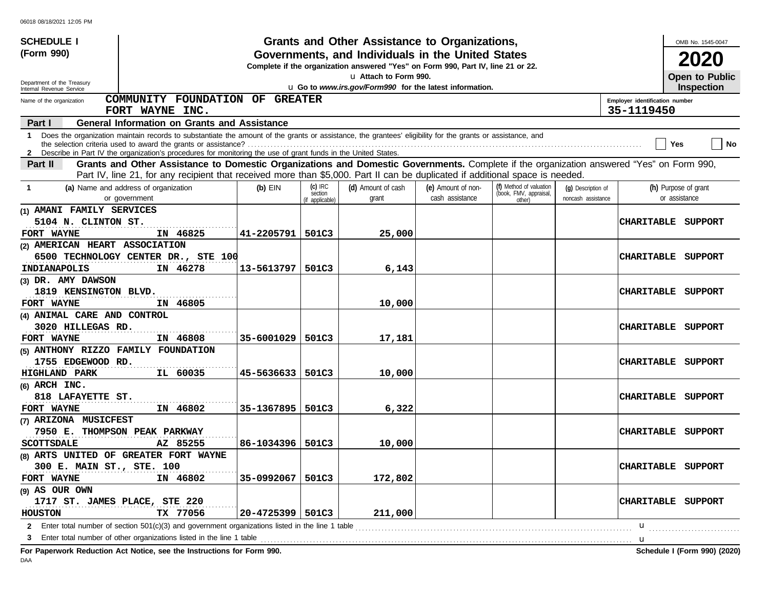**SCHEDULE I (Form 990)**

Department of the Treasury
Internal Revenue Service

# Grants and Other Assistance to Organizations, Governments, and Individuals in the United States

**Complete if the organization answered "Yes" on Form 990, Part IV, line 21 or 22.**

u Attach to Form 990.

u Go to *www.irs.gov/Form990* for the latest information.

OMB No. 1545-0047

**2020**

**Open to Public Inspection**

Name of the organization: **COMMUNITY FOUNDATION OF GREATER FORT WAYNE INC.**

Employer identification number: **35-1119450**

## Part I General Information on Grants and Assistance

1 Does the organization maintain records to substantiate the amount of the grants or assistance, the grantees' eligibility for the grants or assistance, and the selection criteria used to award the grants or assistance? ☐ Yes ☐ No

2 Describe in Part IV the organization's procedures for monitoring the use of grant funds in the United States.

## Part II Grants and Other Assistance to Domestic Organizations and Domestic Governments.

Complete if the organization answered "Yes" on Form 990, Part IV, line 21, for any recipient that received more than $5,000. Part II can be duplicated if additional space is needed.

| 1 (a) Name and address of organization or government | (b) EIN | (c) IRC section (if applicable) | (d) Amount of cash grant | (e) Amount of non-cash assistance | (f) Method of valuation (book, FMV, appraisal, other) | (g) Description of noncash assistance | (h) Purpose of grant or assistance |
|---|---|---|---|---|---|---|---|
| (1) AMANI FAMILY SERVICES<br>5104 N. CLINTON ST.<br>FORT WAYNE IN 46825 | 41-2205791 | 501C3 | 25,000 | | | | CHARITABLE SUPPORT |
| (2) AMERICAN HEART ASSOCIATION<br>6500 TECHNOLOGY CENTER DR., STE 100<br>INDIANAPOLIS IN 46278 | 13-5613797 | 501C3 | 6,143 | | | | CHARITABLE SUPPORT |
| (3) DR. AMY DAWSON<br>1819 KENSINGTON BLVD.<br>FORT WAYNE IN 46805 | | | 10,000 | | | | CHARITABLE SUPPORT |
| (4) ANIMAL CARE AND CONTROL<br>3020 HILLEGAS RD.<br>FORT WAYNE IN 46808 | 35-6001029 | 501C3 | 17,181 | | | | CHARITABLE SUPPORT |
| (5) ANTHONY RIZZO FAMILY FOUNDATION<br>1755 EDGEWOOD RD.<br>HIGHLAND PARK IL 60035 | 45-5636633 | 501C3 | 10,000 | | | | CHARITABLE SUPPORT |
| (6) ARCH INC.<br>818 LAFAYETTE ST.<br>FORT WAYNE IN 46802 | 35-1367895 | 501C3 | 6,322 | | | | CHARITABLE SUPPORT |
| (7) ARIZONA MUSICFEST<br>7950 E. THOMPSON PEAK PARKWAY<br>SCOTTSDALE AZ 85255 | 86-1034396 | 501C3 | 10,000 | | | | CHARITABLE SUPPORT |
| (8) ARTS UNITED OF GREATER FORT WAYNE<br>300 E. MAIN ST., STE. 100<br>FORT WAYNE IN 46802 | 35-0992067 | 501C3 | 172,802 | | | | CHARITABLE SUPPORT |
| (9) AS OUR OWN<br>1717 ST. JAMES PLACE, STE 220<br>HOUSTON TX 77056 | 20-4725399 | 501C3 | 211,000 | | | | CHARITABLE SUPPORT |

2 Enter total number of section 501(c)(3) and government organizations listed in the line 1 table u

3 Enter total number of other organizations listed in the line 1 table u

**For Paperwork Reduction Act Notice, see the Instructions for Form 990.** **Schedule I (Form 990) (2020)**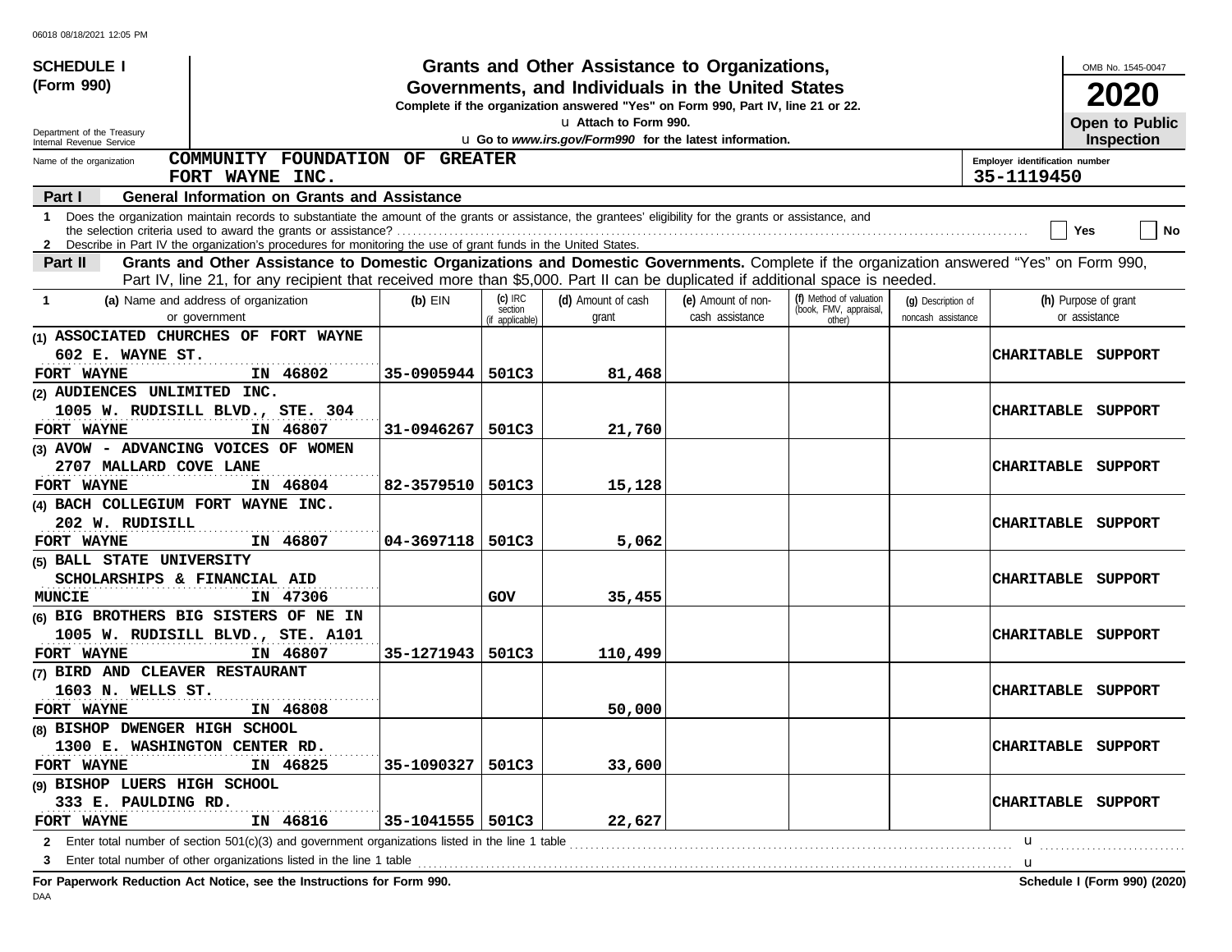# SCHEDULE I (Form 990)

## Grants and Other Assistance to Organizations, Governments, and Individuals in the United States

**Complete if the organization answered "Yes" on Form 990, Part IV, line 21 or 22.**

u Attach to Form 990.

u Go to *www.irs.gov/Form990* for the latest information.

OMB No. 1545-0047

**2020**

**Open to Public Inspection**

Department of the Treasury
Internal Revenue Service

Name of the organization: **COMMUNITY FOUNDATION OF GREATER FORT WAYNE INC.**

Employer identification number: **35-1119450**

**Part I — General Information on Grants and Assistance**

1 Does the organization maintain records to substantiate the amount of the grants or assistance, the grantees' eligibility for the grants or assistance, and the selection criteria used to award the grants or assistance? ☐ Yes ☐ No

2 Describe in Part IV the organization's procedures for monitoring the use of grant funds in the United States.

**Part II — Grants and Other Assistance to Domestic Organizations and Domestic Governments.** Complete if the organization answered "Yes" on Form 990, Part IV, line 21, for any recipient that received more than $5,000. Part II can be duplicated if additional space is needed.

| 1 (a) Name and address of organization or government | (b) EIN | (c) IRC section (if applicable) | (d) Amount of cash grant | (e) Amount of non-cash assistance | (f) Method of valuation (book, FMV, appraisal, other) | (g) Description of noncash assistance | (h) Purpose of grant or assistance |
|---|---|---|---|---|---|---|---|
| (1) ASSOCIATED CHURCHES OF FORT WAYNE 602 E. WAYNE ST. FORT WAYNE IN 46802 | 35-0905944 | 501C3 | 81,468 | | | | CHARITABLE SUPPORT |
| (2) AUDIENCES UNLIMITED INC. 1005 W. RUDISILL BLVD., STE. 304 FORT WAYNE IN 46807 | 31-0946267 | 501C3 | 21,760 | | | | CHARITABLE SUPPORT |
| (3) AVOW - ADVANCING VOICES OF WOMEN 2707 MALLARD COVE LANE FORT WAYNE IN 46804 | 82-3579510 | 501C3 | 15,128 | | | | CHARITABLE SUPPORT |
| (4) BACH COLLEGIUM FORT WAYNE INC. 202 W. RUDISILL FORT WAYNE IN 46807 | 04-3697118 | 501C3 | 5,062 | | | | CHARITABLE SUPPORT |
| (5) BALL STATE UNIVERSITY SCHOLARSHIPS & FINANCIAL AID MUNCIE IN 47306 | | GOV | 35,455 | | | | CHARITABLE SUPPORT |
| (6) BIG BROTHERS BIG SISTERS OF NE IN 1005 W. RUDISILL BLVD., STE. A101 FORT WAYNE IN 46807 | 35-1271943 | 501C3 | 110,499 | | | | CHARITABLE SUPPORT |
| (7) BIRD AND CLEAVER RESTAURANT 1603 N. WELLS ST. FORT WAYNE IN 46808 | | | 50,000 | | | | CHARITABLE SUPPORT |
| (8) BISHOP DWENGER HIGH SCHOOL 1300 E. WASHINGTON CENTER RD. FORT WAYNE IN 46825 | 35-1090327 | 501C3 | 33,600 | | | | CHARITABLE SUPPORT |
| (9) BISHOP LUERS HIGH SCHOOL 333 E. PAULDING RD. FORT WAYNE IN 46816 | 35-1041555 | 501C3 | 22,627 | | | | CHARITABLE SUPPORT |

2 Enter total number of section 501(c)(3) and government organizations listed in the line 1 table u

3 Enter total number of other organizations listed in the line 1 table u

**For Paperwork Reduction Act Notice, see the Instructions for Form 990.** **Schedule I (Form 990) (2020)**

DAA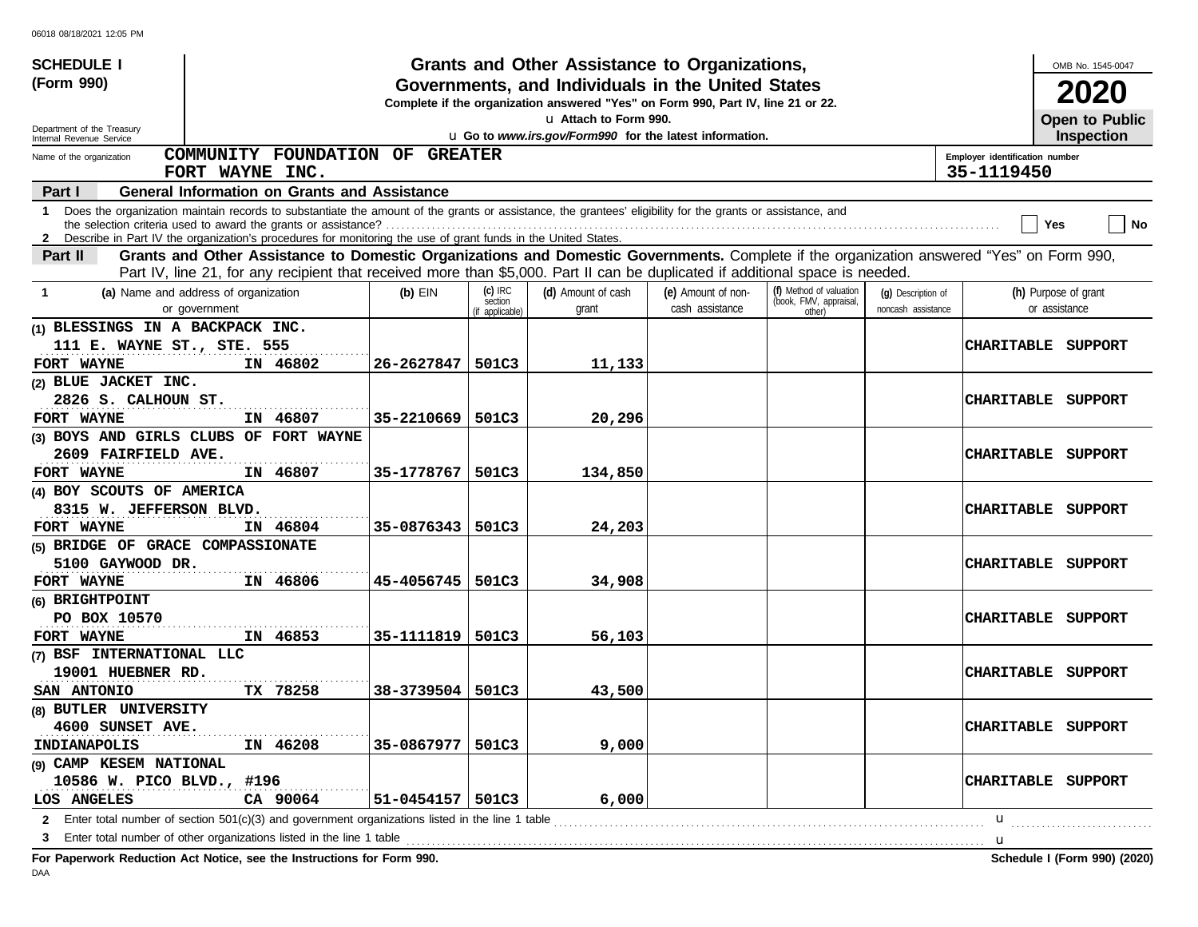**SCHEDULE I**
**(Form 990)**

Department of the Treasury
Internal Revenue Service

# Grants and Other Assistance to Organizations, Governments, and Individuals in the United States

**Complete if the organization answered "Yes" on Form 990, Part IV, line 21 or 22.**

u Attach to Form 990.

u **Go to *www.irs.gov/Form990* for the latest information.**

OMB No. 1545-0047

**2020**

**Open to Public Inspection**

Name of the organization: **COMMUNITY FOUNDATION OF GREATER FORT WAYNE INC.**

Employer identification number: **35-1119450**

**Part I — General Information on Grants and Assistance**

1 Does the organization maintain records to substantiate the amount of the grants or assistance, the grantees' eligibility for the grants or assistance, and the selection criteria used to award the grants or assistance? ☐ Yes ☐ No

2 Describe in Part IV the organization's procedures for monitoring the use of grant funds in the United States.

**Part II — Grants and Other Assistance to Domestic Organizations and Domestic Governments.** Complete if the organization answered "Yes" on Form 990, Part IV, line 21, for any recipient that received more than $5,000. Part II can be duplicated if additional space is needed.

| 1 (a) Name and address of organization or government | (b) EIN | (c) IRC section (if applicable) | (d) Amount of cash grant | (e) Amount of non-cash assistance | (f) Method of valuation (book, FMV, appraisal, other) | (g) Description of noncash assistance | (h) Purpose of grant or assistance |
|---|---|---|---|---|---|---|---|
| (1) BLESSINGS IN A BACKPACK INC. 111 E. WAYNE ST., STE. 555 FORT WAYNE IN 46802 | 26-2627847 | 501C3 | 11,133 | | | | CHARITABLE SUPPORT |
| (2) BLUE JACKET INC. 2826 S. CALHOUN ST. FORT WAYNE IN 46807 | 35-2210669 | 501C3 | 20,296 | | | | CHARITABLE SUPPORT |
| (3) BOYS AND GIRLS CLUBS OF FORT WAYNE 2609 FAIRFIELD AVE. FORT WAYNE IN 46807 | 35-1778767 | 501C3 | 134,850 | | | | CHARITABLE SUPPORT |
| (4) BOY SCOUTS OF AMERICA 8315 W. JEFFERSON BLVD. FORT WAYNE IN 46804 | 35-0876343 | 501C3 | 24,203 | | | | CHARITABLE SUPPORT |
| (5) BRIDGE OF GRACE COMPASSIONATE 5100 GAYWOOD DR. FORT WAYNE IN 46806 | 45-4056745 | 501C3 | 34,908 | | | | CHARITABLE SUPPORT |
| (6) BRIGHTPOINT PO BOX 10570 FORT WAYNE IN 46853 | 35-1111819 | 501C3 | 56,103 | | | | CHARITABLE SUPPORT |
| (7) BSF INTERNATIONAL LLC 19001 HUEBNER RD. SAN ANTONIO TX 78258 | 38-3739504 | 501C3 | 43,500 | | | | CHARITABLE SUPPORT |
| (8) BUTLER UNIVERSITY 4600 SUNSET AVE. INDIANAPOLIS IN 46208 | 35-0867977 | 501C3 | 9,000 | | | | CHARITABLE SUPPORT |
| (9) CAMP KESEM NATIONAL 10586 W. PICO BLVD., #196 LOS ANGELES CA 90064 | 51-0454157 | 501C3 | 6,000 | | | | CHARITABLE SUPPORT |

2 Enter total number of section 501(c)(3) and government organizations listed in the line 1 table u

3 Enter total number of other organizations listed in the line 1 table u

**For Paperwork Reduction Act Notice, see the Instructions for Form 990.** **Schedule I (Form 990) (2020)**

DAA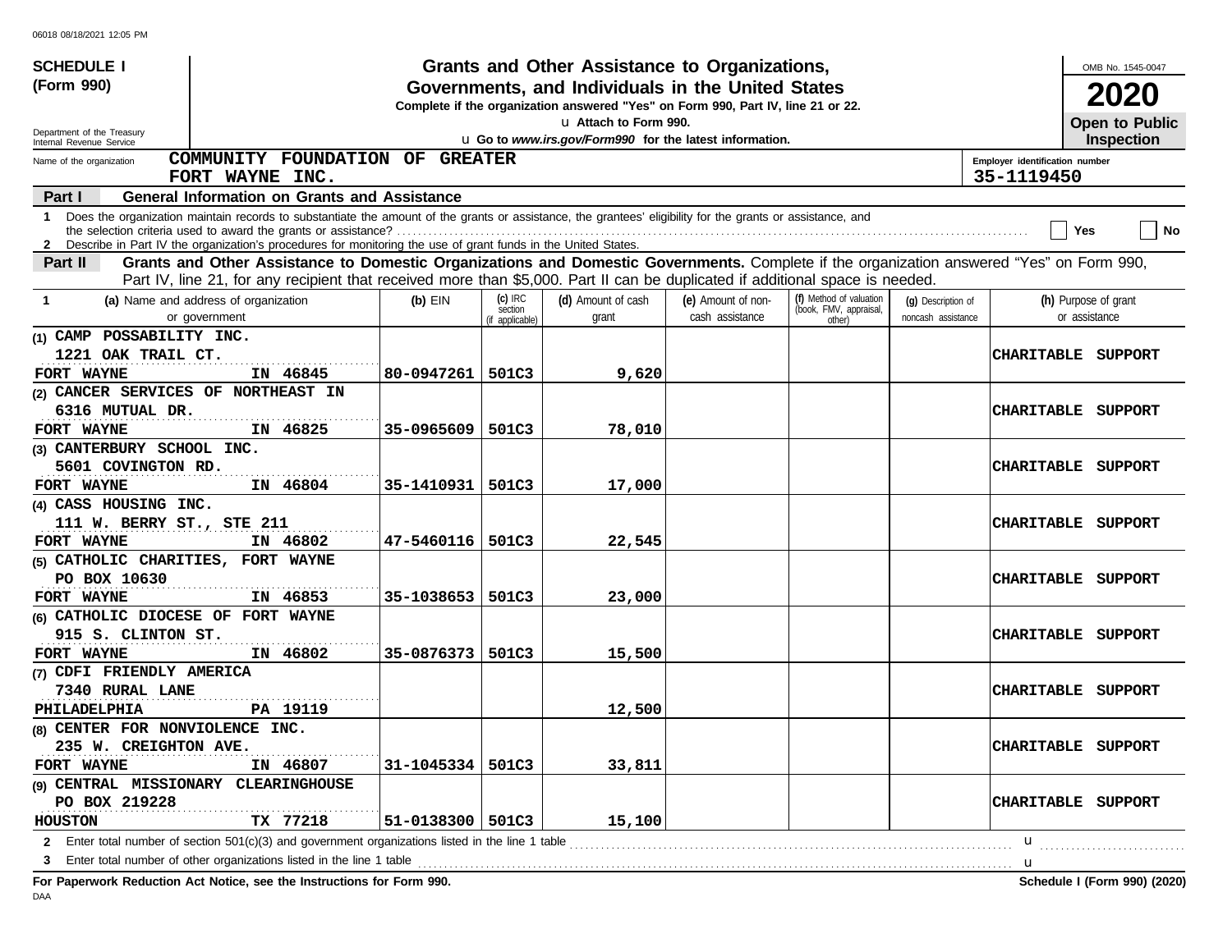**SCHEDULE I**
**(Form 990)**

Department of the Treasury
Internal Revenue Service

# Grants and Other Assistance to Organizations, Governments, and Individuals in the United States

**Complete if the organization answered "Yes" on Form 990, Part IV, line 21 or 22.**

u Attach to Form 990.

u Go to *www.irs.gov/Form990* for the latest information.

OMB No. 1545-0047

**2020**

**Open to Public Inspection**

Name of the organization: **COMMUNITY FOUNDATION OF GREATER FORT WAYNE INC.**

Employer identification number: **35-1119450**

**Part I — General Information on Grants and Assistance**

1 Does the organization maintain records to substantiate the amount of the grants or assistance, the grantees' eligibility for the grants or assistance, and the selection criteria used to award the grants or assistance? ☐ Yes ☐ No

2 Describe in Part IV the organization's procedures for monitoring the use of grant funds in the United States.

**Part II — Grants and Other Assistance to Domestic Organizations and Domestic Governments.** Complete if the organization answered "Yes" on Form 990, Part IV, line 21, for any recipient that received more than $5,000. Part II can be duplicated if additional space is needed.

| 1 (a) Name and address of organization or government | (b) EIN | (c) IRC section (if applicable) | (d) Amount of cash grant | (e) Amount of non-cash assistance | (f) Method of valuation (book, FMV, appraisal, other) | (g) Description of noncash assistance | (h) Purpose of grant or assistance |
|---|---|---|---|---|---|---|---|
| (1) CAMP POSSABILITY INC.<br>1221 OAK TRAIL CT.<br>FORT WAYNE IN 46845 | 80-0947261 | 501C3 | 9,620 | | | | CHARITABLE SUPPORT |
| (2) CANCER SERVICES OF NORTHEAST IN<br>6316 MUTUAL DR.<br>FORT WAYNE IN 46825 | 35-0965609 | 501C3 | 78,010 | | | | CHARITABLE SUPPORT |
| (3) CANTERBURY SCHOOL INC.<br>5601 COVINGTON RD.<br>FORT WAYNE IN 46804 | 35-1410931 | 501C3 | 17,000 | | | | CHARITABLE SUPPORT |
| (4) CASS HOUSING INC.<br>111 W. BERRY ST., STE 211<br>FORT WAYNE IN 46802 | 47-5460116 | 501C3 | 22,545 | | | | CHARITABLE SUPPORT |
| (5) CATHOLIC CHARITIES, FORT WAYNE<br>PO BOX 10630<br>FORT WAYNE IN 46853 | 35-1038653 | 501C3 | 23,000 | | | | CHARITABLE SUPPORT |
| (6) CATHOLIC DIOCESE OF FORT WAYNE<br>915 S. CLINTON ST.<br>FORT WAYNE IN 46802 | 35-0876373 | 501C3 | 15,500 | | | | CHARITABLE SUPPORT |
| (7) CDFI FRIENDLY AMERICA<br>7340 RURAL LANE<br>PHILADELPHIA PA 19119 | | | 12,500 | | | | CHARITABLE SUPPORT |
| (8) CENTER FOR NONVIOLENCE INC.<br>235 W. CREIGHTON AVE.<br>FORT WAYNE IN 46807 | 31-1045334 | 501C3 | 33,811 | | | | CHARITABLE SUPPORT |
| (9) CENTRAL MISSIONARY CLEARINGHOUSE<br>PO BOX 219228<br>HOUSTON TX 77218 | 51-0138300 | 501C3 | 15,100 | | | | CHARITABLE SUPPORT |

2 Enter total number of section 501(c)(3) and government organizations listed in the line 1 table u

3 Enter total number of other organizations listed in the line 1 table u

**For Paperwork Reduction Act Notice, see the Instructions for Form 990.** **Schedule I (Form 990) (2020)**

DAA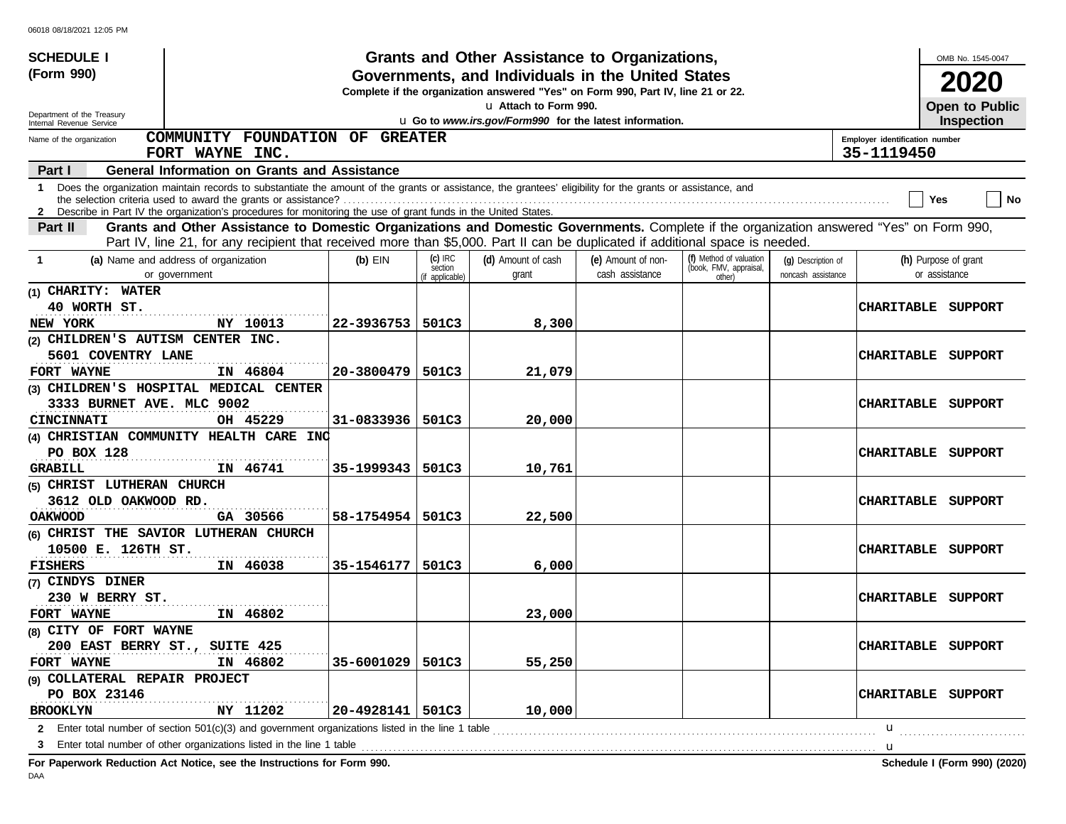06018 08/18/2021 12:05 PM

**SCHEDULE I (Form 990)**

Department of the Treasury
Internal Revenue Service

# Grants and Other Assistance to Organizations, Governments, and Individuals in the United States

**Complete if the organization answered "Yes" on Form 990, Part IV, line 21 or 22.**
u Attach to Form 990.
u **Go to** ***www.irs.gov/Form990*** **for the latest information.**

OMB No. 1545-0047

**2020**

**Open to Public Inspection**

Name of the organization: **COMMUNITY FOUNDATION OF GREATER FORT WAYNE INC.**

Employer identification number: **35-1119450**

**Part I — General Information on Grants and Assistance**

1 Does the organization maintain records to substantiate the amount of the grants or assistance, the grantees' eligibility for the grants or assistance, and the selection criteria used to award the grants or assistance? ☐ Yes ☐ No

2 Describe in Part IV the organization's procedures for monitoring the use of grant funds in the United States.

**Part II — Grants and Other Assistance to Domestic Organizations and Domestic Governments.** Complete if the organization answered "Yes" on Form 990, Part IV, line 21, for any recipient that received more than $5,000. Part II can be duplicated if additional space is needed.

| 1 (a) Name and address of organization or government | (b) EIN | (c) IRC section (if applicable) | (d) Amount of cash grant | (e) Amount of non-cash assistance | (f) Method of valuation (book, FMV, appraisal, other) | (g) Description of noncash assistance | (h) Purpose of grant or assistance |
|---|---|---|---|---|---|---|---|
| (1) CHARITY: WATER<br>40 WORTH ST.<br>NEW YORK NY 10013 | 22-3936753 | 501C3 | 8,300 | | | | CHARITABLE SUPPORT |
| (2) CHILDREN'S AUTISM CENTER INC.<br>5601 COVENTRY LANE<br>FORT WAYNE IN 46804 | 20-3800479 | 501C3 | 21,079 | | | | CHARITABLE SUPPORT |
| (3) CHILDREN'S HOSPITAL MEDICAL CENTER<br>3333 BURNET AVE. MLC 9002<br>CINCINNATI OH 45229 | 31-0833936 | 501C3 | 20,000 | | | | CHARITABLE SUPPORT |
| (4) CHRISTIAN COMMUNITY HEALTH CARE INC<br>PO BOX 128<br>GRABILL IN 46741 | 35-1999343 | 501C3 | 10,761 | | | | CHARITABLE SUPPORT |
| (5) CHRIST LUTHERAN CHURCH<br>3612 OLD OAKWOOD RD.<br>OAKWOOD GA 30566 | 58-1754954 | 501C3 | 22,500 | | | | CHARITABLE SUPPORT |
| (6) CHRIST THE SAVIOR LUTHERAN CHURCH<br>10500 E. 126TH ST.<br>FISHERS IN 46038 | 35-1546177 | 501C3 | 6,000 | | | | CHARITABLE SUPPORT |
| (7) CINDYS DINER<br>230 W BERRY ST.<br>FORT WAYNE IN 46802 | | | 23,000 | | | | CHARITABLE SUPPORT |
| (8) CITY OF FORT WAYNE<br>200 EAST BERRY ST., SUITE 425<br>FORT WAYNE IN 46802 | 35-6001029 | 501C3 | 55,250 | | | | CHARITABLE SUPPORT |
| (9) COLLATERAL REPAIR PROJECT<br>PO BOX 23146<br>BROOKLYN NY 11202 | 20-4928141 | 501C3 | 10,000 | | | | CHARITABLE SUPPORT |

2 Enter total number of section 501(c)(3) and government organizations listed in the line 1 table u

3 Enter total number of other organizations listed in the line 1 table u

**For Paperwork Reduction Act Notice, see the Instructions for Form 990.**

**Schedule I (Form 990) (2020)**

DAA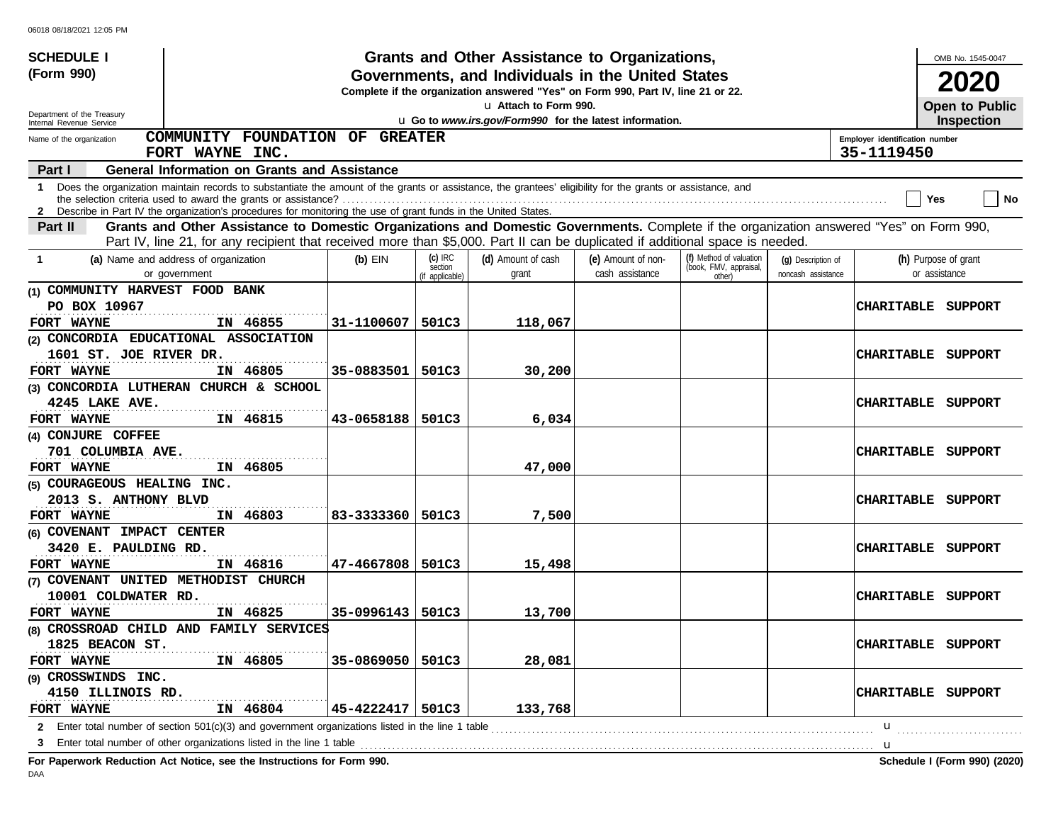**SCHEDULE I (Form 990)**

Department of the Treasury
Internal Revenue Service

# Grants and Other Assistance to Organizations, Governments, and Individuals in the United States

**Complete if the organization answered "Yes" on Form 990, Part IV, line 21 or 22.**

u Attach to Form 990.

u Go to *www.irs.gov/Form990* for the latest information.

OMB No. 1545-0047

**2020**

**Open to Public Inspection**

Name of the organization: **COMMUNITY FOUNDATION OF GREATER FORT WAYNE INC.**

Employer identification number: **35-1119450**

**Part I — General Information on Grants and Assistance**

1 Does the organization maintain records to substantiate the amount of the grants or assistance, the grantees' eligibility for the grants or assistance, and the selection criteria used to award the grants or assistance? ☐ Yes ☐ No

2 Describe in Part IV the organization's procedures for monitoring the use of grant funds in the United States.

**Part II — Grants and Other Assistance to Domestic Organizations and Domestic Governments.** Complete if the organization answered "Yes" on Form 990, Part IV, line 21, for any recipient that received more than $5,000. Part II can be duplicated if additional space is needed.

| 1 (a) Name and address of organization or government | (b) EIN | (c) IRC section (if applicable) | (d) Amount of cash grant | (e) Amount of non-cash assistance | (f) Method of valuation (book, FMV, appraisal, other) | (g) Description of noncash assistance | (h) Purpose of grant or assistance |
|---|---|---|---|---|---|---|---|
| (1) COMMUNITY HARVEST FOOD BANK<br>PO BOX 10967<br>FORT WAYNE IN 46855 | 31-1100607 | 501C3 | 118,067 | | | | CHARITABLE SUPPORT |
| (2) CONCORDIA EDUCATIONAL ASSOCIATION<br>1601 ST. JOE RIVER DR.<br>FORT WAYNE IN 46805 | 35-0883501 | 501C3 | 30,200 | | | | CHARITABLE SUPPORT |
| (3) CONCORDIA LUTHERAN CHURCH & SCHOOL<br>4245 LAKE AVE.<br>FORT WAYNE IN 46815 | 43-0658188 | 501C3 | 6,034 | | | | CHARITABLE SUPPORT |
| (4) CONJURE COFFEE<br>701 COLUMBIA AVE.<br>FORT WAYNE IN 46805 | | | 47,000 | | | | CHARITABLE SUPPORT |
| (5) COURAGEOUS HEALING INC.<br>2013 S. ANTHONY BLVD<br>FORT WAYNE IN 46803 | 83-3333360 | 501C3 | 7,500 | | | | CHARITABLE SUPPORT |
| (6) COVENANT IMPACT CENTER<br>3420 E. PAULDING RD.<br>FORT WAYNE IN 46816 | 47-4667808 | 501C3 | 15,498 | | | | CHARITABLE SUPPORT |
| (7) COVENANT UNITED METHODIST CHURCH<br>10001 COLDWATER RD.<br>FORT WAYNE IN 46825 | 35-0996143 | 501C3 | 13,700 | | | | CHARITABLE SUPPORT |
| (8) CROSSROAD CHILD AND FAMILY SERVICES<br>1825 BEACON ST.<br>FORT WAYNE IN 46805 | 35-0869050 | 501C3 | 28,081 | | | | CHARITABLE SUPPORT |
| (9) CROSSWINDS INC.<br>4150 ILLINOIS RD.<br>FORT WAYNE IN 46804 | 45-4222417 | 501C3 | 133,768 | | | | CHARITABLE SUPPORT |

2 Enter total number of section 501(c)(3) and government organizations listed in the line 1 table u

3 Enter total number of other organizations listed in the line 1 table u

**For Paperwork Reduction Act Notice, see the Instructions for Form 990.** **Schedule I (Form 990) (2020)**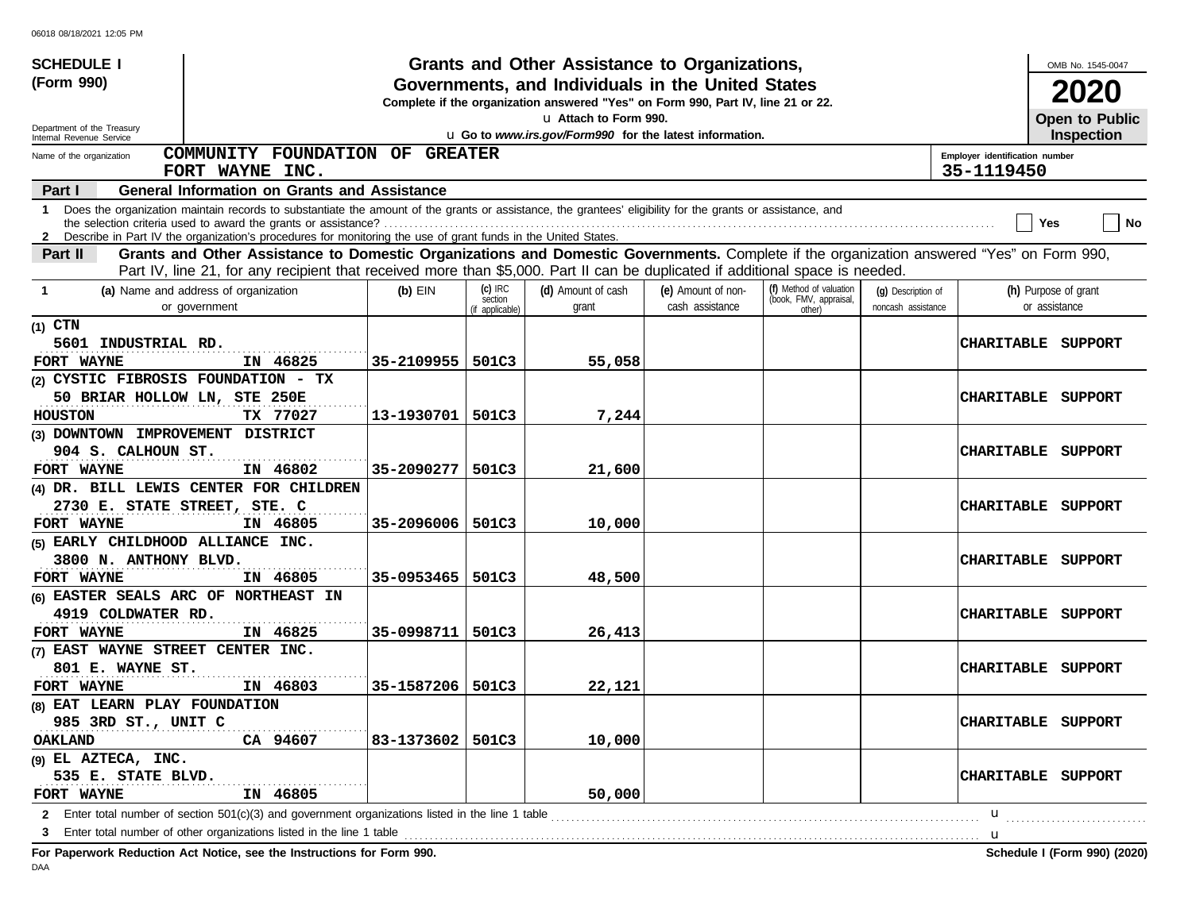**SCHEDULE I (Form 990)**

Department of the Treasury
Internal Revenue Service

# Grants and Other Assistance to Organizations, Governments, and Individuals in the United States

**Complete if the organization answered "Yes" on Form 990, Part IV, line 21 or 22.**

u Attach to Form 990.

u Go to *www.irs.gov/Form990* for the latest information.

OMB No. 1545-0047

**2020**

**Open to Public Inspection**

Name of the organization: **COMMUNITY FOUNDATION OF GREATER FORT WAYNE INC.**

Employer identification number: **35-1119450**

## Part I General Information on Grants and Assistance

1 Does the organization maintain records to substantiate the amount of the grants or assistance, the grantees' eligibility for the grants or assistance, and the selection criteria used to award the grants or assistance? Yes No

2 Describe in Part IV the organization's procedures for monitoring the use of grant funds in the United States.

## Part II Grants and Other Assistance to Domestic Organizations and Domestic Governments.

Complete if the organization answered "Yes" on Form 990, Part IV, line 21, for any recipient that received more than $5,000. Part II can be duplicated if additional space is needed.

| 1 (a) Name and address of organization or government | (b) EIN | (c) IRC section (if applicable) | (d) Amount of cash grant | (e) Amount of non-cash assistance | (f) Method of valuation (book, FMV, appraisal, other) | (g) Description of noncash assistance | (h) Purpose of grant or assistance |
|---|---|---|---|---|---|---|---|
| (1) CTN<br>5601 INDUSTRIAL RD.<br>FORT WAYNE IN 46825 | 35-2109955 | 501C3 | 55,058 | | | | CHARITABLE SUPPORT |
| (2) CYSTIC FIBROSIS FOUNDATION - TX<br>50 BRIAR HOLLOW LN, STE 250E<br>HOUSTON TX 77027 | 13-1930701 | 501C3 | 7,244 | | | | CHARITABLE SUPPORT |
| (3) DOWNTOWN IMPROVEMENT DISTRICT<br>904 S. CALHOUN ST.<br>FORT WAYNE IN 46802 | 35-2090277 | 501C3 | 21,600 | | | | CHARITABLE SUPPORT |
| (4) DR. BILL LEWIS CENTER FOR CHILDREN<br>2730 E. STATE STREET, STE. C<br>FORT WAYNE IN 46805 | 35-2096006 | 501C3 | 10,000 | | | | CHARITABLE SUPPORT |
| (5) EARLY CHILDHOOD ALLIANCE INC.<br>3800 N. ANTHONY BLVD.<br>FORT WAYNE IN 46805 | 35-0953465 | 501C3 | 48,500 | | | | CHARITABLE SUPPORT |
| (6) EASTER SEALS ARC OF NORTHEAST IN<br>4919 COLDWATER RD.<br>FORT WAYNE IN 46825 | 35-0998711 | 501C3 | 26,413 | | | | CHARITABLE SUPPORT |
| (7) EAST WAYNE STREET CENTER INC.<br>801 E. WAYNE ST.<br>FORT WAYNE IN 46803 | 35-1587206 | 501C3 | 22,121 | | | | CHARITABLE SUPPORT |
| (8) EAT LEARN PLAY FOUNDATION<br>985 3RD ST., UNIT C<br>OAKLAND CA 94607 | 83-1373602 | 501C3 | 10,000 | | | | CHARITABLE SUPPORT |
| (9) EL AZTECA, INC.<br>535 E. STATE BLVD.<br>FORT WAYNE IN 46805 | | | 50,000 | | | | CHARITABLE SUPPORT |

2 Enter total number of section 501(c)(3) and government organizations listed in the line 1 table u

3 Enter total number of other organizations listed in the line 1 table u

**For Paperwork Reduction Act Notice, see the Instructions for Form 990.** **Schedule I (Form 990) (2020)**

DAA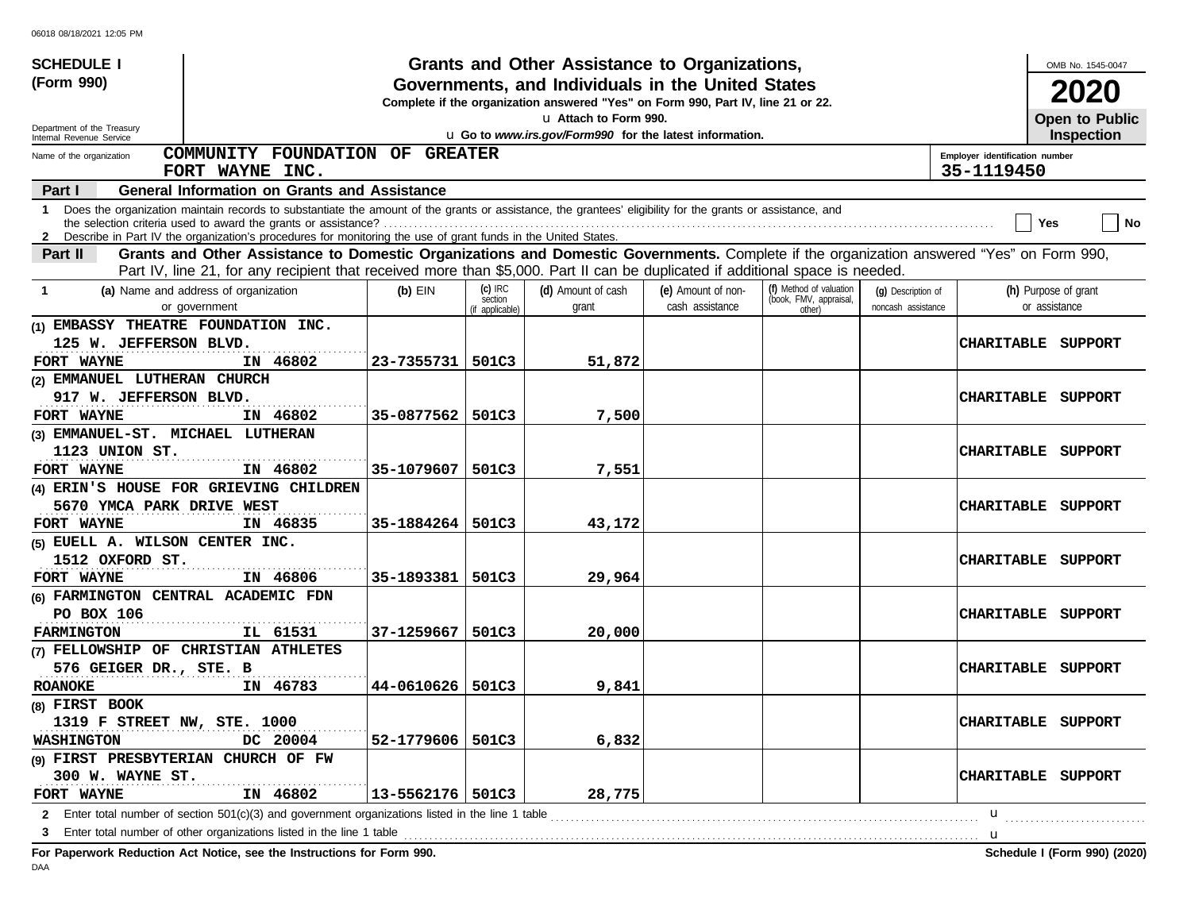06018 08/18/2021 12:05 PM

**SCHEDULE I (Form 990)**

Department of the Treasury
Internal Revenue Service

# Grants and Other Assistance to Organizations, Governments, and Individuals in the United States

**Complete if the organization answered "Yes" on Form 990, Part IV, line 21 or 22.**

u Attach to Form 990.

u **Go to *www.irs.gov/Form990* for the latest information.**

OMB No. 1545-0047

**2020**

**Open to Public Inspection**

Name of the organization: **COMMUNITY FOUNDATION OF GREATER FORT WAYNE INC.**

Employer identification number: **35-1119450**

**Part I — General Information on Grants and Assistance**

1 Does the organization maintain records to substantiate the amount of the grants or assistance, the grantees' eligibility for the grants or assistance, and the selection criteria used to award the grants or assistance? ☐ Yes ☐ No

2 Describe in Part IV the organization's procedures for monitoring the use of grant funds in the United States.

**Part II — Grants and Other Assistance to Domestic Organizations and Domestic Governments.** Complete if the organization answered "Yes" on Form 990, Part IV, line 21, for any recipient that received more than $5,000. Part II can be duplicated if additional space is needed.

| 1 (a) Name and address of organization or government | (b) EIN | (c) IRC section (if applicable) | (d) Amount of cash grant | (e) Amount of non-cash assistance | (f) Method of valuation (book, FMV, appraisal, other) | (g) Description of noncash assistance | (h) Purpose of grant or assistance |
|---|---|---|---|---|---|---|---|
| (1) EMBASSY THEATRE FOUNDATION INC.<br>125 W. JEFFERSON BLVD.<br>FORT WAYNE IN 46802 | 23-7355731 | 501C3 | 51,872 | | | | CHARITABLE SUPPORT |
| (2) EMMANUEL LUTHERAN CHURCH<br>917 W. JEFFERSON BLVD.<br>FORT WAYNE IN 46802 | 35-0877562 | 501C3 | 7,500 | | | | CHARITABLE SUPPORT |
| (3) EMMANUEL-ST. MICHAEL LUTHERAN<br>1123 UNION ST.<br>FORT WAYNE IN 46802 | 35-1079607 | 501C3 | 7,551 | | | | CHARITABLE SUPPORT |
| (4) ERIN'S HOUSE FOR GRIEVING CHILDREN<br>5670 YMCA PARK DRIVE WEST<br>FORT WAYNE IN 46835 | 35-1884264 | 501C3 | 43,172 | | | | CHARITABLE SUPPORT |
| (5) EUELL A. WILSON CENTER INC.<br>1512 OXFORD ST.<br>FORT WAYNE IN 46806 | 35-1893381 | 501C3 | 29,964 | | | | CHARITABLE SUPPORT |
| (6) FARMINGTON CENTRAL ACADEMIC FDN<br>PO BOX 106<br>FARMINGTON IL 61531 | 37-1259667 | 501C3 | 20,000 | | | | CHARITABLE SUPPORT |
| (7) FELLOWSHIP OF CHRISTIAN ATHLETES<br>576 GEIGER DR., STE. B<br>ROANOKE IN 46783 | 44-0610626 | 501C3 | 9,841 | | | | CHARITABLE SUPPORT |
| (8) FIRST BOOK<br>1319 F STREET NW, STE. 1000<br>WASHINGTON DC 20004 | 52-1779606 | 501C3 | 6,832 | | | | CHARITABLE SUPPORT |
| (9) FIRST PRESBYTERIAN CHURCH OF FW<br>300 W. WAYNE ST.<br>FORT WAYNE IN 46802 | 13-5562176 | 501C3 | 28,775 | | | | CHARITABLE SUPPORT |

2 Enter total number of section 501(c)(3) and government organizations listed in the line 1 table u

3 Enter total number of other organizations listed in the line 1 table u

**For Paperwork Reduction Act Notice, see the Instructions for Form 990.** **Schedule I (Form 990) (2020)**

DAA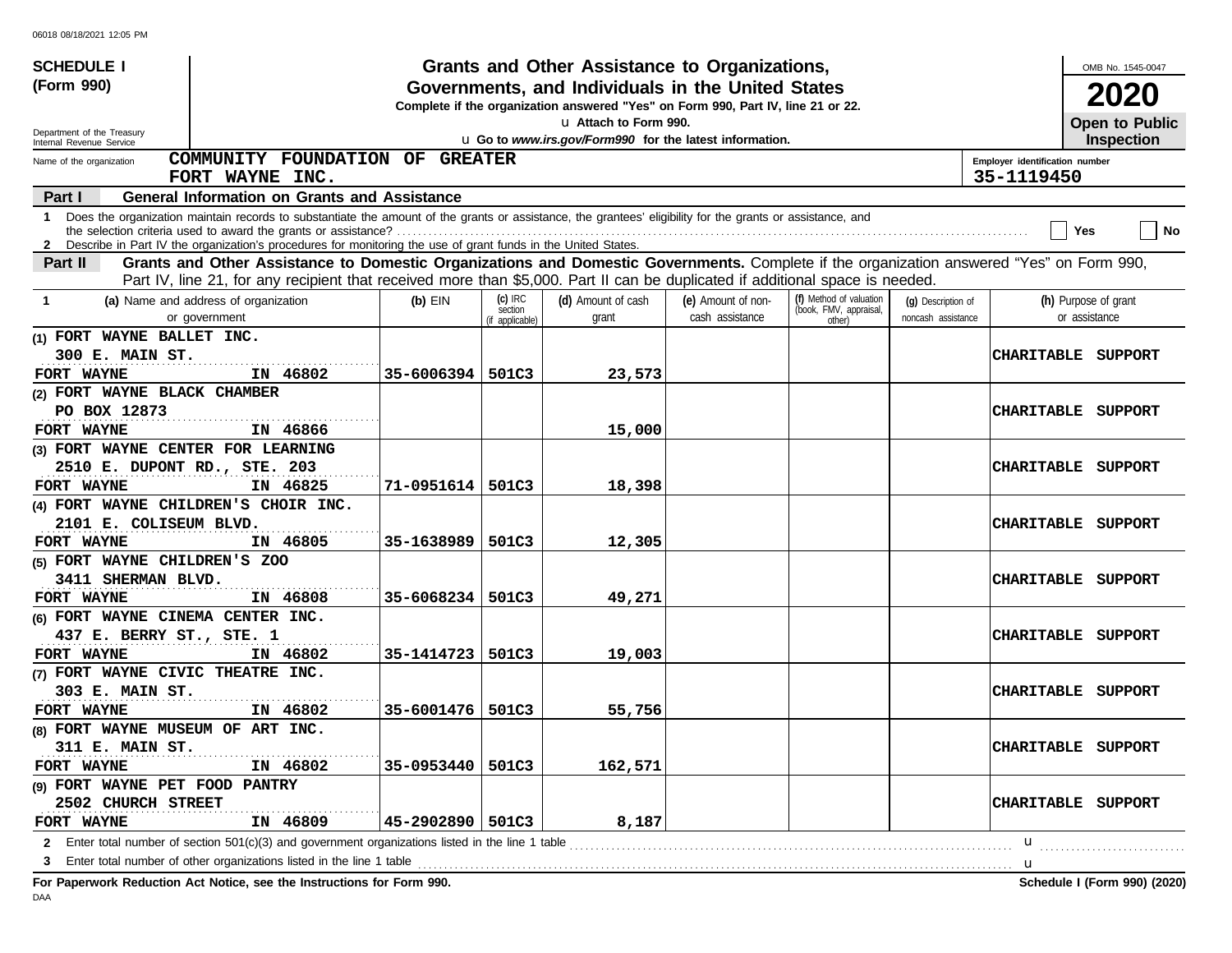06018 08/18/2021 12:05 PM

**SCHEDULE I (Form 990)**

Department of the Treasury
Internal Revenue Service

# Grants and Other Assistance to Organizations, Governments, and Individuals in the United States

**Complete if the organization answered "Yes" on Form 990, Part IV, line 21 or 22.**

u Attach to Form 990.

u Go to *www.irs.gov/Form990* for the latest information.

OMB No. 1545-0047

**2020**

**Open to Public Inspection**

Name of the organization: **COMMUNITY FOUNDATION OF GREATER FORT WAYNE INC.**

Employer identification number: **35-1119450**

**Part I — General Information on Grants and Assistance**

1 Does the organization maintain records to substantiate the amount of the grants or assistance, the grantees' eligibility for the grants or assistance, and the selection criteria used to award the grants or assistance? ☐ Yes ☐ No

2 Describe in Part IV the organization's procedures for monitoring the use of grant funds in the United States.

**Part II — Grants and Other Assistance to Domestic Organizations and Domestic Governments.** Complete if the organization answered "Yes" on Form 990, Part IV, line 21, for any recipient that received more than $5,000. Part II can be duplicated if additional space is needed.

| 1 (a) Name and address of organization or government | (b) EIN | (c) IRC section (if applicable) | (d) Amount of cash grant | (e) Amount of non-cash assistance | (f) Method of valuation (book, FMV, appraisal, other) | (g) Description of noncash assistance | (h) Purpose of grant or assistance |
|---|---|---|---|---|---|---|---|
| (1) FORT WAYNE BALLET INC. 300 E. MAIN ST. FORT WAYNE IN 46802 | 35-6006394 | 501C3 | 23,573 | | | | CHARITABLE SUPPORT |
| (2) FORT WAYNE BLACK CHAMBER PO BOX 12873 FORT WAYNE IN 46866 | | | 15,000 | | | | CHARITABLE SUPPORT |
| (3) FORT WAYNE CENTER FOR LEARNING 2510 E. DUPONT RD., STE. 203 FORT WAYNE IN 46825 | 71-0951614 | 501C3 | 18,398 | | | | CHARITABLE SUPPORT |
| (4) FORT WAYNE CHILDREN'S CHOIR INC. 2101 E. COLISEUM BLVD. FORT WAYNE IN 46805 | 35-1638989 | 501C3 | 12,305 | | | | CHARITABLE SUPPORT |
| (5) FORT WAYNE CHILDREN'S ZOO 3411 SHERMAN BLVD. FORT WAYNE IN 46808 | 35-6068234 | 501C3 | 49,271 | | | | CHARITABLE SUPPORT |
| (6) FORT WAYNE CINEMA CENTER INC. 437 E. BERRY ST., STE. 1 FORT WAYNE IN 46802 | 35-1414723 | 501C3 | 19,003 | | | | CHARITABLE SUPPORT |
| (7) FORT WAYNE CIVIC THEATRE INC. 303 E. MAIN ST. FORT WAYNE IN 46802 | 35-6001476 | 501C3 | 55,756 | | | | CHARITABLE SUPPORT |
| (8) FORT WAYNE MUSEUM OF ART INC. 311 E. MAIN ST. FORT WAYNE IN 46802 | 35-0953440 | 501C3 | 162,571 | | | | CHARITABLE SUPPORT |
| (9) FORT WAYNE PET FOOD PANTRY 2502 CHURCH STREET FORT WAYNE IN 46809 | 45-2902890 | 501C3 | 8,187 | | | | CHARITABLE SUPPORT |

2 Enter total number of section 501(c)(3) and government organizations listed in the line 1 table u

3 Enter total number of other organizations listed in the line 1 table u

**For Paperwork Reduction Act Notice, see the Instructions for Form 990.** **Schedule I (Form 990) (2020)**

DAA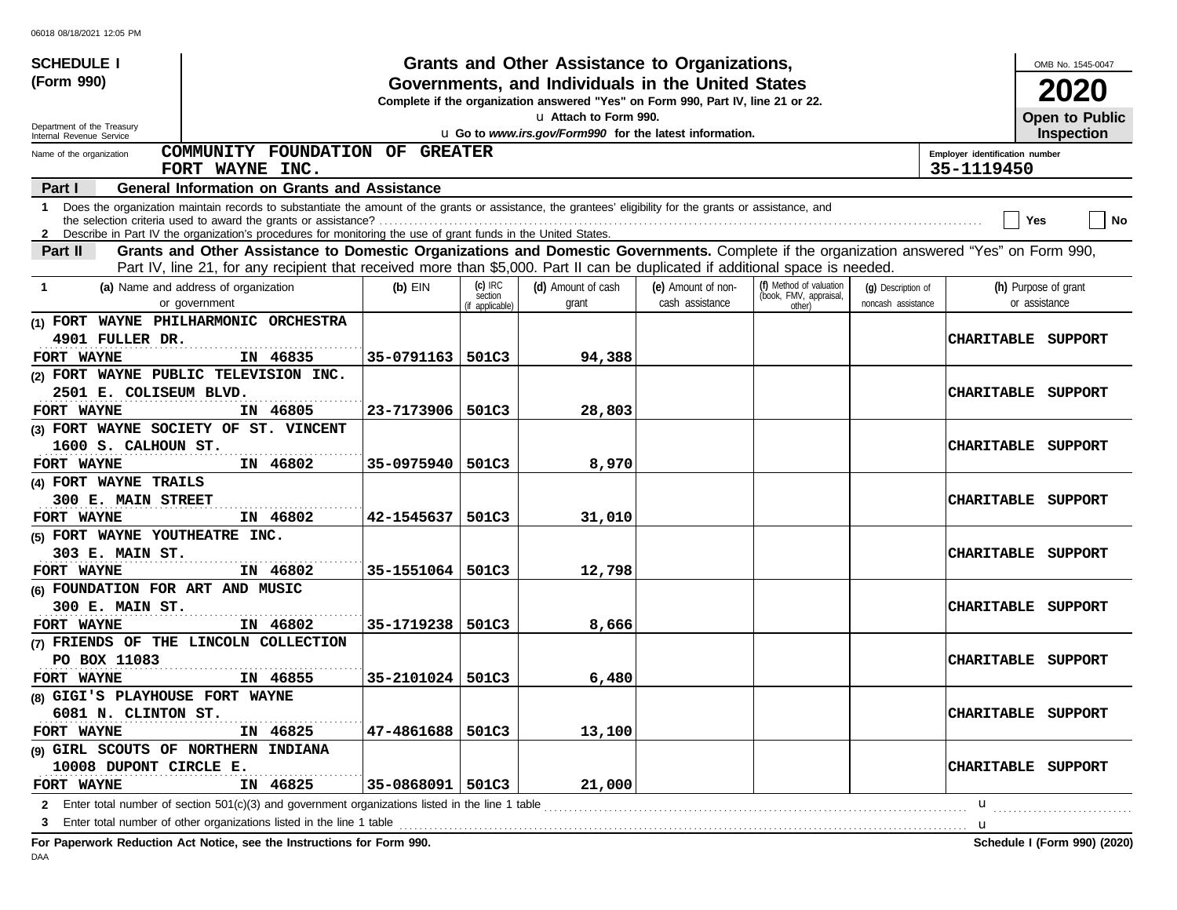**SCHEDULE I (Form 990)**

Department of the Treasury
Internal Revenue Service

# Grants and Other Assistance to Organizations, Governments, and Individuals in the United States

**Complete if the organization answered "Yes" on Form 990, Part IV, line 21 or 22.**

u Attach to Form 990.

u Go to *www.irs.gov/Form990* for the latest information.

OMB No. 1545-0047

**2020**

**Open to Public Inspection**

Name of the organization: **COMMUNITY FOUNDATION OF GREATER FORT WAYNE INC.**

Employer identification number: **35-1119450**

## Part I General Information on Grants and Assistance

1 Does the organization maintain records to substantiate the amount of the grants or assistance, the grantees' eligibility for the grants or assistance, and the selection criteria used to award the grants or assistance? .......... Yes No

2 Describe in Part IV the organization's procedures for monitoring the use of grant funds in the United States.

## Part II Grants and Other Assistance to Domestic Organizations and Domestic Governments.

Complete if the organization answered "Yes" on Form 990, Part IV, line 21, for any recipient that received more than $5,000. Part II can be duplicated if additional space is needed.

| 1 (a) Name and address of organization or government | (b) EIN | (c) IRC section (if applicable) | (d) Amount of cash grant | (e) Amount of non-cash assistance | (f) Method of valuation (book, FMV, appraisal, other) | (g) Description of noncash assistance | (h) Purpose of grant or assistance |
|---|---|---|---|---|---|---|---|
| (1) FORT WAYNE PHILHARMONIC ORCHESTRA<br>4901 FULLER DR.<br>FORT WAYNE IN 46835 | 35-0791163 | 501C3 | 94,388 | | | | CHARITABLE SUPPORT |
| (2) FORT WAYNE PUBLIC TELEVISION INC.<br>2501 E. COLISEUM BLVD.<br>FORT WAYNE IN 46805 | 23-7173906 | 501C3 | 28,803 | | | | CHARITABLE SUPPORT |
| (3) FORT WAYNE SOCIETY OF ST. VINCENT<br>1600 S. CALHOUN ST.<br>FORT WAYNE IN 46802 | 35-0975940 | 501C3 | 8,970 | | | | CHARITABLE SUPPORT |
| (4) FORT WAYNE TRAILS<br>300 E. MAIN STREET<br>FORT WAYNE IN 46802 | 42-1545637 | 501C3 | 31,010 | | | | CHARITABLE SUPPORT |
| (5) FORT WAYNE YOUTHEATRE INC.<br>303 E. MAIN ST.<br>FORT WAYNE IN 46802 | 35-1551064 | 501C3 | 12,798 | | | | CHARITABLE SUPPORT |
| (6) FOUNDATION FOR ART AND MUSIC<br>300 E. MAIN ST.<br>FORT WAYNE IN 46802 | 35-1719238 | 501C3 | 8,666 | | | | CHARITABLE SUPPORT |
| (7) FRIENDS OF THE LINCOLN COLLECTION<br>PO BOX 11083<br>FORT WAYNE IN 46855 | 35-2101024 | 501C3 | 6,480 | | | | CHARITABLE SUPPORT |
| (8) GIGI'S PLAYHOUSE FORT WAYNE<br>6081 N. CLINTON ST.<br>FORT WAYNE IN 46825 | 47-4861688 | 501C3 | 13,100 | | | | CHARITABLE SUPPORT |
| (9) GIRL SCOUTS OF NORTHERN INDIANA<br>10008 DUPONT CIRCLE E.<br>FORT WAYNE IN 46825 | 35-0868091 | 501C3 | 21,000 | | | | CHARITABLE SUPPORT |

2 Enter total number of section 501(c)(3) and government organizations listed in the line 1 table .......... u

3 Enter total number of other organizations listed in the line 1 table .......... u

**For Paperwork Reduction Act Notice, see the Instructions for Form 990.** **Schedule I (Form 990) (2020)**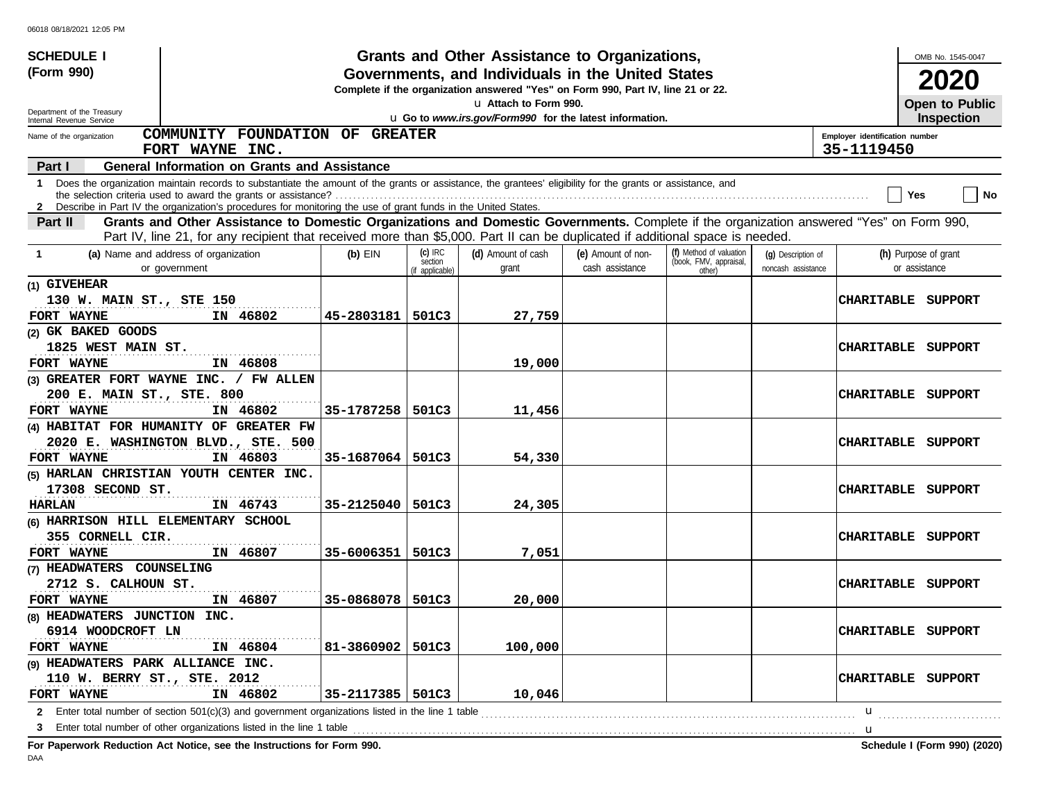**SCHEDULE I**
**(Form 990)**

Department of the Treasury
Internal Revenue Service

# Grants and Other Assistance to Organizations, Governments, and Individuals in the United States

**Complete if the organization answered "Yes" on Form 990, Part IV, line 21 or 22.**
u **Attach to Form 990.**
u **Go to *www.irs.gov/Form990* for the latest information.**

OMB No. 1545-0047
**2020**
**Open to Public Inspection**

Name of the organization: **COMMUNITY FOUNDATION OF GREATER FORT WAYNE INC.**

Employer identification number: **35-1119450**

**Part I — General Information on Grants and Assistance**

1 Does the organization maintain records to substantiate the amount of the grants or assistance, the grantees' eligibility for the grants or assistance, and the selection criteria used to award the grants or assistance? ☐ Yes ☐ No

2 Describe in Part IV the organization's procedures for monitoring the use of grant funds in the United States.

**Part II — Grants and Other Assistance to Domestic Organizations and Domestic Governments.** Complete if the organization answered "Yes" on Form 990, Part IV, line 21, for any recipient that received more than $5,000. Part II can be duplicated if additional space is needed.

| 1 (a) Name and address of organization or government | (b) EIN | (c) IRC section (if applicable) | (d) Amount of cash grant | (e) Amount of non-cash assistance | (f) Method of valuation (book, FMV, appraisal, other) | (g) Description of noncash assistance | (h) Purpose of grant or assistance |
|---|---|---|---|---|---|---|---|
| (1) GIVEHEAR<br>130 W. MAIN ST., STE 150<br>FORT WAYNE IN 46802 | 45-2803181 | 501C3 | 27,759 | | | | CHARITABLE SUPPORT |
| (2) GK BAKED GOODS<br>1825 WEST MAIN ST.<br>FORT WAYNE IN 46808 | | | 19,000 | | | | CHARITABLE SUPPORT |
| (3) GREATER FORT WAYNE INC. / FW ALLEN<br>200 E. MAIN ST., STE. 800<br>FORT WAYNE IN 46802 | 35-1787258 | 501C3 | 11,456 | | | | CHARITABLE SUPPORT |
| (4) HABITAT FOR HUMANITY OF GREATER FW<br>2020 E. WASHINGTON BLVD., STE. 500<br>FORT WAYNE IN 46803 | 35-1687064 | 501C3 | 54,330 | | | | CHARITABLE SUPPORT |
| (5) HARLAN CHRISTIAN YOUTH CENTER INC.<br>17308 SECOND ST.<br>HARLAN IN 46743 | 35-2125040 | 501C3 | 24,305 | | | | CHARITABLE SUPPORT |
| (6) HARRISON HILL ELEMENTARY SCHOOL<br>355 CORNELL CIR.<br>FORT WAYNE IN 46807 | 35-6006351 | 501C3 | 7,051 | | | | CHARITABLE SUPPORT |
| (7) HEADWATERS COUNSELING<br>2712 S. CALHOUN ST.<br>FORT WAYNE IN 46807 | 35-0868078 | 501C3 | 20,000 | | | | CHARITABLE SUPPORT |
| (8) HEADWATERS JUNCTION INC.<br>6914 WOODCROFT LN<br>FORT WAYNE IN 46804 | 81-3860902 | 501C3 | 100,000 | | | | CHARITABLE SUPPORT |
| (9) HEADWATERS PARK ALLIANCE INC.<br>110 W. BERRY ST., STE. 2012<br>FORT WAYNE IN 46802 | 35-2117385 | 501C3 | 10,046 | | | | CHARITABLE SUPPORT |

2 Enter total number of section 501(c)(3) and government organizations listed in the line 1 table u

3 Enter total number of other organizations listed in the line 1 table u

**For Paperwork Reduction Act Notice, see the Instructions for Form 990.** **Schedule I (Form 990) (2020)**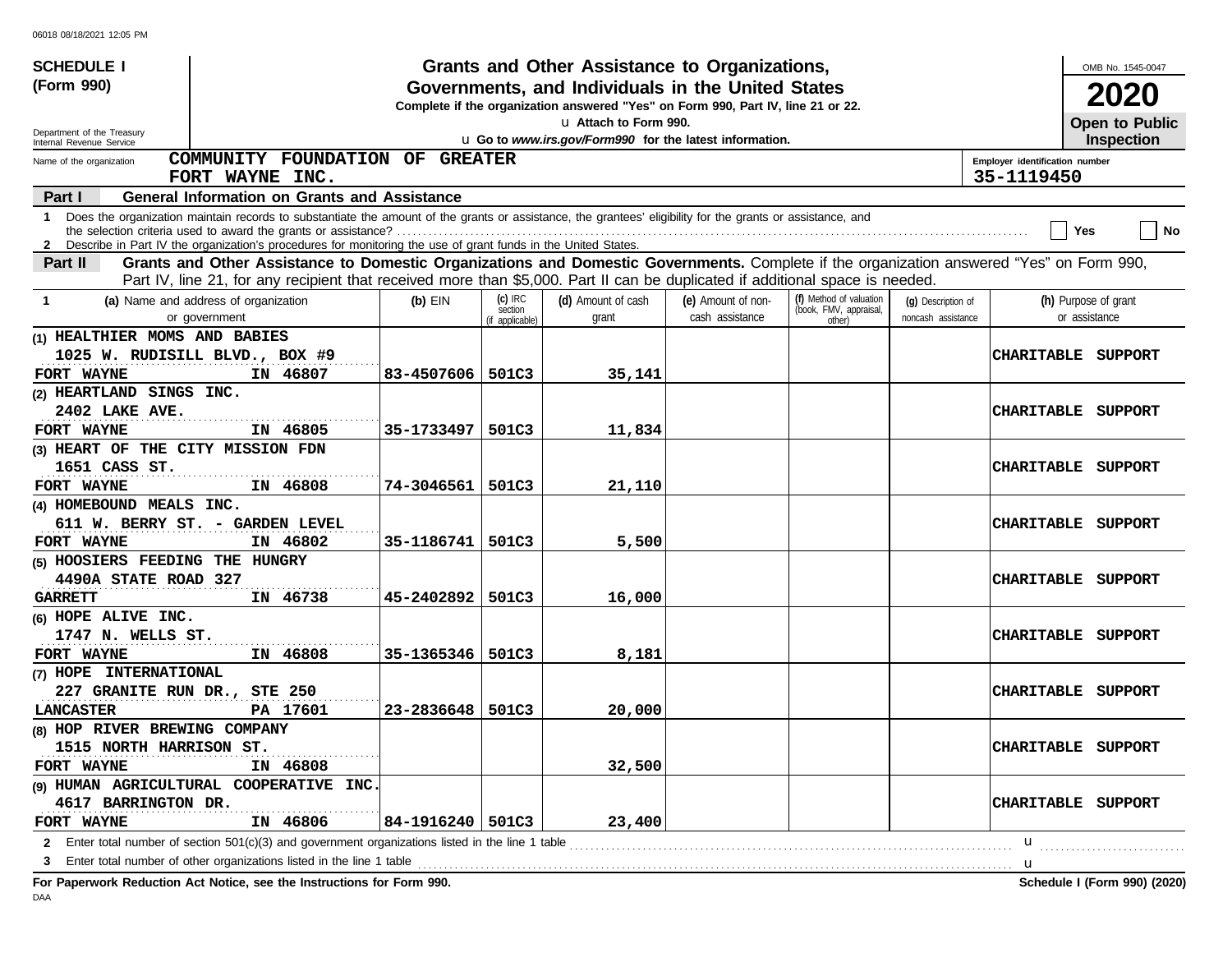**SCHEDULE I (Form 990)**

Department of the Treasury
Internal Revenue Service

# Grants and Other Assistance to Organizations, Governments, and Individuals in the United States

**Complete if the organization answered "Yes" on Form 990, Part IV, line 21 or 22.**

u Attach to Form 990.

u Go to *www.irs.gov/Form990* for the latest information.

OMB No. 1545-0047

**2020**

**Open to Public Inspection**

Name of the organization: **COMMUNITY FOUNDATION OF GREATER FORT WAYNE INC.**

Employer identification number: **35-1119450**

**Part I — General Information on Grants and Assistance**

1 Does the organization maintain records to substantiate the amount of the grants or assistance, the grantees' eligibility for the grants or assistance, and the selection criteria used to award the grants or assistance? Yes No

2 Describe in Part IV the organization's procedures for monitoring the use of grant funds in the United States.

**Part II — Grants and Other Assistance to Domestic Organizations and Domestic Governments.** Complete if the organization answered "Yes" on Form 990, Part IV, line 21, for any recipient that received more than $5,000. Part II can be duplicated if additional space is needed.

| 1 (a) Name and address of organization or government | (b) EIN | (c) IRC section (if applicable) | (d) Amount of cash grant | (e) Amount of non-cash assistance | (f) Method of valuation (book, FMV, appraisal, other) | (g) Description of noncash assistance | (h) Purpose of grant or assistance |
|---|---|---|---|---|---|---|---|
| (1) HEALTHIER MOMS AND BABIES<br>1025 W. RUDISILL BLVD., BOX #9<br>FORT WAYNE IN 46807 | 83-4507606 | 501C3 | 35,141 | | | | CHARITABLE SUPPORT |
| (2) HEARTLAND SINGS INC.<br>2402 LAKE AVE.<br>FORT WAYNE IN 46805 | 35-1733497 | 501C3 | 11,834 | | | | CHARITABLE SUPPORT |
| (3) HEART OF THE CITY MISSION FDN<br>1651 CASS ST.<br>FORT WAYNE IN 46808 | 74-3046561 | 501C3 | 21,110 | | | | CHARITABLE SUPPORT |
| (4) HOMEBOUND MEALS INC.<br>611 W. BERRY ST. - GARDEN LEVEL<br>FORT WAYNE IN 46802 | 35-1186741 | 501C3 | 5,500 | | | | CHARITABLE SUPPORT |
| (5) HOOSIERS FEEDING THE HUNGRY<br>4490A STATE ROAD 327<br>GARRETT IN 46738 | 45-2402892 | 501C3 | 16,000 | | | | CHARITABLE SUPPORT |
| (6) HOPE ALIVE INC.<br>1747 N. WELLS ST.<br>FORT WAYNE IN 46808 | 35-1365346 | 501C3 | 8,181 | | | | CHARITABLE SUPPORT |
| (7) HOPE INTERNATIONAL<br>227 GRANITE RUN DR., STE 250<br>LANCASTER PA 17601 | 23-2836648 | 501C3 | 20,000 | | | | CHARITABLE SUPPORT |
| (8) HOP RIVER BREWING COMPANY<br>1515 NORTH HARRISON ST.<br>FORT WAYNE IN 46808 | | | 32,500 | | | | CHARITABLE SUPPORT |
| (9) HUMAN AGRICULTURAL COOPERATIVE INC.<br>4617 BARRINGTON DR.<br>FORT WAYNE IN 46806 | 84-1916240 | 501C3 | 23,400 | | | | CHARITABLE SUPPORT |

2 Enter total number of section 501(c)(3) and government organizations listed in the line 1 table u

3 Enter total number of other organizations listed in the line 1 table u

**For Paperwork Reduction Act Notice, see the Instructions for Form 990.** **Schedule I (Form 990) (2020)**

DAA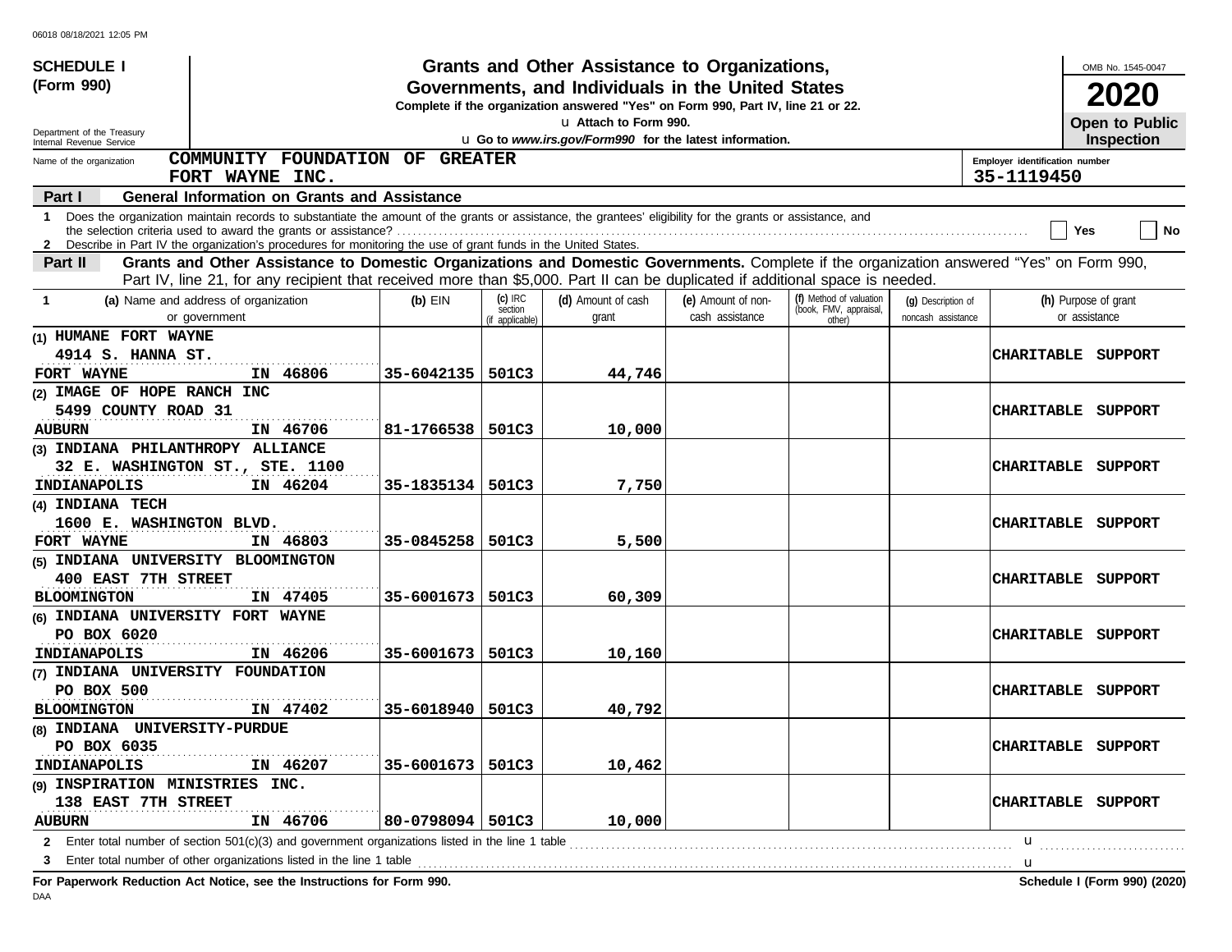06018 08/18/2021 12:05 PM

**SCHEDULE I (Form 990)**

Department of the Treasury
Internal Revenue Service

# Grants and Other Assistance to Organizations, Governments, and Individuals in the United States

**Complete if the organization answered "Yes" on Form 990, Part IV, line 21 or 22.**

u Attach to Form 990.

u **Go to *www.irs.gov/Form990* for the latest information.**

OMB No. 1545-0047

**2020**

**Open to Public Inspection**

Name of the organization: **COMMUNITY FOUNDATION OF GREATER FORT WAYNE INC.**

Employer identification number: **35-1119450**

**Part I — General Information on Grants and Assistance**

1 Does the organization maintain records to substantiate the amount of the grants or assistance, the grantees' eligibility for the grants or assistance, and the selection criteria used to award the grants or assistance? ☐ Yes ☐ No

2 Describe in Part IV the organization's procedures for monitoring the use of grant funds in the United States.

**Part II — Grants and Other Assistance to Domestic Organizations and Domestic Governments.** Complete if the organization answered "Yes" on Form 990, Part IV, line 21, for any recipient that received more than $5,000. Part II can be duplicated if additional space is needed.

| 1 (a) Name and address of organization or government | (b) EIN | (c) IRC section (if applicable) | (d) Amount of cash grant | (e) Amount of non-cash assistance | (f) Method of valuation (book, FMV, appraisal, other) | (g) Description of noncash assistance | (h) Purpose of grant or assistance |
|---|---|---|---|---|---|---|---|
| (1) HUMANE FORT WAYNE<br>4914 S. HANNA ST.<br>FORT WAYNE IN 46806 | 35-6042135 | 501C3 | 44,746 | | | | CHARITABLE SUPPORT |
| (2) IMAGE OF HOPE RANCH INC<br>5499 COUNTY ROAD 31<br>AUBURN IN 46706 | 81-1766538 | 501C3 | 10,000 | | | | CHARITABLE SUPPORT |
| (3) INDIANA PHILANTHROPY ALLIANCE<br>32 E. WASHINGTON ST., STE. 1100<br>INDIANAPOLIS IN 46204 | 35-1835134 | 501C3 | 7,750 | | | | CHARITABLE SUPPORT |
| (4) INDIANA TECH<br>1600 E. WASHINGTON BLVD.<br>FORT WAYNE IN 46803 | 35-0845258 | 501C3 | 5,500 | | | | CHARITABLE SUPPORT |
| (5) INDIANA UNIVERSITY BLOOMINGTON<br>400 EAST 7TH STREET<br>BLOOMINGTON IN 47405 | 35-6001673 | 501C3 | 60,309 | | | | CHARITABLE SUPPORT |
| (6) INDIANA UNIVERSITY FORT WAYNE<br>PO BOX 6020<br>INDIANAPOLIS IN 46206 | 35-6001673 | 501C3 | 10,160 | | | | CHARITABLE SUPPORT |
| (7) INDIANA UNIVERSITY FOUNDATION<br>PO BOX 500<br>BLOOMINGTON IN 47402 | 35-6018940 | 501C3 | 40,792 | | | | CHARITABLE SUPPORT |
| (8) INDIANA UNIVERSITY-PURDUE<br>PO BOX 6035<br>INDIANAPOLIS IN 46207 | 35-6001673 | 501C3 | 10,462 | | | | CHARITABLE SUPPORT |
| (9) INSPIRATION MINISTRIES INC.<br>138 EAST 7TH STREET<br>AUBURN IN 46706 | 80-0798094 | 501C3 | 10,000 | | | | CHARITABLE SUPPORT |

2 Enter total number of section 501(c)(3) and government organizations listed in the line 1 table u

3 Enter total number of other organizations listed in the line 1 table u

**For Paperwork Reduction Act Notice, see the Instructions for Form 990.** **Schedule I (Form 990) (2020)**

DAA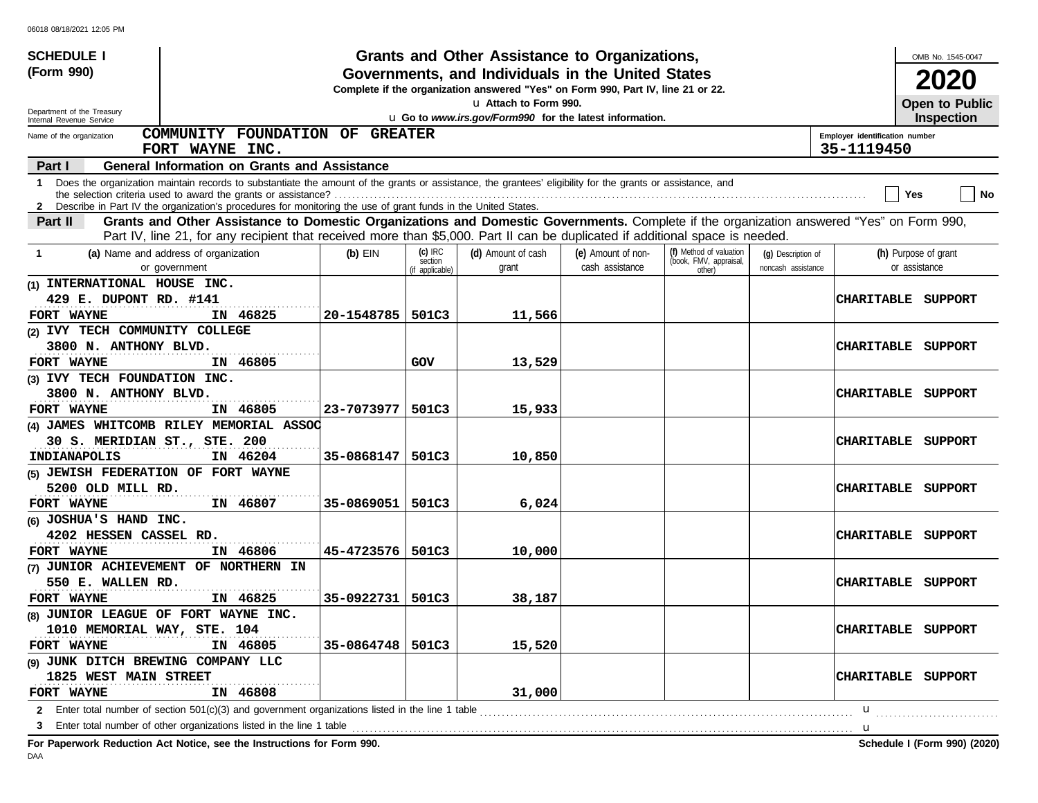06018 08/18/2021 12:05 PM

**SCHEDULE I**
**(Form 990)**

Department of the Treasury
Internal Revenue Service

# Grants and Other Assistance to Organizations, Governments, and Individuals in the United States

**Complete if the organization answered "Yes" on Form 990, Part IV, line 21 or 22.**

u Attach to Form 990.

u **Go to *www.irs.gov/Form990* for the latest information.**

OMB No. 1545-0047

**2020**

**Open to Public Inspection**

Name of the organization: **COMMUNITY FOUNDATION OF GREATER FORT WAYNE INC.**

Employer identification number: **35-1119450**

## Part I General Information on Grants and Assistance

1 Does the organization maintain records to substantiate the amount of the grants or assistance, the grantees' eligibility for the grants or assistance, and the selection criteria used to award the grants or assistance? .......... Yes No

2 Describe in Part IV the organization's procedures for monitoring the use of grant funds in the United States.

## Part II Grants and Other Assistance to Domestic Organizations and Domestic Governments.

Complete if the organization answered "Yes" on Form 990, Part IV, line 21, for any recipient that received more than $5,000. Part II can be duplicated if additional space is needed.

| 1 (a) Name and address of organization or government | (b) EIN | (c) IRC section (if applicable) | (d) Amount of cash grant | (e) Amount of non-cash assistance | (f) Method of valuation (book, FMV, appraisal, other) | (g) Description of noncash assistance | (h) Purpose of grant or assistance |
|---|---|---|---|---|---|---|---|
| (1) INTERNATIONAL HOUSE INC. 429 E. DUPONT RD. #141 FORT WAYNE IN 46825 | 20-1548785 | 501C3 | 11,566 | | | | CHARITABLE SUPPORT |
| (2) IVY TECH COMMUNITY COLLEGE 3800 N. ANTHONY BLVD. FORT WAYNE IN 46805 | | GOV | 13,529 | | | | CHARITABLE SUPPORT |
| (3) IVY TECH FOUNDATION INC. 3800 N. ANTHONY BLVD. FORT WAYNE IN 46805 | 23-7073977 | 501C3 | 15,933 | | | | CHARITABLE SUPPORT |
| (4) JAMES WHITCOMB RILEY MEMORIAL ASSOC 30 S. MERIDIAN ST., STE. 200 INDIANAPOLIS IN 46204 | 35-0868147 | 501C3 | 10,850 | | | | CHARITABLE SUPPORT |
| (5) JEWISH FEDERATION OF FORT WAYNE 5200 OLD MILL RD. FORT WAYNE IN 46807 | 35-0869051 | 501C3 | 6,024 | | | | CHARITABLE SUPPORT |
| (6) JOSHUA'S HAND INC. 4202 HESSEN CASSEL RD. FORT WAYNE IN 46806 | 45-4723576 | 501C3 | 10,000 | | | | CHARITABLE SUPPORT |
| (7) JUNIOR ACHIEVEMENT OF NORTHERN IN 550 E. WALLEN RD. FORT WAYNE IN 46825 | 35-0922731 | 501C3 | 38,187 | | | | CHARITABLE SUPPORT |
| (8) JUNIOR LEAGUE OF FORT WAYNE INC. 1010 MEMORIAL WAY, STE. 104 FORT WAYNE IN 46805 | 35-0864748 | 501C3 | 15,520 | | | | CHARITABLE SUPPORT |
| (9) JUNK DITCH BREWING COMPANY LLC 1825 WEST MAIN STREET FORT WAYNE IN 46808 | | | 31,000 | | | | CHARITABLE SUPPORT |

2 Enter total number of section 501(c)(3) and government organizations listed in the line 1 table .......... u

3 Enter total number of other organizations listed in the line 1 table .......... u

**For Paperwork Reduction Act Notice, see the Instructions for Form 990.** **Schedule I (Form 990) (2020)**

DAA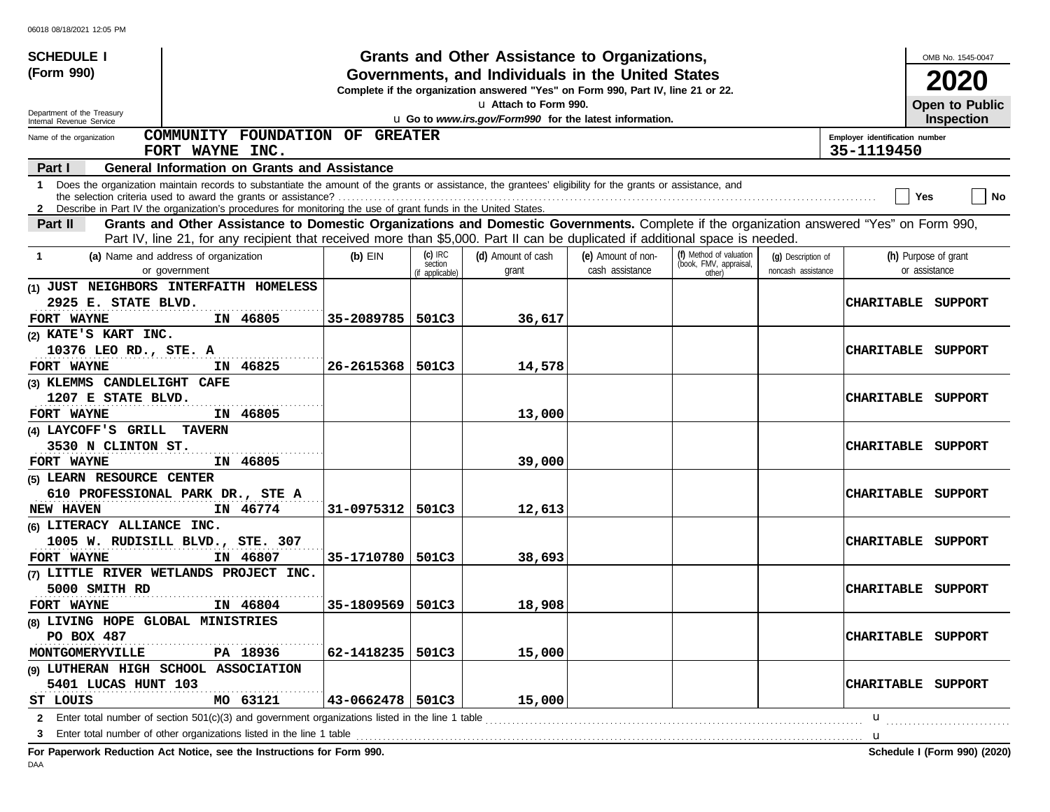06018 08/18/2021 12:05 PM

**SCHEDULE I (Form 990)**

# Grants and Other Assistance to Organizations, Governments, and Individuals in the United States

Complete if the organization answered "Yes" on Form 990, Part IV, line 21 or 22.

u Attach to Form 990.

u Go to *www.irs.gov/Form990* for the latest information.

OMB No. 1545-0047

**2020**

**Open to Public Inspection**

Department of the Treasury
Internal Revenue Service

Name of the organization: **COMMUNITY FOUNDATION OF GREATER FORT WAYNE INC.**

Employer identification number: **35-1119450**

**Part I — General Information on Grants and Assistance**

1 Does the organization maintain records to substantiate the amount of the grants or assistance, the grantees' eligibility for the grants or assistance, and the selection criteria used to award the grants or assistance? ☐ Yes ☐ No

2 Describe in Part IV the organization's procedures for monitoring the use of grant funds in the United States.

**Part II — Grants and Other Assistance to Domestic Organizations and Domestic Governments.** Complete if the organization answered "Yes" on Form 990, Part IV, line 21, for any recipient that received more than $5,000. Part II can be duplicated if additional space is needed.

| 1 (a) Name and address of organization or government | (b) EIN | (c) IRC section (if applicable) | (d) Amount of cash grant | (e) Amount of non-cash assistance | (f) Method of valuation (book, FMV, appraisal, other) | (g) Description of noncash assistance | (h) Purpose of grant or assistance |
|---|---|---|---|---|---|---|---|
| (1) JUST NEIGHBORS INTERFAITH HOMELESS<br>2925 E. STATE BLVD.<br>FORT WAYNE IN 46805 | 35-2089785 | 501C3 | 36,617 | | | | CHARITABLE SUPPORT |
| (2) KATE'S KART INC.<br>10376 LEO RD., STE. A<br>FORT WAYNE IN 46825 | 26-2615368 | 501C3 | 14,578 | | | | CHARITABLE SUPPORT |
| (3) KLEMMS CANDLELIGHT CAFE<br>1207 E STATE BLVD.<br>FORT WAYNE IN 46805 | | | 13,000 | | | | CHARITABLE SUPPORT |
| (4) LAYCOFF'S GRILL TAVERN<br>3530 N CLINTON ST.<br>FORT WAYNE IN 46805 | | | 39,000 | | | | CHARITABLE SUPPORT |
| (5) LEARN RESOURCE CENTER<br>610 PROFESSIONAL PARK DR., STE A<br>NEW HAVEN IN 46774 | 31-0975312 | 501C3 | 12,613 | | | | CHARITABLE SUPPORT |
| (6) LITERACY ALLIANCE INC.<br>1005 W. RUDISILL BLVD., STE. 307<br>FORT WAYNE IN 46807 | 35-1710780 | 501C3 | 38,693 | | | | CHARITABLE SUPPORT |
| (7) LITTLE RIVER WETLANDS PROJECT INC.<br>5000 SMITH RD<br>FORT WAYNE IN 46804 | 35-1809569 | 501C3 | 18,908 | | | | CHARITABLE SUPPORT |
| (8) LIVING HOPE GLOBAL MINISTRIES<br>PO BOX 487<br>MONTGOMERYVILLE PA 18936 | 62-1418235 | 501C3 | 15,000 | | | | CHARITABLE SUPPORT |
| (9) LUTHERAN HIGH SCHOOL ASSOCIATION<br>5401 LUCAS HUNT 103<br>ST LOUIS MO 63121 | 43-0662478 | 501C3 | 15,000 | | | | CHARITABLE SUPPORT |

2 Enter total number of section 501(c)(3) and government organizations listed in the line 1 table u

3 Enter total number of other organizations listed in the line 1 table u

**For Paperwork Reduction Act Notice, see the Instructions for Form 990.** **Schedule I (Form 990) (2020)**

DAA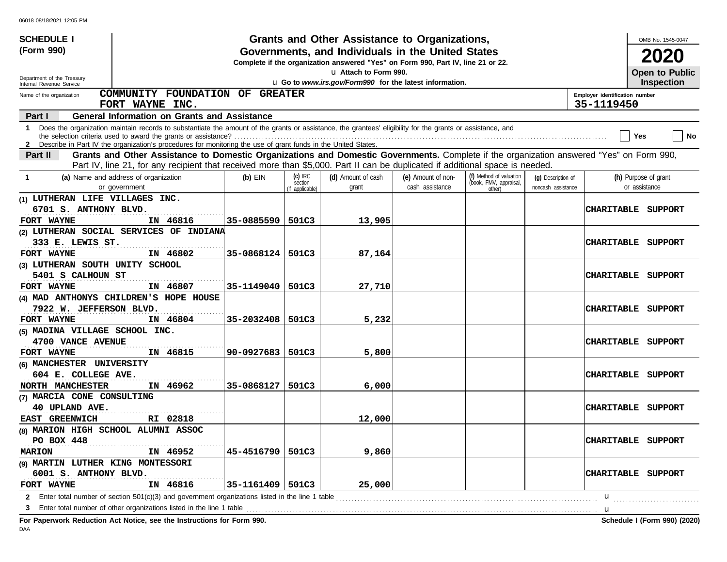06018 08/18/2021 12:05 PM

**SCHEDULE I (Form 990)**

Department of the Treasury
Internal Revenue Service

# Grants and Other Assistance to Organizations, Governments, and Individuals in the United States

**Complete if the organization answered "Yes" on Form 990, Part IV, line 21 or 22.**

u Attach to Form 990.

u Go to *www.irs.gov/Form990* for the latest information.

OMB No. 1545-0047

**2020**

**Open to Public Inspection**

Name of the organization: **COMMUNITY FOUNDATION OF GREATER FORT WAYNE INC.**

Employer identification number: **35-1119450**

## Part I — General Information on Grants and Assistance

1 Does the organization maintain records to substantiate the amount of the grants or assistance, the grantees' eligibility for the grants or assistance, and the selection criteria used to award the grants or assistance? ☐ Yes ☐ No

2 Describe in Part IV the organization's procedures for monitoring the use of grant funds in the United States.

## Part II — Grants and Other Assistance to Domestic Organizations and Domestic Governments.

Complete if the organization answered "Yes" on Form 990, Part IV, line 21, for any recipient that received more than $5,000. Part II can be duplicated if additional space is needed.

| 1 (a) Name and address of organization or government | (b) EIN | (c) IRC section (if applicable) | (d) Amount of cash grant | (e) Amount of non-cash assistance | (f) Method of valuation (book, FMV, appraisal, other) | (g) Description of noncash assistance | (h) Purpose of grant or assistance |
|---|---|---|---|---|---|---|---|
| (1) LUTHERAN LIFE VILLAGES INC.<br>6701 S. ANTHONY BLVD.<br>FORT WAYNE IN 46816 | 35-0885590 | 501C3 | 13,905 | | | | CHARITABLE SUPPORT |
| (2) LUTHERAN SOCIAL SERVICES OF INDIANA<br>333 E. LEWIS ST.<br>FORT WAYNE IN 46802 | 35-0868124 | 501C3 | 87,164 | | | | CHARITABLE SUPPORT |
| (3) LUTHERAN SOUTH UNITY SCHOOL<br>5401 S CALHOUN ST<br>FORT WAYNE IN 46807 | 35-1149040 | 501C3 | 27,710 | | | | CHARITABLE SUPPORT |
| (4) MAD ANTHONYS CHILDREN'S HOPE HOUSE<br>7922 W. JEFFERSON BLVD.<br>FORT WAYNE IN 46804 | 35-2032408 | 501C3 | 5,232 | | | | CHARITABLE SUPPORT |
| (5) MADINA VILLAGE SCHOOL INC.<br>4700 VANCE AVENUE<br>FORT WAYNE IN 46815 | 90-0927683 | 501C3 | 5,800 | | | | CHARITABLE SUPPORT |
| (6) MANCHESTER UNIVERSITY<br>604 E. COLLEGE AVE.<br>NORTH MANCHESTER IN 46962 | 35-0868127 | 501C3 | 6,000 | | | | CHARITABLE SUPPORT |
| (7) MARCIA CONE CONSULTING<br>40 UPLAND AVE.<br>EAST GREENWICH RI 02818 | | | 12,000 | | | | CHARITABLE SUPPORT |
| (8) MARION HIGH SCHOOL ALUMNI ASSOC<br>PO BOX 448<br>MARION IN 46952 | 45-4516790 | 501C3 | 9,860 | | | | CHARITABLE SUPPORT |
| (9) MARTIN LUTHER KING MONTESSORI<br>6001 S. ANTHONY BLVD.<br>FORT WAYNE IN 46816 | 35-1161409 | 501C3 | 25,000 | | | | CHARITABLE SUPPORT |

2 Enter total number of section 501(c)(3) and government organizations listed in the line 1 table u

3 Enter total number of other organizations listed in the line 1 table u

**For Paperwork Reduction Act Notice, see the Instructions for Form 990.**

**Schedule I (Form 990) (2020)**

DAA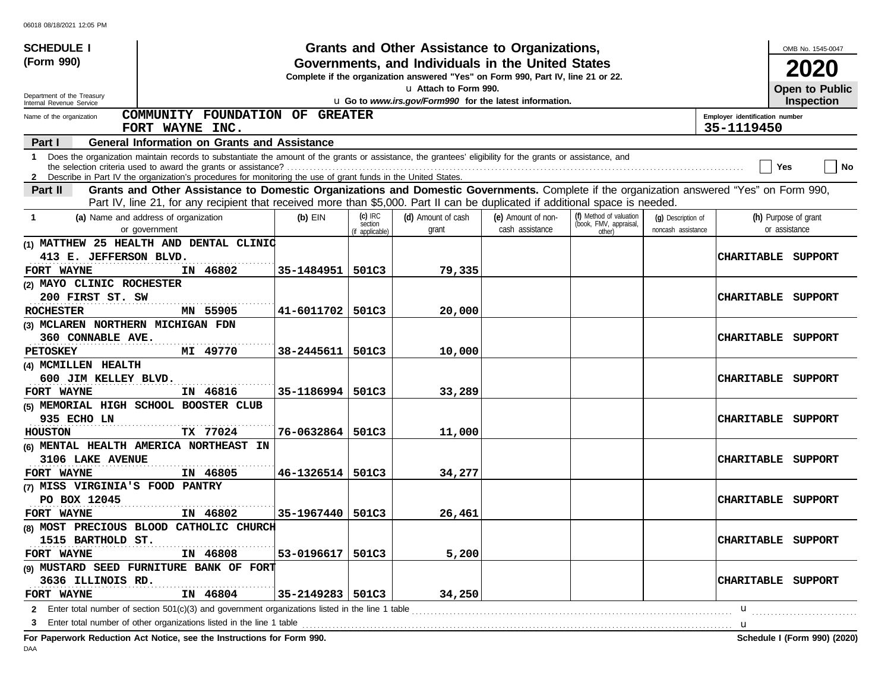06018 08/18/2021 12:05 PM

**SCHEDULE I (Form 990)**

Department of the Treasury
Internal Revenue Service

# Grants and Other Assistance to Organizations, Governments, and Individuals in the United States

**Complete if the organization answered "Yes" on Form 990, Part IV, line 21 or 22.**

u Attach to Form 990.

u **Go to *www.irs.gov/Form990* for the latest information.**

OMB No. 1545-0047

**2020**

**Open to Public Inspection**

Name of the organization: **COMMUNITY FOUNDATION OF GREATER FORT WAYNE INC.**

Employer identification number: **35-1119450**

**Part I — General Information on Grants and Assistance**

1 Does the organization maintain records to substantiate the amount of the grants or assistance, the grantees' eligibility for the grants or assistance, and the selection criteria used to award the grants or assistance? ☐ Yes ☐ No

2 Describe in Part IV the organization's procedures for monitoring the use of grant funds in the United States.

**Part II — Grants and Other Assistance to Domestic Organizations and Domestic Governments.** Complete if the organization answered "Yes" on Form 990, Part IV, line 21, for any recipient that received more than $5,000. Part II can be duplicated if additional space is needed.

| 1 (a) Name and address of organization or government | (b) EIN | (c) IRC section (if applicable) | (d) Amount of cash grant | (e) Amount of non-cash assistance | (f) Method of valuation (book, FMV, appraisal, other) | (g) Description of noncash assistance | (h) Purpose of grant or assistance |
|---|---|---|---|---|---|---|---|
| (1) MATTHEW 25 HEALTH AND DENTAL CLINIC<br>413 E. JEFFERSON BLVD.<br>FORT WAYNE IN 46802 | 35-1484951 | 501C3 | 79,335 | | | | CHARITABLE SUPPORT |
| (2) MAYO CLINIC ROCHESTER<br>200 FIRST ST. SW<br>ROCHESTER MN 55905 | 41-6011702 | 501C3 | 20,000 | | | | CHARITABLE SUPPORT |
| (3) MCLAREN NORTHERN MICHIGAN FDN<br>360 CONNABLE AVE.<br>PETOSKEY MI 49770 | 38-2445611 | 501C3 | 10,000 | | | | CHARITABLE SUPPORT |
| (4) MCMILLEN HEALTH<br>600 JIM KELLEY BLVD.<br>FORT WAYNE IN 46816 | 35-1186994 | 501C3 | 33,289 | | | | CHARITABLE SUPPORT |
| (5) MEMORIAL HIGH SCHOOL BOOSTER CLUB<br>935 ECHO LN<br>HOUSTON TX 77024 | 76-0632864 | 501C3 | 11,000 | | | | CHARITABLE SUPPORT |
| (6) MENTAL HEALTH AMERICA NORTHEAST IN<br>3106 LAKE AVENUE<br>FORT WAYNE IN 46805 | 46-1326514 | 501C3 | 34,277 | | | | CHARITABLE SUPPORT |
| (7) MISS VIRGINIA'S FOOD PANTRY<br>PO BOX 12045<br>FORT WAYNE IN 46802 | 35-1967440 | 501C3 | 26,461 | | | | CHARITABLE SUPPORT |
| (8) MOST PRECIOUS BLOOD CATHOLIC CHURCH<br>1515 BARTHOLD ST.<br>FORT WAYNE IN 46808 | 53-0196617 | 501C3 | 5,200 | | | | CHARITABLE SUPPORT |
| (9) MUSTARD SEED FURNITURE BANK OF FORT<br>3636 ILLINOIS RD.<br>FORT WAYNE IN 46804 | 35-2149283 | 501C3 | 34,250 | | | | CHARITABLE SUPPORT |

2 Enter total number of section 501(c)(3) and government organizations listed in the line 1 table u

3 Enter total number of other organizations listed in the line 1 table u

**For Paperwork Reduction Act Notice, see the Instructions for Form 990.**

**Schedule I (Form 990) (2020)**

DAA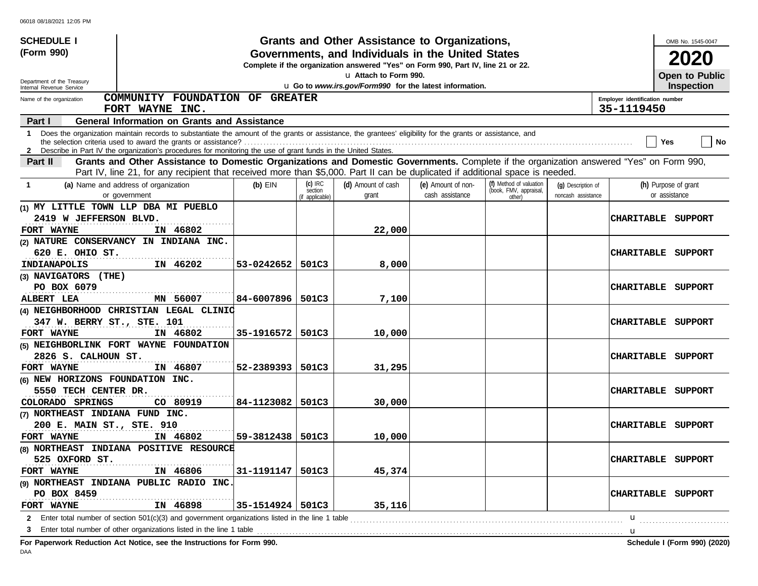06018 08/18/2021 12:05 PM

**SCHEDULE I**
**(Form 990)**

Department of the Treasury
Internal Revenue Service

# Grants and Other Assistance to Organizations, Governments, and Individuals in the United States

**Complete if the organization answered "Yes" on Form 990, Part IV, line 21 or 22.**
u Attach to Form 990.
u Go to *www.irs.gov/Form990* for the latest information.

OMB No. 1545-0047
**2020**
**Open to Public Inspection**

Name of the organization: **COMMUNITY FOUNDATION OF GREATER FORT WAYNE INC.**

Employer identification number: **35-1119450**

**Part I — General Information on Grants and Assistance**

1 Does the organization maintain records to substantiate the amount of the grants or assistance, the grantees' eligibility for the grants or assistance, and the selection criteria used to award the grants or assistance? ☐ Yes ☐ No

2 Describe in Part IV the organization's procedures for monitoring the use of grant funds in the United States.

**Part II — Grants and Other Assistance to Domestic Organizations and Domestic Governments.** Complete if the organization answered "Yes" on Form 990, Part IV, line 21, for any recipient that received more than $5,000. Part II can be duplicated if additional space is needed.

| 1 (a) Name and address of organization or government | (b) EIN | (c) IRC section (if applicable) | (d) Amount of cash grant | (e) Amount of non-cash assistance | (f) Method of valuation (book, FMV, appraisal, other) | (g) Description of noncash assistance | (h) Purpose of grant or assistance |
|---|---|---|---|---|---|---|---|
| (1) MY LITTLE TOWN LLP DBA MI PUEBLO<br>2419 W JEFFERSON BLVD.<br>FORT WAYNE IN 46802 | | | 22,000 | | | | CHARITABLE SUPPORT |
| (2) NATURE CONSERVANCY IN INDIANA INC.<br>620 E. OHIO ST.<br>INDIANAPOLIS IN 46202 | 53-0242652 | 501C3 | 8,000 | | | | CHARITABLE SUPPORT |
| (3) NAVIGATORS (THE)<br>PO BOX 6079<br>ALBERT LEA MN 56007 | 84-6007896 | 501C3 | 7,100 | | | | CHARITABLE SUPPORT |
| (4) NEIGHBORHOOD CHRISTIAN LEGAL CLINIC<br>347 W. BERRY ST., STE. 101<br>FORT WAYNE IN 46802 | 35-1916572 | 501C3 | 10,000 | | | | CHARITABLE SUPPORT |
| (5) NEIGHBORLINK FORT WAYNE FOUNDATION<br>2826 S. CALHOUN ST.<br>FORT WAYNE IN 46807 | 52-2389393 | 501C3 | 31,295 | | | | CHARITABLE SUPPORT |
| (6) NEW HORIZONS FOUNDATION INC.<br>5550 TECH CENTER DR.<br>COLORADO SPRINGS CO 80919 | 84-1123082 | 501C3 | 30,000 | | | | CHARITABLE SUPPORT |
| (7) NORTHEAST INDIANA FUND INC.<br>200 E. MAIN ST., STE. 910<br>FORT WAYNE IN 46802 | 59-3812438 | 501C3 | 10,000 | | | | CHARITABLE SUPPORT |
| (8) NORTHEAST INDIANA POSITIVE RESOURCE<br>525 OXFORD ST.<br>FORT WAYNE IN 46806 | 31-1191147 | 501C3 | 45,374 | | | | CHARITABLE SUPPORT |
| (9) NORTHEAST INDIANA PUBLIC RADIO INC.<br>PO BOX 8459<br>FORT WAYNE IN 46898 | 35-1514924 | 501C3 | 35,116 | | | | CHARITABLE SUPPORT |

2 Enter total number of section 501(c)(3) and government organizations listed in the line 1 table u

3 Enter total number of other organizations listed in the line 1 table u

**For Paperwork Reduction Act Notice, see the Instructions for Form 990.** **Schedule I (Form 990) (2020)**

DAA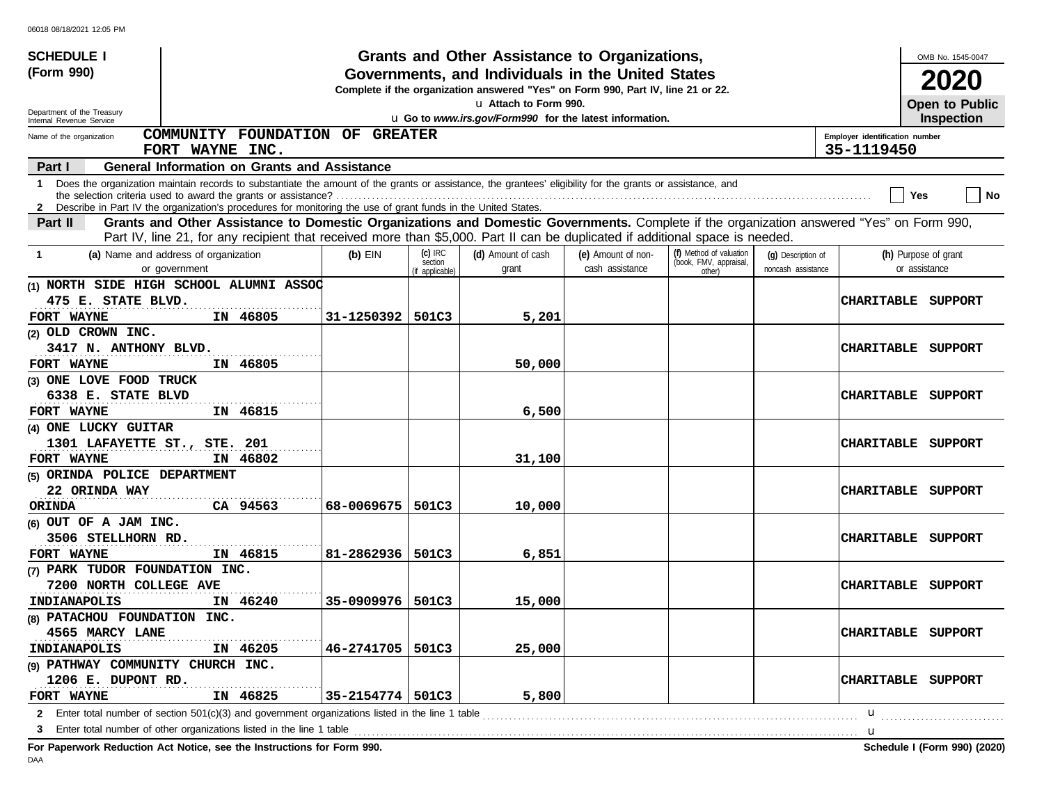06018 08/18/2021 12:05 PM

**SCHEDULE I (Form 990)**

Department of the Treasury
Internal Revenue Service

# Grants and Other Assistance to Organizations, Governments, and Individuals in the United States

**Complete if the organization answered "Yes" on Form 990, Part IV, line 21 or 22.**

u Attach to Form 990.

u **Go to *www.irs.gov/Form990* for the latest information.**

OMB No. 1545-0047

**2020**

**Open to Public Inspection**

Name of the organization: **COMMUNITY FOUNDATION OF GREATER FORT WAYNE INC.**

Employer identification number: **35-1119450**

**Part I General Information on Grants and Assistance**

1 Does the organization maintain records to substantiate the amount of the grants or assistance, the grantees' eligibility for the grants or assistance, and the selection criteria used to award the grants or assistance? Yes No

2 Describe in Part IV the organization's procedures for monitoring the use of grant funds in the United States.

**Part II Grants and Other Assistance to Domestic Organizations and Domestic Governments.** Complete if the organization answered "Yes" on Form 990, Part IV, line 21, for any recipient that received more than $5,000. Part II can be duplicated if additional space is needed.

| 1 (a) Name and address of organization or government | (b) EIN | (c) IRC section (if applicable) | (d) Amount of cash grant | (e) Amount of non-cash assistance | (f) Method of valuation (book, FMV, appraisal, other) | (g) Description of noncash assistance | (h) Purpose of grant or assistance |
|---|---|---|---|---|---|---|---|
| (1) NORTH SIDE HIGH SCHOOL ALUMNI ASSOC<br>475 E. STATE BLVD.<br>FORT WAYNE IN 46805 | 31-1250392 | 501C3 | 5,201 | | | | CHARITABLE SUPPORT |
| (2) OLD CROWN INC.<br>3417 N. ANTHONY BLVD.<br>FORT WAYNE IN 46805 | | | 50,000 | | | | CHARITABLE SUPPORT |
| (3) ONE LOVE FOOD TRUCK<br>6338 E. STATE BLVD<br>FORT WAYNE IN 46815 | | | 6,500 | | | | CHARITABLE SUPPORT |
| (4) ONE LUCKY GUITAR<br>1301 LAFAYETTE ST., STE. 201<br>FORT WAYNE IN 46802 | | | 31,100 | | | | CHARITABLE SUPPORT |
| (5) ORINDA POLICE DEPARTMENT<br>22 ORINDA WAY<br>ORINDA CA 94563 | 68-0069675 | 501C3 | 10,000 | | | | CHARITABLE SUPPORT |
| (6) OUT OF A JAM INC.<br>3506 STELLHORN RD.<br>FORT WAYNE IN 46815 | 81-2862936 | 501C3 | 6,851 | | | | CHARITABLE SUPPORT |
| (7) PARK TUDOR FOUNDATION INC.<br>7200 NORTH COLLEGE AVE<br>INDIANAPOLIS IN 46240 | 35-0909976 | 501C3 | 15,000 | | | | CHARITABLE SUPPORT |
| (8) PATACHOU FOUNDATION INC.<br>4565 MARCY LANE<br>INDIANAPOLIS IN 46205 | 46-2741705 | 501C3 | 25,000 | | | | CHARITABLE SUPPORT |
| (9) PATHWAY COMMUNITY CHURCH INC.<br>1206 E. DUPONT RD.<br>FORT WAYNE IN 46825 | 35-2154774 | 501C3 | 5,800 | | | | CHARITABLE SUPPORT |

2 Enter total number of section 501(c)(3) and government organizations listed in the line 1 table u

3 Enter total number of other organizations listed in the line 1 table u

**For Paperwork Reduction Act Notice, see the Instructions for Form 990.**

**Schedule I (Form 990) (2020)**

DAA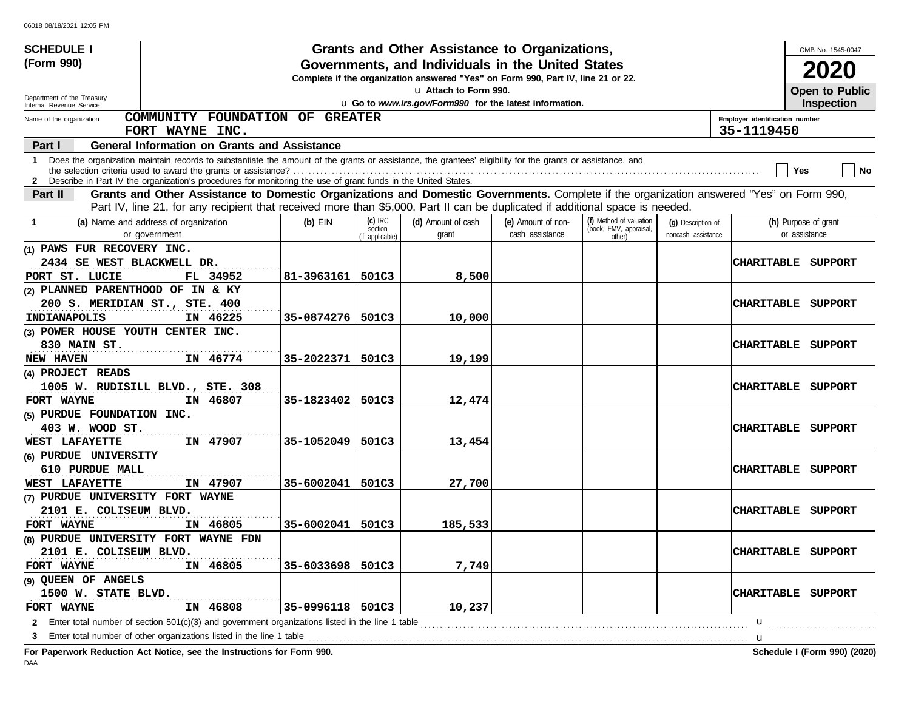06018 08/18/2021 12:05 PM

**SCHEDULE I (Form 990)**

Department of the Treasury
Internal Revenue Service

# Grants and Other Assistance to Organizations, Governments, and Individuals in the United States

**Complete if the organization answered "Yes" on Form 990, Part IV, line 21 or 22.**

u Attach to Form 990.

u **Go to *www.irs.gov/Form990* for the latest information.**

OMB No. 1545-0047

**2020**

**Open to Public Inspection**

Name of the organization: **COMMUNITY FOUNDATION OF GREATER FORT WAYNE INC.**

Employer identification number: **35-1119450**

**Part I — General Information on Grants and Assistance**

1 Does the organization maintain records to substantiate the amount of the grants or assistance, the grantees' eligibility for the grants or assistance, and the selection criteria used to award the grants or assistance? ☐ Yes ☐ No

2 Describe in Part IV the organization's procedures for monitoring the use of grant funds in the United States.

**Part II — Grants and Other Assistance to Domestic Organizations and Domestic Governments.** Complete if the organization answered "Yes" on Form 990, Part IV, line 21, for any recipient that received more than $5,000. Part II can be duplicated if additional space is needed.

| 1 (a) Name and address of organization or government | (b) EIN | (c) IRC section (if applicable) | (d) Amount of cash grant | (e) Amount of non-cash assistance | (f) Method of valuation (book, FMV, appraisal, other) | (g) Description of noncash assistance | (h) Purpose of grant or assistance |
|---|---|---|---|---|---|---|---|
| (1) PAWS FUR RECOVERY INC.<br>2434 SE WEST BLACKWELL DR.<br>PORT ST. LUCIE FL 34952 | 81-3963161 | 501C3 | 8,500 | | | | CHARITABLE SUPPORT |
| (2) PLANNED PARENTHOOD OF IN & KY<br>200 S. MERIDIAN ST., STE. 400<br>INDIANAPOLIS IN 46225 | 35-0874276 | 501C3 | 10,000 | | | | CHARITABLE SUPPORT |
| (3) POWER HOUSE YOUTH CENTER INC.<br>830 MAIN ST.<br>NEW HAVEN IN 46774 | 35-2022371 | 501C3 | 19,199 | | | | CHARITABLE SUPPORT |
| (4) PROJECT READS<br>1005 W. RUDISILL BLVD., STE. 308<br>FORT WAYNE IN 46807 | 35-1823402 | 501C3 | 12,474 | | | | CHARITABLE SUPPORT |
| (5) PURDUE FOUNDATION INC.<br>403 W. WOOD ST.<br>WEST LAFAYETTE IN 47907 | 35-1052049 | 501C3 | 13,454 | | | | CHARITABLE SUPPORT |
| (6) PURDUE UNIVERSITY<br>610 PURDUE MALL<br>WEST LAFAYETTE IN 47907 | 35-6002041 | 501C3 | 27,700 | | | | CHARITABLE SUPPORT |
| (7) PURDUE UNIVERSITY FORT WAYNE<br>2101 E. COLISEUM BLVD.<br>FORT WAYNE IN 46805 | 35-6002041 | 501C3 | 185,533 | | | | CHARITABLE SUPPORT |
| (8) PURDUE UNIVERSITY FORT WAYNE FDN<br>2101 E. COLISEUM BLVD.<br>FORT WAYNE IN 46805 | 35-6033698 | 501C3 | 7,749 | | | | CHARITABLE SUPPORT |
| (9) QUEEN OF ANGELS<br>1500 W. STATE BLVD.<br>FORT WAYNE IN 46808 | 35-0996118 | 501C3 | 10,237 | | | | CHARITABLE SUPPORT |

2 Enter total number of section 501(c)(3) and government organizations listed in the line 1 table u

3 Enter total number of other organizations listed in the line 1 table u

**For Paperwork Reduction Act Notice, see the Instructions for Form 990.** **Schedule I (Form 990) (2020)**

DAA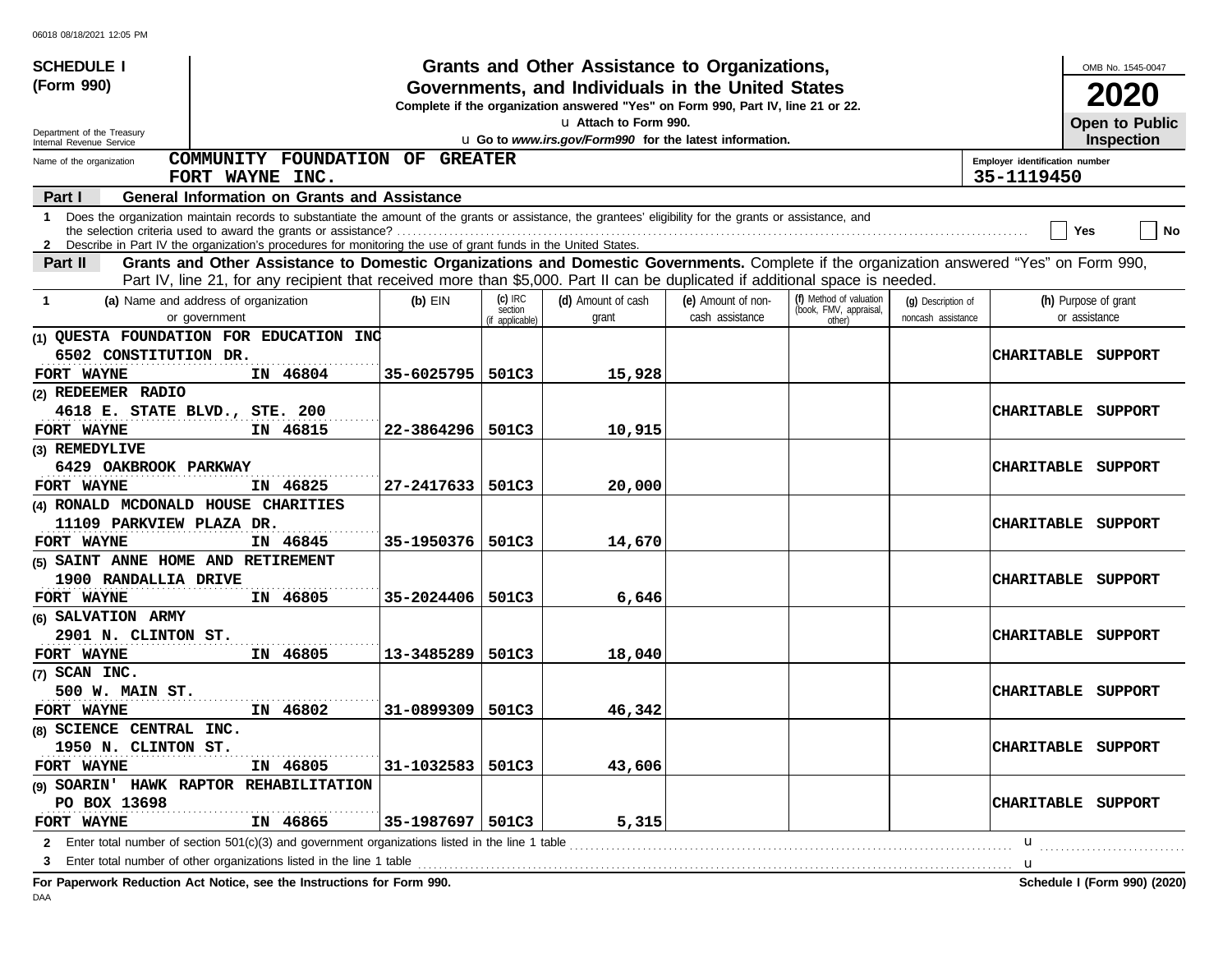06018 08/18/2021 12:05 PM

**SCHEDULE I (Form 990)**

Department of the Treasury
Internal Revenue Service

# Grants and Other Assistance to Organizations, Governments, and Individuals in the United States

**Complete if the organization answered "Yes" on Form 990, Part IV, line 21 or 22.**

u Attach to Form 990.

u **Go to *www.irs.gov/Form990* for the latest information.**

OMB No. 1545-0047

**2020**

**Open to Public Inspection**

Name of the organization: **COMMUNITY FOUNDATION OF GREATER FORT WAYNE INC.**

Employer identification number: **35-1119450**

**Part I General Information on Grants and Assistance**

1 Does the organization maintain records to substantiate the amount of the grants or assistance, the grantees' eligibility for the grants or assistance, and the selection criteria used to award the grants or assistance? ☐ Yes ☐ No

2 Describe in Part IV the organization's procedures for monitoring the use of grant funds in the United States.

**Part II Grants and Other Assistance to Domestic Organizations and Domestic Governments.** Complete if the organization answered "Yes" on Form 990, Part IV, line 21, for any recipient that received more than $5,000. Part II can be duplicated if additional space is needed.

| 1 (a) Name and address of organization or government | (b) EIN | (c) IRC section (if applicable) | (d) Amount of cash grant | (e) Amount of non-cash assistance | (f) Method of valuation (book, FMV, appraisal, other) | (g) Description of noncash assistance | (h) Purpose of grant or assistance |
|---|---|---|---|---|---|---|---|
| (1) QUESTA FOUNDATION FOR EDUCATION INC 6502 CONSTITUTION DR. FORT WAYNE IN 46804 | 35-6025795 | 501C3 | 15,928 | | | | CHARITABLE SUPPORT |
| (2) REDEEMER RADIO 4618 E. STATE BLVD., STE. 200 FORT WAYNE IN 46815 | 22-3864296 | 501C3 | 10,915 | | | | CHARITABLE SUPPORT |
| (3) REMEDYLIVE 6429 OAKBROOK PARKWAY FORT WAYNE IN 46825 | 27-2417633 | 501C3 | 20,000 | | | | CHARITABLE SUPPORT |
| (4) RONALD MCDONALD HOUSE CHARITIES 11109 PARKVIEW PLAZA DR. FORT WAYNE IN 46845 | 35-1950376 | 501C3 | 14,670 | | | | CHARITABLE SUPPORT |
| (5) SAINT ANNE HOME AND RETIREMENT 1900 RANDALLIA DRIVE FORT WAYNE IN 46805 | 35-2024406 | 501C3 | 6,646 | | | | CHARITABLE SUPPORT |
| (6) SALVATION ARMY 2901 N. CLINTON ST. FORT WAYNE IN 46805 | 13-3485289 | 501C3 | 18,040 | | | | CHARITABLE SUPPORT |
| (7) SCAN INC. 500 W. MAIN ST. FORT WAYNE IN 46802 | 31-0899309 | 501C3 | 46,342 | | | | CHARITABLE SUPPORT |
| (8) SCIENCE CENTRAL INC. 1950 N. CLINTON ST. FORT WAYNE IN 46805 | 31-1032583 | 501C3 | 43,606 | | | | CHARITABLE SUPPORT |
| (9) SOARIN' HAWK RAPTOR REHABILITATION PO BOX 13698 FORT WAYNE IN 46865 | 35-1987697 | 501C3 | 5,315 | | | | CHARITABLE SUPPORT |

2 Enter total number of section 501(c)(3) and government organizations listed in the line 1 table u

3 Enter total number of other organizations listed in the line 1 table u

**For Paperwork Reduction Act Notice, see the Instructions for Form 990.** **Schedule I (Form 990) (2020)**

DAA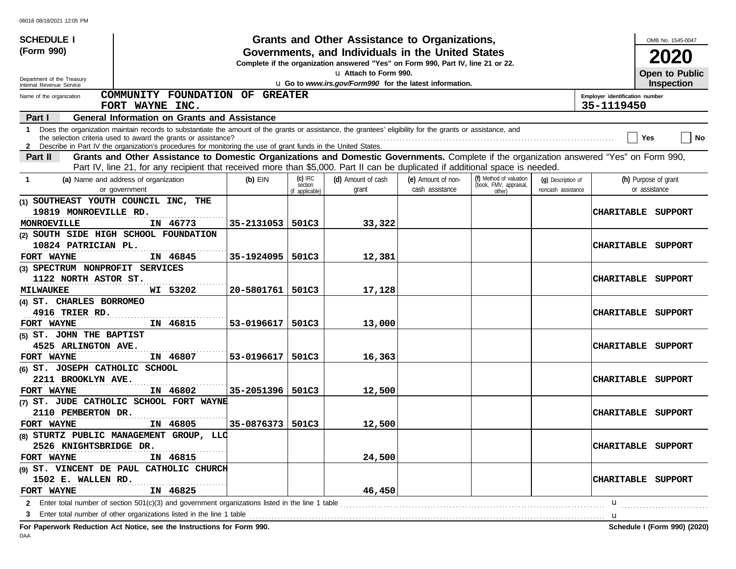06018 08/18/2021 12:05 PM

**SCHEDULE I**
**(Form 990)**

Department of the Treasury
Internal Revenue Service

# Grants and Other Assistance to Organizations, Governments, and Individuals in the United States

**Complete if the organization answered "Yes" on Form 990, Part IV, line 21 or 22.**
u **Attach to Form 990.**
u **Go to *www.irs.gov/Form990* for the latest information.**

OMB No. 1545-0047
**2020**
**Open to Public Inspection**

Name of the organization: **COMMUNITY FOUNDATION OF GREATER FORT WAYNE INC.**

Employer identification number: **35-1119450**

## Part I General Information on Grants and Assistance

1 Does the organization maintain records to substantiate the amount of the grants or assistance, the grantees' eligibility for the grants or assistance, and the selection criteria used to award the grants or assistance? ☐ Yes ☐ No

2 Describe in Part IV the organization's procedures for monitoring the use of grant funds in the United States.

## Part II Grants and Other Assistance to Domestic Organizations and Domestic Governments.

Complete if the organization answered "Yes" on Form 990, Part IV, line 21, for any recipient that received more than $5,000. Part II can be duplicated if additional space is needed.

| 1 (a) Name and address of organization or government | (b) EIN | (c) IRC section (if applicable) | (d) Amount of cash grant | (e) Amount of non-cash assistance | (f) Method of valuation (book, FMV, appraisal, other) | (g) Description of noncash assistance | (h) Purpose of grant or assistance |
|---|---|---|---|---|---|---|---|
| (1) SOUTHEAST YOUTH COUNCIL INC, THE 19819 MONROEVILLE RD. MONROEVILLE IN 46773 | 35-2131053 | 501C3 | 33,322 | | | | CHARITABLE SUPPORT |
| (2) SOUTH SIDE HIGH SCHOOL FOUNDATION 10824 PATRICIAN PL. FORT WAYNE IN 46845 | 35-1924095 | 501C3 | 12,381 | | | | CHARITABLE SUPPORT |
| (3) SPECTRUM NONPROFIT SERVICES 1122 NORTH ASTOR ST. MILWAUKEE WI 53202 | 20-5801761 | 501C3 | 17,128 | | | | CHARITABLE SUPPORT |
| (4) ST. CHARLES BORROMEO 4916 TRIER RD. FORT WAYNE IN 46815 | 53-0196617 | 501C3 | 13,000 | | | | CHARITABLE SUPPORT |
| (5) ST. JOHN THE BAPTIST 4525 ARLINGTON AVE. FORT WAYNE IN 46807 | 53-0196617 | 501C3 | 16,363 | | | | CHARITABLE SUPPORT |
| (6) ST. JOSEPH CATHOLIC SCHOOL 2211 BROOKLYN AVE. FORT WAYNE IN 46802 | 35-2051396 | 501C3 | 12,500 | | | | CHARITABLE SUPPORT |
| (7) ST. JUDE CATHOLIC SCHOOL FORT WAYNE 2110 PEMBERTON DR. FORT WAYNE IN 46805 | 35-0876373 | 501C3 | 12,500 | | | | CHARITABLE SUPPORT |
| (8) STURTZ PUBLIC MANAGEMENT GROUP, LLC 2526 KNIGHTSBRIDGE DR. FORT WAYNE IN 46815 | | | 24,500 | | | | CHARITABLE SUPPORT |
| (9) ST. VINCENT DE PAUL CATHOLIC CHURCH 1502 E. WALLEN RD. FORT WAYNE IN 46825 | | | 46,450 | | | | CHARITABLE SUPPORT |

2 Enter total number of section 501(c)(3) and government organizations listed in the line 1 table u

3 Enter total number of other organizations listed in the line 1 table u

**For Paperwork Reduction Act Notice, see the Instructions for Form 990.** **Schedule I (Form 990) (2020)**

DAA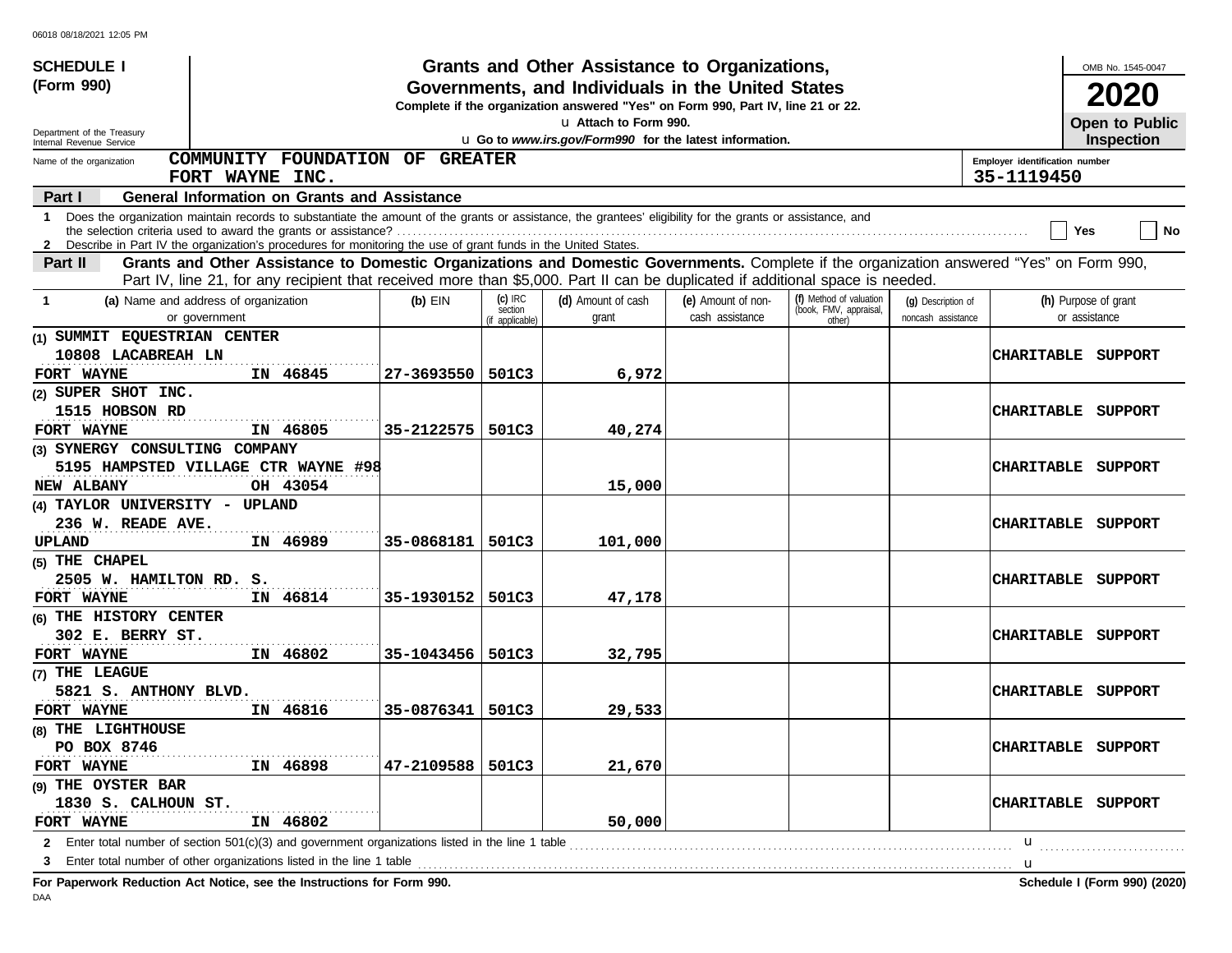06018 08/18/2021 12:05 PM

**SCHEDULE I (Form 990)**

Department of the Treasury
Internal Revenue Service

# Grants and Other Assistance to Organizations, Governments, and Individuals in the United States

**Complete if the organization answered "Yes" on Form 990, Part IV, line 21 or 22.**

u Attach to Form 990.

u **Go to *www.irs.gov/Form990* for the latest information.**

OMB No. 1545-0047

**2020**

**Open to Public Inspection**

Name of the organization: **COMMUNITY FOUNDATION OF GREATER FORT WAYNE INC.**

Employer identification number: **35-1119450**

**Part I — General Information on Grants and Assistance**

1 Does the organization maintain records to substantiate the amount of the grants or assistance, the grantees' eligibility for the grants or assistance, and the selection criteria used to award the grants or assistance? ☐ Yes ☐ No

2 Describe in Part IV the organization's procedures for monitoring the use of grant funds in the United States.

**Part II — Grants and Other Assistance to Domestic Organizations and Domestic Governments.** Complete if the organization answered "Yes" on Form 990, Part IV, line 21, for any recipient that received more than $5,000. Part II can be duplicated if additional space is needed.

| 1 (a) Name and address of organization or government | (b) EIN | (c) IRC section (if applicable) | (d) Amount of cash grant | (e) Amount of non-cash assistance | (f) Method of valuation (book, FMV, appraisal, other) | (g) Description of noncash assistance | (h) Purpose of grant or assistance |
|---|---|---|---|---|---|---|---|
| (1) SUMMIT EQUESTRIAN CENTER<br>10808 LACABREAH LN<br>FORT WAYNE IN 46845 | 27-3693550 | 501C3 | 6,972 | | | | CHARITABLE SUPPORT |
| (2) SUPER SHOT INC.<br>1515 HOBSON RD<br>FORT WAYNE IN 46805 | 35-2122575 | 501C3 | 40,274 | | | | CHARITABLE SUPPORT |
| (3) SYNERGY CONSULTING COMPANY<br>5195 HAMPSTED VILLAGE CTR WAYNE #98<br>NEW ALBANY OH 43054 | | | 15,000 | | | | CHARITABLE SUPPORT |
| (4) TAYLOR UNIVERSITY - UPLAND<br>236 W. READE AVE.<br>UPLAND IN 46989 | 35-0868181 | 501C3 | 101,000 | | | | CHARITABLE SUPPORT |
| (5) THE CHAPEL<br>2505 W. HAMILTON RD. S.<br>FORT WAYNE IN 46814 | 35-1930152 | 501C3 | 47,178 | | | | CHARITABLE SUPPORT |
| (6) THE HISTORY CENTER<br>302 E. BERRY ST.<br>FORT WAYNE IN 46802 | 35-1043456 | 501C3 | 32,795 | | | | CHARITABLE SUPPORT |
| (7) THE LEAGUE<br>5821 S. ANTHONY BLVD.<br>FORT WAYNE IN 46816 | 35-0876341 | 501C3 | 29,533 | | | | CHARITABLE SUPPORT |
| (8) THE LIGHTHOUSE<br>PO BOX 8746<br>FORT WAYNE IN 46898 | 47-2109588 | 501C3 | 21,670 | | | | CHARITABLE SUPPORT |
| (9) THE OYSTER BAR<br>1830 S. CALHOUN ST.<br>FORT WAYNE IN 46802 | | | 50,000 | | | | CHARITABLE SUPPORT |

2 Enter total number of section 501(c)(3) and government organizations listed in the line 1 table u

3 Enter total number of other organizations listed in the line 1 table u

**For Paperwork Reduction Act Notice, see the Instructions for Form 990.** **Schedule I (Form 990) (2020)**

DAA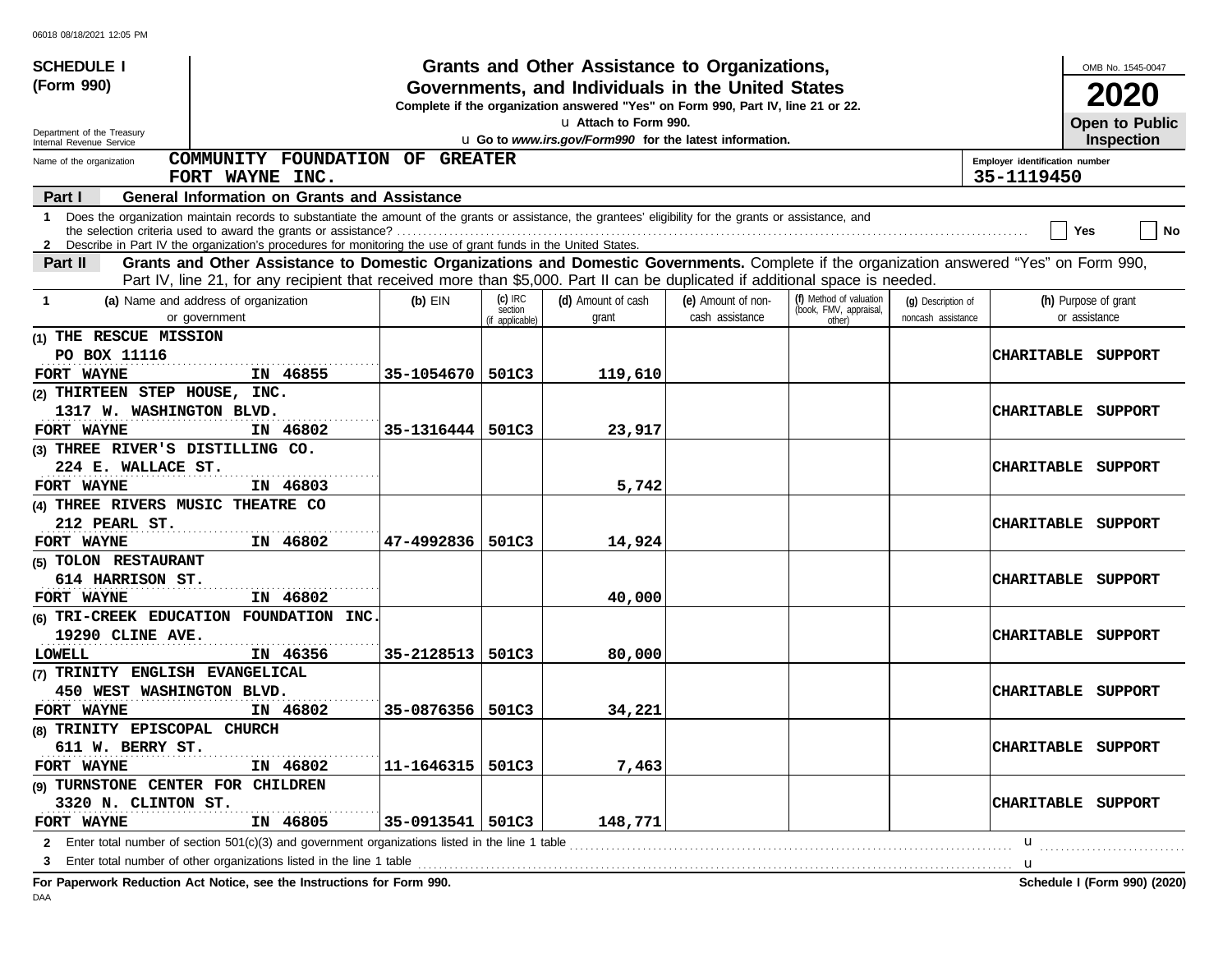**SCHEDULE I**
**(Form 990)**

Department of the Treasury
Internal Revenue Service

# Grants and Other Assistance to Organizations, Governments, and Individuals in the United States

**Complete if the organization answered "Yes" on Form 990, Part IV, line 21 or 22.**
u Attach to Form 990.
u Go to *www.irs.gov/Form990* for the latest information.

OMB No. 1545-0047
**2020**
**Open to Public Inspection**

Name of the organization: **COMMUNITY FOUNDATION OF GREATER FORT WAYNE INC.**

Employer identification number: **35-1119450**

## Part I — General Information on Grants and Assistance

1 Does the organization maintain records to substantiate the amount of the grants or assistance, the grantees' eligibility for the grants or assistance, and the selection criteria used to award the grants or assistance? ☐ Yes ☐ No

2 Describe in Part IV the organization's procedures for monitoring the use of grant funds in the United States.

## Part II — Grants and Other Assistance to Domestic Organizations and Domestic Governments.

Complete if the organization answered "Yes" on Form 990, Part IV, line 21, for any recipient that received more than $5,000. Part II can be duplicated if additional space is needed.

| 1 (a) Name and address of organization or government | (b) EIN | (c) IRC section (if applicable) | (d) Amount of cash grant | (e) Amount of non-cash assistance | (f) Method of valuation (book, FMV, appraisal, other) | (g) Description of noncash assistance | (h) Purpose of grant or assistance |
|---|---|---|---|---|---|---|---|
| (1) THE RESCUE MISSION<br>PO BOX 11116<br>FORT WAYNE IN 46855 | 35-1054670 | 501C3 | 119,610 | | | | CHARITABLE SUPPORT |
| (2) THIRTEEN STEP HOUSE, INC.<br>1317 W. WASHINGTON BLVD.<br>FORT WAYNE IN 46802 | 35-1316444 | 501C3 | 23,917 | | | | CHARITABLE SUPPORT |
| (3) THREE RIVER'S DISTILLING CO.<br>224 E. WALLACE ST.<br>FORT WAYNE IN 46803 | | | 5,742 | | | | CHARITABLE SUPPORT |
| (4) THREE RIVERS MUSIC THEATRE CO<br>212 PEARL ST.<br>FORT WAYNE IN 46802 | 47-4992836 | 501C3 | 14,924 | | | | CHARITABLE SUPPORT |
| (5) TOLON RESTAURANT<br>614 HARRISON ST.<br>FORT WAYNE IN 46802 | | | 40,000 | | | | CHARITABLE SUPPORT |
| (6) TRI-CREEK EDUCATION FOUNDATION INC.<br>19290 CLINE AVE.<br>LOWELL IN 46356 | 35-2128513 | 501C3 | 80,000 | | | | CHARITABLE SUPPORT |
| (7) TRINITY ENGLISH EVANGELICAL<br>450 WEST WASHINGTON BLVD.<br>FORT WAYNE IN 46802 | 35-0876356 | 501C3 | 34,221 | | | | CHARITABLE SUPPORT |
| (8) TRINITY EPISCOPAL CHURCH<br>611 W. BERRY ST.<br>FORT WAYNE IN 46802 | 11-1646315 | 501C3 | 7,463 | | | | CHARITABLE SUPPORT |
| (9) TURNSTONE CENTER FOR CHILDREN<br>3320 N. CLINTON ST.<br>FORT WAYNE IN 46805 | 35-0913541 | 501C3 | 148,771 | | | | CHARITABLE SUPPORT |

2 Enter total number of section 501(c)(3) and government organizations listed in the line 1 table . . . u

3 Enter total number of other organizations listed in the line 1 table . . . u

**For Paperwork Reduction Act Notice, see the Instructions for Form 990.** **Schedule I (Form 990) (2020)**

DAA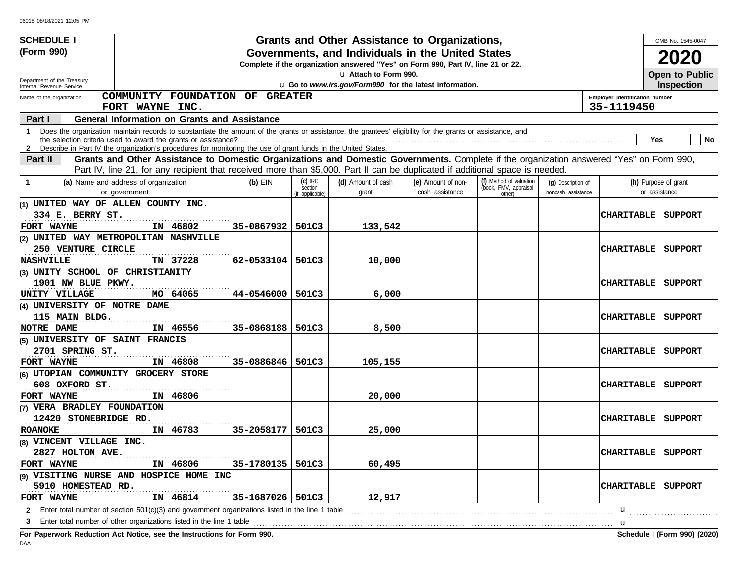06018 08/18/2021 12:05 PM

**SCHEDULE I**
**(Form 990)**

Department of the Treasury
Internal Revenue Service

# Grants and Other Assistance to Organizations, Governments, and Individuals in the United States

**Complete if the organization answered "Yes" on Form 990, Part IV, line 21 or 22.**
u Attach to Form 990.
u Go to *www.irs.gov/Form990* for the latest information.

OMB No. 1545-0047
**2020**
**Open to Public Inspection**

Name of the organization: **COMMUNITY FOUNDATION OF GREATER FORT WAYNE INC.**
Employer identification number: **35-1119450**

**Part I General Information on Grants and Assistance**

1 Does the organization maintain records to substantiate the amount of the grants or assistance, the grantees' eligibility for the grants or assistance, and the selection criteria used to award the grants or assistance? ☐ Yes ☐ No

2 Describe in Part IV the organization's procedures for monitoring the use of grant funds in the United States.

**Part II Grants and Other Assistance to Domestic Organizations and Domestic Governments.** Complete if the organization answered "Yes" on Form 990, Part IV, line 21, for any recipient that received more than $5,000. Part II can be duplicated if additional space is needed.

| 1 (a) Name and address of organization or government | (b) EIN | (c) IRC section (if applicable) | (d) Amount of cash grant | (e) Amount of non-cash assistance | (f) Method of valuation (book, FMV, appraisal, other) | (g) Description of noncash assistance | (h) Purpose of grant or assistance |
|---|---|---|---|---|---|---|---|
| (1) UNITED WAY OF ALLEN COUNTY INC. 334 E. BERRY ST. FORT WAYNE IN 46802 | 35-0867932 | 501C3 | 133,542 | | | | CHARITABLE SUPPORT |
| (2) UNITED WAY METROPOLITAN NASHVILLE 250 VENTURE CIRCLE NASHVILLE TN 37228 | 62-0533104 | 501C3 | 10,000 | | | | CHARITABLE SUPPORT |
| (3) UNITY SCHOOL OF CHRISTIANITY 1901 NW BLUE PKWY. UNITY VILLAGE MO 64065 | 44-0546000 | 501C3 | 6,000 | | | | CHARITABLE SUPPORT |
| (4) UNIVERSITY OF NOTRE DAME 115 MAIN BLDG. NOTRE DAME IN 46556 | 35-0868188 | 501C3 | 8,500 | | | | CHARITABLE SUPPORT |
| (5) UNIVERSITY OF SAINT FRANCIS 2701 SPRING ST. FORT WAYNE IN 46808 | 35-0886846 | 501C3 | 105,155 | | | | CHARITABLE SUPPORT |
| (6) UTOPIAN COMMUNITY GROCERY STORE 608 OXFORD ST. FORT WAYNE IN 46806 | | | 20,000 | | | | CHARITABLE SUPPORT |
| (7) VERA BRADLEY FOUNDATION 12420 STONEBRIDGE RD. ROANOKE IN 46783 | 35-2058177 | 501C3 | 25,000 | | | | CHARITABLE SUPPORT |
| (8) VINCENT VILLAGE INC. 2827 HOLTON AVE. FORT WAYNE IN 46806 | 35-1780135 | 501C3 | 60,495 | | | | CHARITABLE SUPPORT |
| (9) VISITING NURSE AND HOSPICE HOME INC 5910 HOMESTEAD RD. FORT WAYNE IN 46814 | 35-1687026 | 501C3 | 12,917 | | | | CHARITABLE SUPPORT |

2 Enter total number of section 501(c)(3) and government organizations listed in the line 1 table u

3 Enter total number of other organizations listed in the line 1 table u

**For Paperwork Reduction Act Notice, see the Instructions for Form 990.**
**Schedule I (Form 990) (2020)**

DAA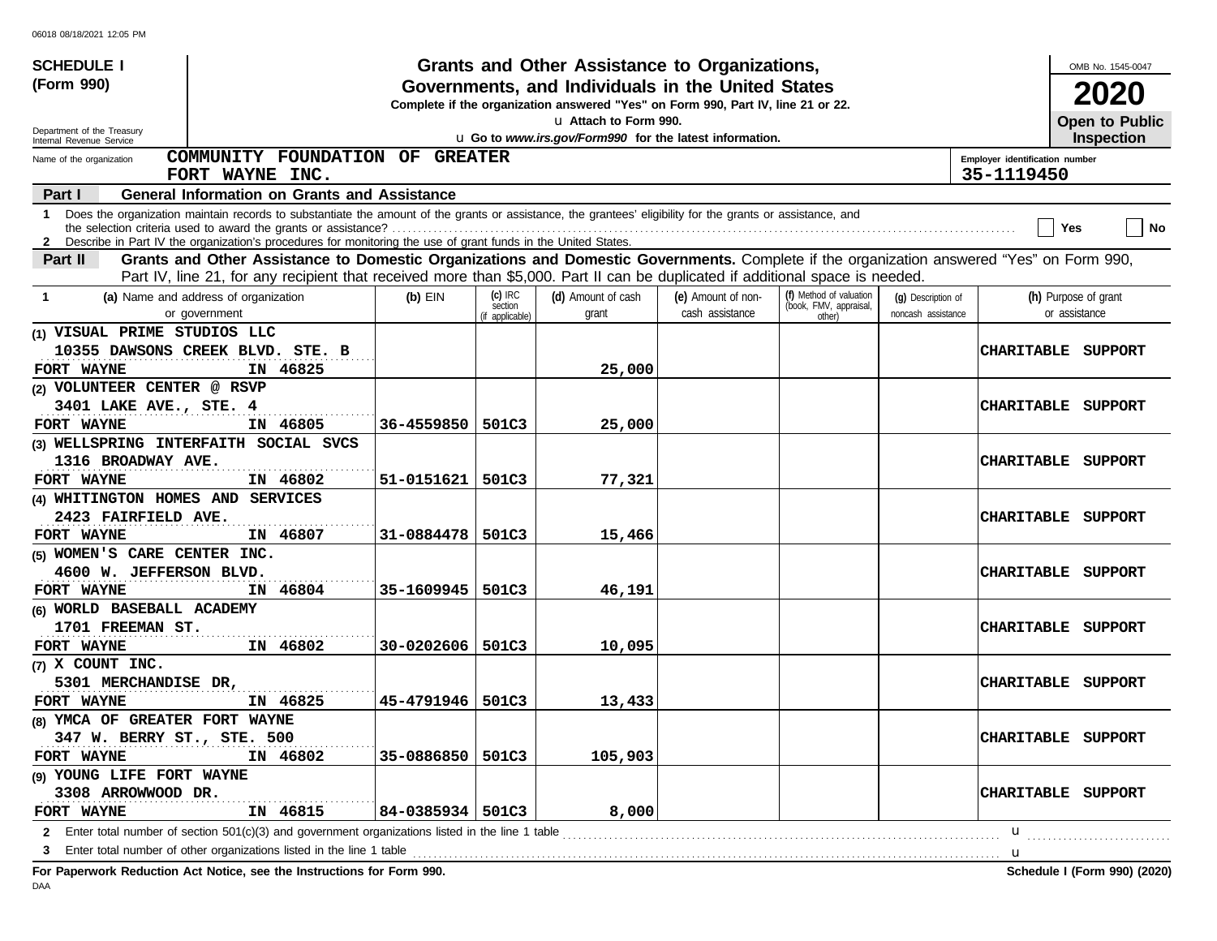06018 08/18/2021 12:05 PM

**SCHEDULE I (Form 990)**

Department of the Treasury
Internal Revenue Service

# Grants and Other Assistance to Organizations, Governments, and Individuals in the United States

**Complete if the organization answered "Yes" on Form 990, Part IV, line 21 or 22.**

u Attach to Form 990.

u **Go to *www.irs.gov/Form990* for the latest information.**

OMB No. 1545-0047

**2020**

**Open to Public Inspection**

Name of the organization: **COMMUNITY FOUNDATION OF GREATER FORT WAYNE INC.**

Employer identification number: **35-1119450**

**Part I — General Information on Grants and Assistance**

1 Does the organization maintain records to substantiate the amount of the grants or assistance, the grantees' eligibility for the grants or assistance, and the selection criteria used to award the grants or assistance? ☐ Yes ☐ No

2 Describe in Part IV the organization's procedures for monitoring the use of grant funds in the United States.

**Part II — Grants and Other Assistance to Domestic Organizations and Domestic Governments.** Complete if the organization answered "Yes" on Form 990, Part IV, line 21, for any recipient that received more than $5,000. Part II can be duplicated if additional space is needed.

| 1 (a) Name and address of organization or government | (b) EIN | (c) IRC section (if applicable) | (d) Amount of cash grant | (e) Amount of non-cash assistance | (f) Method of valuation (book, FMV, appraisal, other) | (g) Description of noncash assistance | (h) Purpose of grant or assistance |
|---|---|---|---|---|---|---|---|
| (1) VISUAL PRIME STUDIOS LLC<br>10355 DAWSONS CREEK BLVD. STE. B<br>FORT WAYNE IN 46825 | | | 25,000 | | | | CHARITABLE SUPPORT |
| (2) VOLUNTEER CENTER @ RSVP<br>3401 LAKE AVE., STE. 4<br>FORT WAYNE IN 46805 | 36-4559850 | 501C3 | 25,000 | | | | CHARITABLE SUPPORT |
| (3) WELLSPRING INTERFAITH SOCIAL SVCS<br>1316 BROADWAY AVE.<br>FORT WAYNE IN 46802 | 51-0151621 | 501C3 | 77,321 | | | | CHARITABLE SUPPORT |
| (4) WHITINGTON HOMES AND SERVICES<br>2423 FAIRFIELD AVE.<br>FORT WAYNE IN 46807 | 31-0884478 | 501C3 | 15,466 | | | | CHARITABLE SUPPORT |
| (5) WOMEN'S CARE CENTER INC.<br>4600 W. JEFFERSON BLVD.<br>FORT WAYNE IN 46804 | 35-1609945 | 501C3 | 46,191 | | | | CHARITABLE SUPPORT |
| (6) WORLD BASEBALL ACADEMY<br>1701 FREEMAN ST.<br>FORT WAYNE IN 46802 | 30-0202606 | 501C3 | 10,095 | | | | CHARITABLE SUPPORT |
| (7) X COUNT INC.<br>5301 MERCHANDISE DR,<br>FORT WAYNE IN 46825 | 45-4791946 | 501C3 | 13,433 | | | | CHARITABLE SUPPORT |
| (8) YMCA OF GREATER FORT WAYNE<br>347 W. BERRY ST., STE. 500<br>FORT WAYNE IN 46802 | 35-0886850 | 501C3 | 105,903 | | | | CHARITABLE SUPPORT |
| (9) YOUNG LIFE FORT WAYNE<br>3308 ARROWWOOD DR.<br>FORT WAYNE IN 46815 | 84-0385934 | 501C3 | 8,000 | | | | CHARITABLE SUPPORT |

2 Enter total number of section 501(c)(3) and government organizations listed in the line 1 table u

3 Enter total number of other organizations listed in the line 1 table u

**For Paperwork Reduction Act Notice, see the Instructions for Form 990.** **Schedule I (Form 990) (2020)**

DAA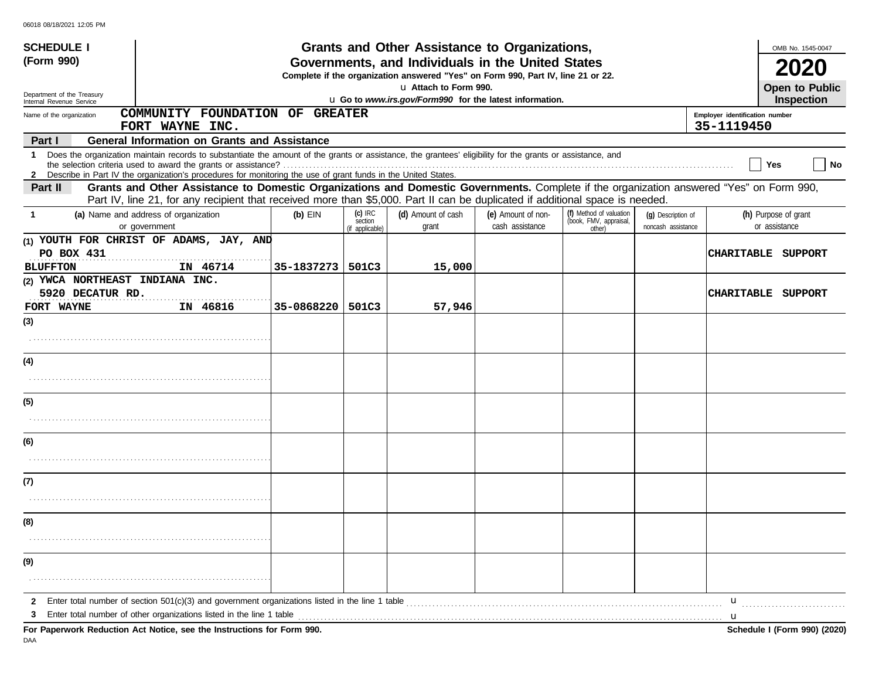**SCHEDULE I (Form 990)**

Department of the Treasury
Internal Revenue Service

# Grants and Other Assistance to Organizations, Governments, and Individuals in the United States

**Complete if the organization answered "Yes" on Form 990, Part IV, line 21 or 22.**

u Attach to Form 990.

u **Go to *www.irs.gov/Form990* for the latest information.**

OMB No. 1545-0047

**2020**

**Open to Public Inspection**

Name of the organization: **COMMUNITY FOUNDATION OF GREATER FORT WAYNE INC.**

Employer identification number: **35-1119450**

**Part I — General Information on Grants and Assistance**

1 Does the organization maintain records to substantiate the amount of the grants or assistance, the grantees' eligibility for the grants or assistance, and the selection criteria used to award the grants or assistance? . . . . Yes No

2 Describe in Part IV the organization's procedures for monitoring the use of grant funds in the United States.

**Part II — Grants and Other Assistance to Domestic Organizations and Domestic Governments.** Complete if the organization answered "Yes" on Form 990, Part IV, line 21, for any recipient that received more than $5,000. Part II can be duplicated if additional space is needed.

| 1 (a) Name and address of organization or government | (b) EIN | (c) IRC section (if applicable) | (d) Amount of cash grant | (e) Amount of non-cash assistance | (f) Method of valuation (book, FMV, appraisal, other) | (g) Description of noncash assistance | (h) Purpose of grant or assistance |
|---|---|---|---|---|---|---|---|
| (1) YOUTH FOR CHRIST OF ADAMS, JAY, AND PO BOX 431 BLUFFTON IN 46714 | 35-1837273 | 501C3 | 15,000 | | | | CHARITABLE SUPPORT |
| (2) YWCA NORTHEAST INDIANA INC. 5920 DECATUR RD. FORT WAYNE IN 46816 | 35-0868220 | 501C3 | 57,946 | | | | CHARITABLE SUPPORT |
| (3) | | | | | | | |
| (4) | | | | | | | |
| (5) | | | | | | | |
| (6) | | | | | | | |
| (7) | | | | | | | |
| (8) | | | | | | | |
| (9) | | | | | | | |

2 Enter total number of section 501(c)(3) and government organizations listed in the line 1 table . . . . u

3 Enter total number of other organizations listed in the line 1 table . . . . u

**For Paperwork Reduction Act Notice, see the Instructions for Form 990.** **Schedule I (Form 990) (2020)**

DAA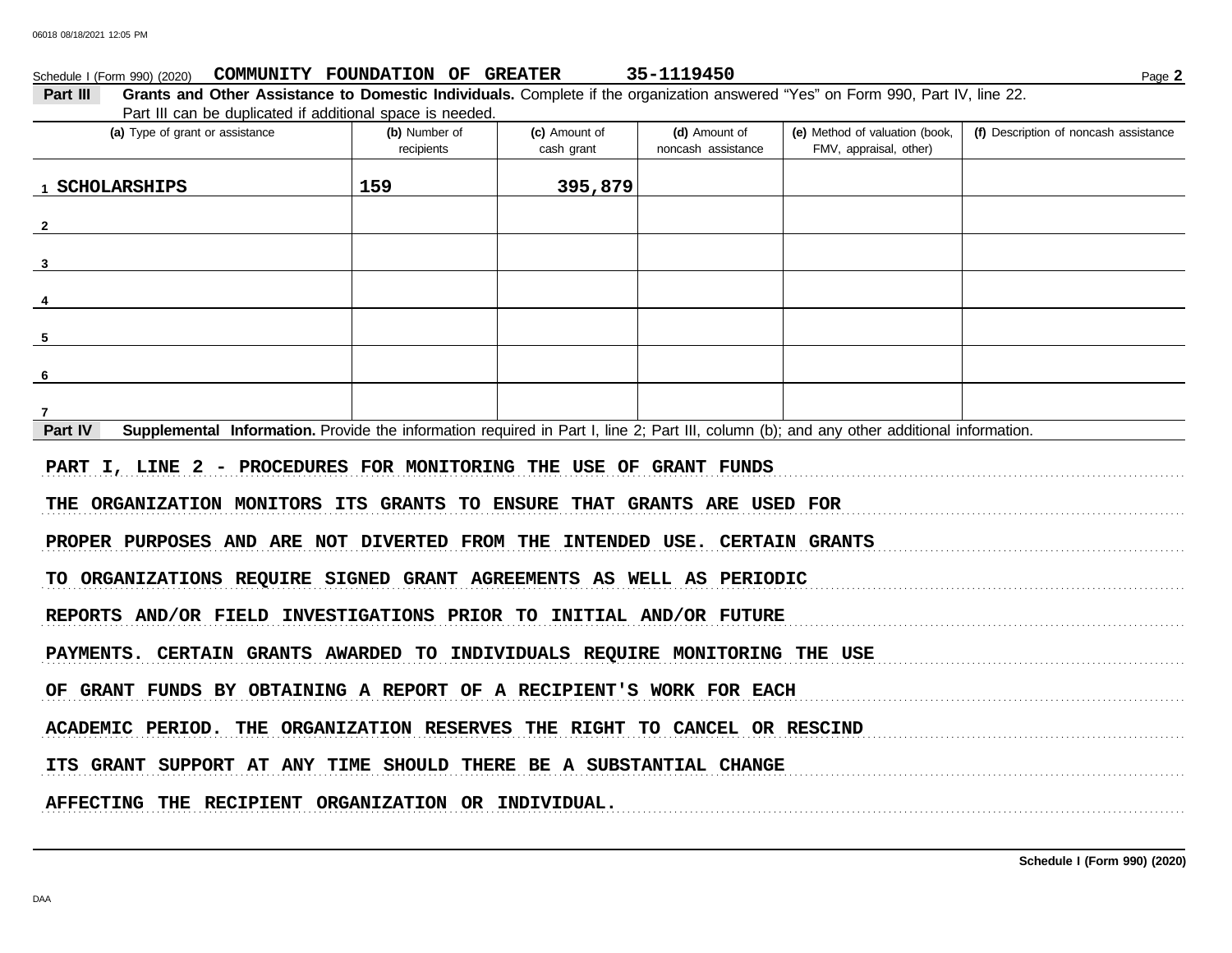Schedule I (Form 990) (2020) **COMMUNITY FOUNDATION OF GREATER** **35-1119450** Page **2**

**Part III** **Grants and Other Assistance to Domestic Individuals.** Complete if the organization answered "Yes" on Form 990, Part IV, line 22. Part III can be duplicated if additional space is needed.

| (a) Type of grant or assistance | (b) Number of recipients | (c) Amount of cash grant | (d) Amount of noncash assistance | (e) Method of valuation (book, FMV, appraisal, other) | (f) Description of noncash assistance |
|---|---|---|---|---|---|
| 1 SCHOLARSHIPS | 159 | 395,879 | | | |
| 2 | | | | | |
| 3 | | | | | |
| 4 | | | | | |
| 5 | | | | | |
| 6 | | | | | |
| 7 | | | | | |

**Part IV** **Supplemental Information.** Provide the information required in Part I, line 2; Part III, column (b); and any other additional information.

PART I, LINE 2 - PROCEDURES FOR MONITORING THE USE OF GRANT FUNDS

THE ORGANIZATION MONITORS ITS GRANTS TO ENSURE THAT GRANTS ARE USED FOR PROPER PURPOSES AND ARE NOT DIVERTED FROM THE INTENDED USE. CERTAIN GRANTS TO ORGANIZATIONS REQUIRE SIGNED GRANT AGREEMENTS AS WELL AS PERIODIC REPORTS AND/OR FIELD INVESTIGATIONS PRIOR TO INITIAL AND/OR FUTURE PAYMENTS. CERTAIN GRANTS AWARDED TO INDIVIDUALS REQUIRE MONITORING THE USE OF GRANT FUNDS BY OBTAINING A REPORT OF A RECIPIENT'S WORK FOR EACH ACADEMIC PERIOD. THE ORGANIZATION RESERVES THE RIGHT TO CANCEL OR RESCIND ITS GRANT SUPPORT AT ANY TIME SHOULD THERE BE A SUBSTANTIAL CHANGE AFFECTING THE RECIPIENT ORGANIZATION OR INDIVIDUAL.

**Schedule I (Form 990) (2020)**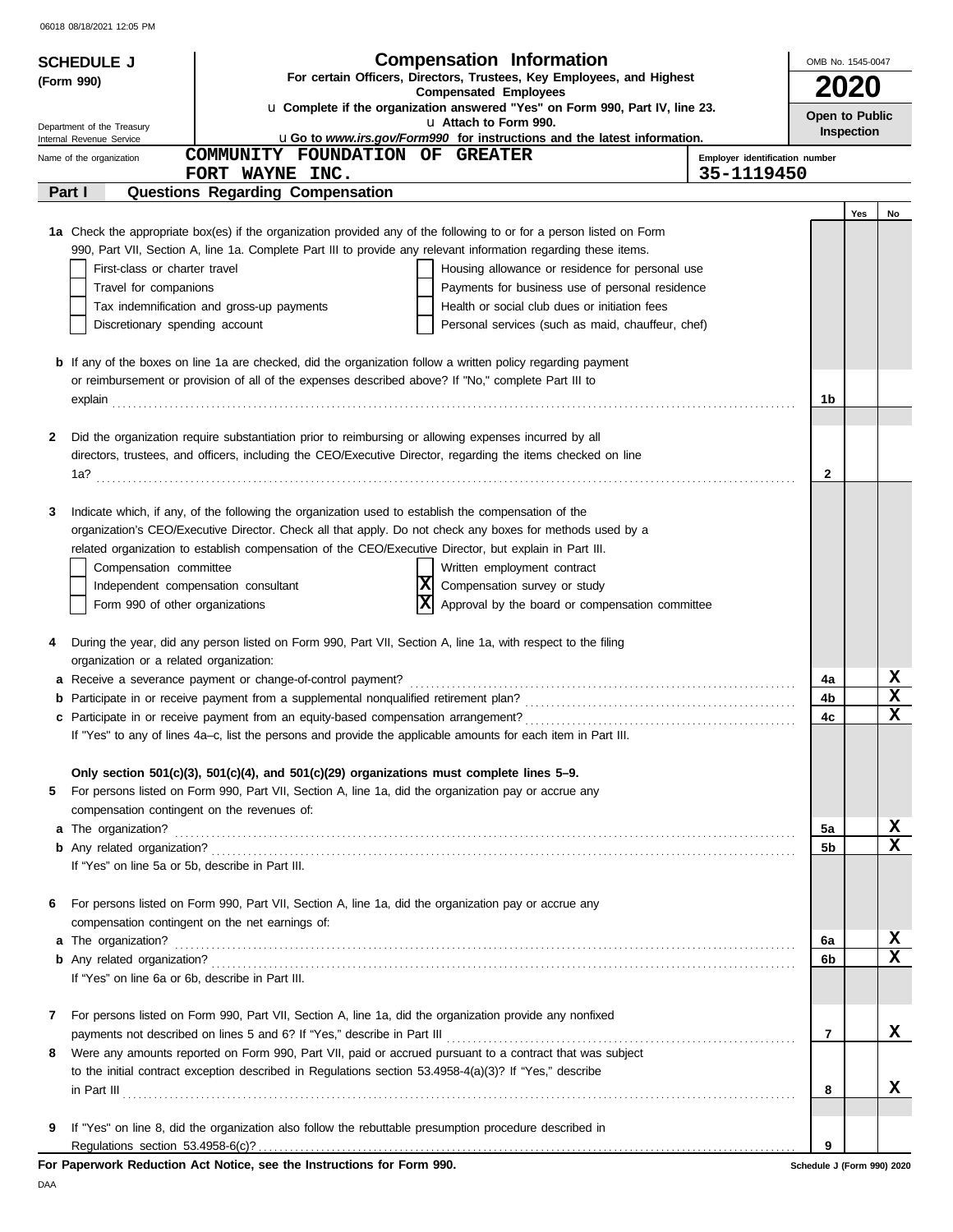06018 08/18/2021 12:05 PM

**SCHEDULE J**
**(Form 990)**

Department of the Treasury
Internal Revenue Service

# Compensation Information

**For certain Officers, Directors, Trustees, Key Employees, and Highest Compensated Employees**

u **Complete if the organization answered "Yes" on Form 990, Part IV, line 23.**
u **Attach to Form 990.**
u **Go to *www.irs.gov/Form990* for instructions and the latest information.**

OMB No. 1545-0047
**2020**
**Open to Public Inspection**

Name of the organization: **COMMUNITY FOUNDATION OF GREATER FORT WAYNE INC.**

Employer identification number: **35-1119450**

## Part I — Questions Regarding Compensation

| | | | Yes | No |
|---|---|---|---|---|
| **1a** | Check the appropriate box(es) if the organization provided any of the following to or for a person listed on Form 990, Part VII, Section A, line 1a. Complete Part III to provide any relevant information regarding these items.<br>☐ First-class or charter travel ☐ Housing allowance or residence for personal use<br>☐ Travel for companions ☐ Payments for business use of personal residence<br>☐ Tax indemnification and gross-up payments ☐ Health or social club dues or initiation fees<br>☐ Discretionary spending account ☐ Personal services (such as maid, chauffeur, chef) | | | |
| **b** | If any of the boxes on line 1a are checked, did the organization follow a written policy regarding payment or reimbursement or provision of all of the expenses described above? If "No," complete Part III to explain | 1b | | |
| **2** | Did the organization require substantiation prior to reimbursing or allowing expenses incurred by all directors, trustees, and officers, including the CEO/Executive Director, regarding the items checked on line 1a? | 2 | | |
| **3** | Indicate which, if any, of the following the organization used to establish the compensation of the organization's CEO/Executive Director. Check all that apply. Do not check any boxes for methods used by a related organization to establish compensation of the CEO/Executive Director, but explain in Part III.<br>☐ Compensation committee ☐ Written employment contract<br>☐ Independent compensation consultant ☒ Compensation survey or study<br>☐ Form 990 of other organizations ☒ Approval by the board or compensation committee | | | |
| **4** | During the year, did any person listed on Form 990, Part VII, Section A, line 1a, with respect to the filing organization or a related organization: | | | |
| **a** | Receive a severance payment or change-of-control payment? | 4a | | X |
| **b** | Participate in or receive payment from a supplemental nonqualified retirement plan? | 4b | | X |
| **c** | Participate in or receive payment from an equity-based compensation arrangement?<br>If "Yes" to any of lines 4a–c, list the persons and provide the applicable amounts for each item in Part III. | 4c | | X |
| | **Only section 501(c)(3), 501(c)(4), and 501(c)(29) organizations must complete lines 5–9.** | | | |
| **5** | For persons listed on Form 990, Part VII, Section A, line 1a, did the organization pay or accrue any compensation contingent on the revenues of: | | | |
| **a** | The organization? | 5a | | X |
| **b** | Any related organization?<br>If "Yes" on line 5a or 5b, describe in Part III. | 5b | | X |
| **6** | For persons listed on Form 990, Part VII, Section A, line 1a, did the organization pay or accrue any compensation contingent on the net earnings of: | | | |
| **a** | The organization? | 6a | | X |
| **b** | Any related organization?<br>If "Yes" on line 6a or 6b, describe in Part III. | 6b | | X |
| **7** | For persons listed on Form 990, Part VII, Section A, line 1a, did the organization provide any nonfixed payments not described on lines 5 and 6? If "Yes," describe in Part III | 7 | | X |
| **8** | Were any amounts reported on Form 990, Part VII, paid or accrued pursuant to a contract that was subject to the initial contract exception described in Regulations section 53.4958-4(a)(3)? If "Yes," describe in Part III | 8 | | X |
| **9** | If "Yes" on line 8, did the organization also follow the rebuttable presumption procedure described in Regulations section 53.4958-6(c)? | 9 | | |

**For Paperwork Reduction Act Notice, see the Instructions for Form 990.**

Schedule J (Form 990) 2020

DAA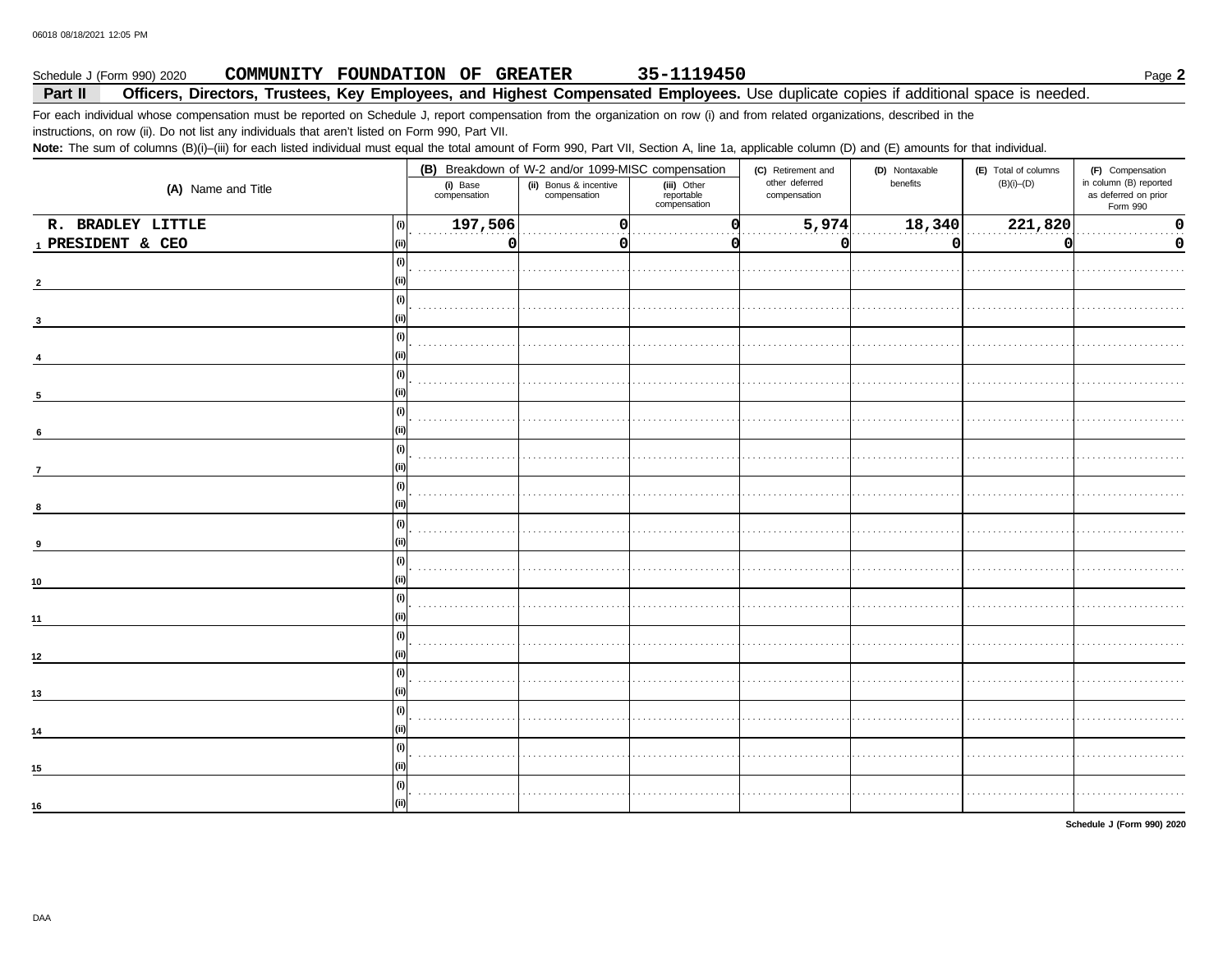Schedule J (Form 990) 2020 **COMMUNITY FOUNDATION OF GREATER 35-1119450** Page **2**

**Part II — Officers, Directors, Trustees, Key Employees, and Highest Compensated Employees.** Use duplicate copies if additional space is needed.

For each individual whose compensation must be reported on Schedule J, report compensation from the organization on row (i) and from related organizations, described in the instructions, on row (ii). Do not list any individuals that aren't listed on Form 990, Part VII.

**Note:** The sum of columns (B)(i)–(iii) for each listed individual must equal the total amount of Form 990, Part VII, Section A, line 1a, applicable column (D) and (E) amounts for that individual.

| | **(A)** Name and Title | | **(B)** Breakdown of W-2 and/or 1099-MISC compensation | | | **(C)** Retirement and other deferred compensation | **(D)** Nontaxable benefits | **(E)** Total of columns (B)(i)–(D) | **(F)** Compensation in column (B) reported as deferred on prior Form 990 |
|---|---|---|---|---|---|---|---|---|---|
| | | | **(i)** Base compensation | **(ii)** Bonus & incentive compensation | **(iii)** Other reportable compensation | | | | |
| 1 | R. BRADLEY LITTLE | (i) | 197,506 | 0 | 0 | 5,974 | 18,340 | 221,820 | 0 |
| | PRESIDENT & CEO | (ii) | 0 | 0 | 0 | 0 | 0 | 0 | 0 |
| 2 | | (i) | | | | | | | |
| | | (ii) | | | | | | | |
| 3 | | (i) | | | | | | | |
| | | (ii) | | | | | | | |
| 4 | | (i) | | | | | | | |
| | | (ii) | | | | | | | |
| 5 | | (i) | | | | | | | |
| | | (ii) | | | | | | | |
| 6 | | (i) | | | | | | | |
| | | (ii) | | | | | | | |
| 7 | | (i) | | | | | | | |
| | | (ii) | | | | | | | |
| 8 | | (i) | | | | | | | |
| | | (ii) | | | | | | | |
| 9 | | (i) | | | | | | | |
| | | (ii) | | | | | | | |
| 10 | | (i) | | | | | | | |
| | | (ii) | | | | | | | |
| 11 | | (i) | | | | | | | |
| | | (ii) | | | | | | | |
| 12 | | (i) | | | | | | | |
| | | (ii) | | | | | | | |
| 13 | | (i) | | | | | | | |
| | | (ii) | | | | | | | |
| 14 | | (i) | | | | | | | |
| | | (ii) | | | | | | | |
| 15 | | (i) | | | | | | | |
| | | (ii) | | | | | | | |
| 16 | | (i) | | | | | | | |
| | | (ii) | | | | | | | |

**Schedule J (Form 990) 2020**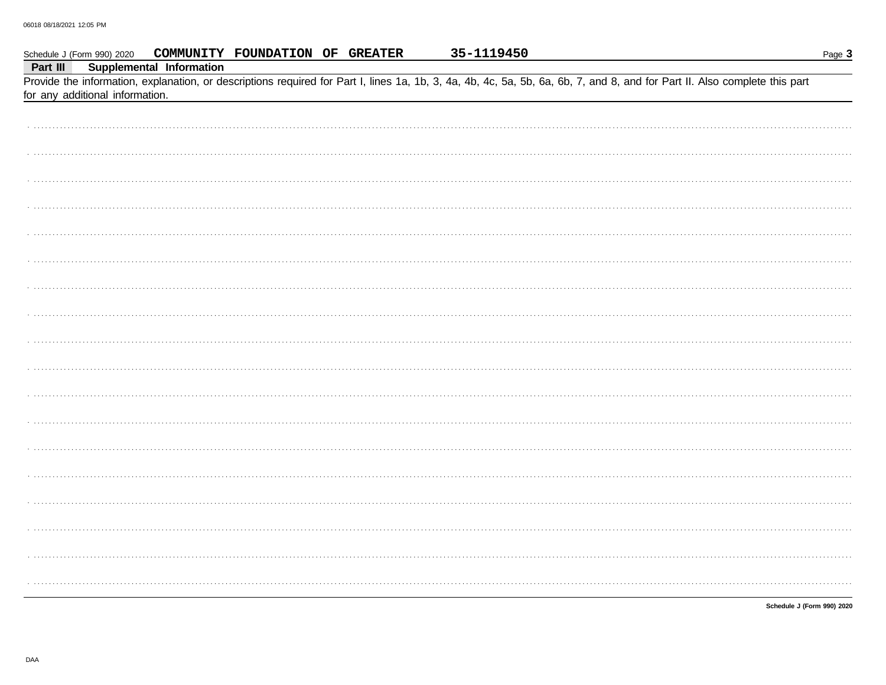Schedule J (Form 990) 2020 **COMMUNITY FOUNDATION OF GREATER** **35-1119450**

**Part III Supplemental Information**

Provide the information, explanation, or descriptions required for Part I, lines 1a, 1b, 3, 4a, 4b, 4c, 5a, 5b, 6a, 6b, 7, and 8, and for Part II. Also complete this part for any additional information.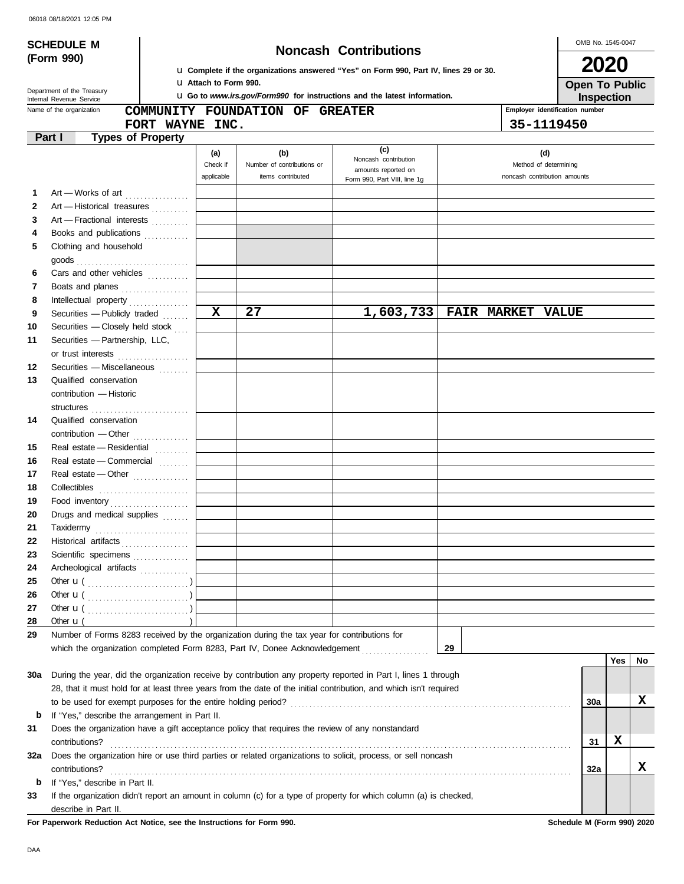06018 08/18/2021 12:05 PM

**SCHEDULE M (Form 990)**

Department of the Treasury
Internal Revenue Service

# Noncash Contributions

u Complete if the organizations answered "Yes" on Form 990, Part IV, lines 29 or 30.
u Attach to Form 990.
u Go to *www.irs.gov/Form990* for instructions and the latest information.

OMB No. 1545-0047
**2020**
**Open To Public Inspection**

Name of the organization: COMMUNITY FOUNDATION OF GREATER FORT WAYNE INC.

Employer identification number: 35-1119450

## Part I Types of Property

| | | (a) Check if applicable | (b) Number of contributions or items contributed | (c) Noncash contribution amounts reported on Form 990, Part VIII, line 1g | (d) Method of determining noncash contribution amounts |
|---|---|---|---|---|---|
| 1 | Art — Works of art | | | | |
| 2 | Art — Historical treasures | | | | |
| 3 | Art — Fractional interests | | | | |
| 4 | Books and publications | | | | |
| 5 | Clothing and household goods | | | | |
| 6 | Cars and other vehicles | | | | |
| 7 | Boats and planes | | | | |
| 8 | Intellectual property | | | | |
| 9 | Securities — Publicly traded | X | 27 | 1,603,733 | FAIR MARKET VALUE |
| 10 | Securities — Closely held stock | | | | |
| 11 | Securities — Partnership, LLC, or trust interests | | | | |
| 12 | Securities — Miscellaneous | | | | |
| 13 | Qualified conservation contribution — Historic structures | | | | |
| 14 | Qualified conservation contribution — Other | | | | |
| 15 | Real estate — Residential | | | | |
| 16 | Real estate — Commercial | | | | |
| 17 | Real estate — Other | | | | |
| 18 | Collectibles | | | | |
| 19 | Food inventory | | | | |
| 20 | Drugs and medical supplies | | | | |
| 21 | Taxidermy | | | | |
| 22 | Historical artifacts | | | | |
| 23 | Scientific specimens | | | | |
| 24 | Archeological artifacts | | | | |
| 25 | Other u ( ) | | | | |
| 26 | Other u ( ) | | | | |
| 27 | Other u ( ) | | | | |
| 28 | Other u ( ) | | | | |

**29** Number of Forms 8283 received by the organization during the tax year for contributions for which the organization completed Form 8283, Part IV, Donee Acknowledgement ..... **29**

| | | | Yes | No |
|---|---|---|---|---|
| **30a** | During the year, did the organization receive by contribution any property reported in Part I, lines 1 through 28, that it must hold for at least three years from the date of the initial contribution, and which isn't required to be used for exempt purposes for the entire holding period? | 30a | | X |
| **b** | If "Yes," describe the arrangement in Part II. | | | |
| **31** | Does the organization have a gift acceptance policy that requires the review of any nonstandard contributions? | 31 | X | |
| **32a** | Does the organization hire or use third parties or related organizations to solicit, process, or sell noncash contributions? | 32a | | X |
| **b** | If "Yes," describe in Part II. | | | |
| **33** | If the organization didn't report an amount in column (c) for a type of property for which column (a) is checked, describe in Part II. | | | |

**For Paperwork Reduction Act Notice, see the Instructions for Form 990.** **Schedule M (Form 990) 2020**

DAA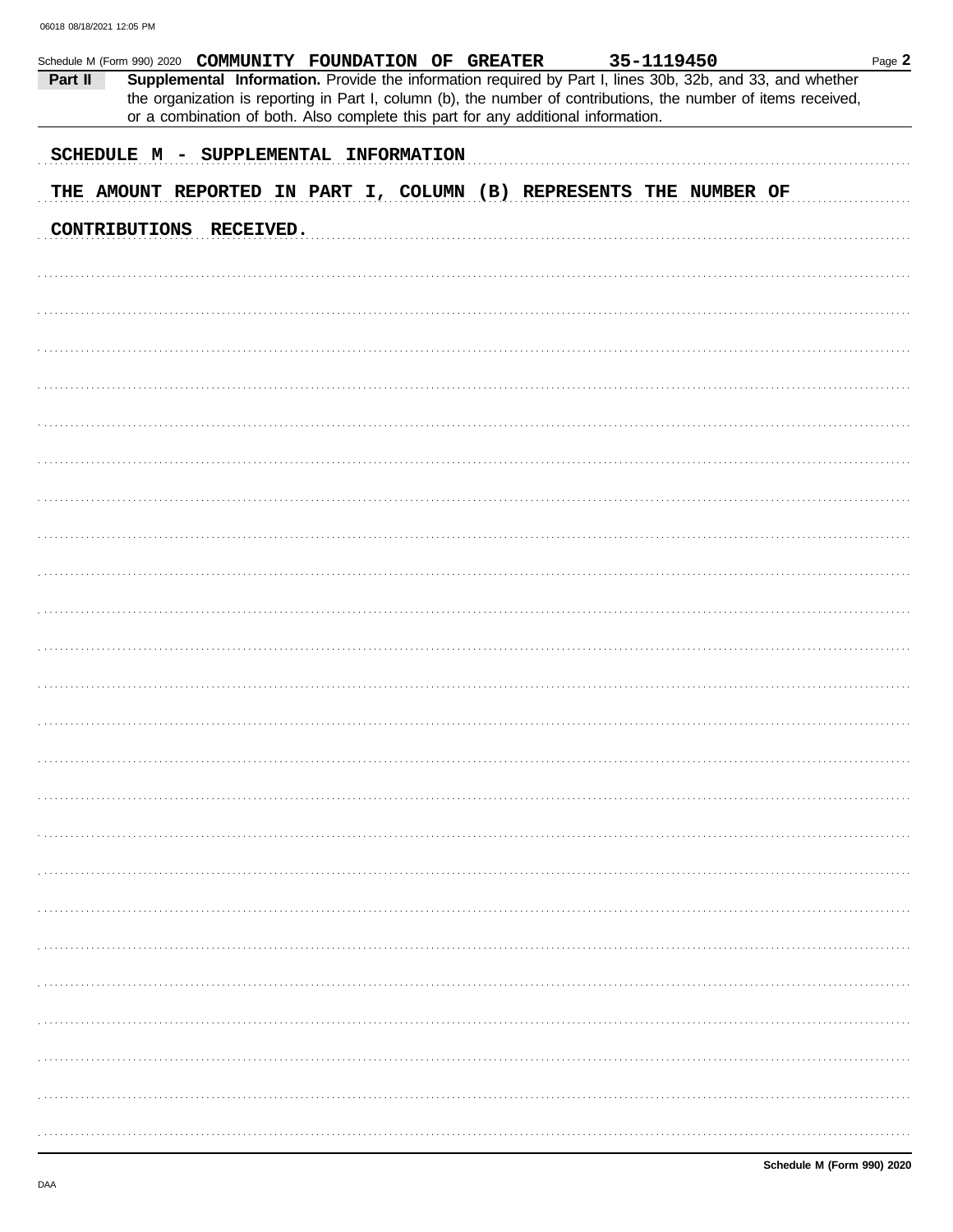Schedule M (Form 990) 2020 **COMMUNITY FOUNDATION OF GREATER** **35-1119450** Page **2**

**Part II** **Supplemental Information.** Provide the information required by Part I, lines 30b, 32b, and 33, and whether the organization is reporting in Part I, column (b), the number of contributions, the number of items received, or a combination of both. Also complete this part for any additional information.

SCHEDULE M - SUPPLEMENTAL INFORMATION

THE AMOUNT REPORTED IN PART I, COLUMN (B) REPRESENTS THE NUMBER OF CONTRIBUTIONS RECEIVED.

**Schedule M (Form 990) 2020**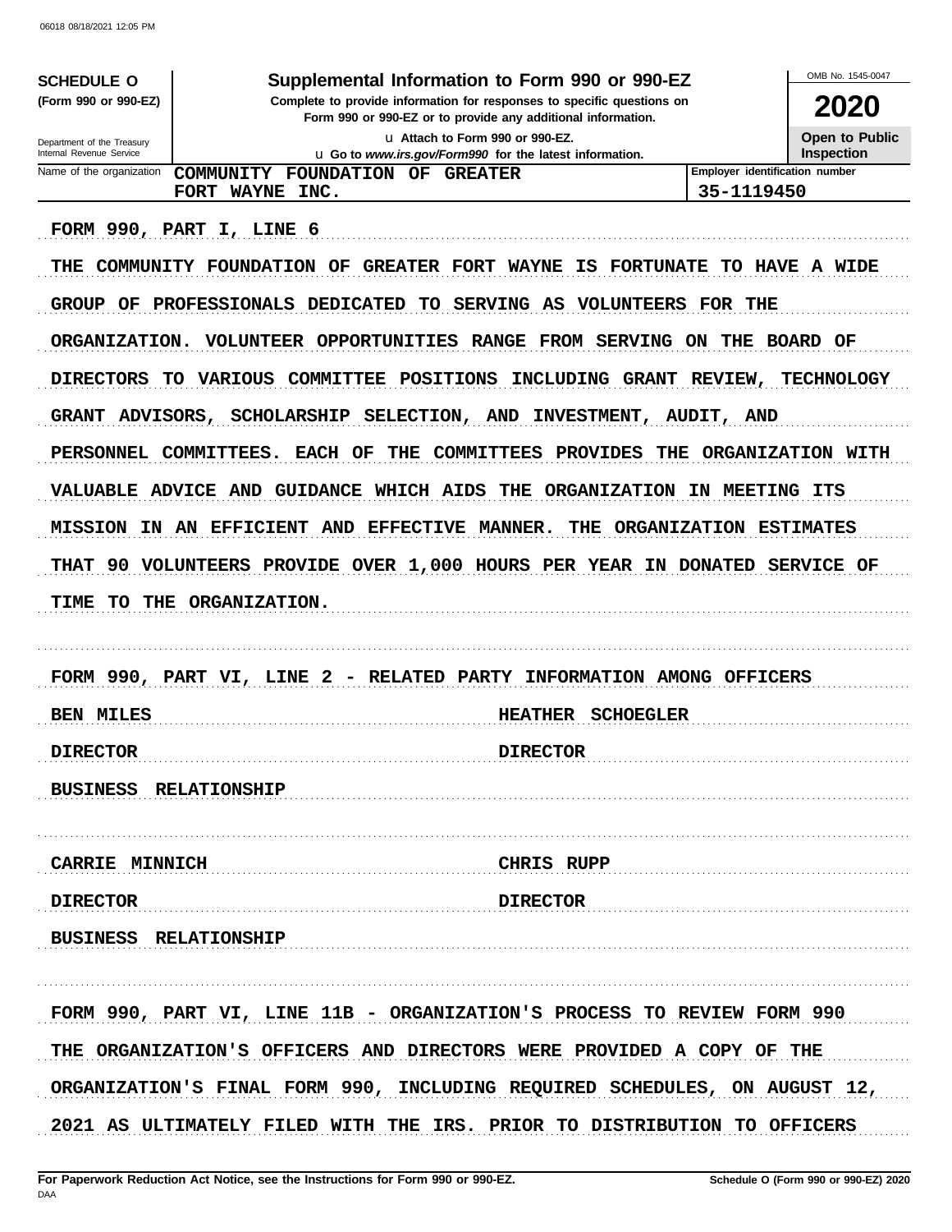**SCHEDULE O**
**(Form 990 or 990-EZ)**

Department of the Treasury
Internal Revenue Service

# Supplemental Information to Form 990 or 990-EZ

**Complete to provide information for responses to specific questions on Form 990 or 990-EZ or to provide any additional information.**

u Attach to Form 990 or 990-EZ.
u Go to *www.irs.gov/Form990* for the latest information.

OMB No. 1545-0047

**2020**

**Open to Public Inspection**

| Name of the organization | Employer identification number |
|---|---|
| COMMUNITY FOUNDATION OF GREATER FORT WAYNE INC. | 35-1119450 |

FORM 990, PART I, LINE 6

THE COMMUNITY FOUNDATION OF GREATER FORT WAYNE IS FORTUNATE TO HAVE A WIDE GROUP OF PROFESSIONALS DEDICATED TO SERVING AS VOLUNTEERS FOR THE ORGANIZATION. VOLUNTEER OPPORTUNITIES RANGE FROM SERVING ON THE BOARD OF DIRECTORS TO VARIOUS COMMITTEE POSITIONS INCLUDING GRANT REVIEW, TECHNOLOGY GRANT ADVISORS, SCHOLARSHIP SELECTION, AND INVESTMENT, AUDIT, AND PERSONNEL COMMITTEES. EACH OF THE COMMITTEES PROVIDES THE ORGANIZATION WITH VALUABLE ADVICE AND GUIDANCE WHICH AIDS THE ORGANIZATION IN MEETING ITS MISSION IN AN EFFICIENT AND EFFECTIVE MANNER. THE ORGANIZATION ESTIMATES THAT 90 VOLUNTEERS PROVIDE OVER 1,000 HOURS PER YEAR IN DONATED SERVICE OF TIME TO THE ORGANIZATION.

FORM 990, PART VI, LINE 2 - RELATED PARTY INFORMATION AMONG OFFICERS

| | |
|---|---|
| BEN MILES | HEATHER SCHOEGLER |
| DIRECTOR | DIRECTOR |
| BUSINESS RELATIONSHIP | |

| | |
|---|---|
| CARRIE MINNICH | CHRIS RUPP |
| DIRECTOR | DIRECTOR |
| BUSINESS RELATIONSHIP | |

FORM 990, PART VI, LINE 11B - ORGANIZATION'S PROCESS TO REVIEW FORM 990

THE ORGANIZATION'S OFFICERS AND DIRECTORS WERE PROVIDED A COPY OF THE ORGANIZATION'S FINAL FORM 990, INCLUDING REQUIRED SCHEDULES, ON AUGUST 12, 2021 AS ULTIMATELY FILED WITH THE IRS. PRIOR TO DISTRIBUTION TO OFFICERS

**For Paperwork Reduction Act Notice, see the Instructions for Form 990 or 990-EZ.** DAA **Schedule O (Form 990 or 990-EZ) 2020**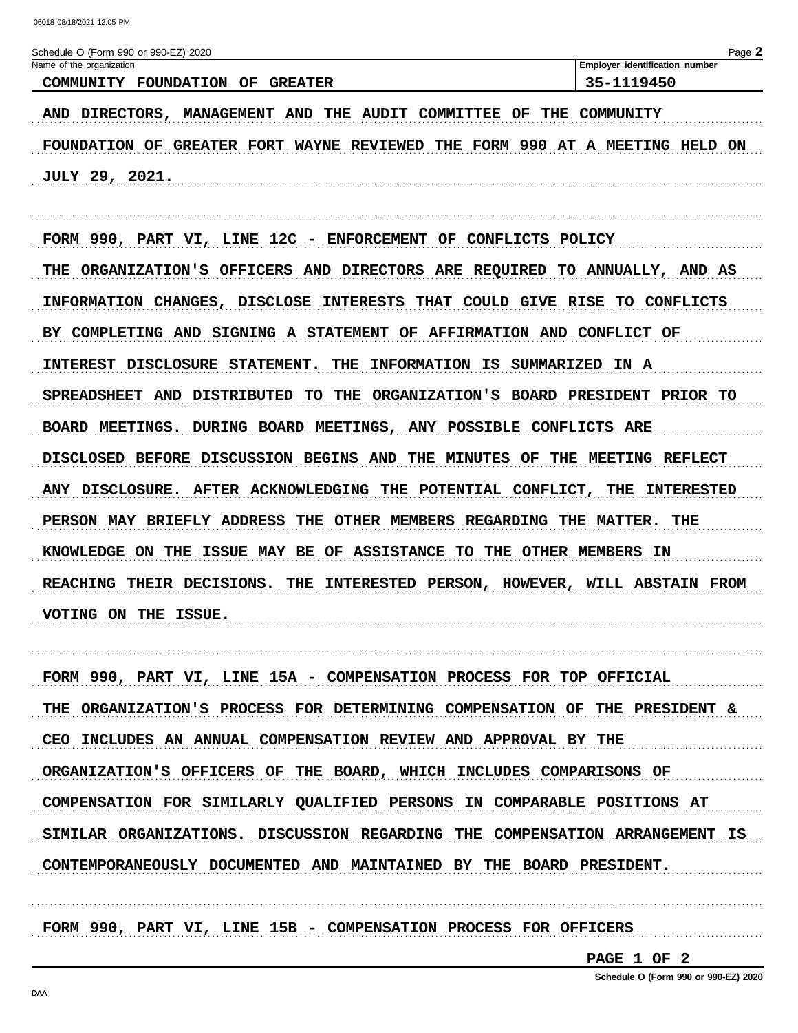Schedule O (Form 990 or 990-EZ) 2020

| Name of the organization | Employer identification number |
| --- | --- |
| COMMUNITY FOUNDATION OF GREATER | 35-1119450 |

AND DIRECTORS, MANAGEMENT AND THE AUDIT COMMITTEE OF THE COMMUNITY FOUNDATION OF GREATER FORT WAYNE REVIEWED THE FORM 990 AT A MEETING HELD ON JULY 29, 2021.

FORM 990, PART VI, LINE 12C - ENFORCEMENT OF CONFLICTS POLICY

THE ORGANIZATION'S OFFICERS AND DIRECTORS ARE REQUIRED TO ANNUALLY, AND AS INFORMATION CHANGES, DISCLOSE INTERESTS THAT COULD GIVE RISE TO CONFLICTS BY COMPLETING AND SIGNING A STATEMENT OF AFFIRMATION AND CONFLICT OF INTEREST DISCLOSURE STATEMENT. THE INFORMATION IS SUMMARIZED IN A SPREADSHEET AND DISTRIBUTED TO THE ORGANIZATION'S BOARD PRESIDENT PRIOR TO BOARD MEETINGS. DURING BOARD MEETINGS, ANY POSSIBLE CONFLICTS ARE DISCLOSED BEFORE DISCUSSION BEGINS AND THE MINUTES OF THE MEETING REFLECT ANY DISCLOSURE. AFTER ACKNOWLEDGING THE POTENTIAL CONFLICT, THE INTERESTED PERSON MAY BRIEFLY ADDRESS THE OTHER MEMBERS REGARDING THE MATTER. THE KNOWLEDGE ON THE ISSUE MAY BE OF ASSISTANCE TO THE OTHER MEMBERS IN REACHING THEIR DECISIONS. THE INTERESTED PERSON, HOWEVER, WILL ABSTAIN FROM VOTING ON THE ISSUE.

FORM 990, PART VI, LINE 15A - COMPENSATION PROCESS FOR TOP OFFICIAL

THE ORGANIZATION'S PROCESS FOR DETERMINING COMPENSATION OF THE PRESIDENT & CEO INCLUDES AN ANNUAL COMPENSATION REVIEW AND APPROVAL BY THE ORGANIZATION'S OFFICERS OF THE BOARD, WHICH INCLUDES COMPARISONS OF COMPENSATION FOR SIMILARLY QUALIFIED PERSONS IN COMPARABLE POSITIONS AT SIMILAR ORGANIZATIONS. DISCUSSION REGARDING THE COMPENSATION ARRANGEMENT IS CONTEMPORANEOUSLY DOCUMENTED AND MAINTAINED BY THE BOARD PRESIDENT.

FORM 990, PART VI, LINE 15B - COMPENSATION PROCESS FOR OFFICERS

PAGE 1 OF 2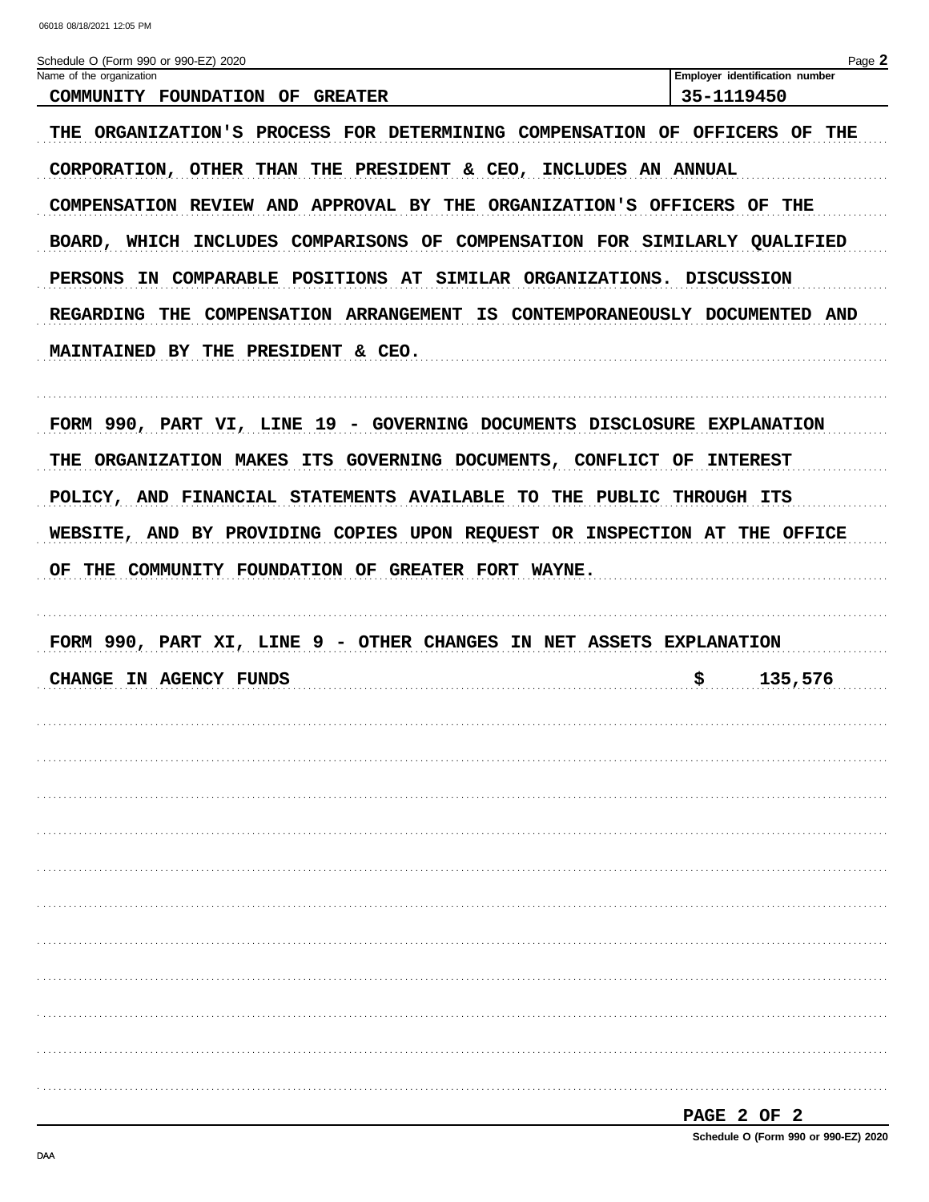Schedule O (Form 990 or 990-EZ) 2020

Name of the organization: COMMUNITY FOUNDATION OF GREATER

Employer identification number: 35-1119450

THE ORGANIZATION'S PROCESS FOR DETERMINING COMPENSATION OF OFFICERS OF THE CORPORATION, OTHER THAN THE PRESIDENT & CEO, INCLUDES AN ANNUAL COMPENSATION REVIEW AND APPROVAL BY THE ORGANIZATION'S OFFICERS OF THE BOARD, WHICH INCLUDES COMPARISONS OF COMPENSATION FOR SIMILARLY QUALIFIED PERSONS IN COMPARABLE POSITIONS AT SIMILAR ORGANIZATIONS. DISCUSSION REGARDING THE COMPENSATION ARRANGEMENT IS CONTEMPORANEOUSLY DOCUMENTED AND MAINTAINED BY THE PRESIDENT & CEO.

FORM 990, PART VI, LINE 19 - GOVERNING DOCUMENTS DISCLOSURE EXPLANATION

THE ORGANIZATION MAKES ITS GOVERNING DOCUMENTS, CONFLICT OF INTEREST POLICY, AND FINANCIAL STATEMENTS AVAILABLE TO THE PUBLIC THROUGH ITS WEBSITE, AND BY PROVIDING COPIES UPON REQUEST OR INSPECTION AT THE OFFICE OF THE COMMUNITY FOUNDATION OF GREATER FORT WAYNE.

FORM 990, PART XI, LINE 9 - OTHER CHANGES IN NET ASSETS EXPLANATION

| | |
|---|---|
| CHANGE IN AGENCY FUNDS | $ 135,576 |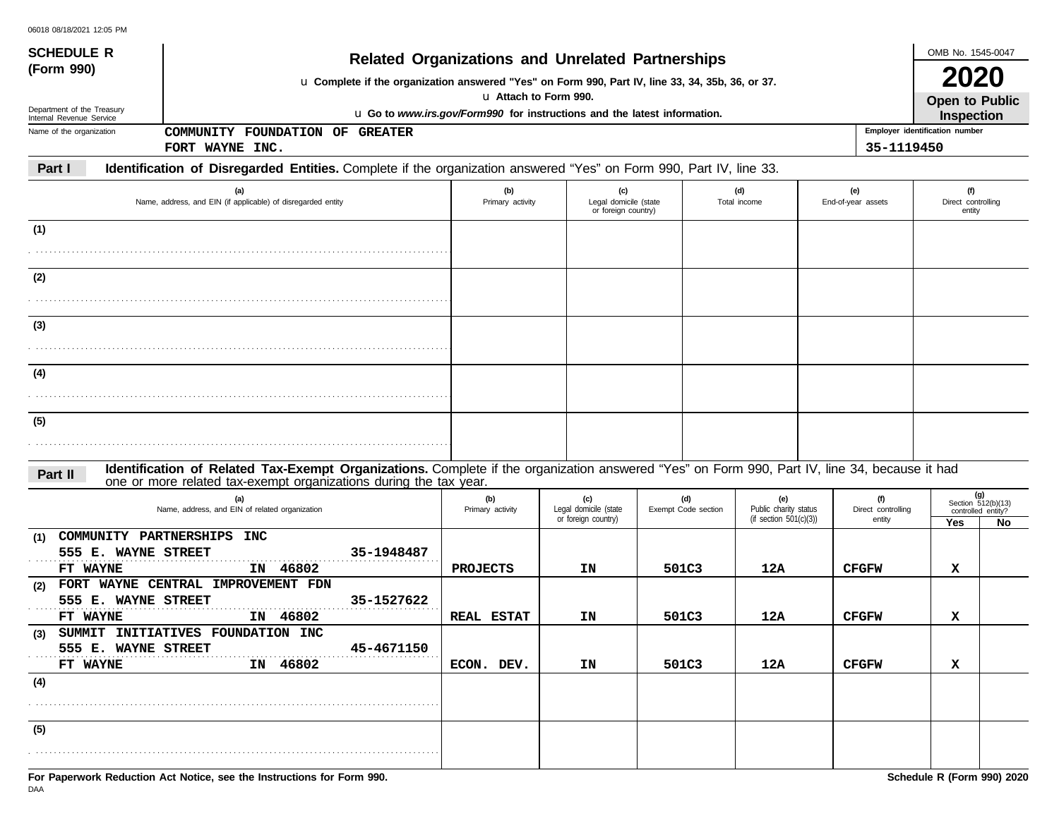06018 08/18/2021 12:05 PM

**SCHEDULE R (Form 990)**

Department of the Treasury
Internal Revenue Service

# Related Organizations and Unrelated Partnerships

u **Complete if the organization answered "Yes" on Form 990, Part IV, line 33, 34, 35b, 36, or 37.**

u **Attach to Form 990.**

u **Go to *www.irs.gov/Form990* for instructions and the latest information.**

OMB No. 1545-0047

**2020**

**Open to Public Inspection**

Name of the organization: **COMMUNITY FOUNDATION OF GREATER FORT WAYNE INC.**

Employer identification number: **35-1119450**

## Part I Identification of Disregarded Entities. 

Complete if the organization answered "Yes" on Form 990, Part IV, line 33.

| | (a) Name, address, and EIN (if applicable) of disregarded entity | (b) Primary activity | (c) Legal domicile (state or foreign country) | (d) Total income | (e) End-of-year assets | (f) Direct controlling entity |
|---|---|---|---|---|---|---|
| (1) | | | | | | |
| (2) | | | | | | |
| (3) | | | | | | |
| (4) | | | | | | |
| (5) | | | | | | |

## Part II Identification of Related Tax-Exempt Organizations. 

Complete if the organization answered "Yes" on Form 990, Part IV, line 34, because it had one or more related tax-exempt organizations during the tax year.

| | (a) Name, address, and EIN of related organization | (b) Primary activity | (c) Legal domicile (state or foreign country) | (d) Exempt Code section | (e) Public charity status (if section 501(c)(3)) | (f) Direct controlling entity | (g) Section 512(b)(13) controlled entity? Yes | No |
|---|---|---|---|---|---|---|---|---|
| (1) | COMMUNITY PARTNERSHIPS INC<br>555 E. WAYNE STREET 35-1948487<br>FT WAYNE IN 46802 | PROJECTS | IN | 501C3 | 12A | CFGFW | X | |
| (2) | FORT WAYNE CENTRAL IMPROVEMENT FDN<br>555 E. WAYNE STREET 35-1527622<br>FT WAYNE IN 46802 | REAL ESTAT | IN | 501C3 | 12A | CFGFW | X | |
| (3) | SUMMIT INITIATIVES FOUNDATION INC<br>555 E. WAYNE STREET 45-4671150<br>FT WAYNE IN 46802 | ECON. DEV. | IN | 501C3 | 12A | CFGFW | X | |
| (4) | | | | | | | | |
| (5) | | | | | | | | |

**For Paperwork Reduction Act Notice, see the Instructions for Form 990.**

Schedule R (Form 990) 2020

DAA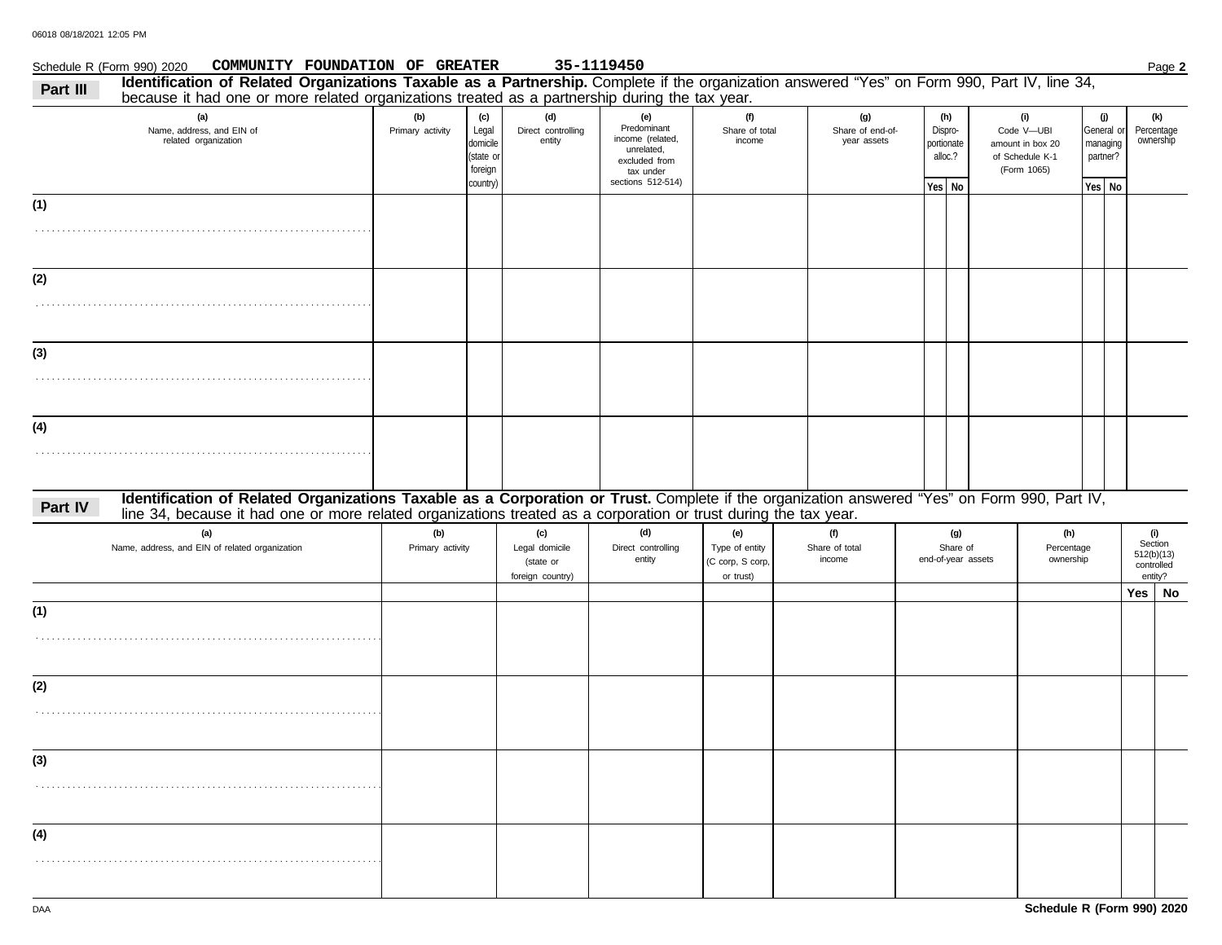Schedule R (Form 990) 2020 **COMMUNITY FOUNDATION OF GREATER** **35-1119450** Page **2**

**Part III** **Identification of Related Organizations Taxable as a Partnership.** Complete if the organization answered "Yes" on Form 990, Part IV, line 34, because it had one or more related organizations treated as a partnership during the tax year.

| (a) Name, address, and EIN of related organization | (b) Primary activity | (c) Legal domicile (state or foreign country) | (d) Direct controlling entity | (e) Predominant income (related, unrelated, excluded from tax under sections 512-514) | (f) Share of total income | (g) Share of end-of-year assets | (h) Disproportionate alloc.? Yes | No | (i) Code V—UBI amount in box 20 of Schedule K-1 (Form 1065) | (j) General or managing partner? Yes | No | (k) Percentage ownership |
|---|---|---|---|---|---|---|---|---|---|---|---|---|
| (1) | | | | | | | | | | | | |
| (2) | | | | | | | | | | | | |
| (3) | | | | | | | | | | | | |
| (4) | | | | | | | | | | | | |

**Part IV** **Identification of Related Organizations Taxable as a Corporation or Trust.** Complete if the organization answered "Yes" on Form 990, Part IV, line 34, because it had one or more related organizations treated as a corporation or trust during the tax year.

| (a) Name, address, and EIN of related organization | (b) Primary activity | (c) Legal domicile (state or foreign country) | (d) Direct controlling entity | (e) Type of entity (C corp, S corp, or trust) | (f) Share of total income | (g) Share of end-of-year assets | (h) Percentage ownership | (i) Section 512(b)(13) controlled entity? Yes | No |
|---|---|---|---|---|---|---|---|---|---|
| (1) | | | | | | | | | |
| (2) | | | | | | | | | |
| (3) | | | | | | | | | |
| (4) | | | | | | | | | |

DAA **Schedule R (Form 990) 2020**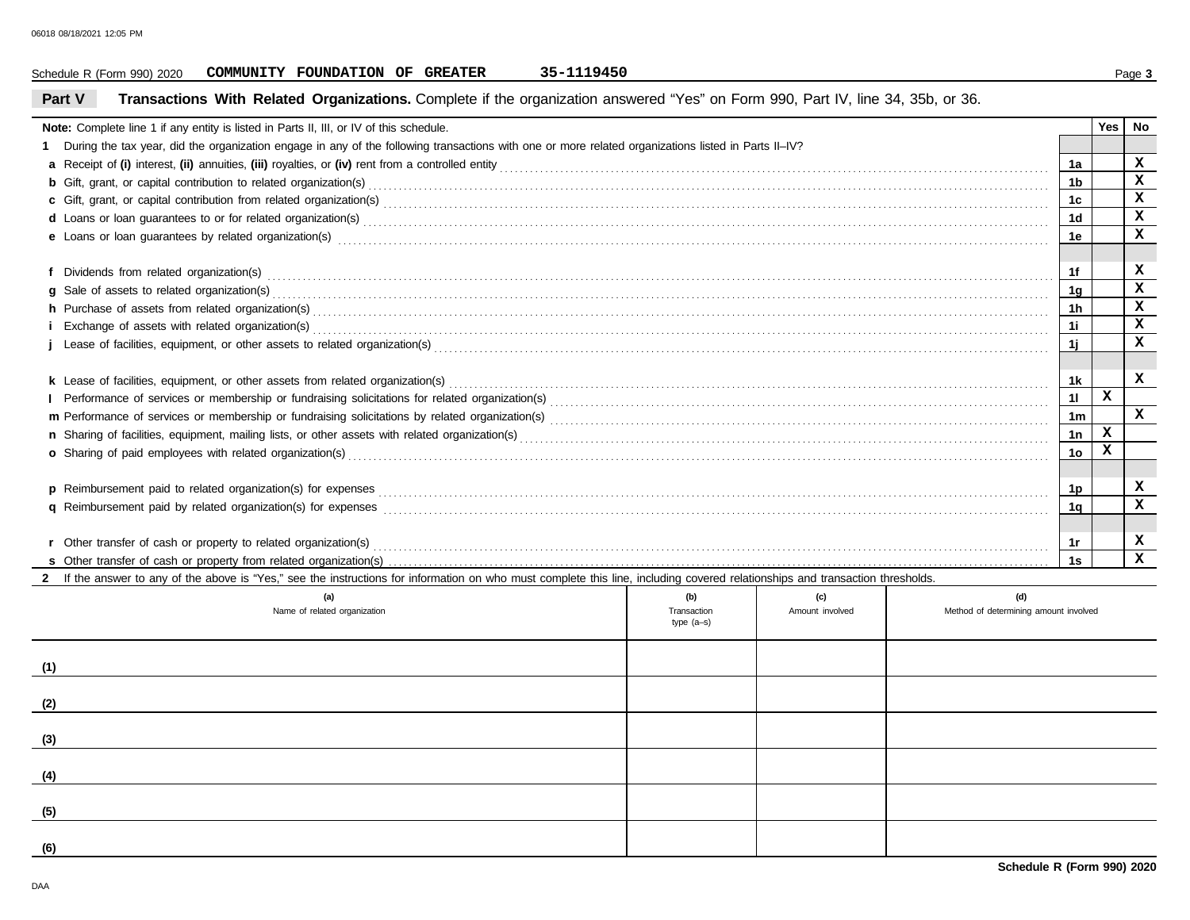Schedule R (Form 990) 2020 **COMMUNITY FOUNDATION OF GREATER** **35-1119450**

## Part V Transactions With Related Organizations.

Complete if the organization answered "Yes" on Form 990, Part IV, line 34, 35b, or 36.

| **Note:** Complete line 1 if any entity is listed in Parts II, III, or IV of this schedule. | | Yes | No |
|---|---|---|---|
| **1** During the tax year, did the organization engage in any of the following transactions with one or more related organizations listed in Parts II–IV? | | | |
| **a** Receipt of **(i)** interest, **(ii)** annuities, **(iii)** royalties, or **(iv)** rent from a controlled entity | 1a | | X |
| **b** Gift, grant, or capital contribution to related organization(s) | 1b | | X |
| **c** Gift, grant, or capital contribution from related organization(s) | 1c | | X |
| **d** Loans or loan guarantees to or for related organization(s) | 1d | | X |
| **e** Loans or loan guarantees by related organization(s) | 1e | | X |
| **f** Dividends from related organization(s) | 1f | | X |
| **g** Sale of assets to related organization(s) | 1g | | X |
| **h** Purchase of assets from related organization(s) | 1h | | X |
| **i** Exchange of assets with related organization(s) | 1i | | X |
| **j** Lease of facilities, equipment, or other assets to related organization(s) | 1j | | X |
| **k** Lease of facilities, equipment, or other assets from related organization(s) | 1k | | X |
| **l** Performance of services or membership or fundraising solicitations for related organization(s) | 1l | X | |
| **m** Performance of services or membership or fundraising solicitations by related organization(s) | 1m | | X |
| **n** Sharing of facilities, equipment, mailing lists, or other assets with related organization(s) | 1n | X | |
| **o** Sharing of paid employees with related organization(s) | 1o | X | |
| **p** Reimbursement paid to related organization(s) for expenses | 1p | | X |
| **q** Reimbursement paid by related organization(s) for expenses | 1q | | X |
| **r** Other transfer of cash or property to related organization(s) | 1r | | X |
| **s** Other transfer of cash or property from related organization(s) | 1s | | X |

**2** If the answer to any of the above is "Yes," see the instructions for information on who must complete this line, including covered relationships and transaction thresholds.

| | (a) Name of related organization | (b) Transaction type (a–s) | (c) Amount involved | (d) Method of determining amount involved |
|---|---|---|---|---|
| (1) | | | | |
| (2) | | | | |
| (3) | | | | |
| (4) | | | | |
| (5) | | | | |
| (6) | | | | |

**Schedule R (Form 990) 2020**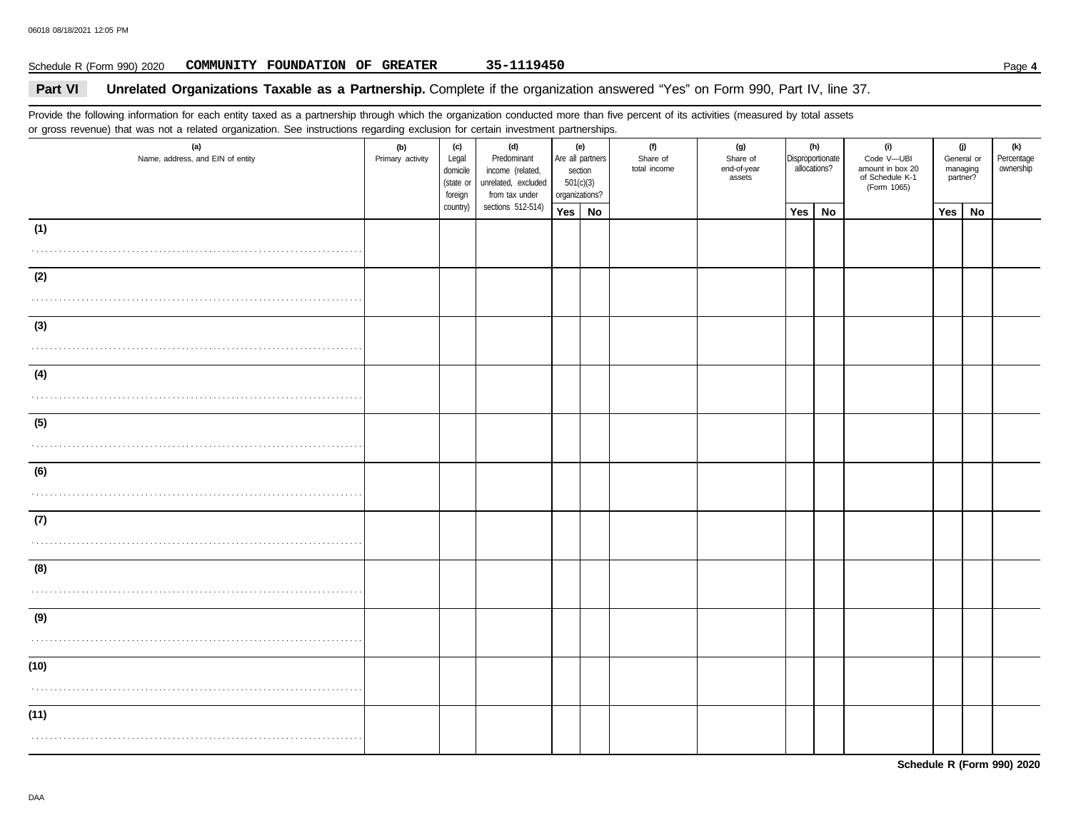Schedule R (Form 990) 2020 **COMMUNITY FOUNDATION OF GREATER** **35-1119450**

## Part VI Unrelated Organizations Taxable as a Partnership.

Complete if the organization answered "Yes" on Form 990, Part IV, line 37.

Provide the following information for each entity taxed as a partnership through which the organization conducted more than five percent of its activities (measured by total assets or gross revenue) that was not a related organization. See instructions regarding exclusion for certain investment partnerships.

| (a) Name, address, and EIN of entity | (b) Primary activity | (c) Legal domicile (state or foreign country) | (d) Predominant income (related, unrelated, excluded from tax under sections 512-514) | (e) Are all partners section 501(c)(3) organizations? | | (f) Share of total income | (g) Share of end-of-year assets | (h) Disproportionate allocations? | | (i) Code V—UBI amount in box 20 of Schedule K-1 (Form 1065) | (j) General or managing partner? | | (k) Percentage ownership |
|---|---|---|---|---|---|---|---|---|---|---|---|---|---|
| | | | | Yes | No | | | Yes | No | | Yes | No | |
| (1) | | | | | | | | | | | | | |
| (2) | | | | | | | | | | | | | |
| (3) | | | | | | | | | | | | | |
| (4) | | | | | | | | | | | | | |
| (5) | | | | | | | | | | | | | |
| (6) | | | | | | | | | | | | | |
| (7) | | | | | | | | | | | | | |
| (8) | | | | | | | | | | | | | |
| (9) | | | | | | | | | | | | | |
| (10) | | | | | | | | | | | | | |
| (11) | | | | | | | | | | | | | |

**Schedule R (Form 990) 2020**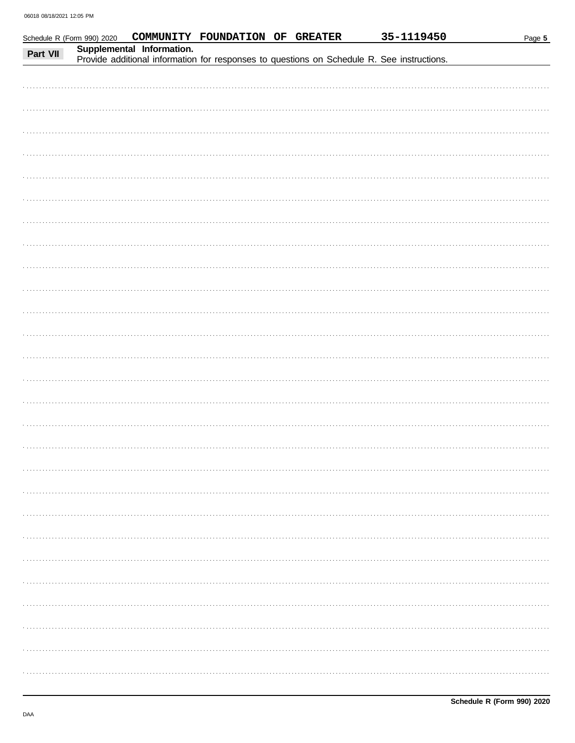Schedule R (Form 990) 2020 COMMUNITY FOUNDATION OF GREATER 35-1119450

## Part VII Supplemental Information.

Provide additional information for responses to questions on Schedule R. See instructions.

Schedule R (Form 990) 2020

DAA